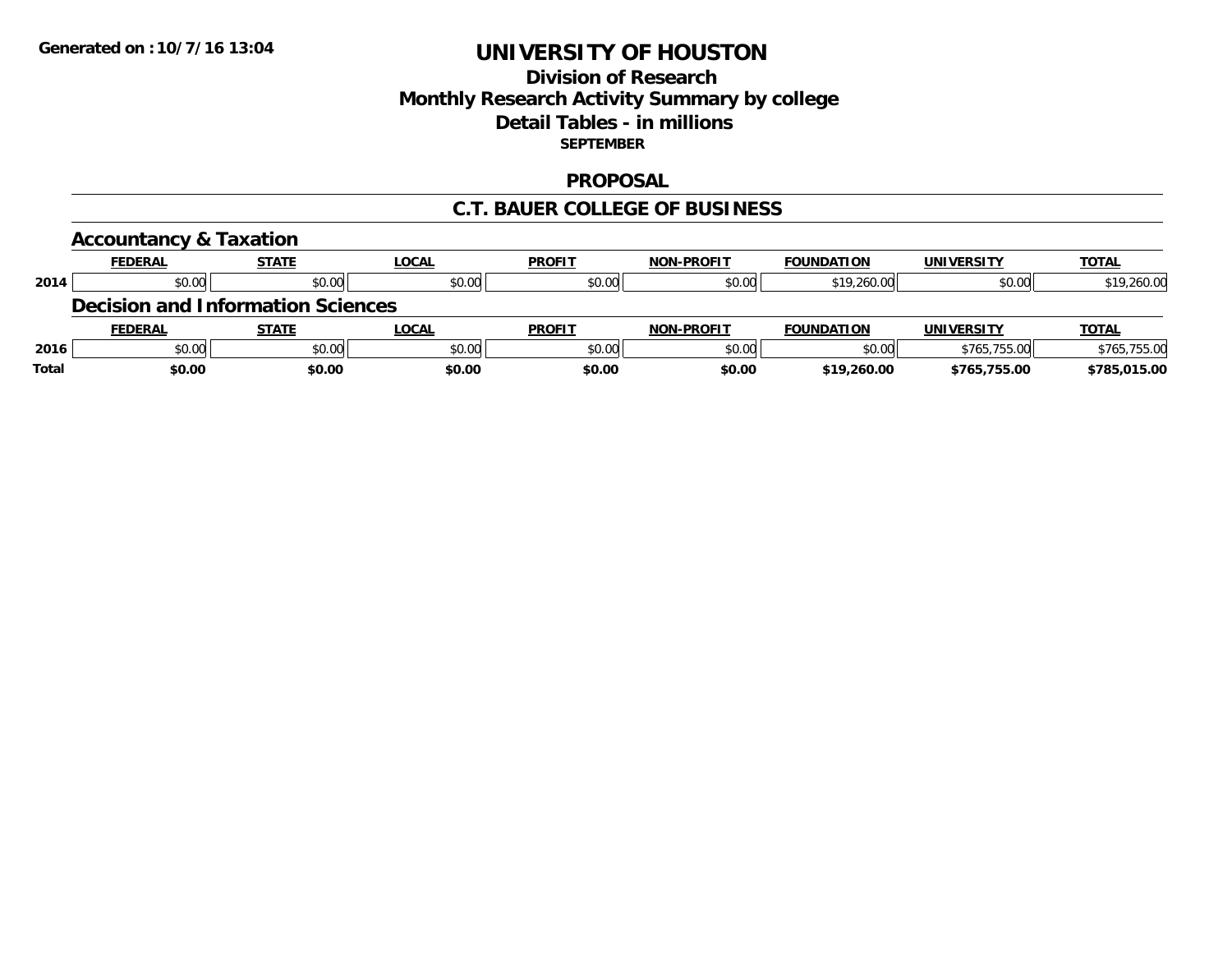**Generated on :10/7/16 13:04**

# UNIVERSITY OF HOUSTON

## Division of Research
## Monthly Research Activity Summary by college
## Detail Tables - in millions
**SEPTEMBER**

## PROPOSAL

## C.T. BAUER COLLEGE OF BUSINESS

### Accountancy & Taxation

| | FEDERAL | STATE | LOCAL | PROFIT | NON-PROFIT | FOUNDATION | UNIVERSITY | TOTAL |
|---|---|---|---|---|---|---|---|---|
| 2014 | $0.00 | $0.00 | $0.00 | $0.00 | $0.00 | $19,260.00 | $0.00 | $19,260.00 |

### Decision and Information Sciences

| | FEDERAL | STATE | LOCAL | PROFIT | NON-PROFIT | FOUNDATION | UNIVERSITY | TOTAL |
|---|---|---|---|---|---|---|---|---|
| 2016 | $0.00 | $0.00 | $0.00 | $0.00 | $0.00 | $0.00 | $765,755.00 | $765,755.00 |
| **Total** | **$0.00** | **$0.00** | **$0.00** | **$0.00** | **$0.00** | **$19,260.00** | **$765,755.00** | **$785,015.00** |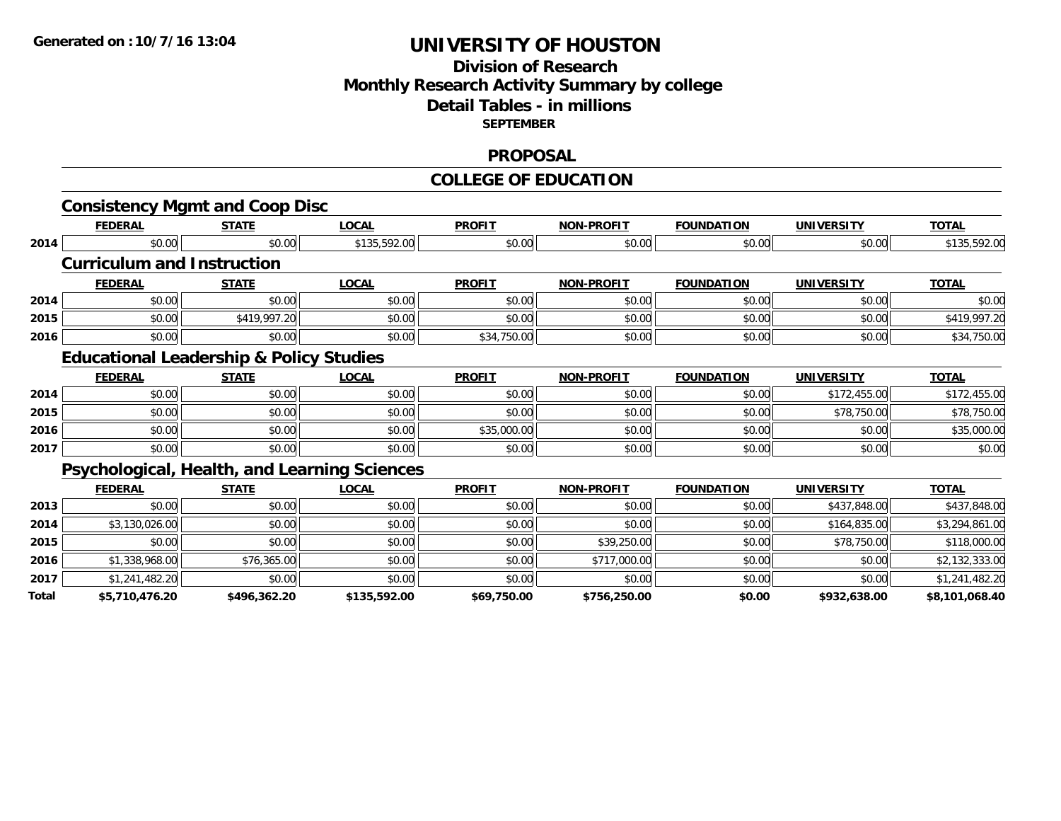**Generated on :10/7/16 13:04**

# UNIVERSITY OF HOUSTON

## Division of Research
## Monthly Research Activity Summary by college
## Detail Tables - in millions
### SEPTEMBER

## PROPOSAL

## COLLEGE OF EDUCATION

### Consistency Mgmt and Coop Disc

| | FEDERAL | STATE | LOCAL | PROFIT | NON-PROFIT | FOUNDATION | UNIVERSITY | TOTAL |
|---|---|---|---|---|---|---|---|---|
| 2014 | $0.00 | $0.00 | $135,592.00 | $0.00 | $0.00 | $0.00 | $0.00 | $135,592.00 |

### Curriculum and Instruction

| | FEDERAL | STATE | LOCAL | PROFIT | NON-PROFIT | FOUNDATION | UNIVERSITY | TOTAL |
|---|---|---|---|---|---|---|---|---|
| 2014 | $0.00 | $0.00 | $0.00 | $0.00 | $0.00 | $0.00 | $0.00 | $0.00 |
| 2015 | $0.00 | $419,997.20 | $0.00 | $0.00 | $0.00 | $0.00 | $0.00 | $419,997.20 |
| 2016 | $0.00 | $0.00 | $0.00 | $34,750.00 | $0.00 | $0.00 | $0.00 | $34,750.00 |

### Educational Leadership & Policy Studies

| | FEDERAL | STATE | LOCAL | PROFIT | NON-PROFIT | FOUNDATION | UNIVERSITY | TOTAL |
|---|---|---|---|---|---|---|---|---|
| 2014 | $0.00 | $0.00 | $0.00 | $0.00 | $0.00 | $0.00 | $172,455.00 | $172,455.00 |
| 2015 | $0.00 | $0.00 | $0.00 | $0.00 | $0.00 | $0.00 | $78,750.00 | $78,750.00 |
| 2016 | $0.00 | $0.00 | $0.00 | $35,000.00 | $0.00 | $0.00 | $0.00 | $35,000.00 |
| 2017 | $0.00 | $0.00 | $0.00 | $0.00 | $0.00 | $0.00 | $0.00 | $0.00 |

### Psychological, Health, and Learning Sciences

| | FEDERAL | STATE | LOCAL | PROFIT | NON-PROFIT | FOUNDATION | UNIVERSITY | TOTAL |
|---|---|---|---|---|---|---|---|---|
| 2013 | $0.00 | $0.00 | $0.00 | $0.00 | $0.00 | $0.00 | $437,848.00 | $437,848.00 |
| 2014 | $3,130,026.00 | $0.00 | $0.00 | $0.00 | $0.00 | $0.00 | $164,835.00 | $3,294,861.00 |
| 2015 | $0.00 | $0.00 | $0.00 | $0.00 | $39,250.00 | $0.00 | $78,750.00 | $118,000.00 |
| 2016 | $1,338,968.00 | $76,365.00 | $0.00 | $0.00 | $717,000.00 | $0.00 | $0.00 | $2,132,333.00 |
| 2017 | $1,241,482.20 | $0.00 | $0.00 | $0.00 | $0.00 | $0.00 | $0.00 | $1,241,482.20 |
| **Total** | **$5,710,476.20** | **$496,362.20** | **$135,592.00** | **$69,750.00** | **$756,250.00** | **$0.00** | **$932,638.00** | **$8,101,068.40** |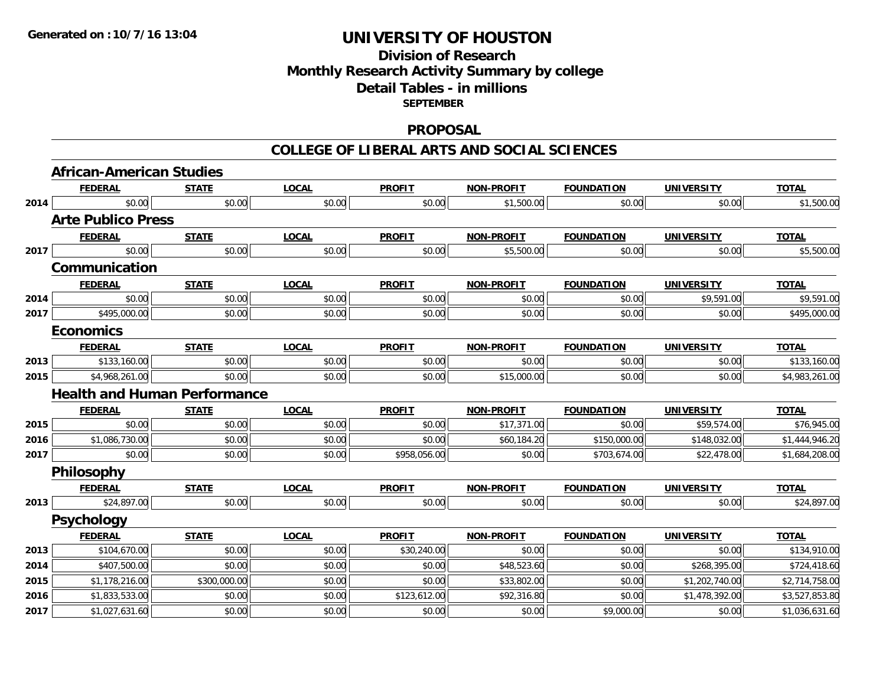# UNIVERSITY OF HOUSTON

## Division of Research
## Monthly Research Activity Summary by college
## Detail Tables - in millions
## SEPTEMBER

## PROPOSAL

## COLLEGE OF LIBERAL ARTS AND SOCIAL SCIENCES

### African-American Studies

| | FEDERAL | STATE | LOCAL | PROFIT | NON-PROFIT | FOUNDATION | UNIVERSITY | TOTAL |
|---|---|---|---|---|---|---|---|---|
| 2014 | $0.00 | $0.00 | $0.00 | $0.00 | $1,500.00 | $0.00 | $0.00 | $1,500.00 |

### Arte Publico Press

| | FEDERAL | STATE | LOCAL | PROFIT | NON-PROFIT | FOUNDATION | UNIVERSITY | TOTAL |
|---|---|---|---|---|---|---|---|---|
| 2017 | $0.00 | $0.00 | $0.00 | $0.00 | $5,500.00 | $0.00 | $0.00 | $5,500.00 |

### Communication

| | FEDERAL | STATE | LOCAL | PROFIT | NON-PROFIT | FOUNDATION | UNIVERSITY | TOTAL |
|---|---|---|---|---|---|---|---|---|
| 2014 | $0.00 | $0.00 | $0.00 | $0.00 | $0.00 | $0.00 | $9,591.00 | $9,591.00 |
| 2017 | $495,000.00 | $0.00 | $0.00 | $0.00 | $0.00 | $0.00 | $0.00 | $495,000.00 |

### Economics

| | FEDERAL | STATE | LOCAL | PROFIT | NON-PROFIT | FOUNDATION | UNIVERSITY | TOTAL |
|---|---|---|---|---|---|---|---|---|
| 2013 | $133,160.00 | $0.00 | $0.00 | $0.00 | $0.00 | $0.00 | $0.00 | $133,160.00 |
| 2015 | $4,968,261.00 | $0.00 | $0.00 | $0.00 | $15,000.00 | $0.00 | $0.00 | $4,983,261.00 |

### Health and Human Performance

| | FEDERAL | STATE | LOCAL | PROFIT | NON-PROFIT | FOUNDATION | UNIVERSITY | TOTAL |
|---|---|---|---|---|---|---|---|---|
| 2015 | $0.00 | $0.00 | $0.00 | $0.00 | $17,371.00 | $0.00 | $59,574.00 | $76,945.00 |
| 2016 | $1,086,730.00 | $0.00 | $0.00 | $0.00 | $60,184.20 | $150,000.00 | $148,032.00 | $1,444,946.20 |
| 2017 | $0.00 | $0.00 | $0.00 | $958,056.00 | $0.00 | $703,674.00 | $22,478.00 | $1,684,208.00 |

### Philosophy

| | FEDERAL | STATE | LOCAL | PROFIT | NON-PROFIT | FOUNDATION | UNIVERSITY | TOTAL |
|---|---|---|---|---|---|---|---|---|
| 2013 | $24,897.00 | $0.00 | $0.00 | $0.00 | $0.00 | $0.00 | $0.00 | $24,897.00 |

### Psychology

| | FEDERAL | STATE | LOCAL | PROFIT | NON-PROFIT | FOUNDATION | UNIVERSITY | TOTAL |
|---|---|---|---|---|---|---|---|---|
| 2013 | $104,670.00 | $0.00 | $0.00 | $30,240.00 | $0.00 | $0.00 | $0.00 | $134,910.00 |
| 2014 | $407,500.00 | $0.00 | $0.00 | $0.00 | $48,523.60 | $0.00 | $268,395.00 | $724,418.60 |
| 2015 | $1,178,216.00 | $300,000.00 | $0.00 | $0.00 | $33,802.00 | $0.00 | $1,202,740.00 | $2,714,758.00 |
| 2016 | $1,833,533.00 | $0.00 | $0.00 | $123,612.00 | $92,316.80 | $0.00 | $1,478,392.00 | $3,527,853.80 |
| 2017 | $1,027,631.60 | $0.00 | $0.00 | $0.00 | $0.00 | $9,000.00 | $0.00 | $1,036,631.60 |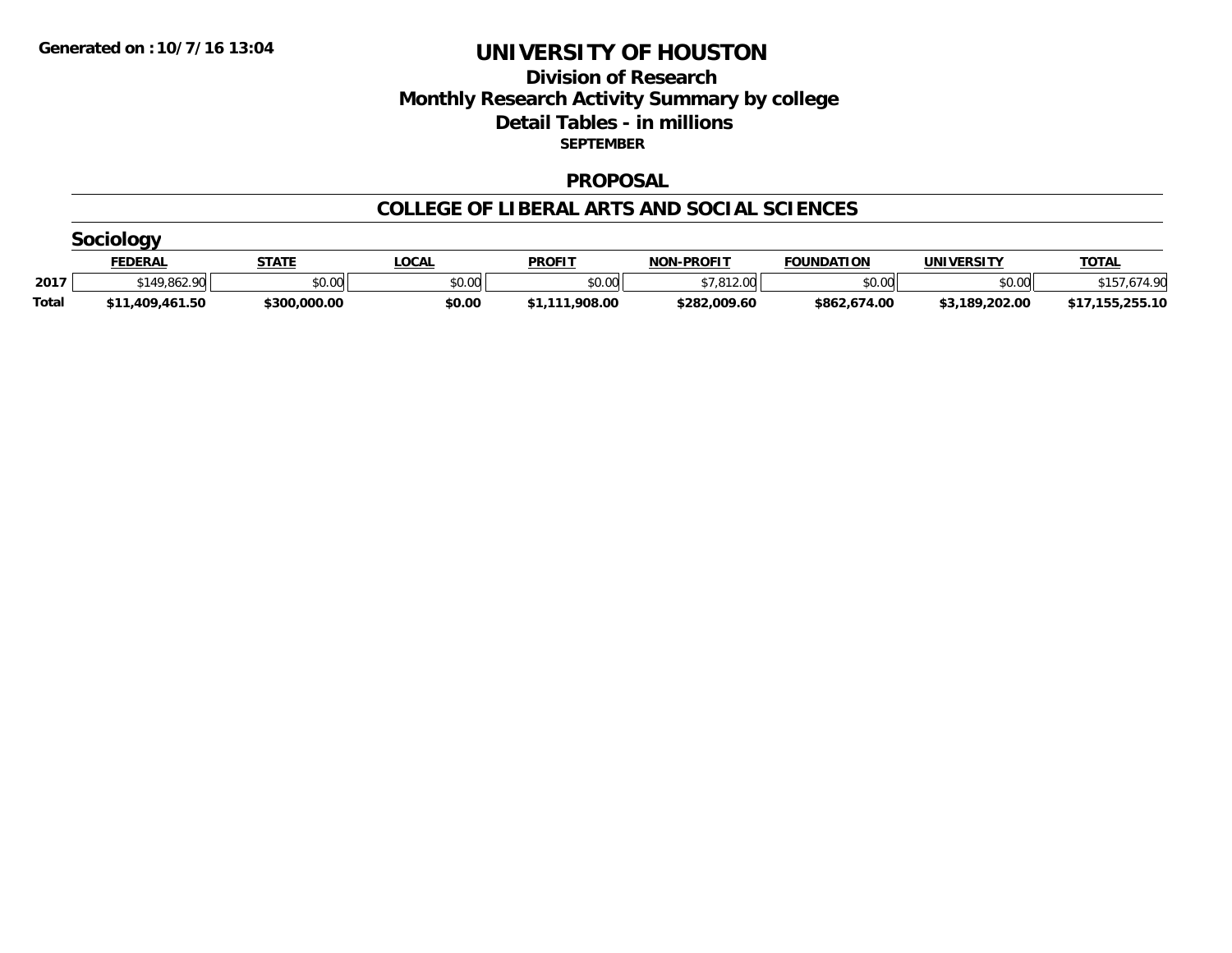**Generated on :10/7/16 13:04**

# UNIVERSITY OF HOUSTON

## Division of Research
## Monthly Research Activity Summary by college
## Detail Tables - in millions
### SEPTEMBER

## PROPOSAL

## COLLEGE OF LIBERAL ARTS AND SOCIAL SCIENCES

### Sociology

| | FEDERAL | STATE | LOCAL | PROFIT | NON-PROFIT | FOUNDATION | UNIVERSITY | TOTAL |
|---|---|---|---|---|---|---|---|---|
| 2017 | $149,862.90 | $0.00 | $0.00 | $0.00 | $7,812.00 | $0.00 | $0.00 | $157,674.90 |
| **Total** | **$11,409,461.50** | **$300,000.00** | **$0.00** | **$1,111,908.00** | **$282,009.60** | **$862,674.00** | **$3,189,202.00** | **$17,155,255.10** |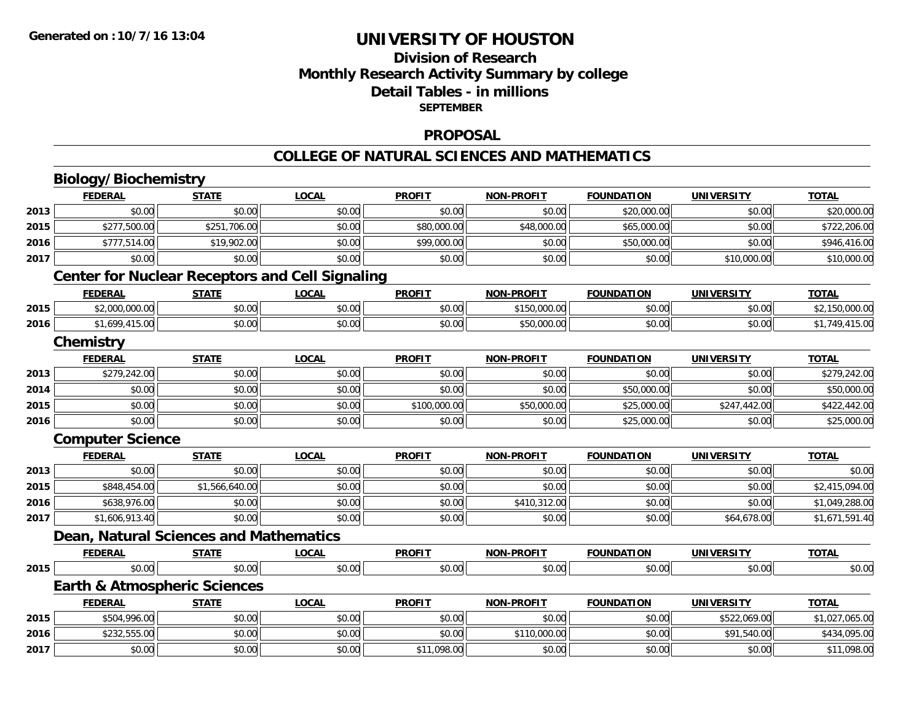**Generated on :10/7/16 13:04**

# UNIVERSITY OF HOUSTON

## Division of Research
## Monthly Research Activity Summary by college
## Detail Tables - in millions
### SEPTEMBER

## PROPOSAL

## COLLEGE OF NATURAL SCIENCES AND MATHEMATICS

### Biology/Biochemistry

| | FEDERAL | STATE | LOCAL | PROFIT | NON-PROFIT | FOUNDATION | UNIVERSITY | TOTAL |
|---|---|---|---|---|---|---|---|---|
| 2013 | $0.00 | $0.00 | $0.00 | $0.00 | $0.00 | $20,000.00 | $0.00 | $20,000.00 |
| 2015 | $277,500.00 | $251,706.00 | $0.00 | $80,000.00 | $48,000.00 | $65,000.00 | $0.00 | $722,206.00 |
| 2016 | $777,514.00 | $19,902.00 | $0.00 | $99,000.00 | $0.00 | $50,000.00 | $0.00 | $946,416.00 |
| 2017 | $0.00 | $0.00 | $0.00 | $0.00 | $0.00 | $0.00 | $10,000.00 | $10,000.00 |

### Center for Nuclear Receptors and Cell Signaling

| | FEDERAL | STATE | LOCAL | PROFIT | NON-PROFIT | FOUNDATION | UNIVERSITY | TOTAL |
|---|---|---|---|---|---|---|---|---|
| 2015 | $2,000,000.00 | $0.00 | $0.00 | $0.00 | $150,000.00 | $0.00 | $0.00 | $2,150,000.00 |
| 2016 | $1,699,415.00 | $0.00 | $0.00 | $0.00 | $50,000.00 | $0.00 | $0.00 | $1,749,415.00 |

### Chemistry

| | FEDERAL | STATE | LOCAL | PROFIT | NON-PROFIT | FOUNDATION | UNIVERSITY | TOTAL |
|---|---|---|---|---|---|---|---|---|
| 2013 | $279,242.00 | $0.00 | $0.00 | $0.00 | $0.00 | $0.00 | $0.00 | $279,242.00 |
| 2014 | $0.00 | $0.00 | $0.00 | $0.00 | $0.00 | $50,000.00 | $0.00 | $50,000.00 |
| 2015 | $0.00 | $0.00 | $0.00 | $100,000.00 | $50,000.00 | $25,000.00 | $247,442.00 | $422,442.00 |
| 2016 | $0.00 | $0.00 | $0.00 | $0.00 | $0.00 | $25,000.00 | $0.00 | $25,000.00 |

### Computer Science

| | FEDERAL | STATE | LOCAL | PROFIT | NON-PROFIT | FOUNDATION | UNIVERSITY | TOTAL |
|---|---|---|---|---|---|---|---|---|
| 2013 | $0.00 | $0.00 | $0.00 | $0.00 | $0.00 | $0.00 | $0.00 | $0.00 |
| 2015 | $848,454.00 | $1,566,640.00 | $0.00 | $0.00 | $0.00 | $0.00 | $0.00 | $2,415,094.00 |
| 2016 | $638,976.00 | $0.00 | $0.00 | $0.00 | $410,312.00 | $0.00 | $0.00 | $1,049,288.00 |
| 2017 | $1,606,913.40 | $0.00 | $0.00 | $0.00 | $0.00 | $0.00 | $64,678.00 | $1,671,591.40 |

### Dean, Natural Sciences and Mathematics

| | FEDERAL | STATE | LOCAL | PROFIT | NON-PROFIT | FOUNDATION | UNIVERSITY | TOTAL |
|---|---|---|---|---|---|---|---|---|
| 2015 | $0.00 | $0.00 | $0.00 | $0.00 | $0.00 | $0.00 | $0.00 | $0.00 |

### Earth & Atmospheric Sciences

| | FEDERAL | STATE | LOCAL | PROFIT | NON-PROFIT | FOUNDATION | UNIVERSITY | TOTAL |
|---|---|---|---|---|---|---|---|---|
| 2015 | $504,996.00 | $0.00 | $0.00 | $0.00 | $0.00 | $0.00 | $522,069.00 | $1,027,065.00 |
| 2016 | $232,555.00 | $0.00 | $0.00 | $0.00 | $110,000.00 | $0.00 | $91,540.00 | $434,095.00 |
| 2017 | $0.00 | $0.00 | $0.00 | $11,098.00 | $0.00 | $0.00 | $0.00 | $11,098.00 |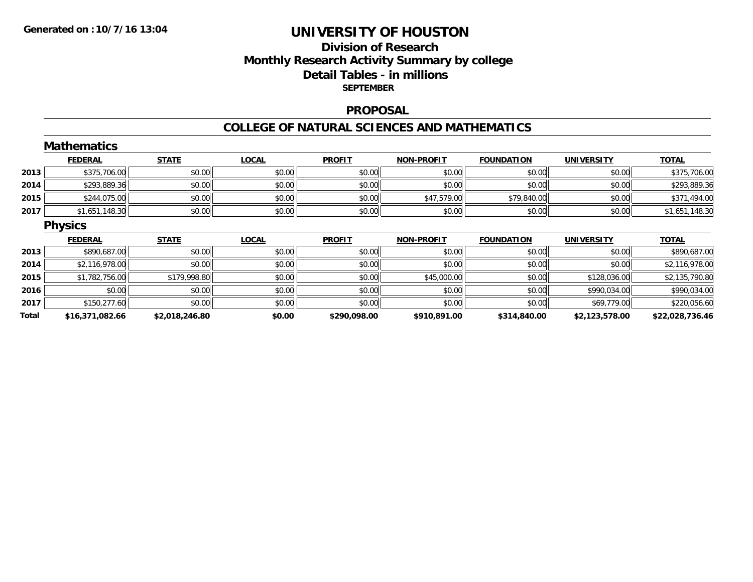**Generated on :10/7/16 13:04**

# UNIVERSITY OF HOUSTON

## Division of Research
## Monthly Research Activity Summary by college
## Detail Tables - in millions
### SEPTEMBER

## PROPOSAL

## COLLEGE OF NATURAL SCIENCES AND MATHEMATICS

### Mathematics

| | FEDERAL | STATE | LOCAL | PROFIT | NON-PROFIT | FOUNDATION | UNIVERSITY | TOTAL |
|---|---|---|---|---|---|---|---|---|
| 2013 | $375,706.00 | $0.00 | $0.00 | $0.00 | $0.00 | $0.00 | $0.00 | $375,706.00 |
| 2014 | $293,889.36 | $0.00 | $0.00 | $0.00 | $0.00 | $0.00 | $0.00 | $293,889.36 |
| 2015 | $244,075.00 | $0.00 | $0.00 | $0.00 | $47,579.00 | $79,840.00 | $0.00 | $371,494.00 |
| 2017 | $1,651,148.30 | $0.00 | $0.00 | $0.00 | $0.00 | $0.00 | $0.00 | $1,651,148.30 |

### Physics

| | FEDERAL | STATE | LOCAL | PROFIT | NON-PROFIT | FOUNDATION | UNIVERSITY | TOTAL |
|---|---|---|---|---|---|---|---|---|
| 2013 | $890,687.00 | $0.00 | $0.00 | $0.00 | $0.00 | $0.00 | $0.00 | $890,687.00 |
| 2014 | $2,116,978.00 | $0.00 | $0.00 | $0.00 | $0.00 | $0.00 | $0.00 | $2,116,978.00 |
| 2015 | $1,782,756.00 | $179,998.80 | $0.00 | $0.00 | $45,000.00 | $0.00 | $128,036.00 | $2,135,790.80 |
| 2016 | $0.00 | $0.00 | $0.00 | $0.00 | $0.00 | $0.00 | $990,034.00 | $990,034.00 |
| 2017 | $150,277.60 | $0.00 | $0.00 | $0.00 | $0.00 | $0.00 | $69,779.00 | $220,056.60 |
| **Total** | **$16,371,082.66** | **$2,018,246.80** | **$0.00** | **$290,098.00** | **$910,891.00** | **$314,840.00** | **$2,123,578.00** | **$22,028,736.46** |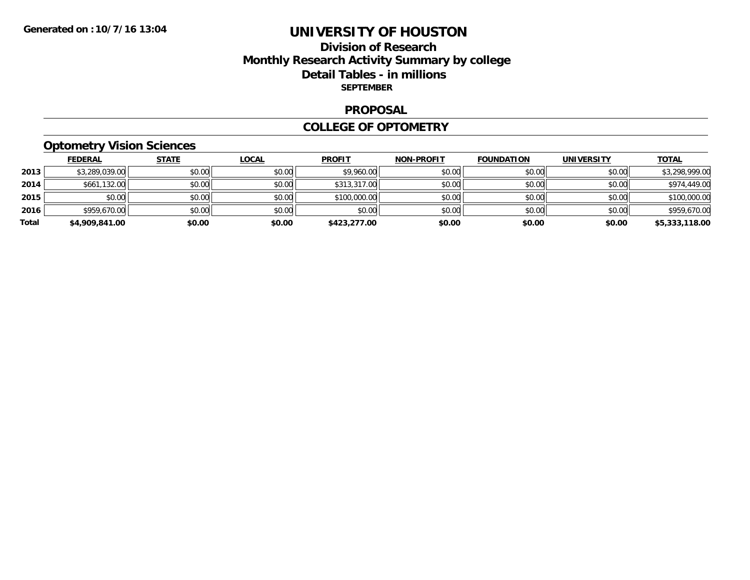# UNIVERSITY OF HOUSTON

## Division of Research
## Monthly Research Activity Summary by college
## Detail Tables - in millions
**SEPTEMBER**

### PROPOSAL

### COLLEGE OF OPTOMETRY

#### Optometry Vision Sciences

| | FEDERAL | STATE | LOCAL | PROFIT | NON-PROFIT | FOUNDATION | UNIVERSITY | TOTAL |
|---|---|---|---|---|---|---|---|---|
| 2013 | $3,289,039.00 | $0.00 | $0.00 | $9,960.00 | $0.00 | $0.00 | $0.00 | $3,298,999.00 |
| 2014 | $661,132.00 | $0.00 | $0.00 | $313,317.00 | $0.00 | $0.00 | $0.00 | $974,449.00 |
| 2015 | $0.00 | $0.00 | $0.00 | $100,000.00 | $0.00 | $0.00 | $0.00 | $100,000.00 |
| 2016 | $959,670.00 | $0.00 | $0.00 | $0.00 | $0.00 | $0.00 | $0.00 | $959,670.00 |
| **Total** | **$4,909,841.00** | **$0.00** | **$0.00** | **$423,277.00** | **$0.00** | **$0.00** | **$0.00** | **$5,333,118.00** |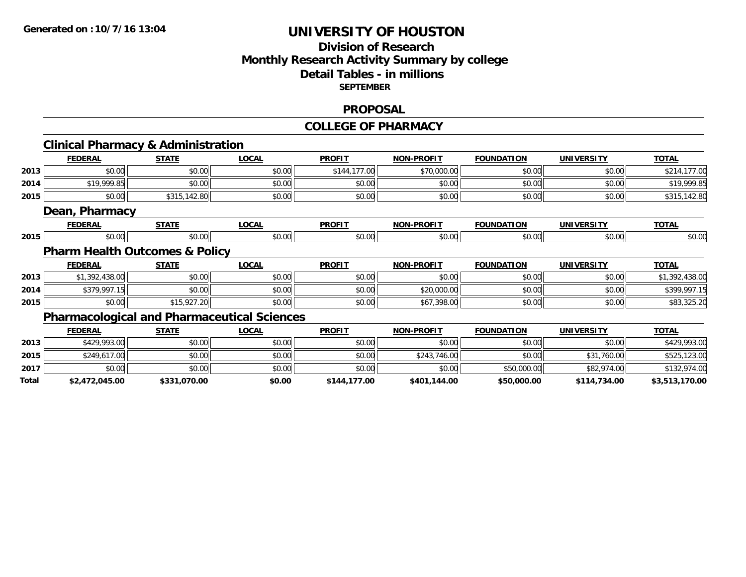**Generated on :10/7/16 13:04**

# UNIVERSITY OF HOUSTON

## Division of Research
## Monthly Research Activity Summary by college
## Detail Tables - in millions
### SEPTEMBER

### PROPOSAL

### COLLEGE OF PHARMACY

#### Clinical Pharmacy & Administration

| | FEDERAL | STATE | LOCAL | PROFIT | NON-PROFIT | FOUNDATION | UNIVERSITY | TOTAL |
|---|---|---|---|---|---|---|---|---|
| 2013 | $0.00 | $0.00 | $0.00 | $144,177.00 | $70,000.00 | $0.00 | $0.00 | $214,177.00 |
| 2014 | $19,999.85 | $0.00 | $0.00 | $0.00 | $0.00 | $0.00 | $0.00 | $19,999.85 |
| 2015 | $0.00 | $315,142.80 | $0.00 | $0.00 | $0.00 | $0.00 | $0.00 | $315,142.80 |

#### Dean, Pharmacy

| | FEDERAL | STATE | LOCAL | PROFIT | NON-PROFIT | FOUNDATION | UNIVERSITY | TOTAL |
|---|---|---|---|---|---|---|---|---|
| 2015 | $0.00 | $0.00 | $0.00 | $0.00 | $0.00 | $0.00 | $0.00 | $0.00 |

#### Pharm Health Outcomes & Policy

| | FEDERAL | STATE | LOCAL | PROFIT | NON-PROFIT | FOUNDATION | UNIVERSITY | TOTAL |
|---|---|---|---|---|---|---|---|---|
| 2013 | $1,392,438.00 | $0.00 | $0.00 | $0.00 | $0.00 | $0.00 | $0.00 | $1,392,438.00 |
| 2014 | $379,997.15 | $0.00 | $0.00 | $0.00 | $20,000.00 | $0.00 | $0.00 | $399,997.15 |
| 2015 | $0.00 | $15,927.20 | $0.00 | $0.00 | $67,398.00 | $0.00 | $0.00 | $83,325.20 |

#### Pharmacological and Pharmaceutical Sciences

| | FEDERAL | STATE | LOCAL | PROFIT | NON-PROFIT | FOUNDATION | UNIVERSITY | TOTAL |
|---|---|---|---|---|---|---|---|---|
| 2013 | $429,993.00 | $0.00 | $0.00 | $0.00 | $0.00 | $0.00 | $0.00 | $429,993.00 |
| 2015 | $249,617.00 | $0.00 | $0.00 | $0.00 | $243,746.00 | $0.00 | $31,760.00 | $525,123.00 |
| 2017 | $0.00 | $0.00 | $0.00 | $0.00 | $0.00 | $50,000.00 | $82,974.00 | $132,974.00 |
| **Total** | **$2,472,045.00** | **$331,070.00** | **$0.00** | **$144,177.00** | **$401,144.00** | **$50,000.00** | **$114,734.00** | **$3,513,170.00** |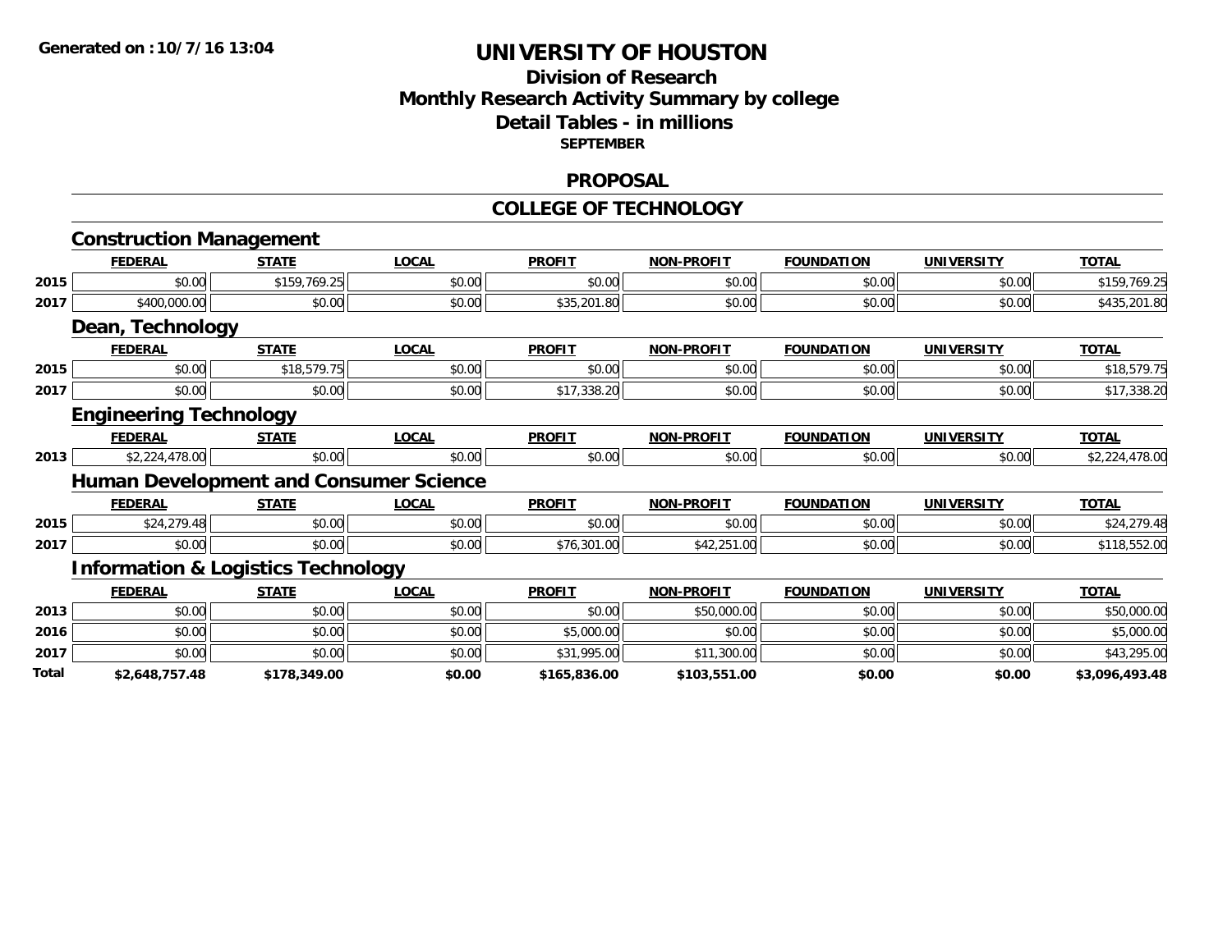# UNIVERSITY OF HOUSTON

## Division of Research
## Monthly Research Activity Summary by college
## Detail Tables - in millions
### SEPTEMBER

## PROPOSAL

## COLLEGE OF TECHNOLOGY

### Construction Management

| | FEDERAL | STATE | LOCAL | PROFIT | NON-PROFIT | FOUNDATION | UNIVERSITY | TOTAL |
|---|---|---|---|---|---|---|---|---|
| 2015 | $0.00 | $159,769.25 | $0.00 | $0.00 | $0.00 | $0.00 | $0.00 | $159,769.25 |
| 2017 | $400,000.00 | $0.00 | $0.00 | $35,201.80 | $0.00 | $0.00 | $0.00 | $435,201.80 |

### Dean, Technology

| | FEDERAL | STATE | LOCAL | PROFIT | NON-PROFIT | FOUNDATION | UNIVERSITY | TOTAL |
|---|---|---|---|---|---|---|---|---|
| 2015 | $0.00 | $18,579.75 | $0.00 | $0.00 | $0.00 | $0.00 | $0.00 | $18,579.75 |
| 2017 | $0.00 | $0.00 | $0.00 | $17,338.20 | $0.00 | $0.00 | $0.00 | $17,338.20 |

### Engineering Technology

| | FEDERAL | STATE | LOCAL | PROFIT | NON-PROFIT | FOUNDATION | UNIVERSITY | TOTAL |
|---|---|---|---|---|---|---|---|---|
| 2013 | $2,224,478.00 | $0.00 | $0.00 | $0.00 | $0.00 | $0.00 | $0.00 | $2,224,478.00 |

### Human Development and Consumer Science

| | FEDERAL | STATE | LOCAL | PROFIT | NON-PROFIT | FOUNDATION | UNIVERSITY | TOTAL |
|---|---|---|---|---|---|---|---|---|
| 2015 | $24,279.48 | $0.00 | $0.00 | $0.00 | $0.00 | $0.00 | $0.00 | $24,279.48 |
| 2017 | $0.00 | $0.00 | $0.00 | $76,301.00 | $42,251.00 | $0.00 | $0.00 | $118,552.00 |

### Information & Logistics Technology

| | FEDERAL | STATE | LOCAL | PROFIT | NON-PROFIT | FOUNDATION | UNIVERSITY | TOTAL |
|---|---|---|---|---|---|---|---|---|
| 2013 | $0.00 | $0.00 | $0.00 | $0.00 | $50,000.00 | $0.00 | $0.00 | $50,000.00 |
| 2016 | $0.00 | $0.00 | $0.00 | $5,000.00 | $0.00 | $0.00 | $0.00 | $5,000.00 |
| 2017 | $0.00 | $0.00 | $0.00 | $31,995.00 | $11,300.00 | $0.00 | $0.00 | $43,295.00 |
| **Total** | **$2,648,757.48** | **$178,349.00** | **$0.00** | **$165,836.00** | **$103,551.00** | **$0.00** | **$0.00** | **$3,096,493.48** |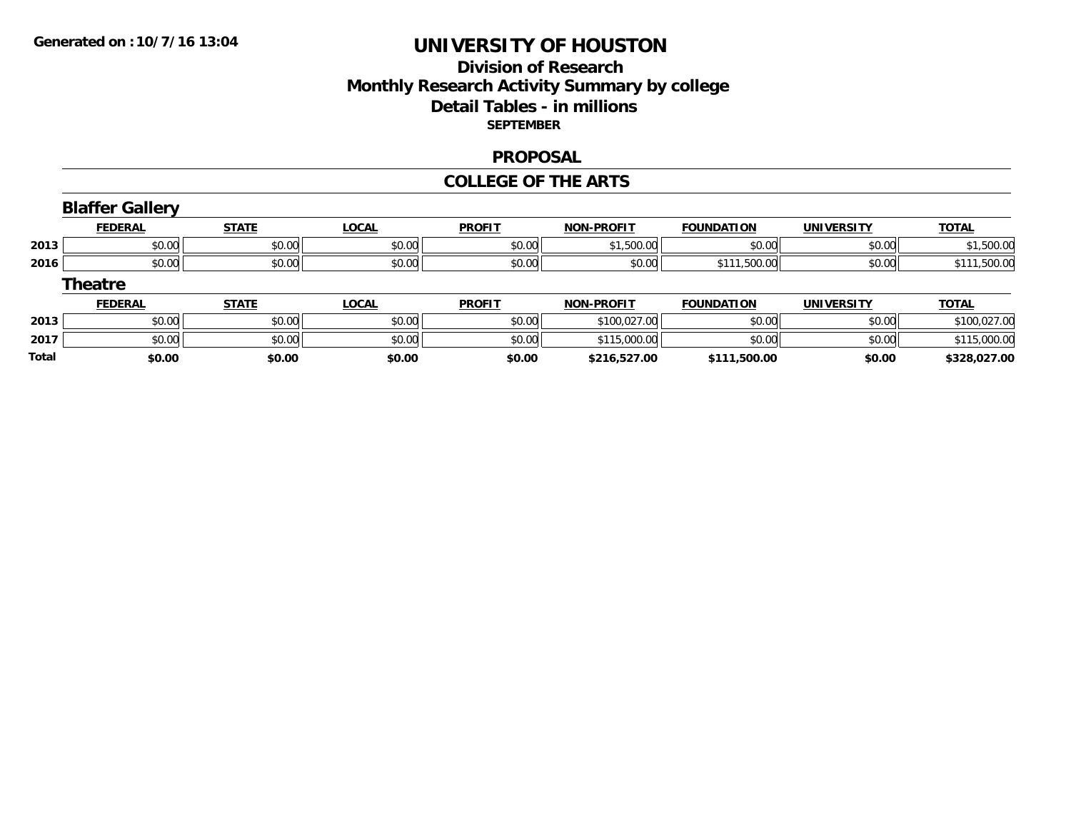Generated on :10/7/16 13:04

# UNIVERSITY OF HOUSTON

## Division of Research
## Monthly Research Activity Summary by college
## Detail Tables - in millions

**SEPTEMBER**

### PROPOSAL

### COLLEGE OF THE ARTS

#### Blaffer Gallery

| | FEDERAL | STATE | LOCAL | PROFIT | NON-PROFIT | FOUNDATION | UNIVERSITY | TOTAL |
|---|---|---|---|---|---|---|---|---|
| 2013 | $0.00 | $0.00 | $0.00 | $0.00 | $1,500.00 | $0.00 | $0.00 | $1,500.00 |
| 2016 | $0.00 | $0.00 | $0.00 | $0.00 | $0.00 | $111,500.00 | $0.00 | $111,500.00 |

#### Theatre

| | FEDERAL | STATE | LOCAL | PROFIT | NON-PROFIT | FOUNDATION | UNIVERSITY | TOTAL |
|---|---|---|---|---|---|---|---|---|
| 2013 | $0.00 | $0.00 | $0.00 | $0.00 | $100,027.00 | $0.00 | $0.00 | $100,027.00 |
| 2017 | $0.00 | $0.00 | $0.00 | $0.00 | $115,000.00 | $0.00 | $0.00 | $115,000.00 |
| **Total** | **$0.00** | **$0.00** | **$0.00** | **$0.00** | **$216,527.00** | **$111,500.00** | **$0.00** | **$328,027.00** |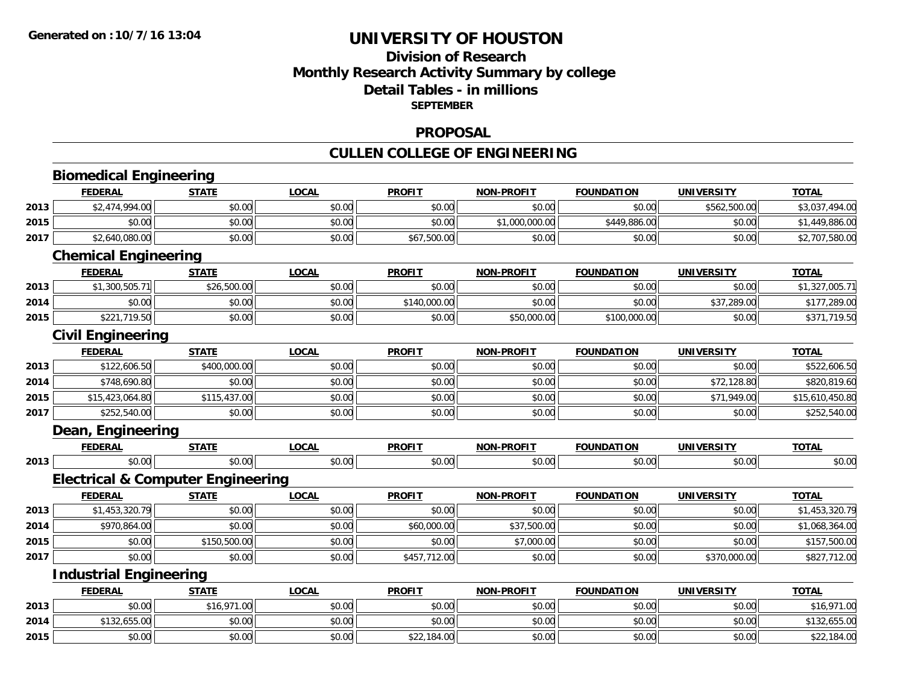**Generated on :10/7/16 13:04**

# UNIVERSITY OF HOUSTON

## Division of Research
## Monthly Research Activity Summary by college
## Detail Tables - in millions
### SEPTEMBER

## PROPOSAL

## CULLEN COLLEGE OF ENGINEERING

### Biomedical Engineering

| | FEDERAL | STATE | LOCAL | PROFIT | NON-PROFIT | FOUNDATION | UNIVERSITY | TOTAL |
|---|---|---|---|---|---|---|---|---|
| 2013 | $2,474,994.00 | $0.00 | $0.00 | $0.00 | $0.00 | $0.00 | $562,500.00 | $3,037,494.00 |
| 2015 | $0.00 | $0.00 | $0.00 | $0.00 | $1,000,000.00 | $449,886.00 | $0.00 | $1,449,886.00 |
| 2017 | $2,640,080.00 | $0.00 | $0.00 | $67,500.00 | $0.00 | $0.00 | $0.00 | $2,707,580.00 |

### Chemical Engineering

| | FEDERAL | STATE | LOCAL | PROFIT | NON-PROFIT | FOUNDATION | UNIVERSITY | TOTAL |
|---|---|---|---|---|---|---|---|---|
| 2013 | $1,300,505.71 | $26,500.00 | $0.00 | $0.00 | $0.00 | $0.00 | $0.00 | $1,327,005.71 |
| 2014 | $0.00 | $0.00 | $0.00 | $140,000.00 | $0.00 | $0.00 | $37,289.00 | $177,289.00 |
| 2015 | $221,719.50 | $0.00 | $0.00 | $0.00 | $50,000.00 | $100,000.00 | $0.00 | $371,719.50 |

### Civil Engineering

| | FEDERAL | STATE | LOCAL | PROFIT | NON-PROFIT | FOUNDATION | UNIVERSITY | TOTAL |
|---|---|---|---|---|---|---|---|---|
| 2013 | $122,606.50 | $400,000.00 | $0.00 | $0.00 | $0.00 | $0.00 | $0.00 | $522,606.50 |
| 2014 | $748,690.80 | $0.00 | $0.00 | $0.00 | $0.00 | $0.00 | $72,128.80 | $820,819.60 |
| 2015 | $15,423,064.80 | $115,437.00 | $0.00 | $0.00 | $0.00 | $0.00 | $71,949.00 | $15,610,450.80 |
| 2017 | $252,540.00 | $0.00 | $0.00 | $0.00 | $0.00 | $0.00 | $0.00 | $252,540.00 |

### Dean, Engineering

| | FEDERAL | STATE | LOCAL | PROFIT | NON-PROFIT | FOUNDATION | UNIVERSITY | TOTAL |
|---|---|---|---|---|---|---|---|---|
| 2013 | $0.00 | $0.00 | $0.00 | $0.00 | $0.00 | $0.00 | $0.00 | $0.00 |

### Electrical & Computer Engineering

| | FEDERAL | STATE | LOCAL | PROFIT | NON-PROFIT | FOUNDATION | UNIVERSITY | TOTAL |
|---|---|---|---|---|---|---|---|---|
| 2013 | $1,453,320.79 | $0.00 | $0.00 | $0.00 | $0.00 | $0.00 | $0.00 | $1,453,320.79 |
| 2014 | $970,864.00 | $0.00 | $0.00 | $60,000.00 | $37,500.00 | $0.00 | $0.00 | $1,068,364.00 |
| 2015 | $0.00 | $150,500.00 | $0.00 | $0.00 | $7,000.00 | $0.00 | $0.00 | $157,500.00 |
| 2017 | $0.00 | $0.00 | $0.00 | $457,712.00 | $0.00 | $0.00 | $370,000.00 | $827,712.00 |

### Industrial Engineering

| | FEDERAL | STATE | LOCAL | PROFIT | NON-PROFIT | FOUNDATION | UNIVERSITY | TOTAL |
|---|---|---|---|---|---|---|---|---|
| 2013 | $0.00 | $16,971.00 | $0.00 | $0.00 | $0.00 | $0.00 | $0.00 | $16,971.00 |
| 2014 | $132,655.00 | $0.00 | $0.00 | $0.00 | $0.00 | $0.00 | $0.00 | $132,655.00 |
| 2015 | $0.00 | $0.00 | $0.00 | $22,184.00 | $0.00 | $0.00 | $0.00 | $22,184.00 |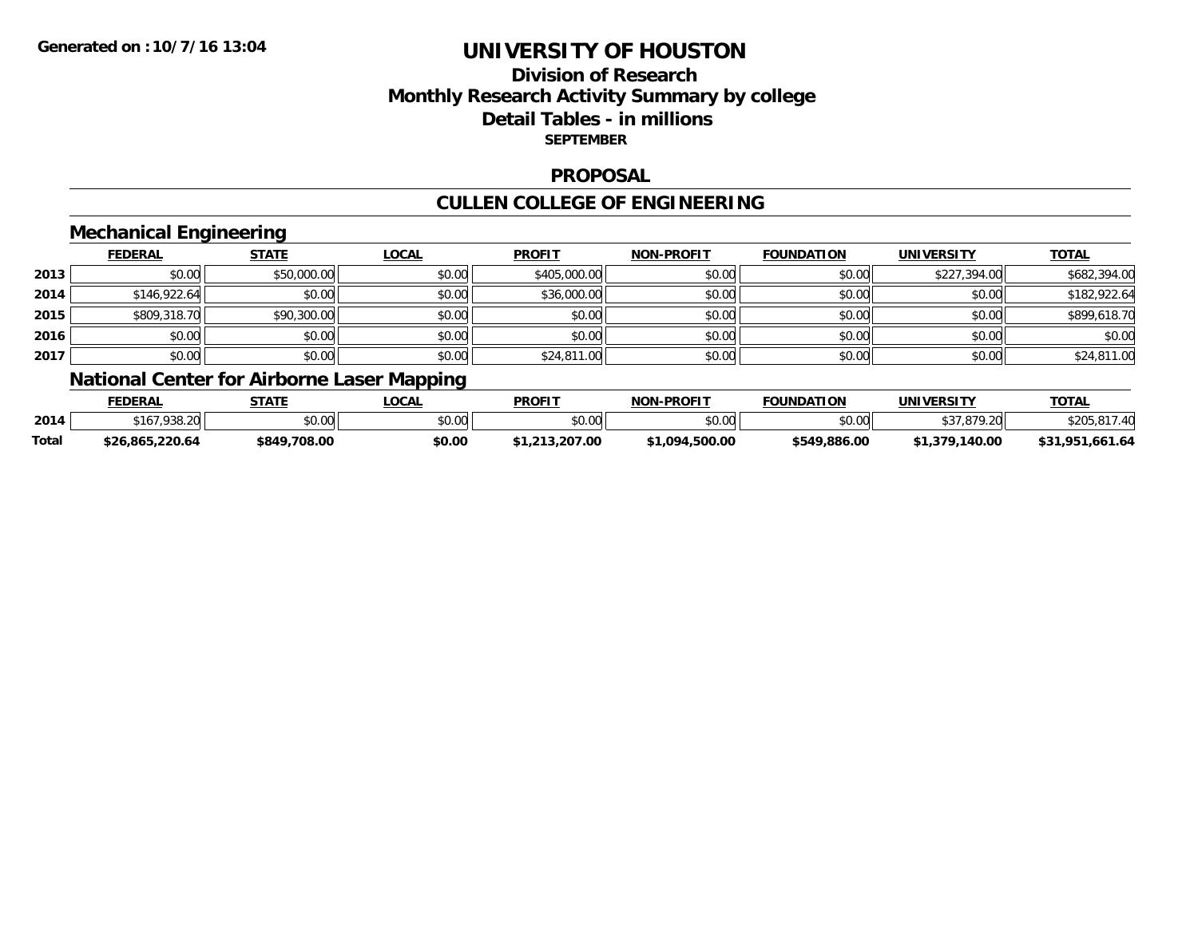# UNIVERSITY OF HOUSTON

## Division of Research
## Monthly Research Activity Summary by college
## Detail Tables - in millions
### SEPTEMBER

Generated on : 10/7/16 13:04

## PROPOSAL

## CULLEN COLLEGE OF ENGINEERING

### Mechanical Engineering

| | FEDERAL | STATE | LOCAL | PROFIT | NON-PROFIT | FOUNDATION | UNIVERSITY | TOTAL |
|---|---|---|---|---|---|---|---|---|
| 2013 | $0.00 | $50,000.00 | $0.00 | $405,000.00 | $0.00 | $0.00 | $227,394.00 | $682,394.00 |
| 2014 | $146,922.64 | $0.00 | $0.00 | $36,000.00 | $0.00 | $0.00 | $0.00 | $182,922.64 |
| 2015 | $809,318.70 | $90,300.00 | $0.00 | $0.00 | $0.00 | $0.00 | $0.00 | $899,618.70 |
| 2016 | $0.00 | $0.00 | $0.00 | $0.00 | $0.00 | $0.00 | $0.00 | $0.00 |
| 2017 | $0.00 | $0.00 | $0.00 | $24,811.00 | $0.00 | $0.00 | $0.00 | $24,811.00 |

### National Center for Airborne Laser Mapping

| | FEDERAL | STATE | LOCAL | PROFIT | NON-PROFIT | FOUNDATION | UNIVERSITY | TOTAL |
|---|---|---|---|---|---|---|---|---|
| 2014 | $167,938.20 | $0.00 | $0.00 | $0.00 | $0.00 | $0.00 | $37,879.20 | $205,817.40 |
| **Total** | **$26,865,220.64** | **$849,708.00** | **$0.00** | **$1,213,207.00** | **$1,094,500.00** | **$549,886.00** | **$1,379,140.00** | **$31,951,661.64** |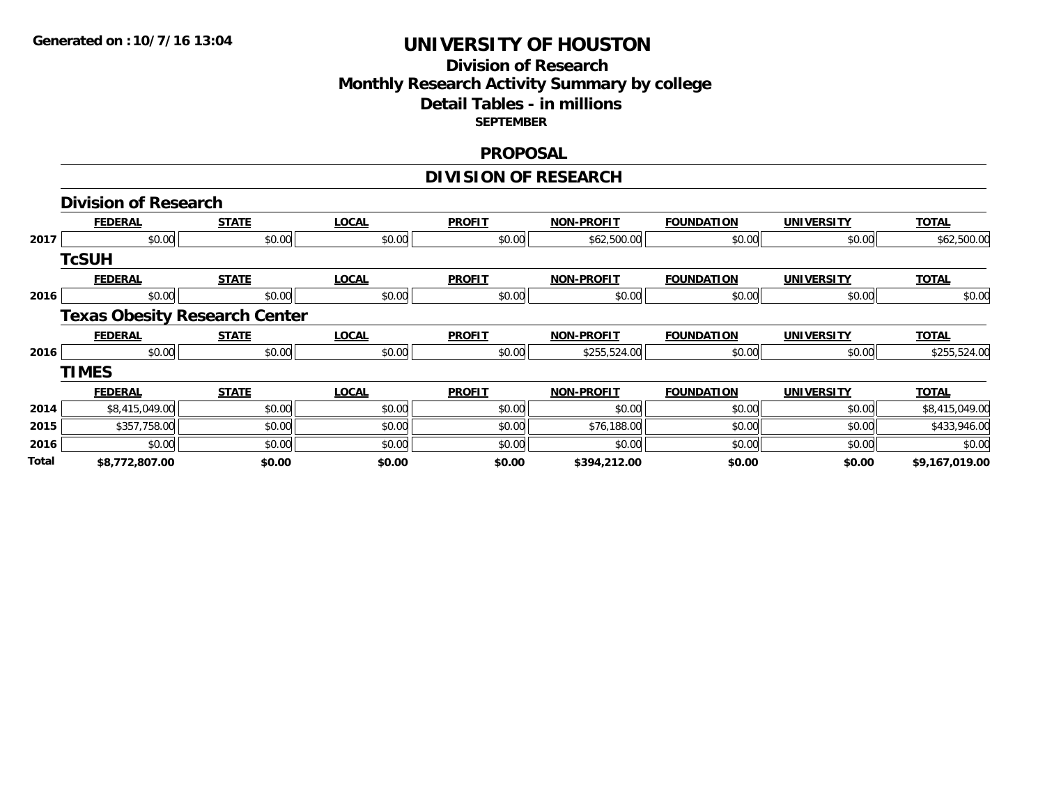# UNIVERSITY OF HOUSTON

## Division of Research

## Monthly Research Activity Summary by college

## Detail Tables - in millions

**SEPTEMBER**

## PROPOSAL

## DIVISION OF RESEARCH

### Division of Research

| | FEDERAL | STATE | LOCAL | PROFIT | NON-PROFIT | FOUNDATION | UNIVERSITY | TOTAL |
|---|---|---|---|---|---|---|---|---|
| 2017 | $0.00 | $0.00 | $0.00 | $0.00 | $62,500.00 | $0.00 | $0.00 | $62,500.00 |

### TcSUH

| | FEDERAL | STATE | LOCAL | PROFIT | NON-PROFIT | FOUNDATION | UNIVERSITY | TOTAL |
|---|---|---|---|---|---|---|---|---|
| 2016 | $0.00 | $0.00 | $0.00 | $0.00 | $0.00 | $0.00 | $0.00 | $0.00 |

### Texas Obesity Research Center

| | FEDERAL | STATE | LOCAL | PROFIT | NON-PROFIT | FOUNDATION | UNIVERSITY | TOTAL |
|---|---|---|---|---|---|---|---|---|
| 2016 | $0.00 | $0.00 | $0.00 | $0.00 | $255,524.00 | $0.00 | $0.00 | $255,524.00 |

### TIMES

| | FEDERAL | STATE | LOCAL | PROFIT | NON-PROFIT | FOUNDATION | UNIVERSITY | TOTAL |
|---|---|---|---|---|---|---|---|---|
| 2014 | $8,415,049.00 | $0.00 | $0.00 | $0.00 | $0.00 | $0.00 | $0.00 | $8,415,049.00 |
| 2015 | $357,758.00 | $0.00 | $0.00 | $0.00 | $76,188.00 | $0.00 | $0.00 | $433,946.00 |
| 2016 | $0.00 | $0.00 | $0.00 | $0.00 | $0.00 | $0.00 | $0.00 | $0.00 |
| **Total** | **$8,772,807.00** | **$0.00** | **$0.00** | **$0.00** | **$394,212.00** | **$0.00** | **$0.00** | **$9,167,019.00** |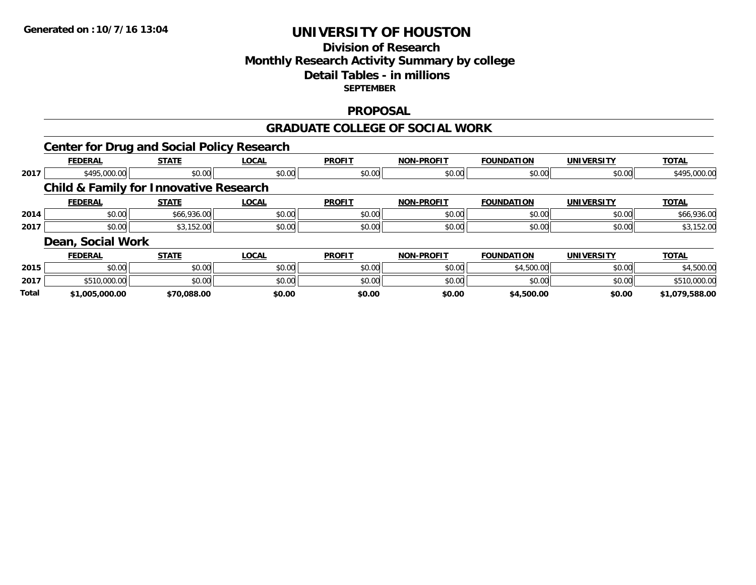**Generated on :10/7/16 13:04**

# UNIVERSITY OF HOUSTON

## Division of Research
## Monthly Research Activity Summary by college
## Detail Tables - in millions
### SEPTEMBER

## PROPOSAL

## GRADUATE COLLEGE OF SOCIAL WORK

### Center for Drug and Social Policy Research

| | FEDERAL | STATE | LOCAL | PROFIT | NON-PROFIT | FOUNDATION | UNIVERSITY | TOTAL |
|---|---|---|---|---|---|---|---|---|
| 2017 | $495,000.00 | $0.00 | $0.00 | $0.00 | $0.00 | $0.00 | $0.00 | $495,000.00 |

### Child & Family for Innovative Research

| | FEDERAL | STATE | LOCAL | PROFIT | NON-PROFIT | FOUNDATION | UNIVERSITY | TOTAL |
|---|---|---|---|---|---|---|---|---|
| 2014 | $0.00 | $66,936.00 | $0.00 | $0.00 | $0.00 | $0.00 | $0.00 | $66,936.00 |
| 2017 | $0.00 | $3,152.00 | $0.00 | $0.00 | $0.00 | $0.00 | $0.00 | $3,152.00 |

### Dean, Social Work

| | FEDERAL | STATE | LOCAL | PROFIT | NON-PROFIT | FOUNDATION | UNIVERSITY | TOTAL |
|---|---|---|---|---|---|---|---|---|
| 2015 | $0.00 | $0.00 | $0.00 | $0.00 | $0.00 | $4,500.00 | $0.00 | $4,500.00 |
| 2017 | $510,000.00 | $0.00 | $0.00 | $0.00 | $0.00 | $0.00 | $0.00 | $510,000.00 |
| **Total** | **$1,005,000.00** | **$70,088.00** | **$0.00** | **$0.00** | **$0.00** | **$4,500.00** | **$0.00** | **$1,079,588.00** |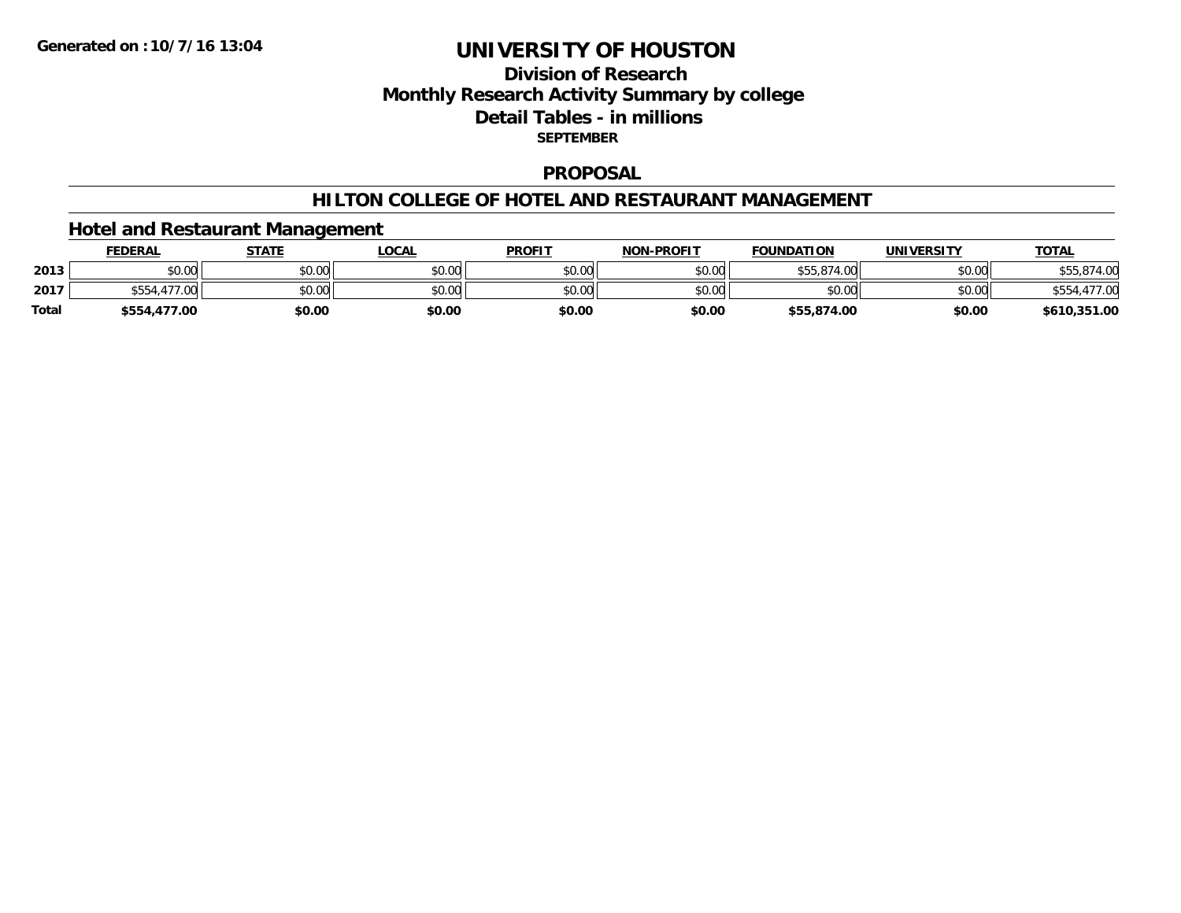**Generated on :10/7/16 13:04**

# UNIVERSITY OF HOUSTON

## Division of Research
## Monthly Research Activity Summary by college
## Detail Tables - in millions
**SEPTEMBER**

## PROPOSAL

## HILTON COLLEGE OF HOTEL AND RESTAURANT MANAGEMENT

### Hotel and Restaurant Management

| | FEDERAL | STATE | LOCAL | PROFIT | NON-PROFIT | FOUNDATION | UNIVERSITY | TOTAL |
|---|---|---|---|---|---|---|---|---|
| 2013 | $0.00 | $0.00 | $0.00 | $0.00 | $0.00 | $55,874.00 | $0.00 | $55,874.00 |
| 2017 | $554,477.00 | $0.00 | $0.00 | $0.00 | $0.00 | $0.00 | $0.00 | $554,477.00 |
| **Total** | **$554,477.00** | **$0.00** | **$0.00** | **$0.00** | **$0.00** | **$55,874.00** | **$0.00** | **$610,351.00** |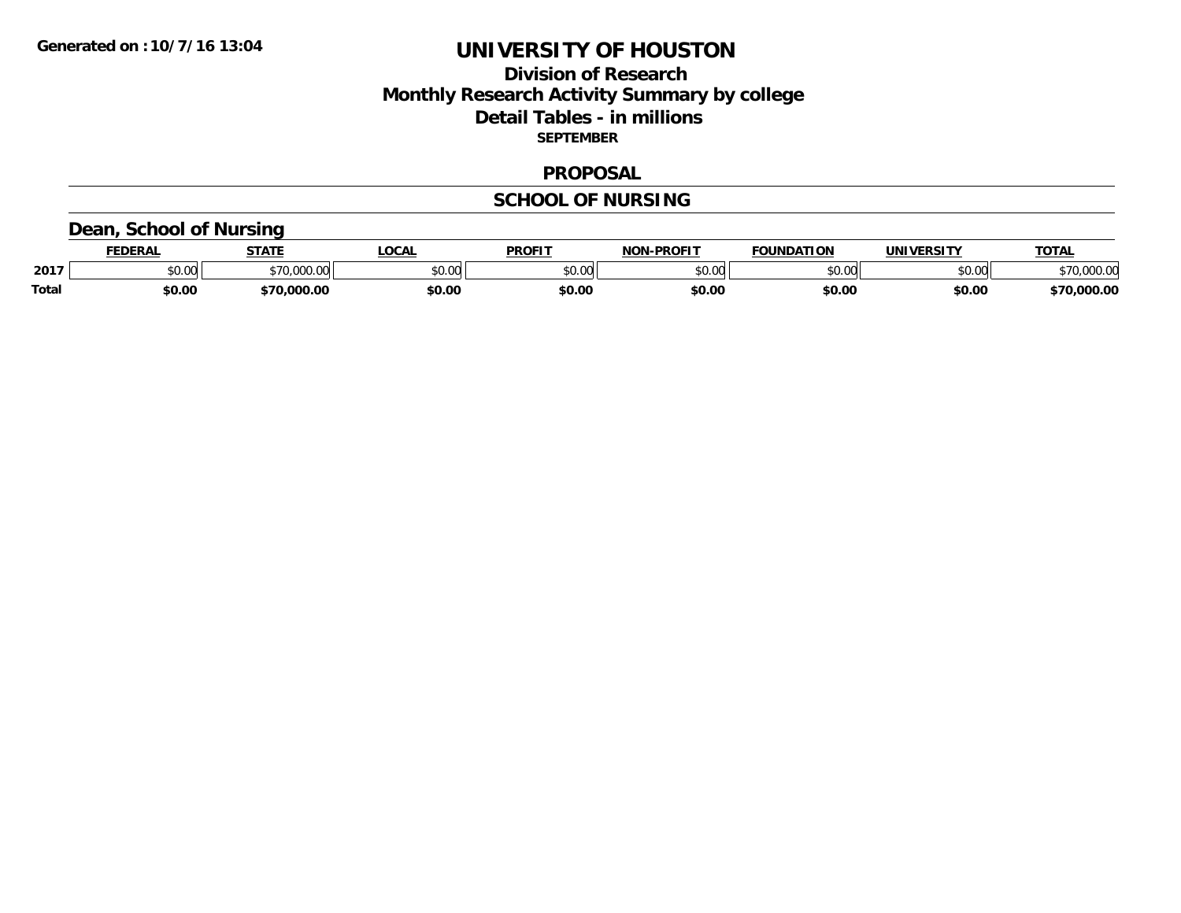**Generated on :10/7/16 13:04**

# UNIVERSITY OF HOUSTON

## Division of Research
## Monthly Research Activity Summary by college
## Detail Tables - in millions
### SEPTEMBER

### PROPOSAL

### SCHOOL OF NURSING

### Dean, School of Nursing

| | FEDERAL | STATE | LOCAL | PROFIT | NON-PROFIT | FOUNDATION | UNIVERSITY | TOTAL |
|---|---|---|---|---|---|---|---|---|
| 2017 | $0.00 | $70,000.00 | $0.00 | $0.00 | $0.00 | $0.00 | $0.00 | $70,000.00 |
| **Total** | **$0.00** | **$70,000.00** | **$0.00** | **$0.00** | **$0.00** | **$0.00** | **$0.00** | **$70,000.00** |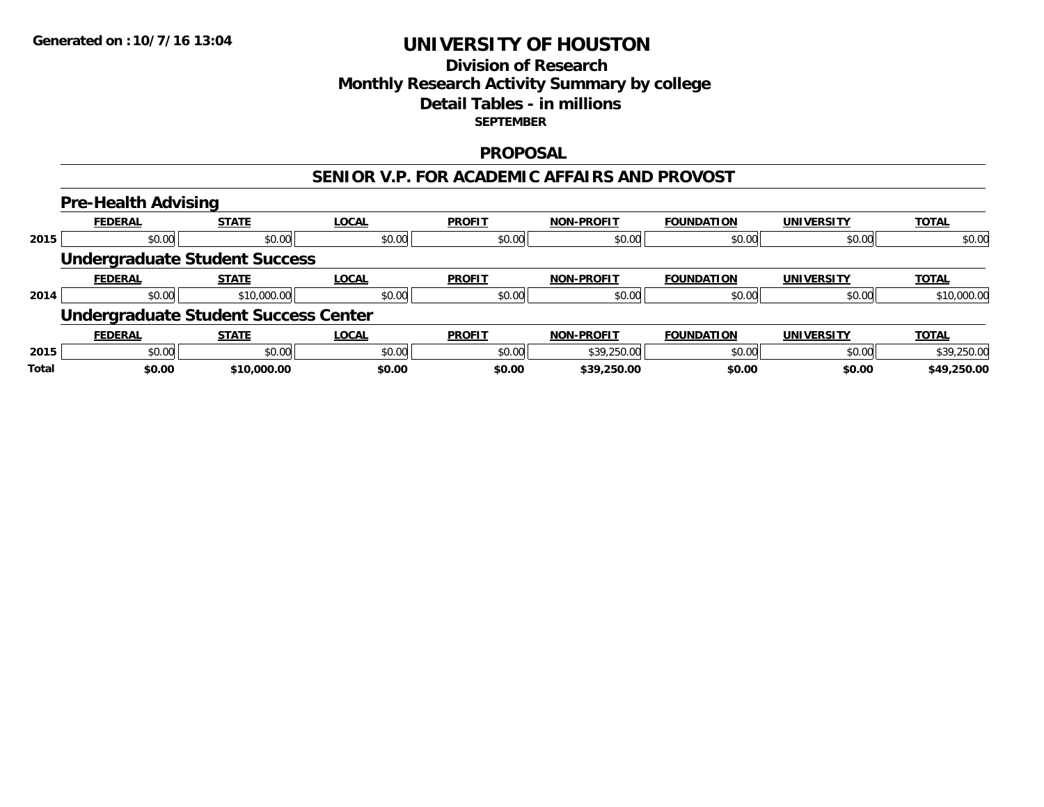Generated on :10/7/16 13:04

# UNIVERSITY OF HOUSTON
## Division of Research
## Monthly Research Activity Summary by college
## Detail Tables - in millions
### SEPTEMBER

### PROPOSAL

### SENIOR V.P. FOR ACADEMIC AFFAIRS AND PROVOST

#### Pre-Health Advising

| | FEDERAL | STATE | LOCAL | PROFIT | NON-PROFIT | FOUNDATION | UNIVERSITY | TOTAL |
|---|---|---|---|---|---|---|---|---|
| 2015 | $0.00 | $0.00 | $0.00 | $0.00 | $0.00 | $0.00 | $0.00 | $0.00 |

#### Undergraduate Student Success

| | FEDERAL | STATE | LOCAL | PROFIT | NON-PROFIT | FOUNDATION | UNIVERSITY | TOTAL |
|---|---|---|---|---|---|---|---|---|
| 2014 | $0.00 | $10,000.00 | $0.00 | $0.00 | $0.00 | $0.00 | $0.00 | $10,000.00 |

#### Undergraduate Student Success Center

| | FEDERAL | STATE | LOCAL | PROFIT | NON-PROFIT | FOUNDATION | UNIVERSITY | TOTAL |
|---|---|---|---|---|---|---|---|---|
| 2015 | $0.00 | $0.00 | $0.00 | $0.00 | $39,250.00 | $0.00 | $0.00 | $39,250.00 |
| **Total** | **$0.00** | **$10,000.00** | **$0.00** | **$0.00** | **$39,250.00** | **$0.00** | **$0.00** | **$49,250.00** |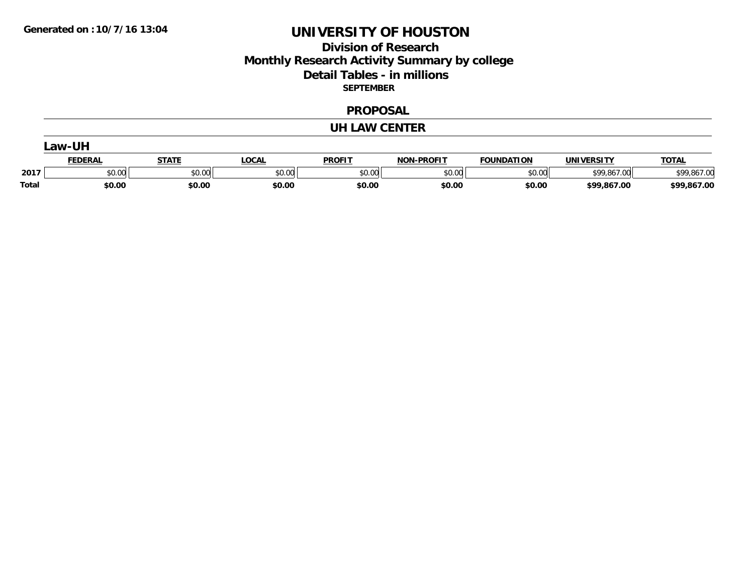# UNIVERSITY OF HOUSTON

## Division of Research
## Monthly Research Activity Summary by college
## Detail Tables - in millions
### SEPTEMBER

## PROPOSAL

## UH LAW CENTER

### Law-UH

| | FEDERAL | STATE | LOCAL | PROFIT | NON-PROFIT | FOUNDATION | UNIVERSITY | TOTAL |
|---|---|---|---|---|---|---|---|---|
| 2017 | $0.00 | $0.00 | $0.00 | $0.00 | $0.00 | $0.00 | $99,867.00 | $99,867.00 |
| **Total** | **$0.00** | **$0.00** | **$0.00** | **$0.00** | **$0.00** | **$0.00** | **$99,867.00** | **$99,867.00** |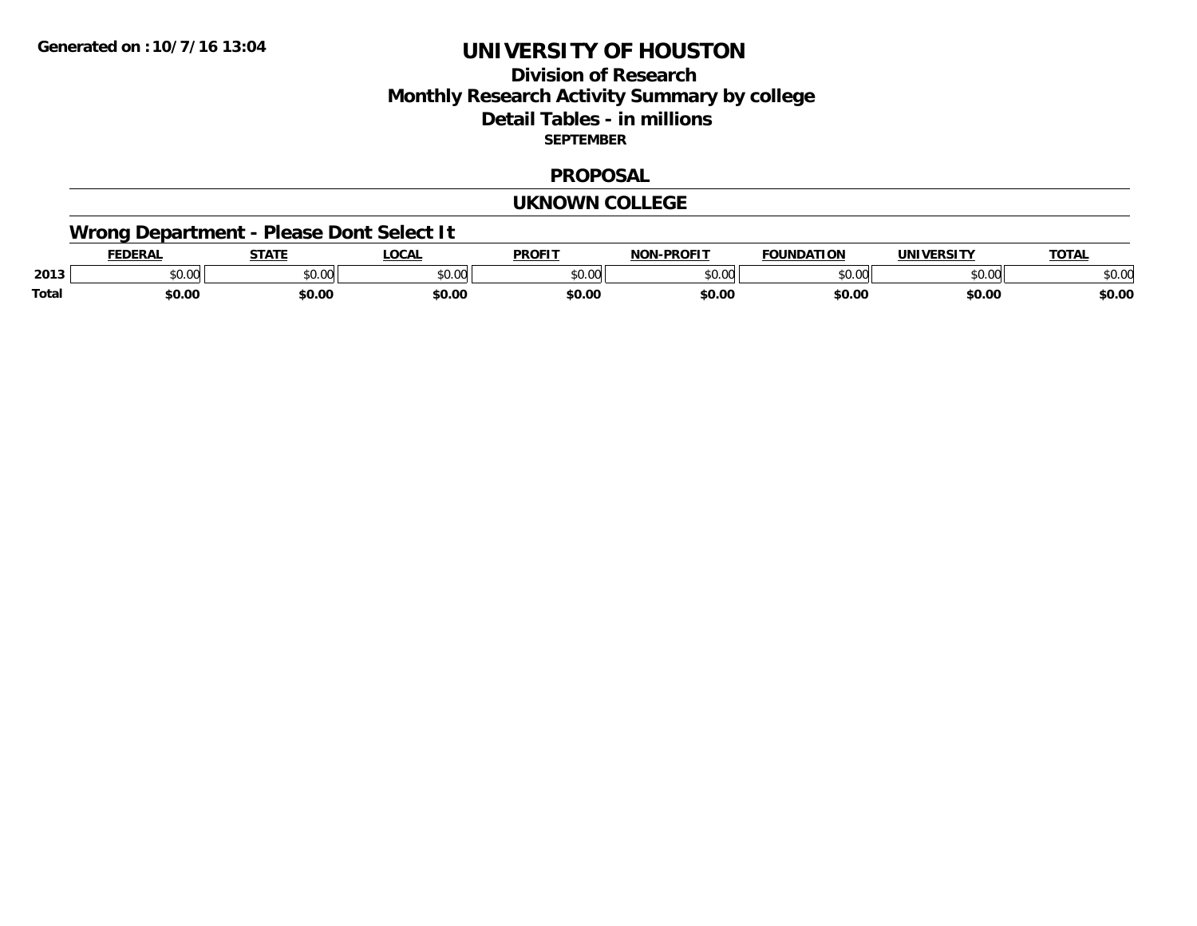# UNIVERSITY OF HOUSTON

## Division of Research
## Monthly Research Activity Summary by college
## Detail Tables - in millions

**SEPTEMBER**

## PROPOSAL

## UKNOWN COLLEGE

### Wrong Department - Please Dont Select It

| | FEDERAL | STATE | LOCAL | PROFIT | NON-PROFIT | FOUNDATION | UNIVERSITY | TOTAL |
|---|---|---|---|---|---|---|---|---|
| 2013 | $0.00 | $0.00 | $0.00 | $0.00 | $0.00 | $0.00 | $0.00 | $0.00 |
| **Total** | **$0.00** | **$0.00** | **$0.00** | **$0.00** | **$0.00** | **$0.00** | **$0.00** | **$0.00** |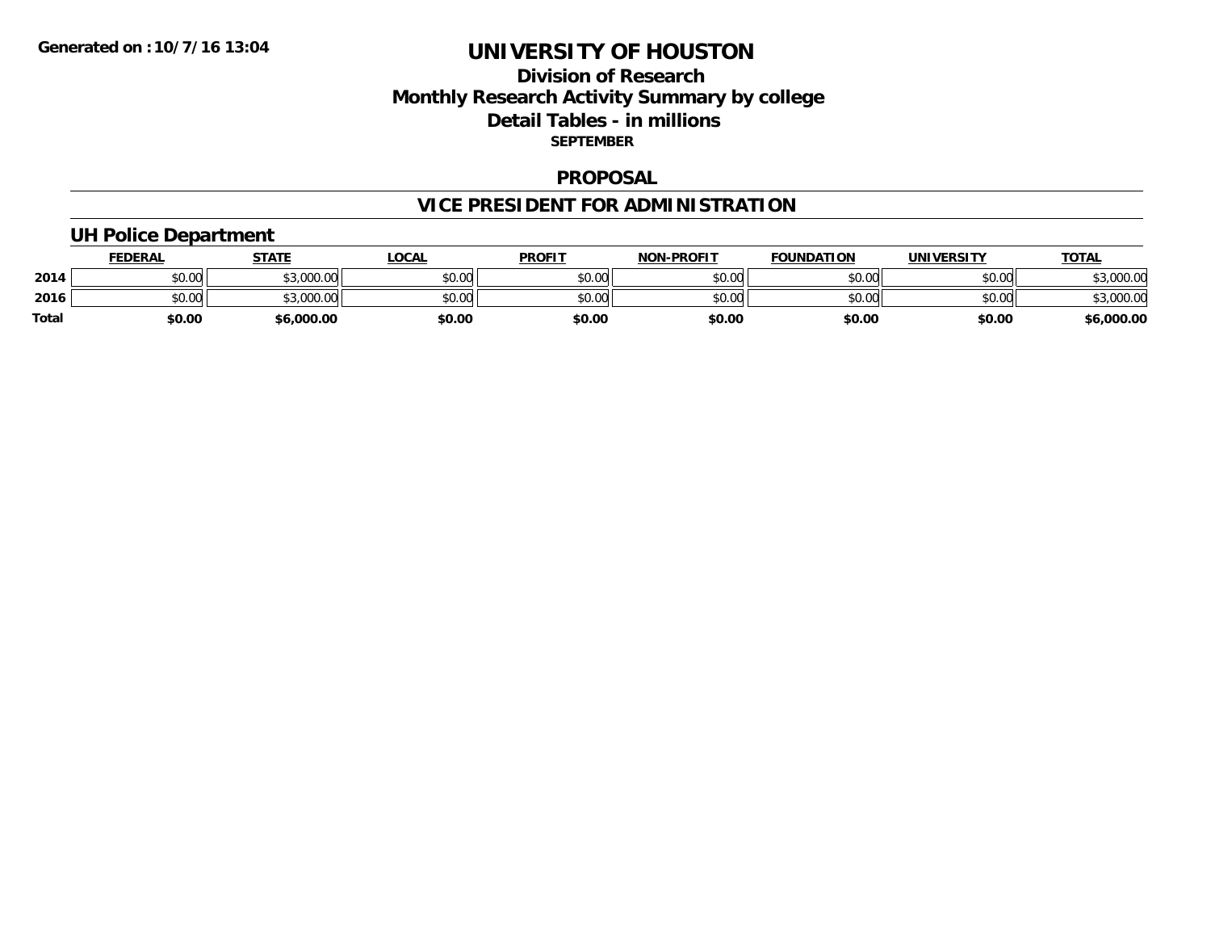**Generated on :10/7/16 13:04**

# UNIVERSITY OF HOUSTON

## Division of Research
## Monthly Research Activity Summary by college
## Detail Tables - in millions
**SEPTEMBER**

## PROPOSAL

## VICE PRESIDENT FOR ADMINISTRATION

### UH Police Department

| | FEDERAL | STATE | LOCAL | PROFIT | NON-PROFIT | FOUNDATION | UNIVERSITY | TOTAL |
|---|---|---|---|---|---|---|---|---|
| **2014** | $0.00 | $3,000.00 | $0.00 | $0.00 | $0.00 | $0.00 | $0.00 | $3,000.00 |
| **2016** | $0.00 | $3,000.00 | $0.00 | $0.00 | $0.00 | $0.00 | $0.00 | $3,000.00 |
| **Total** | **$0.00** | **$6,000.00** | **$0.00** | **$0.00** | **$0.00** | **$0.00** | **$0.00** | **$6,000.00** |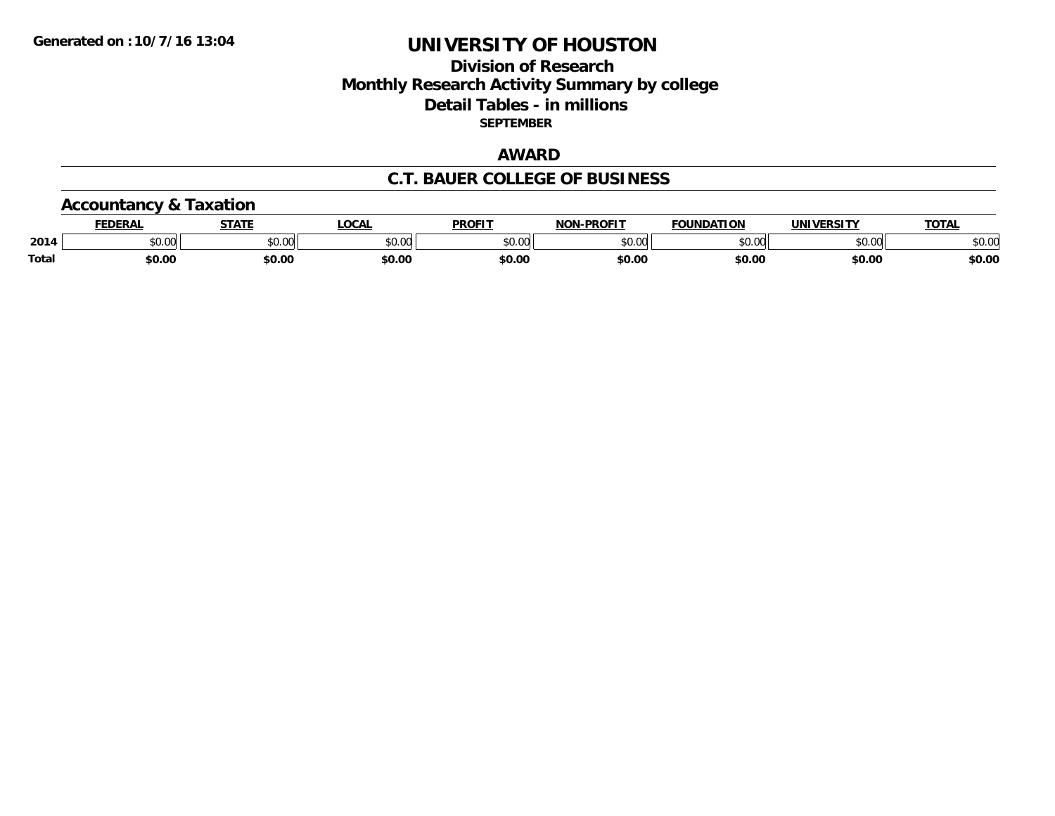Generated on :10/7/16 13:04

# UNIVERSITY OF HOUSTON

## Division of Research
## Monthly Research Activity Summary by college
## Detail Tables - in millions

**SEPTEMBER**

## AWARD

## C.T. BAUER COLLEGE OF BUSINESS

### Accountancy & Taxation

| | FEDERAL | STATE | LOCAL | PROFIT | NON-PROFIT | FOUNDATION | UNIVERSITY | TOTAL |
|---|---|---|---|---|---|---|---|---|
| 2014 | $0.00 | $0.00 | $0.00 | $0.00 | $0.00 | $0.00 | $0.00 | $0.00 |
| **Total** | **$0.00** | **$0.00** | **$0.00** | **$0.00** | **$0.00** | **$0.00** | **$0.00** | **$0.00** |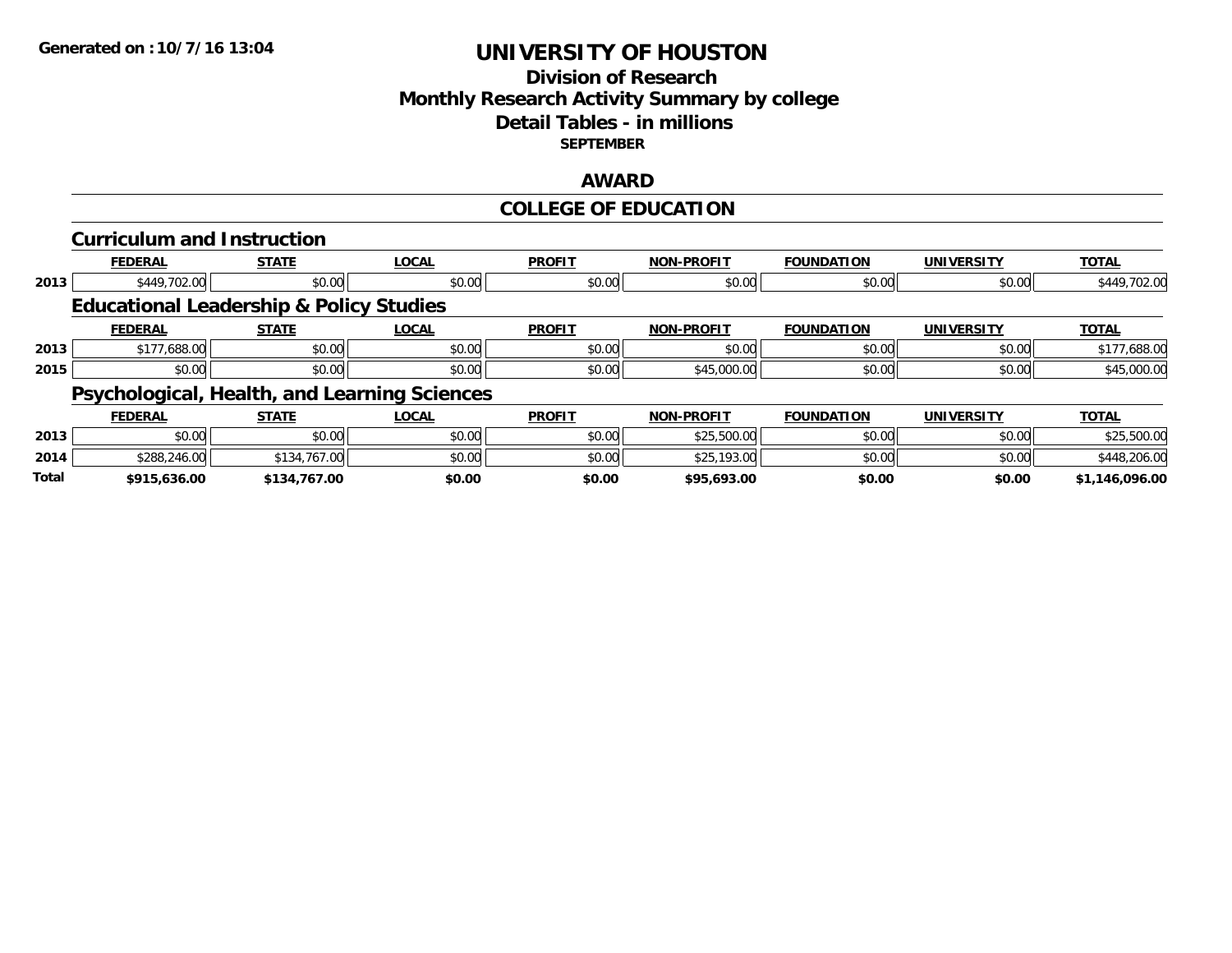# UNIVERSITY OF HOUSTON

## Division of Research
## Monthly Research Activity Summary by college
## Detail Tables - in millions
### SEPTEMBER

## AWARD

## COLLEGE OF EDUCATION

### Curriculum and Instruction

| | FEDERAL | STATE | LOCAL | PROFIT | NON-PROFIT | FOUNDATION | UNIVERSITY | TOTAL |
|---|---|---|---|---|---|---|---|---|
| 2013 | $449,702.00 | $0.00 | $0.00 | $0.00 | $0.00 | $0.00 | $0.00 | $449,702.00 |

### Educational Leadership & Policy Studies

| | FEDERAL | STATE | LOCAL | PROFIT | NON-PROFIT | FOUNDATION | UNIVERSITY | TOTAL |
|---|---|---|---|---|---|---|---|---|
| 2013 | $177,688.00 | $0.00 | $0.00 | $0.00 | $0.00 | $0.00 | $0.00 | $177,688.00 |
| 2015 | $0.00 | $0.00 | $0.00 | $0.00 | $45,000.00 | $0.00 | $0.00 | $45,000.00 |

### Psychological, Health, and Learning Sciences

| | FEDERAL | STATE | LOCAL | PROFIT | NON-PROFIT | FOUNDATION | UNIVERSITY | TOTAL |
|---|---|---|---|---|---|---|---|---|
| 2013 | $0.00 | $0.00 | $0.00 | $0.00 | $25,500.00 | $0.00 | $0.00 | $25,500.00 |
| 2014 | $288,246.00 | $134,767.00 | $0.00 | $0.00 | $25,193.00 | $0.00 | $0.00 | $448,206.00 |
| **Total** | **$915,636.00** | **$134,767.00** | **$0.00** | **$0.00** | **$95,693.00** | **$0.00** | **$0.00** | **$1,146,096.00** |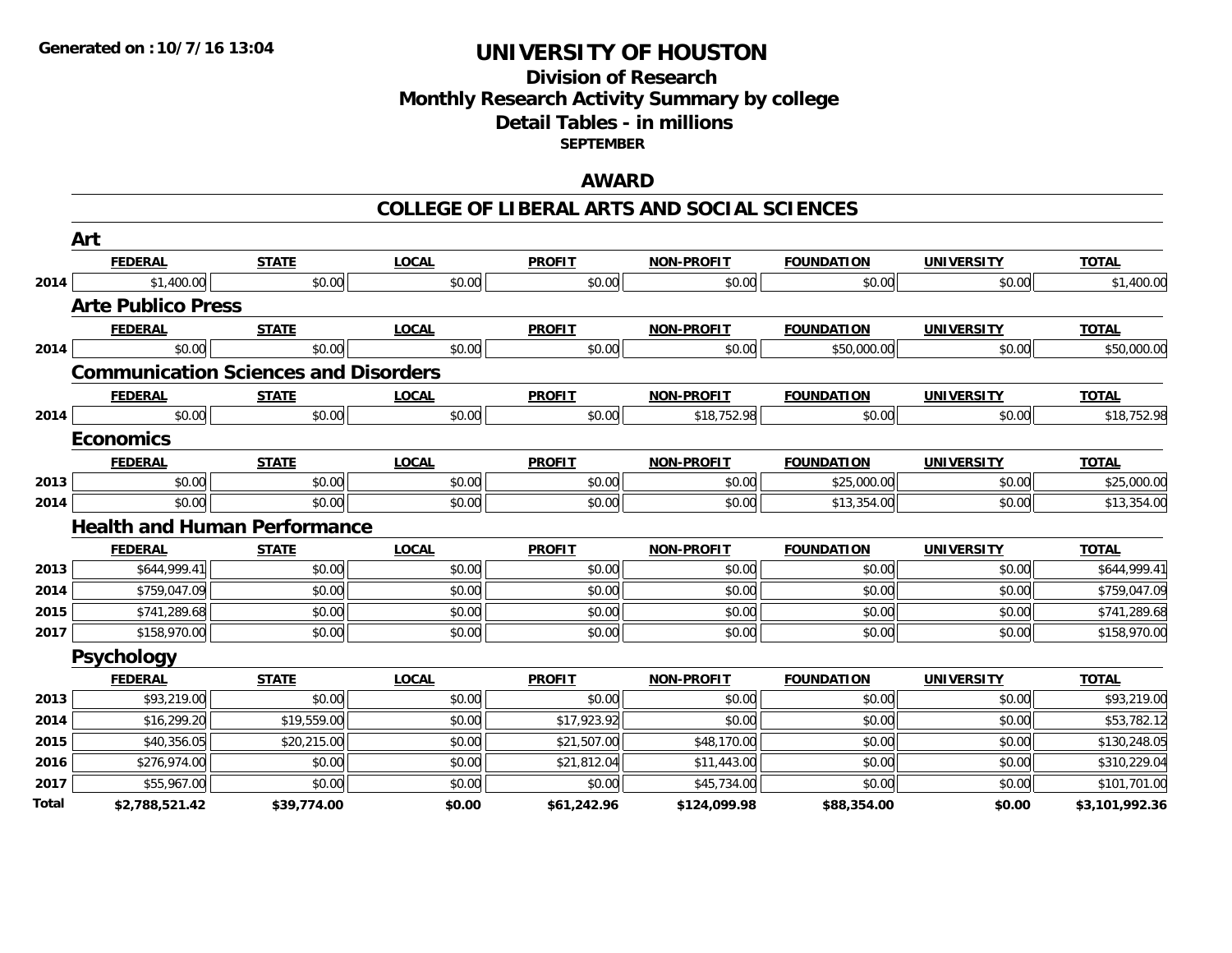**Generated on :10/7/16 13:04**

# UNIVERSITY OF HOUSTON

## Division of Research
## Monthly Research Activity Summary by college
## Detail Tables - in millions
### SEPTEMBER

## AWARD

## COLLEGE OF LIBERAL ARTS AND SOCIAL SCIENCES

### Art

| | FEDERAL | STATE | LOCAL | PROFIT | NON-PROFIT | FOUNDATION | UNIVERSITY | TOTAL |
|---|---|---|---|---|---|---|---|---|
| 2014 | $1,400.00 | $0.00 | $0.00 | $0.00 | $0.00 | $0.00 | $0.00 | $1,400.00 |

### Arte Publico Press

| | FEDERAL | STATE | LOCAL | PROFIT | NON-PROFIT | FOUNDATION | UNIVERSITY | TOTAL |
|---|---|---|---|---|---|---|---|---|
| 2014 | $0.00 | $0.00 | $0.00 | $0.00 | $0.00 | $50,000.00 | $0.00 | $50,000.00 |

### Communication Sciences and Disorders

| | FEDERAL | STATE | LOCAL | PROFIT | NON-PROFIT | FOUNDATION | UNIVERSITY | TOTAL |
|---|---|---|---|---|---|---|---|---|
| 2014 | $0.00 | $0.00 | $0.00 | $0.00 | $18,752.98 | $0.00 | $0.00 | $18,752.98 |

### Economics

| | FEDERAL | STATE | LOCAL | PROFIT | NON-PROFIT | FOUNDATION | UNIVERSITY | TOTAL |
|---|---|---|---|---|---|---|---|---|
| 2013 | $0.00 | $0.00 | $0.00 | $0.00 | $0.00 | $25,000.00 | $0.00 | $25,000.00 |
| 2014 | $0.00 | $0.00 | $0.00 | $0.00 | $0.00 | $13,354.00 | $0.00 | $13,354.00 |

### Health and Human Performance

| | FEDERAL | STATE | LOCAL | PROFIT | NON-PROFIT | FOUNDATION | UNIVERSITY | TOTAL |
|---|---|---|---|---|---|---|---|---|
| 2013 | $644,999.41 | $0.00 | $0.00 | $0.00 | $0.00 | $0.00 | $0.00 | $644,999.41 |
| 2014 | $759,047.09 | $0.00 | $0.00 | $0.00 | $0.00 | $0.00 | $0.00 | $759,047.09 |
| 2015 | $741,289.68 | $0.00 | $0.00 | $0.00 | $0.00 | $0.00 | $0.00 | $741,289.68 |
| 2017 | $158,970.00 | $0.00 | $0.00 | $0.00 | $0.00 | $0.00 | $0.00 | $158,970.00 |

### Psychology

| | FEDERAL | STATE | LOCAL | PROFIT | NON-PROFIT | FOUNDATION | UNIVERSITY | TOTAL |
|---|---|---|---|---|---|---|---|---|
| 2013 | $93,219.00 | $0.00 | $0.00 | $0.00 | $0.00 | $0.00 | $0.00 | $93,219.00 |
| 2014 | $16,299.20 | $19,559.00 | $0.00 | $17,923.92 | $0.00 | $0.00 | $0.00 | $53,782.12 |
| 2015 | $40,356.05 | $20,215.00 | $0.00 | $21,507.00 | $48,170.00 | $0.00 | $0.00 | $130,248.05 |
| 2016 | $276,974.00 | $0.00 | $0.00 | $21,812.04 | $11,443.00 | $0.00 | $0.00 | $310,229.04 |
| 2017 | $55,967.00 | $0.00 | $0.00 | $0.00 | $45,734.00 | $0.00 | $0.00 | $101,701.00 |
| **Total** | **$2,788,521.42** | **$39,774.00** | **$0.00** | **$61,242.96** | **$124,099.98** | **$88,354.00** | **$0.00** | **$3,101,992.36** |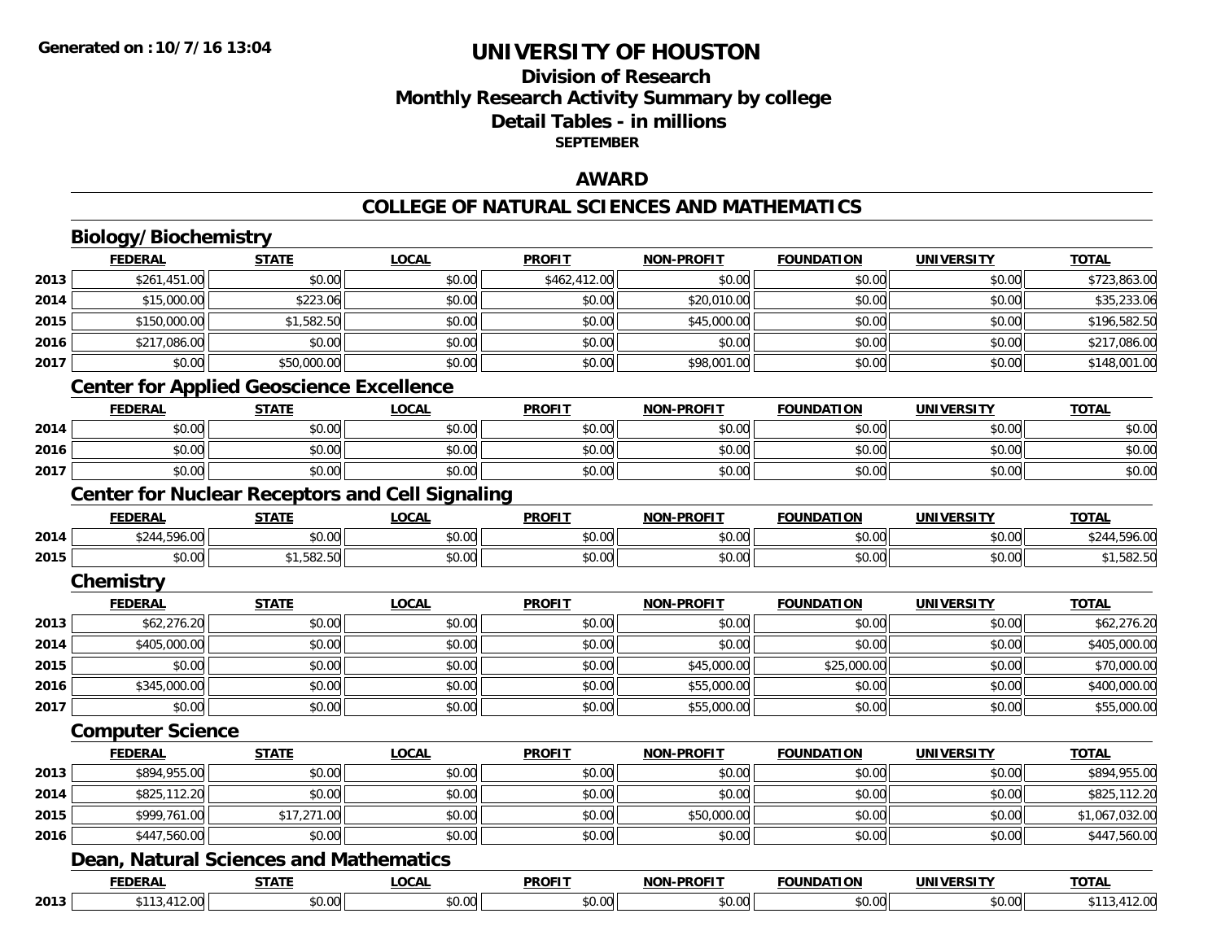Generated on :10/7/16 13:04

# UNIVERSITY OF HOUSTON

## Division of Research
## Monthly Research Activity Summary by college
## Detail Tables - in millions
**SEPTEMBER**

## AWARD

## COLLEGE OF NATURAL SCIENCES AND MATHEMATICS

### Biology/Biochemistry

| | FEDERAL | STATE | LOCAL | PROFIT | NON-PROFIT | FOUNDATION | UNIVERSITY | TOTAL |
|---|---|---|---|---|---|---|---|---|
| 2013 | $261,451.00 | $0.00 | $0.00 | $462,412.00 | $0.00 | $0.00 | $0.00 | $723,863.00 |
| 2014 | $15,000.00 | $223.06 | $0.00 | $0.00 | $20,010.00 | $0.00 | $0.00 | $35,233.06 |
| 2015 | $150,000.00 | $1,582.50 | $0.00 | $0.00 | $45,000.00 | $0.00 | $0.00 | $196,582.50 |
| 2016 | $217,086.00 | $0.00 | $0.00 | $0.00 | $0.00 | $0.00 | $0.00 | $217,086.00 |
| 2017 | $0.00 | $50,000.00 | $0.00 | $0.00 | $98,001.00 | $0.00 | $0.00 | $148,001.00 |

### Center for Applied Geoscience Excellence

| | FEDERAL | STATE | LOCAL | PROFIT | NON-PROFIT | FOUNDATION | UNIVERSITY | TOTAL |
|---|---|---|---|---|---|---|---|---|
| 2014 | $0.00 | $0.00 | $0.00 | $0.00 | $0.00 | $0.00 | $0.00 | $0.00 |
| 2016 | $0.00 | $0.00 | $0.00 | $0.00 | $0.00 | $0.00 | $0.00 | $0.00 |
| 2017 | $0.00 | $0.00 | $0.00 | $0.00 | $0.00 | $0.00 | $0.00 | $0.00 |

### Center for Nuclear Receptors and Cell Signaling

| | FEDERAL | STATE | LOCAL | PROFIT | NON-PROFIT | FOUNDATION | UNIVERSITY | TOTAL |
|---|---|---|---|---|---|---|---|---|
| 2014 | $244,596.00 | $0.00 | $0.00 | $0.00 | $0.00 | $0.00 | $0.00 | $244,596.00 |
| 2015 | $0.00 | $1,582.50 | $0.00 | $0.00 | $0.00 | $0.00 | $0.00 | $1,582.50 |

### Chemistry

| | FEDERAL | STATE | LOCAL | PROFIT | NON-PROFIT | FOUNDATION | UNIVERSITY | TOTAL |
|---|---|---|---|---|---|---|---|---|
| 2013 | $62,276.20 | $0.00 | $0.00 | $0.00 | $0.00 | $0.00 | $0.00 | $62,276.20 |
| 2014 | $405,000.00 | $0.00 | $0.00 | $0.00 | $0.00 | $0.00 | $0.00 | $405,000.00 |
| 2015 | $0.00 | $0.00 | $0.00 | $0.00 | $45,000.00 | $25,000.00 | $0.00 | $70,000.00 |
| 2016 | $345,000.00 | $0.00 | $0.00 | $0.00 | $55,000.00 | $0.00 | $0.00 | $400,000.00 |
| 2017 | $0.00 | $0.00 | $0.00 | $0.00 | $55,000.00 | $0.00 | $0.00 | $55,000.00 |

### Computer Science

| | FEDERAL | STATE | LOCAL | PROFIT | NON-PROFIT | FOUNDATION | UNIVERSITY | TOTAL |
|---|---|---|---|---|---|---|---|---|
| 2013 | $894,955.00 | $0.00 | $0.00 | $0.00 | $0.00 | $0.00 | $0.00 | $894,955.00 |
| 2014 | $825,112.20 | $0.00 | $0.00 | $0.00 | $0.00 | $0.00 | $0.00 | $825,112.20 |
| 2015 | $999,761.00 | $17,271.00 | $0.00 | $0.00 | $50,000.00 | $0.00 | $0.00 | $1,067,032.00 |
| 2016 | $447,560.00 | $0.00 | $0.00 | $0.00 | $0.00 | $0.00 | $0.00 | $447,560.00 |

### Dean, Natural Sciences and Mathematics

| | FEDERAL | STATE | LOCAL | PROFIT | NON-PROFIT | FOUNDATION | UNIVERSITY | TOTAL |
|---|---|---|---|---|---|---|---|---|
| 2013 | $113,412.00 | $0.00 | $0.00 | $0.00 | $0.00 | $0.00 | $0.00 | $113,412.00 |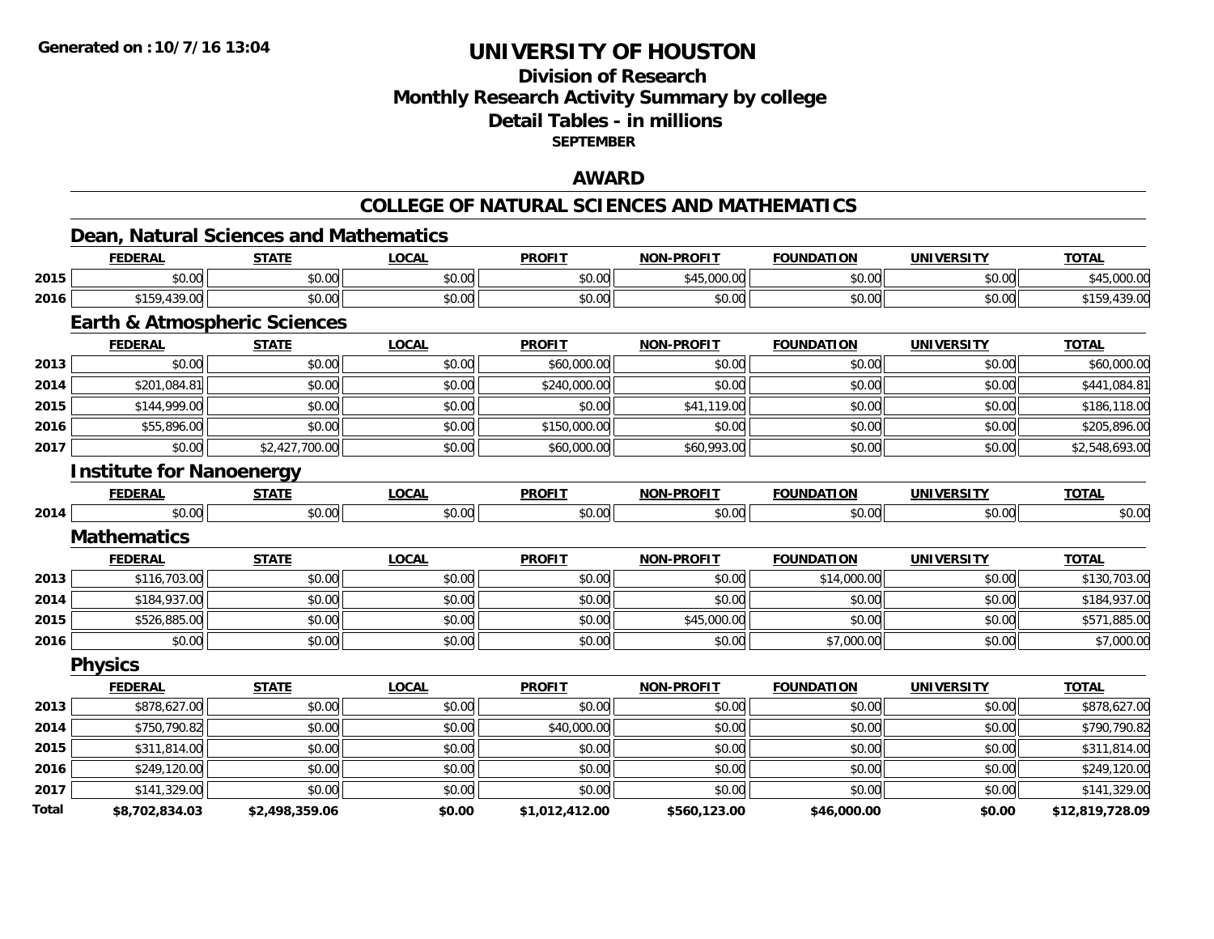# UNIVERSITY OF HOUSTON

## Division of Research
## Monthly Research Activity Summary by college
## Detail Tables - in millions
### SEPTEMBER

## AWARD

## COLLEGE OF NATURAL SCIENCES AND MATHEMATICS

### Dean, Natural Sciences and Mathematics

| | FEDERAL | STATE | LOCAL | PROFIT | NON-PROFIT | FOUNDATION | UNIVERSITY | TOTAL |
|---|---|---|---|---|---|---|---|---|
| 2015 | $0.00 | $0.00 | $0.00 | $0.00 | $45,000.00 | $0.00 | $0.00 | $45,000.00 |
| 2016 | $159,439.00 | $0.00 | $0.00 | $0.00 | $0.00 | $0.00 | $0.00 | $159,439.00 |

### Earth & Atmospheric Sciences

| | FEDERAL | STATE | LOCAL | PROFIT | NON-PROFIT | FOUNDATION | UNIVERSITY | TOTAL |
|---|---|---|---|---|---|---|---|---|
| 2013 | $0.00 | $0.00 | $0.00 | $60,000.00 | $0.00 | $0.00 | $0.00 | $60,000.00 |
| 2014 | $201,084.81 | $0.00 | $0.00 | $240,000.00 | $0.00 | $0.00 | $0.00 | $441,084.81 |
| 2015 | $144,999.00 | $0.00 | $0.00 | $0.00 | $41,119.00 | $0.00 | $0.00 | $186,118.00 |
| 2016 | $55,896.00 | $0.00 | $0.00 | $150,000.00 | $0.00 | $0.00 | $0.00 | $205,896.00 |
| 2017 | $0.00 | $2,427,700.00 | $0.00 | $60,000.00 | $60,993.00 | $0.00 | $0.00 | $2,548,693.00 |

### Institute for Nanoenergy

| | FEDERAL | STATE | LOCAL | PROFIT | NON-PROFIT | FOUNDATION | UNIVERSITY | TOTAL |
|---|---|---|---|---|---|---|---|---|
| 2014 | $0.00 | $0.00 | $0.00 | $0.00 | $0.00 | $0.00 | $0.00 | $0.00 |

### Mathematics

| | FEDERAL | STATE | LOCAL | PROFIT | NON-PROFIT | FOUNDATION | UNIVERSITY | TOTAL |
|---|---|---|---|---|---|---|---|---|
| 2013 | $116,703.00 | $0.00 | $0.00 | $0.00 | $0.00 | $14,000.00 | $0.00 | $130,703.00 |
| 2014 | $184,937.00 | $0.00 | $0.00 | $0.00 | $0.00 | $0.00 | $0.00 | $184,937.00 |
| 2015 | $526,885.00 | $0.00 | $0.00 | $0.00 | $45,000.00 | $0.00 | $0.00 | $571,885.00 |
| 2016 | $0.00 | $0.00 | $0.00 | $0.00 | $0.00 | $7,000.00 | $0.00 | $7,000.00 |

### Physics

| | FEDERAL | STATE | LOCAL | PROFIT | NON-PROFIT | FOUNDATION | UNIVERSITY | TOTAL |
|---|---|---|---|---|---|---|---|---|
| 2013 | $878,627.00 | $0.00 | $0.00 | $0.00 | $0.00 | $0.00 | $0.00 | $878,627.00 |
| 2014 | $750,790.82 | $0.00 | $0.00 | $40,000.00 | $0.00 | $0.00 | $0.00 | $790,790.82 |
| 2015 | $311,814.00 | $0.00 | $0.00 | $0.00 | $0.00 | $0.00 | $0.00 | $311,814.00 |
| 2016 | $249,120.00 | $0.00 | $0.00 | $0.00 | $0.00 | $0.00 | $0.00 | $249,120.00 |
| 2017 | $141,329.00 | $0.00 | $0.00 | $0.00 | $0.00 | $0.00 | $0.00 | $141,329.00 |
| **Total** | **$8,702,834.03** | **$2,498,359.06** | **$0.00** | **$1,012,412.00** | **$560,123.00** | **$46,000.00** | **$0.00** | **$12,819,728.09** |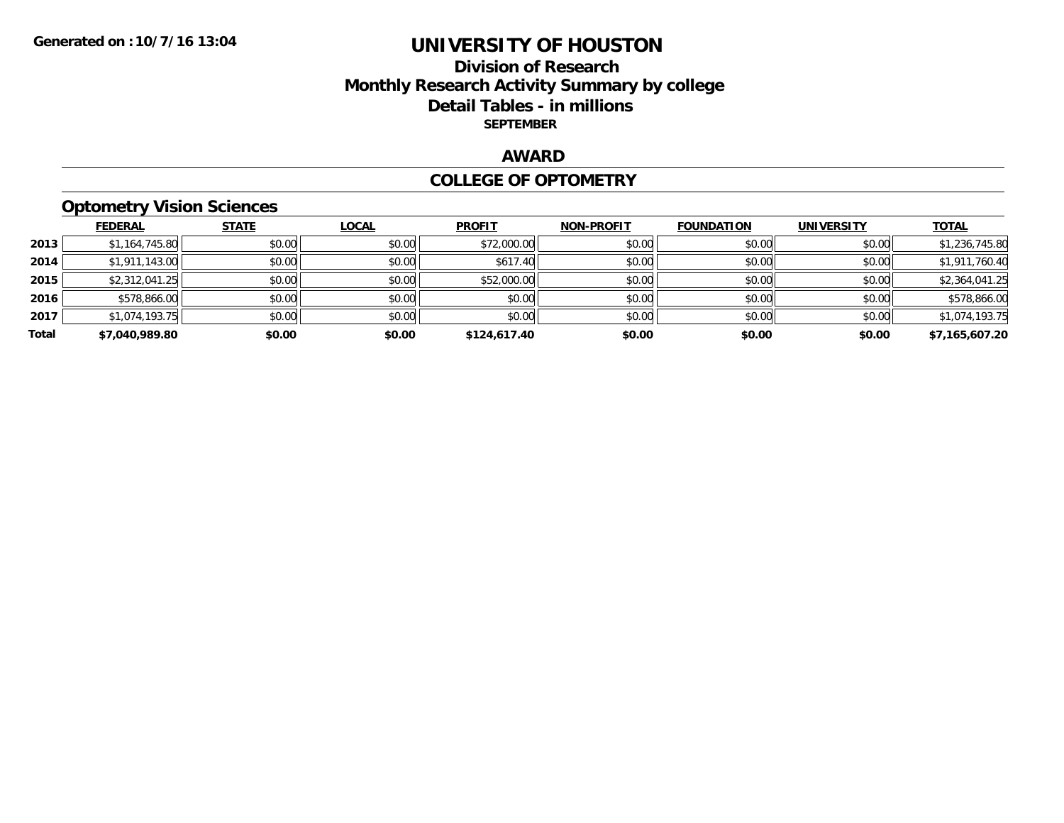# UNIVERSITY OF HOUSTON

## Division of Research

## Monthly Research Activity Summary by college

## Detail Tables - in millions

**SEPTEMBER**

### AWARD

### COLLEGE OF OPTOMETRY

#### Optometry Vision Sciences

| | FEDERAL | STATE | LOCAL | PROFIT | NON-PROFIT | FOUNDATION | UNIVERSITY | TOTAL |
|---|---|---|---|---|---|---|---|---|
| 2013 | $1,164,745.80 | $0.00 | $0.00 | $72,000.00 | $0.00 | $0.00 | $0.00 | $1,236,745.80 |
| 2014 | $1,911,143.00 | $0.00 | $0.00 | $617.40 | $0.00 | $0.00 | $0.00 | $1,911,760.40 |
| 2015 | $2,312,041.25 | $0.00 | $0.00 | $52,000.00 | $0.00 | $0.00 | $0.00 | $2,364,041.25 |
| 2016 | $578,866.00 | $0.00 | $0.00 | $0.00 | $0.00 | $0.00 | $0.00 | $578,866.00 |
| 2017 | $1,074,193.75 | $0.00 | $0.00 | $0.00 | $0.00 | $0.00 | $0.00 | $1,074,193.75 |
| **Total** | **$7,040,989.80** | **$0.00** | **$0.00** | **$124,617.40** | **$0.00** | **$0.00** | **$0.00** | **$7,165,607.20** |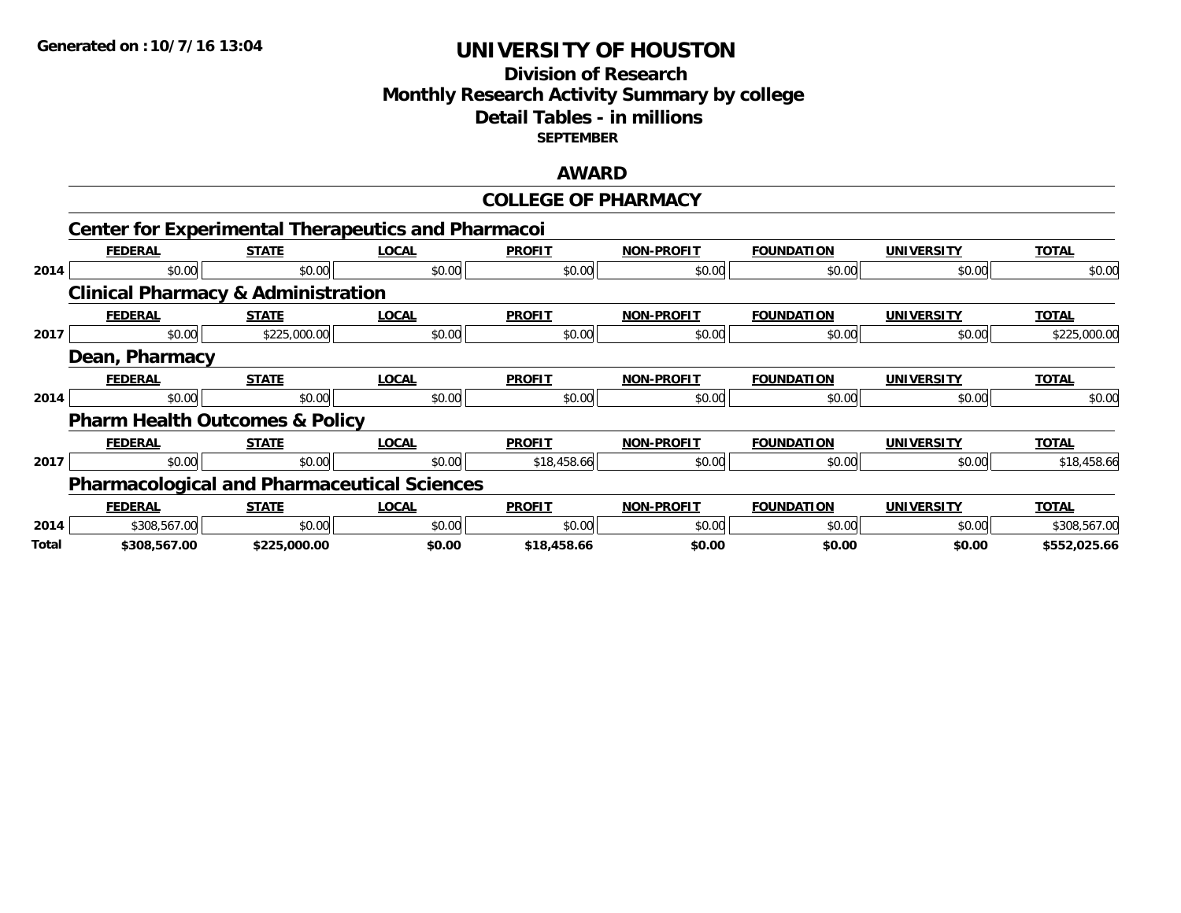**Generated on :10/7/16 13:04**

# UNIVERSITY OF HOUSTON

## Division of Research
## Monthly Research Activity Summary by college
## Detail Tables - in millions
### SEPTEMBER

## AWARD

## COLLEGE OF PHARMACY

### Center for Experimental Therapeutics and Pharmacoi

| | FEDERAL | STATE | LOCAL | PROFIT | NON-PROFIT | FOUNDATION | UNIVERSITY | TOTAL |
|---|---|---|---|---|---|---|---|---|
| 2014 | $0.00 | $0.00 | $0.00 | $0.00 | $0.00 | $0.00 | $0.00 | $0.00 |

### Clinical Pharmacy & Administration

| | FEDERAL | STATE | LOCAL | PROFIT | NON-PROFIT | FOUNDATION | UNIVERSITY | TOTAL |
|---|---|---|---|---|---|---|---|---|
| 2017 | $0.00 | $225,000.00 | $0.00 | $0.00 | $0.00 | $0.00 | $0.00 | $225,000.00 |

### Dean, Pharmacy

| | FEDERAL | STATE | LOCAL | PROFIT | NON-PROFIT | FOUNDATION | UNIVERSITY | TOTAL |
|---|---|---|---|---|---|---|---|---|
| 2014 | $0.00 | $0.00 | $0.00 | $0.00 | $0.00 | $0.00 | $0.00 | $0.00 |

### Pharm Health Outcomes & Policy

| | FEDERAL | STATE | LOCAL | PROFIT | NON-PROFIT | FOUNDATION | UNIVERSITY | TOTAL |
|---|---|---|---|---|---|---|---|---|
| 2017 | $0.00 | $0.00 | $0.00 | $18,458.66 | $0.00 | $0.00 | $0.00 | $18,458.66 |

### Pharmacological and Pharmaceutical Sciences

| | FEDERAL | STATE | LOCAL | PROFIT | NON-PROFIT | FOUNDATION | UNIVERSITY | TOTAL |
|---|---|---|---|---|---|---|---|---|
| 2014 | $308,567.00 | $0.00 | $0.00 | $0.00 | $0.00 | $0.00 | $0.00 | $308,567.00 |
| **Total** | **$308,567.00** | **$225,000.00** | **$0.00** | **$18,458.66** | **$0.00** | **$0.00** | **$0.00** | **$552,025.66** |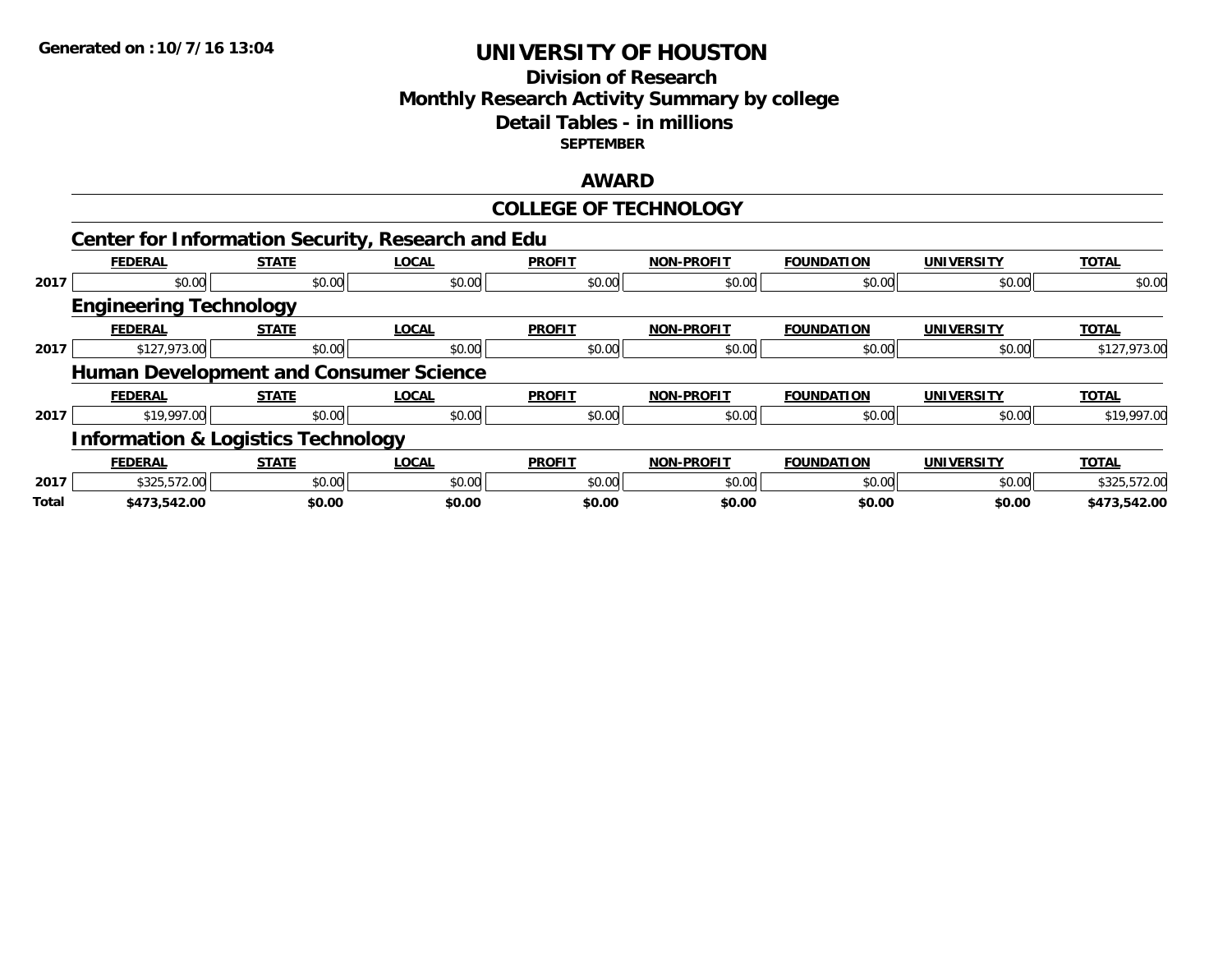Generated on :10/7/16 13:04

# UNIVERSITY OF HOUSTON

## Division of Research
## Monthly Research Activity Summary by college
## Detail Tables - in millions
### SEPTEMBER

## AWARD

## COLLEGE OF TECHNOLOGY

### Center for Information Security, Research and Edu

| | FEDERAL | STATE | LOCAL | PROFIT | NON-PROFIT | FOUNDATION | UNIVERSITY | TOTAL |
|---|---|---|---|---|---|---|---|---|
| 2017 | $0.00 | $0.00 | $0.00 | $0.00 | $0.00 | $0.00 | $0.00 | $0.00 |

### Engineering Technology

| | FEDERAL | STATE | LOCAL | PROFIT | NON-PROFIT | FOUNDATION | UNIVERSITY | TOTAL |
|---|---|---|---|---|---|---|---|---|
| 2017 | $127,973.00 | $0.00 | $0.00 | $0.00 | $0.00 | $0.00 | $0.00 | $127,973.00 |

### Human Development and Consumer Science

| | FEDERAL | STATE | LOCAL | PROFIT | NON-PROFIT | FOUNDATION | UNIVERSITY | TOTAL |
|---|---|---|---|---|---|---|---|---|
| 2017 | $19,997.00 | $0.00 | $0.00 | $0.00 | $0.00 | $0.00 | $0.00 | $19,997.00 |

### Information & Logistics Technology

| | FEDERAL | STATE | LOCAL | PROFIT | NON-PROFIT | FOUNDATION | UNIVERSITY | TOTAL |
|---|---|---|---|---|---|---|---|---|
| 2017 | $325,572.00 | $0.00 | $0.00 | $0.00 | $0.00 | $0.00 | $0.00 | $325,572.00 |
| **Total** | **$473,542.00** | **$0.00** | **$0.00** | **$0.00** | **$0.00** | **$0.00** | **$0.00** | **$473,542.00** |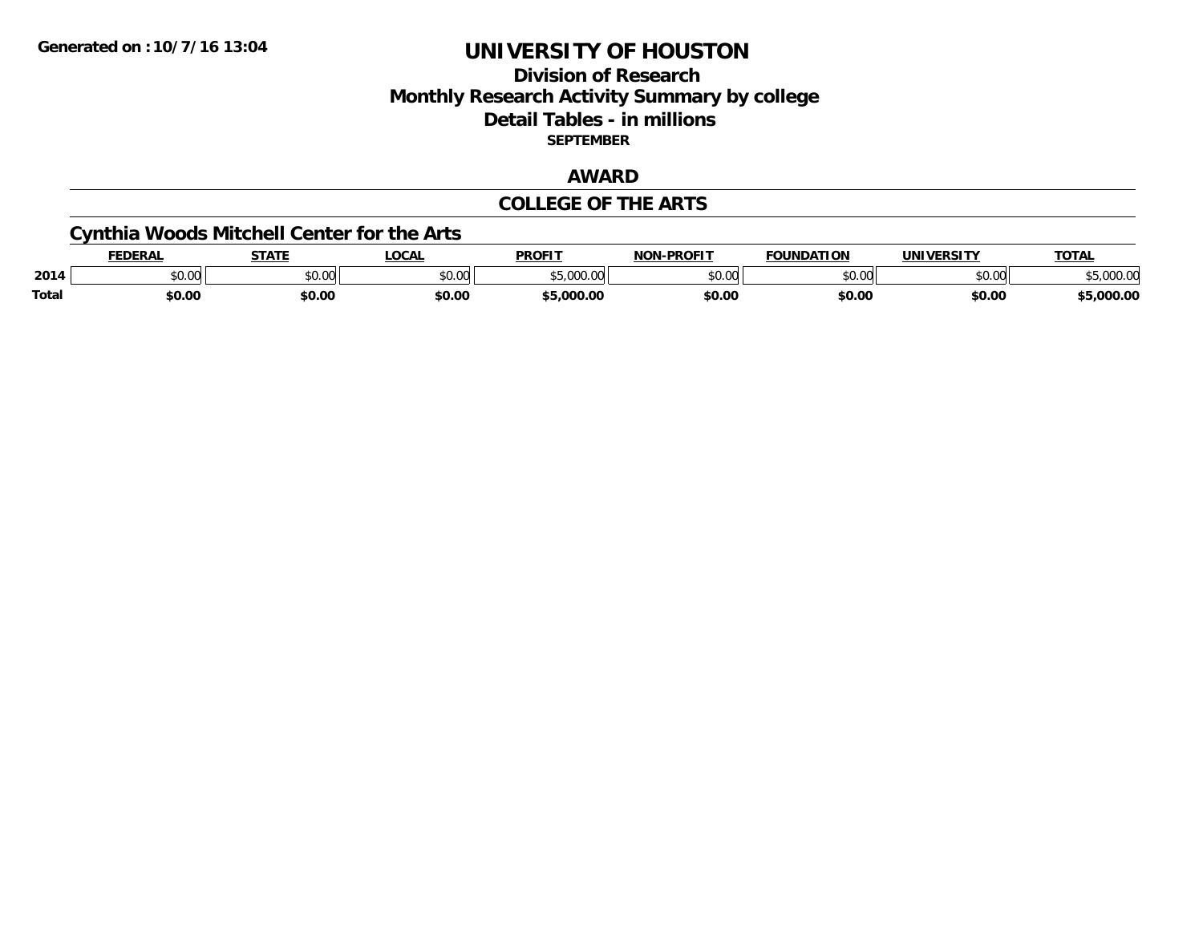# UNIVERSITY OF HOUSTON

## Division of Research
## Monthly Research Activity Summary by college
## Detail Tables - in millions

**SEPTEMBER**

## AWARD

## COLLEGE OF THE ARTS

### Cynthia Woods Mitchell Center for the Arts

| | FEDERAL | STATE | LOCAL | PROFIT | NON-PROFIT | FOUNDATION | UNIVERSITY | TOTAL |
|---|---|---|---|---|---|---|---|---|
| 2014 | $0.00 | $0.00 | $0.00 | $5,000.00 | $0.00 | $0.00 | $0.00 | $5,000.00 |
| **Total** | **$0.00** | **$0.00** | **$0.00** | **$5,000.00** | **$0.00** | **$0.00** | **$0.00** | **$5,000.00** |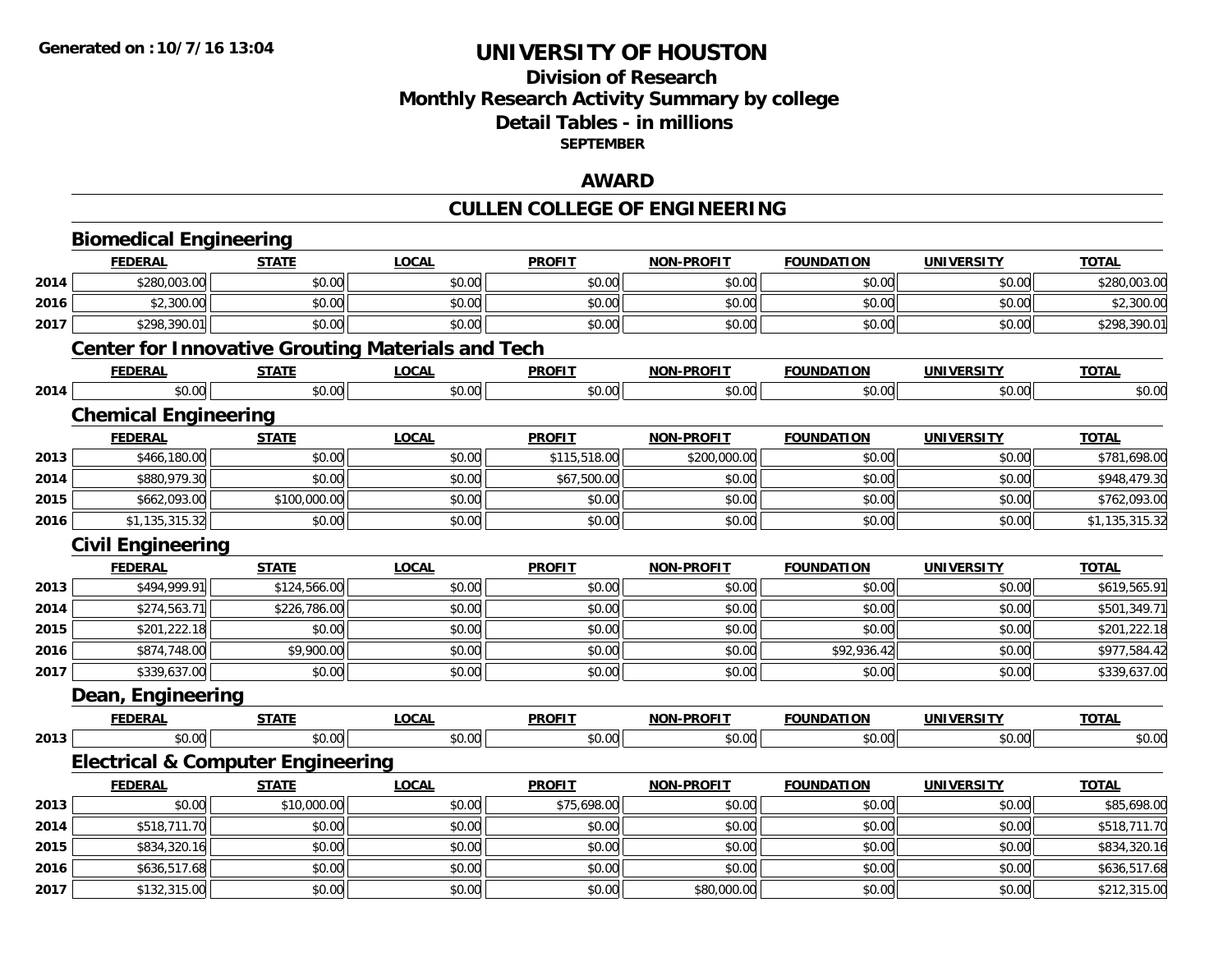# UNIVERSITY OF HOUSTON

## Division of Research
## Monthly Research Activity Summary by college
## Detail Tables - in millions
**SEPTEMBER**

## AWARD

## CULLEN COLLEGE OF ENGINEERING

### Biomedical Engineering

| | FEDERAL | STATE | LOCAL | PROFIT | NON-PROFIT | FOUNDATION | UNIVERSITY | TOTAL |
|---|---|---|---|---|---|---|---|---|
| 2014 | $280,003.00 | $0.00 | $0.00 | $0.00 | $0.00 | $0.00 | $0.00 | $280,003.00 |
| 2016 | $2,300.00 | $0.00 | $0.00 | $0.00 | $0.00 | $0.00 | $0.00 | $2,300.00 |
| 2017 | $298,390.01 | $0.00 | $0.00 | $0.00 | $0.00 | $0.00 | $0.00 | $298,390.01 |

### Center for Innovative Grouting Materials and Tech

| | FEDERAL | STATE | LOCAL | PROFIT | NON-PROFIT | FOUNDATION | UNIVERSITY | TOTAL |
|---|---|---|---|---|---|---|---|---|
| 2014 | $0.00 | $0.00 | $0.00 | $0.00 | $0.00 | $0.00 | $0.00 | $0.00 |

### Chemical Engineering

| | FEDERAL | STATE | LOCAL | PROFIT | NON-PROFIT | FOUNDATION | UNIVERSITY | TOTAL |
|---|---|---|---|---|---|---|---|---|
| 2013 | $466,180.00 | $0.00 | $0.00 | $115,518.00 | $200,000.00 | $0.00 | $0.00 | $781,698.00 |
| 2014 | $880,979.30 | $0.00 | $0.00 | $67,500.00 | $0.00 | $0.00 | $0.00 | $948,479.30 |
| 2015 | $662,093.00 | $100,000.00 | $0.00 | $0.00 | $0.00 | $0.00 | $0.00 | $762,093.00 |
| 2016 | $1,135,315.32 | $0.00 | $0.00 | $0.00 | $0.00 | $0.00 | $0.00 | $1,135,315.32 |

### Civil Engineering

| | FEDERAL | STATE | LOCAL | PROFIT | NON-PROFIT | FOUNDATION | UNIVERSITY | TOTAL |
|---|---|---|---|---|---|---|---|---|
| 2013 | $494,999.91 | $124,566.00 | $0.00 | $0.00 | $0.00 | $0.00 | $0.00 | $619,565.91 |
| 2014 | $274,563.71 | $226,786.00 | $0.00 | $0.00 | $0.00 | $0.00 | $0.00 | $501,349.71 |
| 2015 | $201,222.18 | $0.00 | $0.00 | $0.00 | $0.00 | $0.00 | $0.00 | $201,222.18 |
| 2016 | $874,748.00 | $9,900.00 | $0.00 | $0.00 | $0.00 | $92,936.42 | $0.00 | $977,584.42 |
| 2017 | $339,637.00 | $0.00 | $0.00 | $0.00 | $0.00 | $0.00 | $0.00 | $339,637.00 |

### Dean, Engineering

| | FEDERAL | STATE | LOCAL | PROFIT | NON-PROFIT | FOUNDATION | UNIVERSITY | TOTAL |
|---|---|---|---|---|---|---|---|---|
| 2013 | $0.00 | $0.00 | $0.00 | $0.00 | $0.00 | $0.00 | $0.00 | $0.00 |

### Electrical & Computer Engineering

| | FEDERAL | STATE | LOCAL | PROFIT | NON-PROFIT | FOUNDATION | UNIVERSITY | TOTAL |
|---|---|---|---|---|---|---|---|---|
| 2013 | $0.00 | $10,000.00 | $0.00 | $75,698.00 | $0.00 | $0.00 | $0.00 | $85,698.00 |
| 2014 | $518,711.70 | $0.00 | $0.00 | $0.00 | $0.00 | $0.00 | $0.00 | $518,711.70 |
| 2015 | $834,320.16 | $0.00 | $0.00 | $0.00 | $0.00 | $0.00 | $0.00 | $834,320.16 |
| 2016 | $636,517.68 | $0.00 | $0.00 | $0.00 | $0.00 | $0.00 | $0.00 | $636,517.68 |
| 2017 | $132,315.00 | $0.00 | $0.00 | $0.00 | $80,000.00 | $0.00 | $0.00 | $212,315.00 |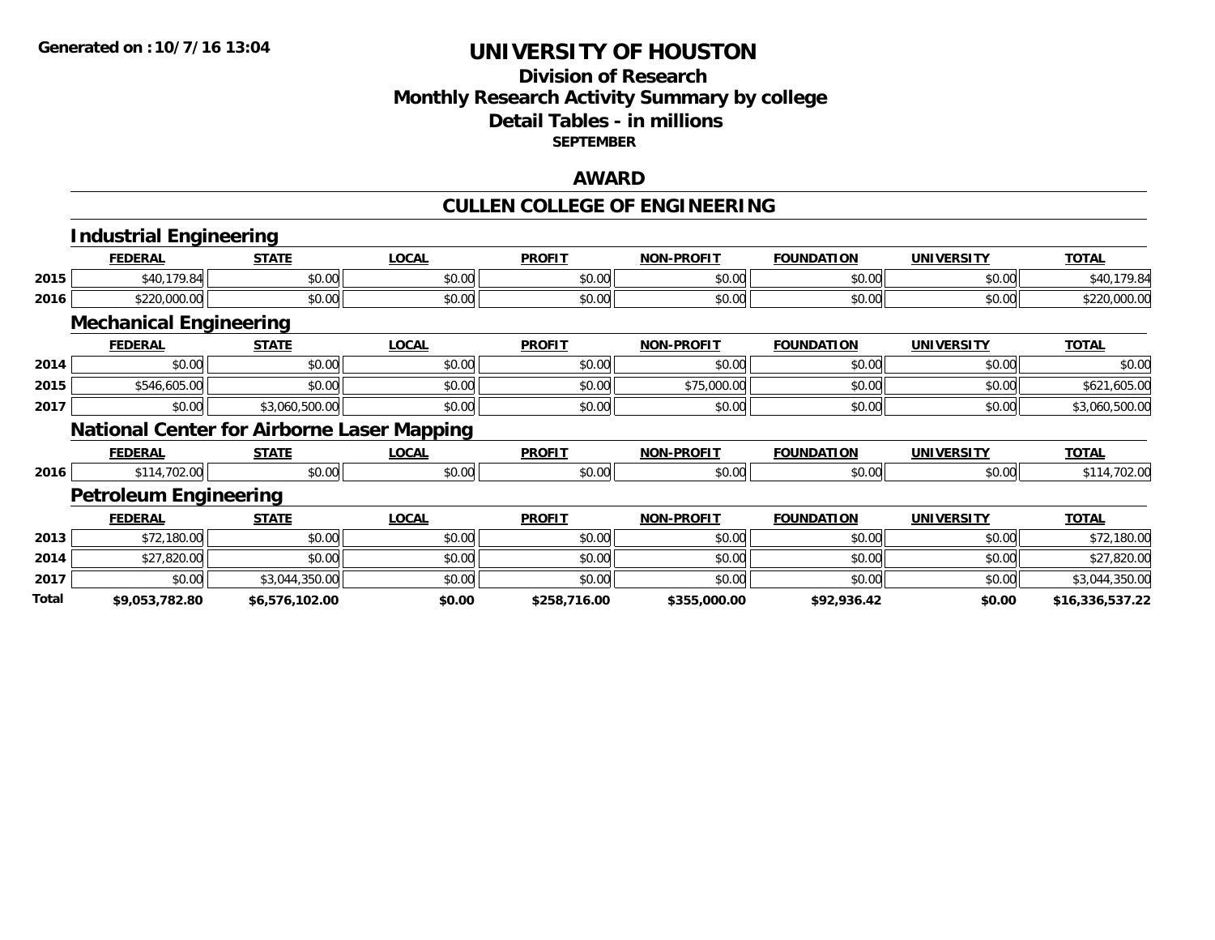**Generated on :10/7/16 13:04**

# UNIVERSITY OF HOUSTON

## Division of Research
## Monthly Research Activity Summary by college
## Detail Tables - in millions
### SEPTEMBER

## AWARD

## CULLEN COLLEGE OF ENGINEERING

### Industrial Engineering

| | FEDERAL | STATE | LOCAL | PROFIT | NON-PROFIT | FOUNDATION | UNIVERSITY | TOTAL |
|---|---|---|---|---|---|---|---|---|
| 2015 | $40,179.84 | $0.00 | $0.00 | $0.00 | $0.00 | $0.00 | $0.00 | $40,179.84 |
| 2016 | $220,000.00 | $0.00 | $0.00 | $0.00 | $0.00 | $0.00 | $0.00 | $220,000.00 |

### Mechanical Engineering

| | FEDERAL | STATE | LOCAL | PROFIT | NON-PROFIT | FOUNDATION | UNIVERSITY | TOTAL |
|---|---|---|---|---|---|---|---|---|
| 2014 | $0.00 | $0.00 | $0.00 | $0.00 | $0.00 | $0.00 | $0.00 | $0.00 |
| 2015 | $546,605.00 | $0.00 | $0.00 | $0.00 | $75,000.00 | $0.00 | $0.00 | $621,605.00 |
| 2017 | $0.00 | $3,060,500.00 | $0.00 | $0.00 | $0.00 | $0.00 | $0.00 | $3,060,500.00 |

### National Center for Airborne Laser Mapping

| | FEDERAL | STATE | LOCAL | PROFIT | NON-PROFIT | FOUNDATION | UNIVERSITY | TOTAL |
|---|---|---|---|---|---|---|---|---|
| 2016 | $114,702.00 | $0.00 | $0.00 | $0.00 | $0.00 | $0.00 | $0.00 | $114,702.00 |

### Petroleum Engineering

| | FEDERAL | STATE | LOCAL | PROFIT | NON-PROFIT | FOUNDATION | UNIVERSITY | TOTAL |
|---|---|---|---|---|---|---|---|---|
| 2013 | $72,180.00 | $0.00 | $0.00 | $0.00 | $0.00 | $0.00 | $0.00 | $72,180.00 |
| 2014 | $27,820.00 | $0.00 | $0.00 | $0.00 | $0.00 | $0.00 | $0.00 | $27,820.00 |
| 2017 | $0.00 | $3,044,350.00 | $0.00 | $0.00 | $0.00 | $0.00 | $0.00 | $3,044,350.00 |
| **Total** | **$9,053,782.80** | **$6,576,102.00** | **$0.00** | **$258,716.00** | **$355,000.00** | **$92,936.42** | **$0.00** | **$16,336,537.22** |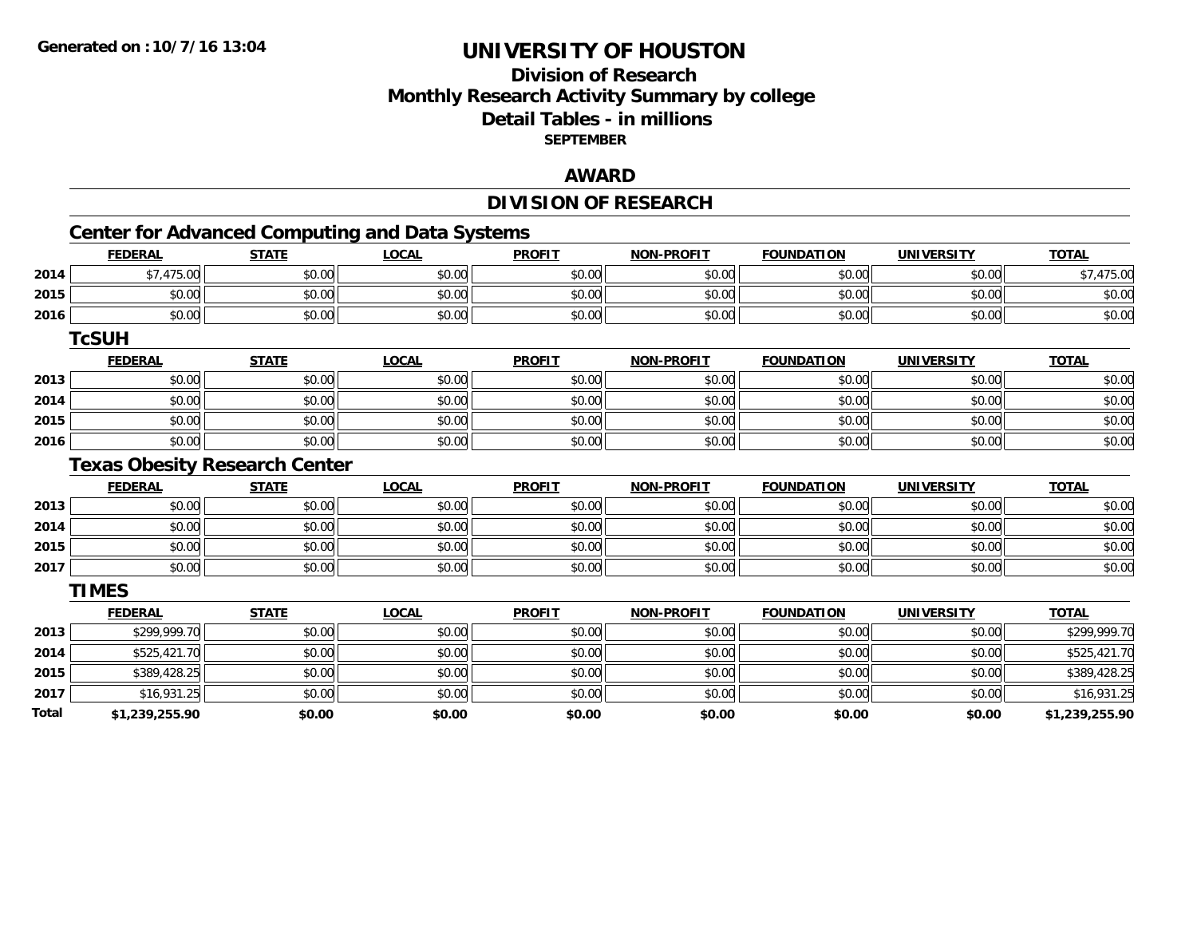# UNIVERSITY OF HOUSTON

## Division of Research

## Monthly Research Activity Summary by college

## Detail Tables - in millions

**SEPTEMBER**

## AWARD

## DIVISION OF RESEARCH

### Center for Advanced Computing and Data Systems

| | FEDERAL | STATE | LOCAL | PROFIT | NON-PROFIT | FOUNDATION | UNIVERSITY | TOTAL |
|---|---|---|---|---|---|---|---|---|
| 2014 | $7,475.00 | $0.00 | $0.00 | $0.00 | $0.00 | $0.00 | $0.00 | $7,475.00 |
| 2015 | $0.00 | $0.00 | $0.00 | $0.00 | $0.00 | $0.00 | $0.00 | $0.00 |
| 2016 | $0.00 | $0.00 | $0.00 | $0.00 | $0.00 | $0.00 | $0.00 | $0.00 |

### TcSUH

| | FEDERAL | STATE | LOCAL | PROFIT | NON-PROFIT | FOUNDATION | UNIVERSITY | TOTAL |
|---|---|---|---|---|---|---|---|---|
| 2013 | $0.00 | $0.00 | $0.00 | $0.00 | $0.00 | $0.00 | $0.00 | $0.00 |
| 2014 | $0.00 | $0.00 | $0.00 | $0.00 | $0.00 | $0.00 | $0.00 | $0.00 |
| 2015 | $0.00 | $0.00 | $0.00 | $0.00 | $0.00 | $0.00 | $0.00 | $0.00 |
| 2016 | $0.00 | $0.00 | $0.00 | $0.00 | $0.00 | $0.00 | $0.00 | $0.00 |

### Texas Obesity Research Center

| | FEDERAL | STATE | LOCAL | PROFIT | NON-PROFIT | FOUNDATION | UNIVERSITY | TOTAL |
|---|---|---|---|---|---|---|---|---|
| 2013 | $0.00 | $0.00 | $0.00 | $0.00 | $0.00 | $0.00 | $0.00 | $0.00 |
| 2014 | $0.00 | $0.00 | $0.00 | $0.00 | $0.00 | $0.00 | $0.00 | $0.00 |
| 2015 | $0.00 | $0.00 | $0.00 | $0.00 | $0.00 | $0.00 | $0.00 | $0.00 |
| 2017 | $0.00 | $0.00 | $0.00 | $0.00 | $0.00 | $0.00 | $0.00 | $0.00 |

### TIMES

| | FEDERAL | STATE | LOCAL | PROFIT | NON-PROFIT | FOUNDATION | UNIVERSITY | TOTAL |
|---|---|---|---|---|---|---|---|---|
| 2013 | $299,999.70 | $0.00 | $0.00 | $0.00 | $0.00 | $0.00 | $0.00 | $299,999.70 |
| 2014 | $525,421.70 | $0.00 | $0.00 | $0.00 | $0.00 | $0.00 | $0.00 | $525,421.70 |
| 2015 | $389,428.25 | $0.00 | $0.00 | $0.00 | $0.00 | $0.00 | $0.00 | $389,428.25 |
| 2017 | $16,931.25 | $0.00 | $0.00 | $0.00 | $0.00 | $0.00 | $0.00 | $16,931.25 |
| **Total** | **$1,239,255.90** | **$0.00** | **$0.00** | **$0.00** | **$0.00** | **$0.00** | **$0.00** | **$1,239,255.90** |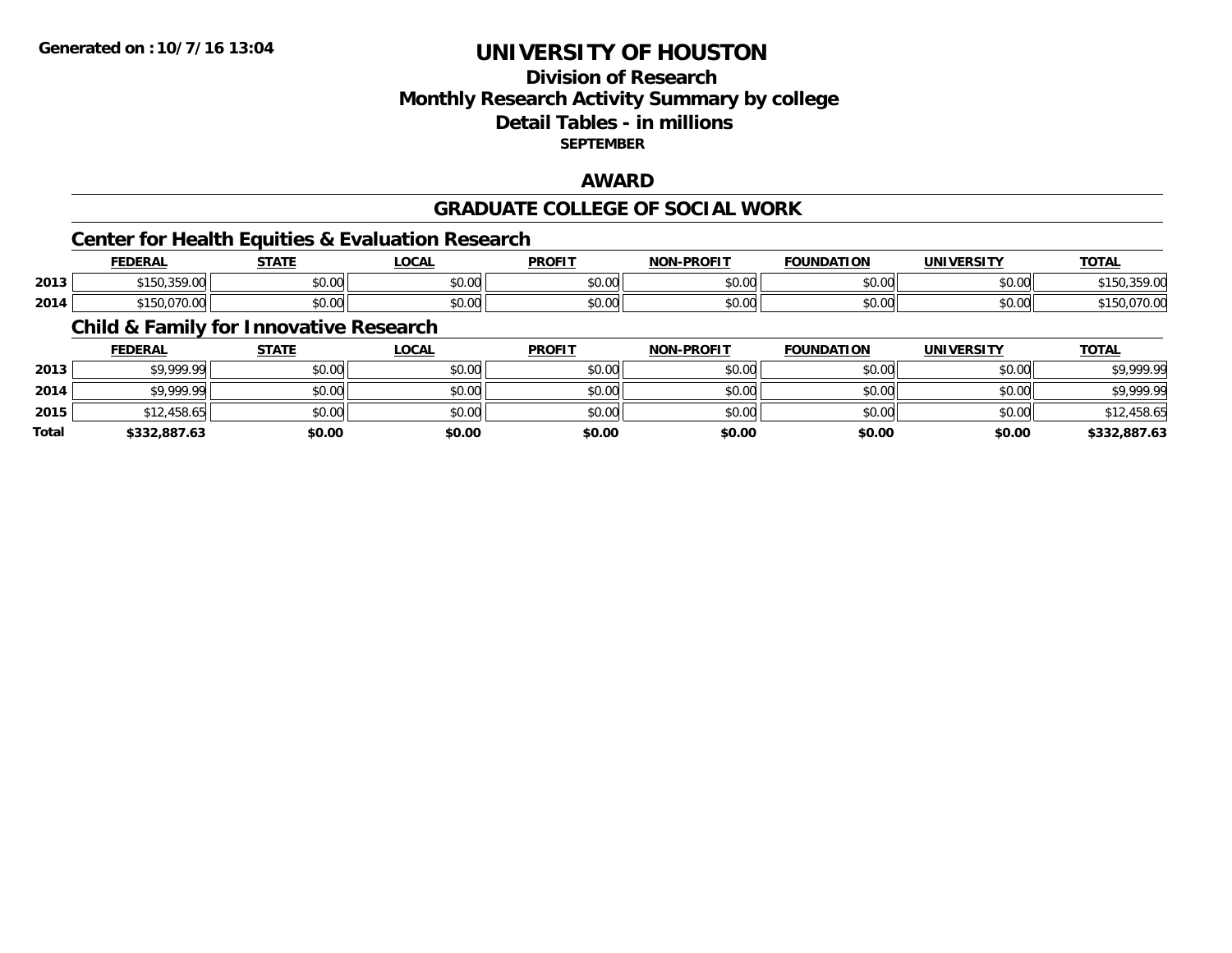Generated on :10/7/16 13:04

# UNIVERSITY OF HOUSTON

## Division of Research
## Monthly Research Activity Summary by college
## Detail Tables - in millions
**SEPTEMBER**

## AWARD

## GRADUATE COLLEGE OF SOCIAL WORK

### Center for Health Equities & Evaluation Research

| | FEDERAL | STATE | LOCAL | PROFIT | NON-PROFIT | FOUNDATION | UNIVERSITY | TOTAL |
|---|---|---|---|---|---|---|---|---|
| 2013 | $150,359.00 | $0.00 | $0.00 | $0.00 | $0.00 | $0.00 | $0.00 | $150,359.00 |
| 2014 | $150,070.00 | $0.00 | $0.00 | $0.00 | $0.00 | $0.00 | $0.00 | $150,070.00 |

### Child & Family for Innovative Research

| | FEDERAL | STATE | LOCAL | PROFIT | NON-PROFIT | FOUNDATION | UNIVERSITY | TOTAL |
|---|---|---|---|---|---|---|---|---|
| 2013 | $9,999.99 | $0.00 | $0.00 | $0.00 | $0.00 | $0.00 | $0.00 | $9,999.99 |
| 2014 | $9,999.99 | $0.00 | $0.00 | $0.00 | $0.00 | $0.00 | $0.00 | $9,999.99 |
| 2015 | $12,458.65 | $0.00 | $0.00 | $0.00 | $0.00 | $0.00 | $0.00 | $12,458.65 |
| **Total** | **$332,887.63** | **$0.00** | **$0.00** | **$0.00** | **$0.00** | **$0.00** | **$0.00** | **$332,887.63** |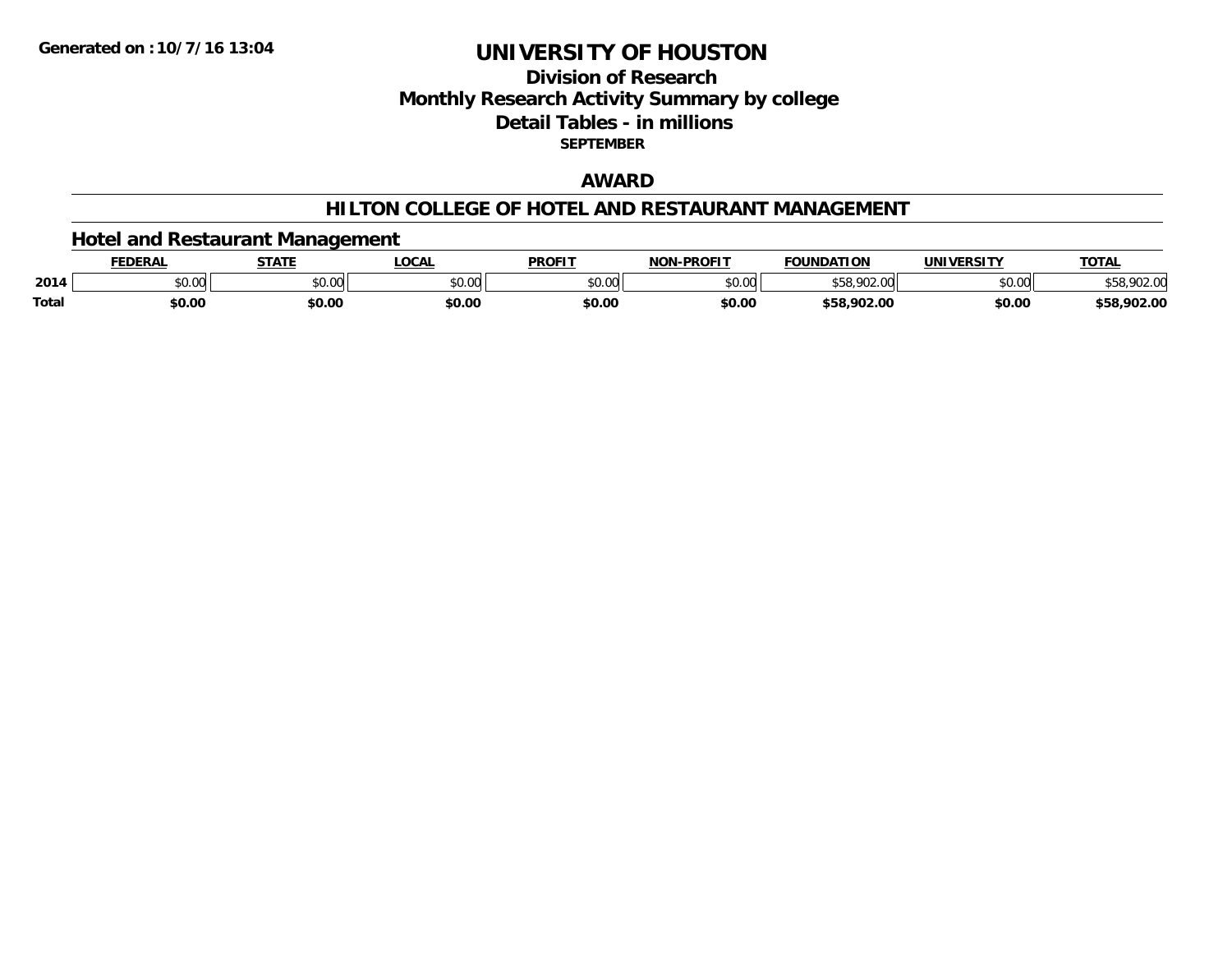# UNIVERSITY OF HOUSTON

## Division of Research
## Monthly Research Activity Summary by college
## Detail Tables - in millions

**SEPTEMBER**

## AWARD

## HILTON COLLEGE OF HOTEL AND RESTAURANT MANAGEMENT

### Hotel and Restaurant Management

| | FEDERAL | STATE | LOCAL | PROFIT | NON-PROFIT | FOUNDATION | UNIVERSITY | TOTAL |
|---|---|---|---|---|---|---|---|---|
| 2014 | $0.00 | $0.00 | $0.00 | $0.00 | $0.00 | $58,902.00 | $0.00 | $58,902.00 |
| Total | $0.00 | $0.00 | $0.00 | $0.00 | $0.00 | $58,902.00 | $0.00 | $58,902.00 |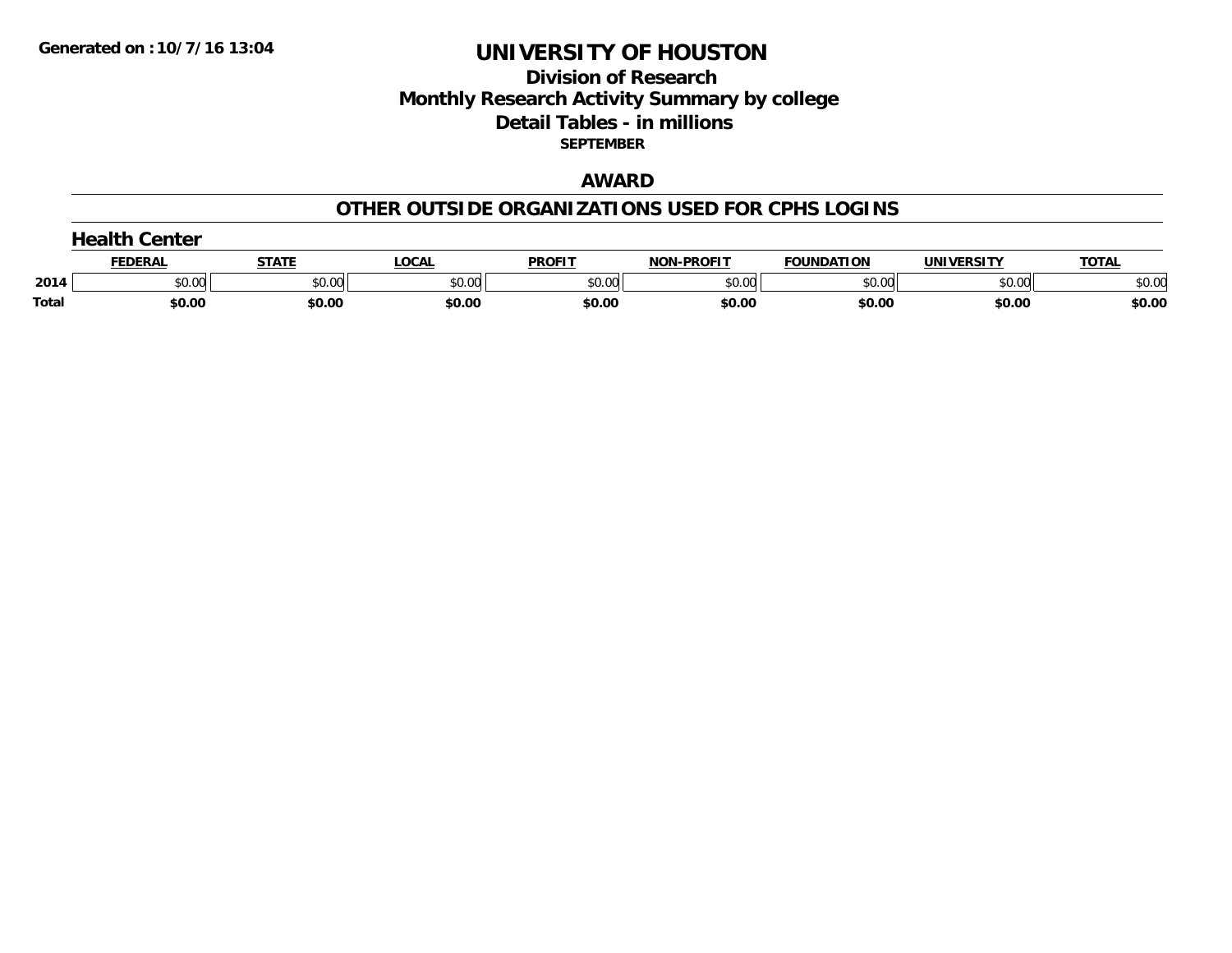Generated on :10/7/16 13:04

# UNIVERSITY OF HOUSTON

## Division of Research

## Monthly Research Activity Summary by college

## Detail Tables - in millions

**SEPTEMBER**

### AWARD

### OTHER OUTSIDE ORGANIZATIONS USED FOR CPHS LOGINS

#### Health Center

| | FEDERAL | STATE | LOCAL | PROFIT | NON-PROFIT | FOUNDATION | UNIVERSITY | TOTAL |
|---|---|---|---|---|---|---|---|---|
| 2014 | $0.00 | $0.00 | $0.00 | $0.00 | $0.00 | $0.00 | $0.00 | $0.00 |
| **Total** | **$0.00** | **$0.00** | **$0.00** | **$0.00** | **$0.00** | **$0.00** | **$0.00** | **$0.00** |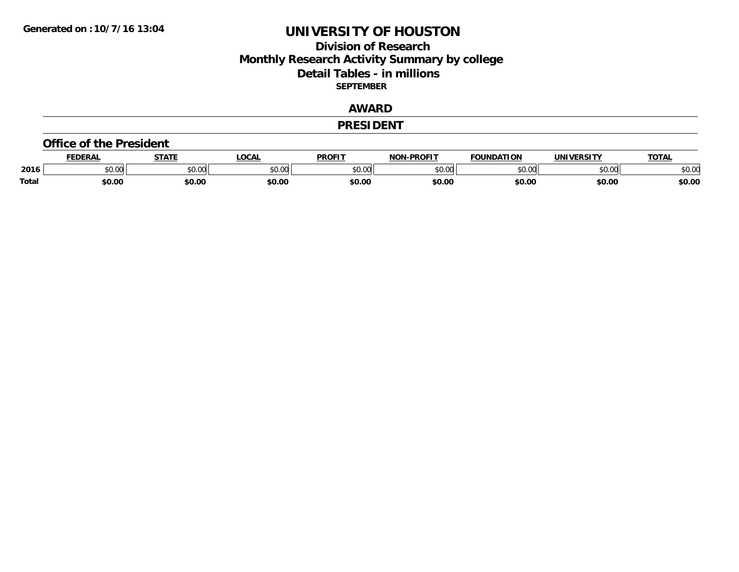# UNIVERSITY OF HOUSTON

## Division of Research

## Monthly Research Activity Summary by college

## Detail Tables - in millions

**SEPTEMBER**

Generated on : 10/7/16 13:04

### AWARD

### PRESIDENT

#### Office of the President

| | FEDERAL | STATE | LOCAL | PROFIT | NON-PROFIT | FOUNDATION | UNIVERSITY | TOTAL |
|---|---|---|---|---|---|---|---|---|
| 2016 | $0.00 | $0.00 | $0.00 | $0.00 | $0.00 | $0.00 | $0.00 | $0.00 |
| **Total** | **$0.00** | **$0.00** | **$0.00** | **$0.00** | **$0.00** | **$0.00** | **$0.00** | **$0.00** |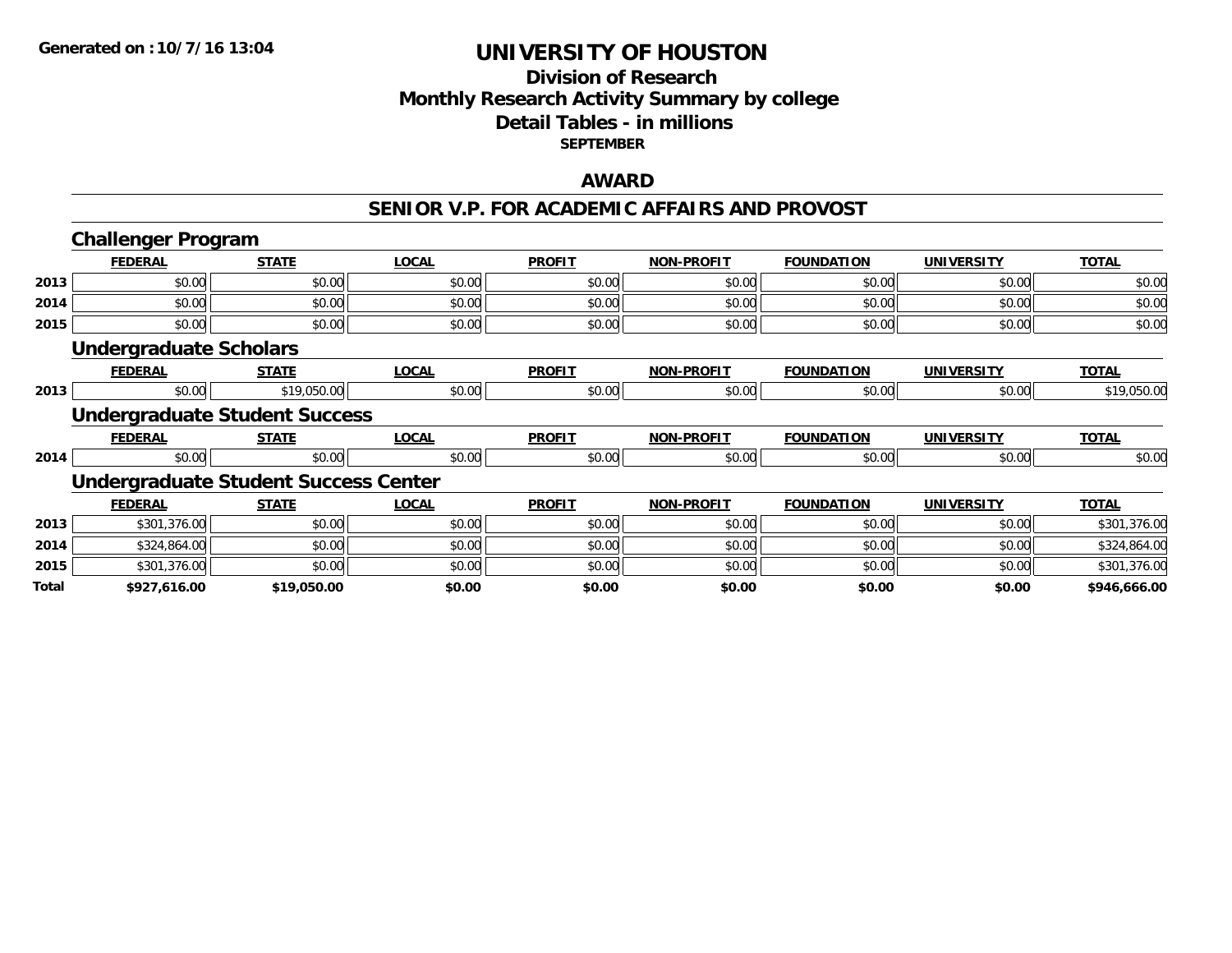Generated on :10/7/16 13:04

# UNIVERSITY OF HOUSTON

## Division of Research
## Monthly Research Activity Summary by college
## Detail Tables - in millions
### SEPTEMBER

### AWARD

### SENIOR V.P. FOR ACADEMIC AFFAIRS AND PROVOST

#### Challenger Program

| | FEDERAL | STATE | LOCAL | PROFIT | NON-PROFIT | FOUNDATION | UNIVERSITY | TOTAL |
|---|---|---|---|---|---|---|---|---|
| 2013 | $0.00 | $0.00 | $0.00 | $0.00 | $0.00 | $0.00 | $0.00 | $0.00 |
| 2014 | $0.00 | $0.00 | $0.00 | $0.00 | $0.00 | $0.00 | $0.00 | $0.00 |
| 2015 | $0.00 | $0.00 | $0.00 | $0.00 | $0.00 | $0.00 | $0.00 | $0.00 |

#### Undergraduate Scholars

| | FEDERAL | STATE | LOCAL | PROFIT | NON-PROFIT | FOUNDATION | UNIVERSITY | TOTAL |
|---|---|---|---|---|---|---|---|---|
| 2013 | $0.00 | $19,050.00 | $0.00 | $0.00 | $0.00 | $0.00 | $0.00 | $19,050.00 |

#### Undergraduate Student Success

| | FEDERAL | STATE | LOCAL | PROFIT | NON-PROFIT | FOUNDATION | UNIVERSITY | TOTAL |
|---|---|---|---|---|---|---|---|---|
| 2014 | $0.00 | $0.00 | $0.00 | $0.00 | $0.00 | $0.00 | $0.00 | $0.00 |

#### Undergraduate Student Success Center

| | FEDERAL | STATE | LOCAL | PROFIT | NON-PROFIT | FOUNDATION | UNIVERSITY | TOTAL |
|---|---|---|---|---|---|---|---|---|
| 2013 | $301,376.00 | $0.00 | $0.00 | $0.00 | $0.00 | $0.00 | $0.00 | $301,376.00 |
| 2014 | $324,864.00 | $0.00 | $0.00 | $0.00 | $0.00 | $0.00 | $0.00 | $324,864.00 |
| 2015 | $301,376.00 | $0.00 | $0.00 | $0.00 | $0.00 | $0.00 | $0.00 | $301,376.00 |
| **Total** | **$927,616.00** | **$19,050.00** | **$0.00** | **$0.00** | **$0.00** | **$0.00** | **$0.00** | **$946,666.00** |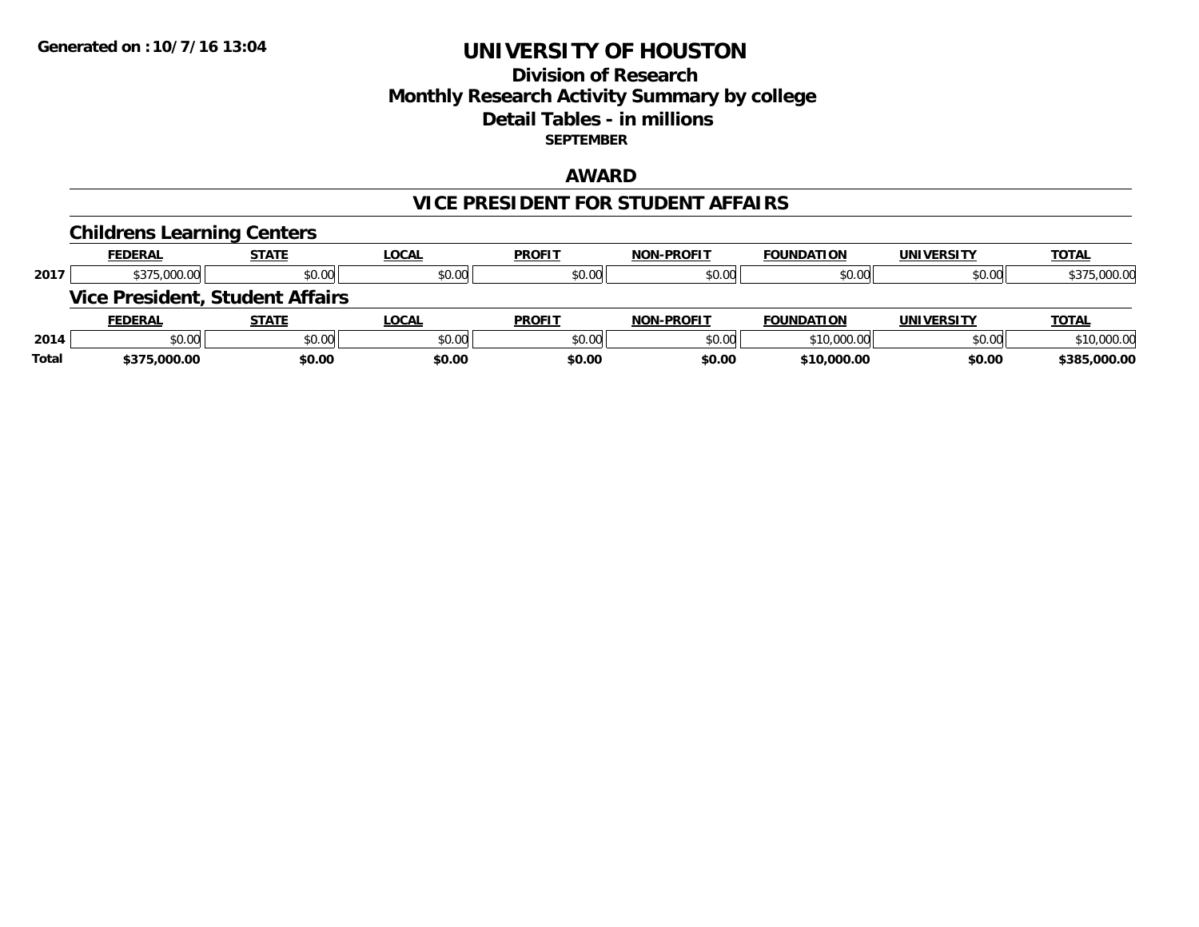Generated on :10/7/16 13:04

# UNIVERSITY OF HOUSTON

## Division of Research
## Monthly Research Activity Summary by college
## Detail Tables - in millions
### SEPTEMBER

## AWARD

## VICE PRESIDENT FOR STUDENT AFFAIRS

### Childrens Learning Centers

| | FEDERAL | STATE | LOCAL | PROFIT | NON-PROFIT | FOUNDATION | UNIVERSITY | TOTAL |
|---|---|---|---|---|---|---|---|---|
| 2017 | $375,000.00 | $0.00 | $0.00 | $0.00 | $0.00 | $0.00 | $0.00 | $375,000.00 |

### Vice President, Student Affairs

| | FEDERAL | STATE | LOCAL | PROFIT | NON-PROFIT | FOUNDATION | UNIVERSITY | TOTAL |
|---|---|---|---|---|---|---|---|---|
| 2014 | $0.00 | $0.00 | $0.00 | $0.00 | $0.00 | $10,000.00 | $0.00 | $10,000.00 |
| **Total** | **$375,000.00** | **$0.00** | **$0.00** | **$0.00** | **$0.00** | **$10,000.00** | **$0.00** | **$385,000.00** |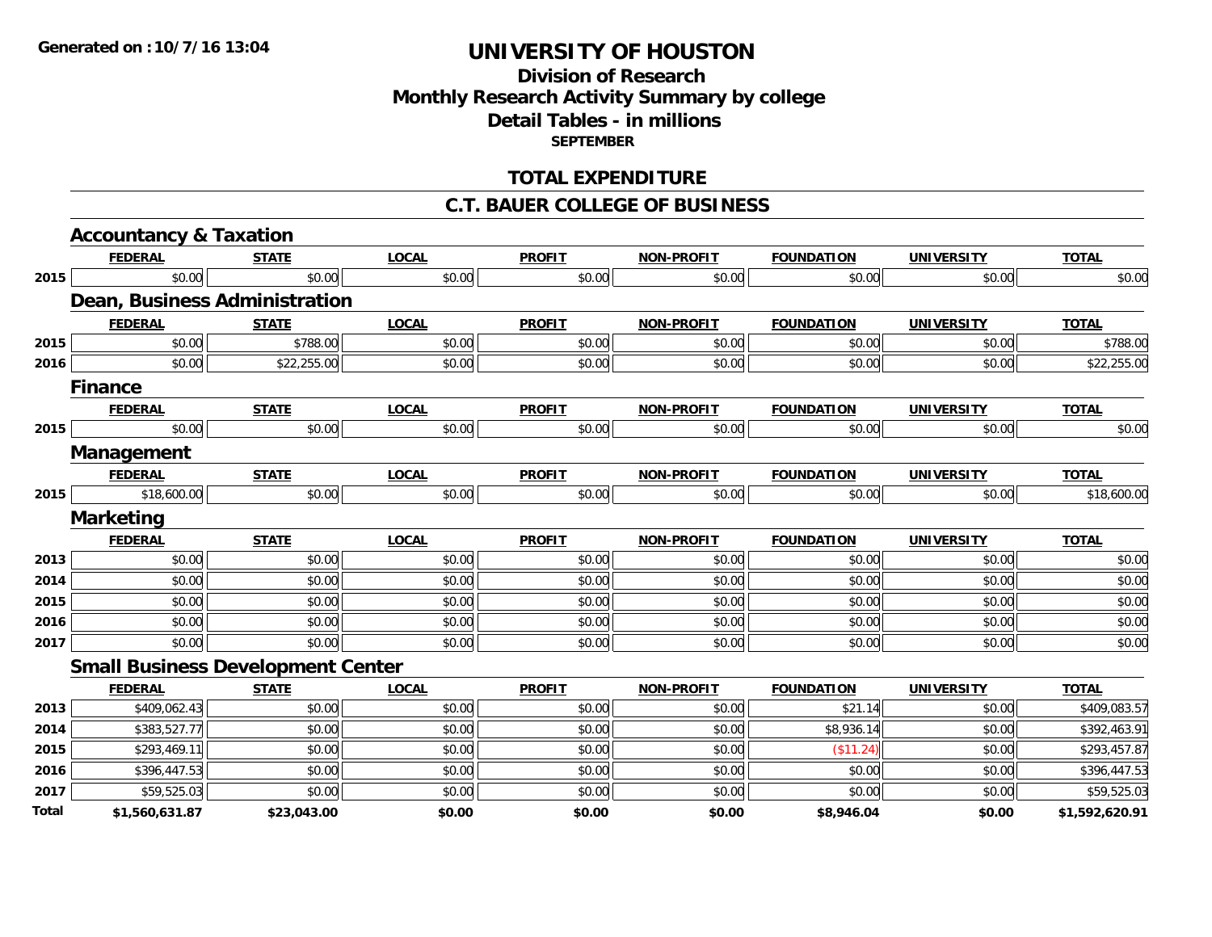Generated on :10/7/16 13:04

# UNIVERSITY OF HOUSTON

## Division of Research
## Monthly Research Activity Summary by college
## Detail Tables - in millions
### SEPTEMBER

## TOTAL EXPENDITURE

## C.T. BAUER COLLEGE OF BUSINESS

### Accountancy & Taxation

| | FEDERAL | STATE | LOCAL | PROFIT | NON-PROFIT | FOUNDATION | UNIVERSITY | TOTAL |
|---|---|---|---|---|---|---|---|---|
| 2015 | $0.00 | $0.00 | $0.00 | $0.00 | $0.00 | $0.00 | $0.00 | $0.00 |

### Dean, Business Administration

| | FEDERAL | STATE | LOCAL | PROFIT | NON-PROFIT | FOUNDATION | UNIVERSITY | TOTAL |
|---|---|---|---|---|---|---|---|---|
| 2015 | $0.00 | $788.00 | $0.00 | $0.00 | $0.00 | $0.00 | $0.00 | $788.00 |
| 2016 | $0.00 | $22,255.00 | $0.00 | $0.00 | $0.00 | $0.00 | $0.00 | $22,255.00 |

### Finance

| | FEDERAL | STATE | LOCAL | PROFIT | NON-PROFIT | FOUNDATION | UNIVERSITY | TOTAL |
|---|---|---|---|---|---|---|---|---|
| 2015 | $0.00 | $0.00 | $0.00 | $0.00 | $0.00 | $0.00 | $0.00 | $0.00 |

### Management

| | FEDERAL | STATE | LOCAL | PROFIT | NON-PROFIT | FOUNDATION | UNIVERSITY | TOTAL |
|---|---|---|---|---|---|---|---|---|
| 2015 | $18,600.00 | $0.00 | $0.00 | $0.00 | $0.00 | $0.00 | $0.00 | $18,600.00 |

### Marketing

| | FEDERAL | STATE | LOCAL | PROFIT | NON-PROFIT | FOUNDATION | UNIVERSITY | TOTAL |
|---|---|---|---|---|---|---|---|---|
| 2013 | $0.00 | $0.00 | $0.00 | $0.00 | $0.00 | $0.00 | $0.00 | $0.00 |
| 2014 | $0.00 | $0.00 | $0.00 | $0.00 | $0.00 | $0.00 | $0.00 | $0.00 |
| 2015 | $0.00 | $0.00 | $0.00 | $0.00 | $0.00 | $0.00 | $0.00 | $0.00 |
| 2016 | $0.00 | $0.00 | $0.00 | $0.00 | $0.00 | $0.00 | $0.00 | $0.00 |
| 2017 | $0.00 | $0.00 | $0.00 | $0.00 | $0.00 | $0.00 | $0.00 | $0.00 |

### Small Business Development Center

| | FEDERAL | STATE | LOCAL | PROFIT | NON-PROFIT | FOUNDATION | UNIVERSITY | TOTAL |
|---|---|---|---|---|---|---|---|---|
| 2013 | $409,062.43 | $0.00 | $0.00 | $0.00 | $0.00 | $21.14 | $0.00 | $409,083.57 |
| 2014 | $383,527.77 | $0.00 | $0.00 | $0.00 | $0.00 | $8,936.14 | $0.00 | $392,463.91 |
| 2015 | $293,469.11 | $0.00 | $0.00 | $0.00 | $0.00 | ($11.24) | $0.00 | $293,457.87 |
| 2016 | $396,447.53 | $0.00 | $0.00 | $0.00 | $0.00 | $0.00 | $0.00 | $396,447.53 |
| 2017 | $59,525.03 | $0.00 | $0.00 | $0.00 | $0.00 | $0.00 | $0.00 | $59,525.03 |
| **Total** | **$1,560,631.87** | **$23,043.00** | **$0.00** | **$0.00** | **$0.00** | **$8,946.04** | **$0.00** | **$1,592,620.91** |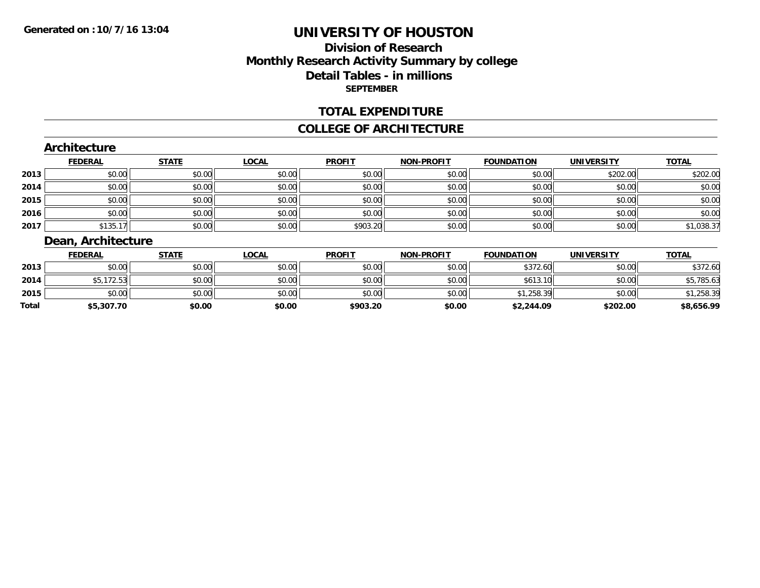Generated on :10/7/16 13:04

# UNIVERSITY OF HOUSTON

## Division of Research
## Monthly Research Activity Summary by college
## Detail Tables - in millions
**SEPTEMBER**

## TOTAL EXPENDITURE

## COLLEGE OF ARCHITECTURE

### Architecture

| | FEDERAL | STATE | LOCAL | PROFIT | NON-PROFIT | FOUNDATION | UNIVERSITY | TOTAL |
|---|---|---|---|---|---|---|---|---|
| 2013 | $0.00 | $0.00 | $0.00 | $0.00 | $0.00 | $0.00 | $202.00 | $202.00 |
| 2014 | $0.00 | $0.00 | $0.00 | $0.00 | $0.00 | $0.00 | $0.00 | $0.00 |
| 2015 | $0.00 | $0.00 | $0.00 | $0.00 | $0.00 | $0.00 | $0.00 | $0.00 |
| 2016 | $0.00 | $0.00 | $0.00 | $0.00 | $0.00 | $0.00 | $0.00 | $0.00 |
| 2017 | $135.17 | $0.00 | $0.00 | $903.20 | $0.00 | $0.00 | $0.00 | $1,038.37 |

### Dean, Architecture

| | FEDERAL | STATE | LOCAL | PROFIT | NON-PROFIT | FOUNDATION | UNIVERSITY | TOTAL |
|---|---|---|---|---|---|---|---|---|
| 2013 | $0.00 | $0.00 | $0.00 | $0.00 | $0.00 | $372.60 | $0.00 | $372.60 |
| 2014 | $5,172.53 | $0.00 | $0.00 | $0.00 | $0.00 | $613.10 | $0.00 | $5,785.63 |
| 2015 | $0.00 | $0.00 | $0.00 | $0.00 | $0.00 | $1,258.39 | $0.00 | $1,258.39 |
| **Total** | **$5,307.70** | **$0.00** | **$0.00** | **$903.20** | **$0.00** | **$2,244.09** | **$202.00** | **$8,656.99** |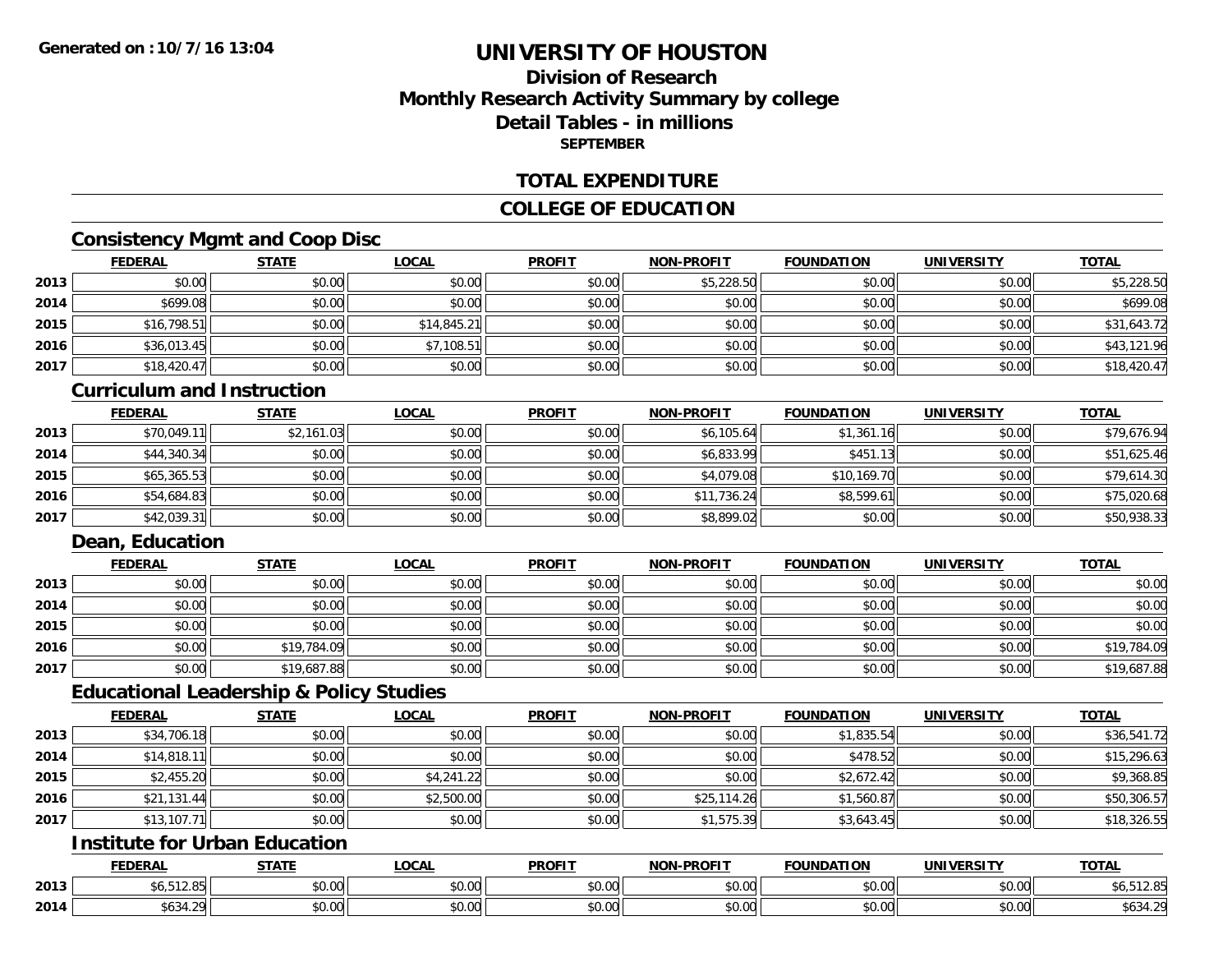**Generated on :10/7/16 13:04**

# UNIVERSITY OF HOUSTON

## Division of Research
## Monthly Research Activity Summary by college
## Detail Tables - in millions
### SEPTEMBER

## TOTAL EXPENDITURE

## COLLEGE OF EDUCATION

### Consistency Mgmt and Coop Disc

| | FEDERAL | STATE | LOCAL | PROFIT | NON-PROFIT | FOUNDATION | UNIVERSITY | TOTAL |
|---|---|---|---|---|---|---|---|---|
| 2013 | $0.00 | $0.00 | $0.00 | $0.00 | $5,228.50 | $0.00 | $0.00 | $5,228.50 |
| 2014 | $699.08 | $0.00 | $0.00 | $0.00 | $0.00 | $0.00 | $0.00 | $699.08 |
| 2015 | $16,798.51 | $0.00 | $14,845.21 | $0.00 | $0.00 | $0.00 | $0.00 | $31,643.72 |
| 2016 | $36,013.45 | $0.00 | $7,108.51 | $0.00 | $0.00 | $0.00 | $0.00 | $43,121.96 |
| 2017 | $18,420.47 | $0.00 | $0.00 | $0.00 | $0.00 | $0.00 | $0.00 | $18,420.47 |

### Curriculum and Instruction

| | FEDERAL | STATE | LOCAL | PROFIT | NON-PROFIT | FOUNDATION | UNIVERSITY | TOTAL |
|---|---|---|---|---|---|---|---|---|
| 2013 | $70,049.11 | $2,161.03 | $0.00 | $0.00 | $6,105.64 | $1,361.16 | $0.00 | $79,676.94 |
| 2014 | $44,340.34 | $0.00 | $0.00 | $0.00 | $6,833.99 | $451.13 | $0.00 | $51,625.46 |
| 2015 | $65,365.53 | $0.00 | $0.00 | $0.00 | $4,079.08 | $10,169.70 | $0.00 | $79,614.30 |
| 2016 | $54,684.83 | $0.00 | $0.00 | $0.00 | $11,736.24 | $8,599.61 | $0.00 | $75,020.68 |
| 2017 | $42,039.31 | $0.00 | $0.00 | $0.00 | $8,899.02 | $0.00 | $0.00 | $50,938.33 |

### Dean, Education

| | FEDERAL | STATE | LOCAL | PROFIT | NON-PROFIT | FOUNDATION | UNIVERSITY | TOTAL |
|---|---|---|---|---|---|---|---|---|
| 2013 | $0.00 | $0.00 | $0.00 | $0.00 | $0.00 | $0.00 | $0.00 | $0.00 |
| 2014 | $0.00 | $0.00 | $0.00 | $0.00 | $0.00 | $0.00 | $0.00 | $0.00 |
| 2015 | $0.00 | $0.00 | $0.00 | $0.00 | $0.00 | $0.00 | $0.00 | $0.00 |
| 2016 | $0.00 | $19,784.09 | $0.00 | $0.00 | $0.00 | $0.00 | $0.00 | $19,784.09 |
| 2017 | $0.00 | $19,687.88 | $0.00 | $0.00 | $0.00 | $0.00 | $0.00 | $19,687.88 |

### Educational Leadership & Policy Studies

| | FEDERAL | STATE | LOCAL | PROFIT | NON-PROFIT | FOUNDATION | UNIVERSITY | TOTAL |
|---|---|---|---|---|---|---|---|---|
| 2013 | $34,706.18 | $0.00 | $0.00 | $0.00 | $0.00 | $1,835.54 | $0.00 | $36,541.72 |
| 2014 | $14,818.11 | $0.00 | $0.00 | $0.00 | $0.00 | $478.52 | $0.00 | $15,296.63 |
| 2015 | $2,455.20 | $0.00 | $4,241.22 | $0.00 | $0.00 | $2,672.42 | $0.00 | $9,368.85 |
| 2016 | $21,131.44 | $0.00 | $2,500.00 | $0.00 | $25,114.26 | $1,560.87 | $0.00 | $50,306.57 |
| 2017 | $13,107.71 | $0.00 | $0.00 | $0.00 | $1,575.39 | $3,643.45 | $0.00 | $18,326.55 |

### Institute for Urban Education

| | FEDERAL | STATE | LOCAL | PROFIT | NON-PROFIT | FOUNDATION | UNIVERSITY | TOTAL |
|---|---|---|---|---|---|---|---|---|
| 2013 | $6,512.85 | $0.00 | $0.00 | $0.00 | $0.00 | $0.00 | $0.00 | $6,512.85 |
| 2014 | $634.29 | $0.00 | $0.00 | $0.00 | $0.00 | $0.00 | $0.00 | $634.29 |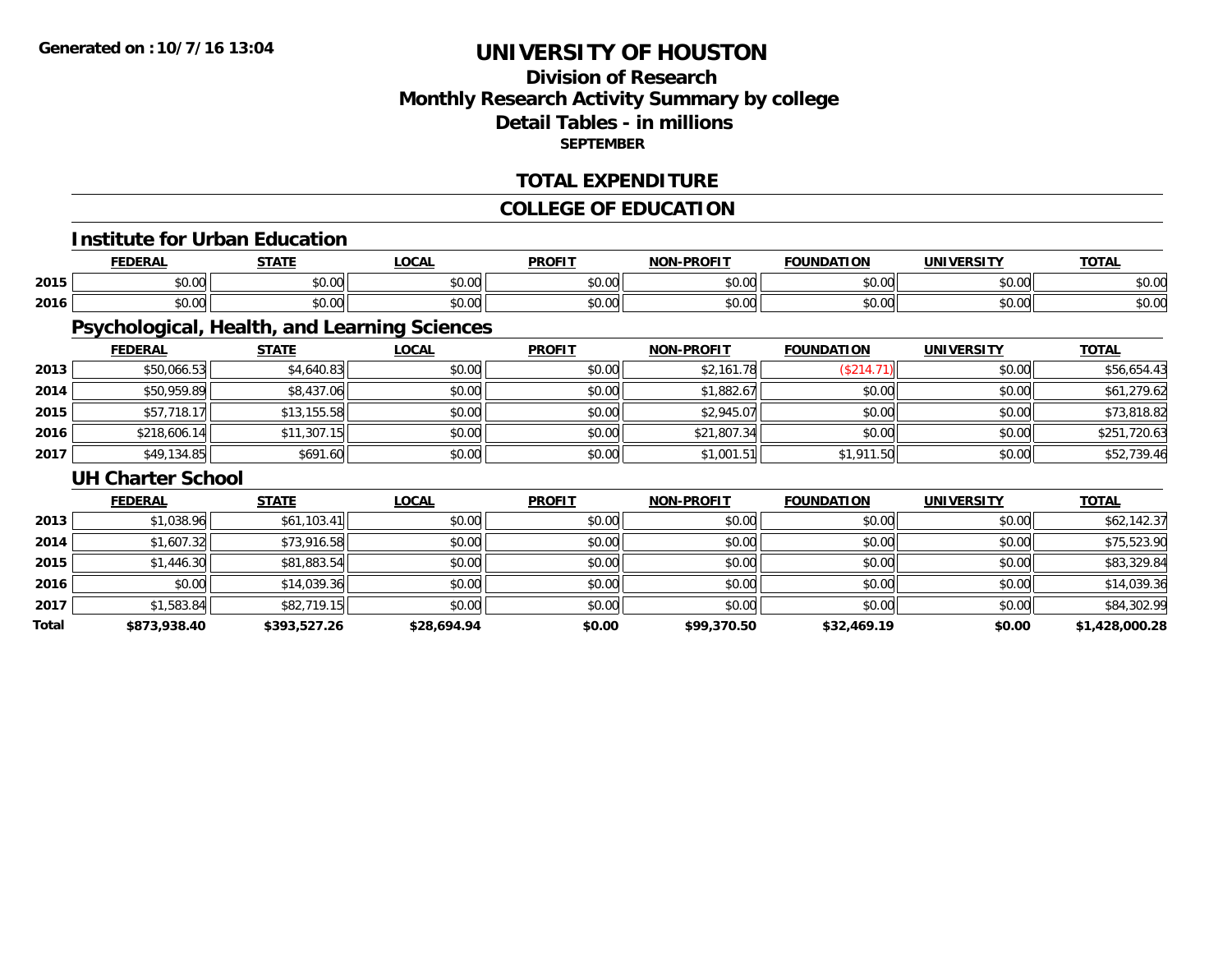**Generated on :10/7/16 13:04**

# UNIVERSITY OF HOUSTON

## Division of Research
## Monthly Research Activity Summary by college
## Detail Tables - in millions

**SEPTEMBER**

## TOTAL EXPENDITURE

## COLLEGE OF EDUCATION

### Institute for Urban Education

| | FEDERAL | STATE | LOCAL | PROFIT | NON-PROFIT | FOUNDATION | UNIVERSITY | TOTAL |
|---|---|---|---|---|---|---|---|---|
| 2015 | $0.00 | $0.00 | $0.00 | $0.00 | $0.00 | $0.00 | $0.00 | $0.00 |
| 2016 | $0.00 | $0.00 | $0.00 | $0.00 | $0.00 | $0.00 | $0.00 | $0.00 |

### Psychological, Health, and Learning Sciences

| | FEDERAL | STATE | LOCAL | PROFIT | NON-PROFIT | FOUNDATION | UNIVERSITY | TOTAL |
|---|---|---|---|---|---|---|---|---|
| 2013 | $50,066.53 | $4,640.83 | $0.00 | $0.00 | $2,161.78 | ($214.71) | $0.00 | $56,654.43 |
| 2014 | $50,959.89 | $8,437.06 | $0.00 | $0.00 | $1,882.67 | $0.00 | $0.00 | $61,279.62 |
| 2015 | $57,718.17 | $13,155.58 | $0.00 | $0.00 | $2,945.07 | $0.00 | $0.00 | $73,818.82 |
| 2016 | $218,606.14 | $11,307.15 | $0.00 | $0.00 | $21,807.34 | $0.00 | $0.00 | $251,720.63 |
| 2017 | $49,134.85 | $691.60 | $0.00 | $0.00 | $1,001.51 | $1,911.50 | $0.00 | $52,739.46 |

### UH Charter School

| | FEDERAL | STATE | LOCAL | PROFIT | NON-PROFIT | FOUNDATION | UNIVERSITY | TOTAL |
|---|---|---|---|---|---|---|---|---|
| 2013 | $1,038.96 | $61,103.41 | $0.00 | $0.00 | $0.00 | $0.00 | $0.00 | $62,142.37 |
| 2014 | $1,607.32 | $73,916.58 | $0.00 | $0.00 | $0.00 | $0.00 | $0.00 | $75,523.90 |
| 2015 | $1,446.30 | $81,883.54 | $0.00 | $0.00 | $0.00 | $0.00 | $0.00 | $83,329.84 |
| 2016 | $0.00 | $14,039.36 | $0.00 | $0.00 | $0.00 | $0.00 | $0.00 | $14,039.36 |
| 2017 | $1,583.84 | $82,719.15 | $0.00 | $0.00 | $0.00 | $0.00 | $0.00 | $84,302.99 |
| **Total** | **$873,938.40** | **$393,527.26** | **$28,694.94** | **$0.00** | **$99,370.50** | **$32,469.19** | **$0.00** | **$1,428,000.28** |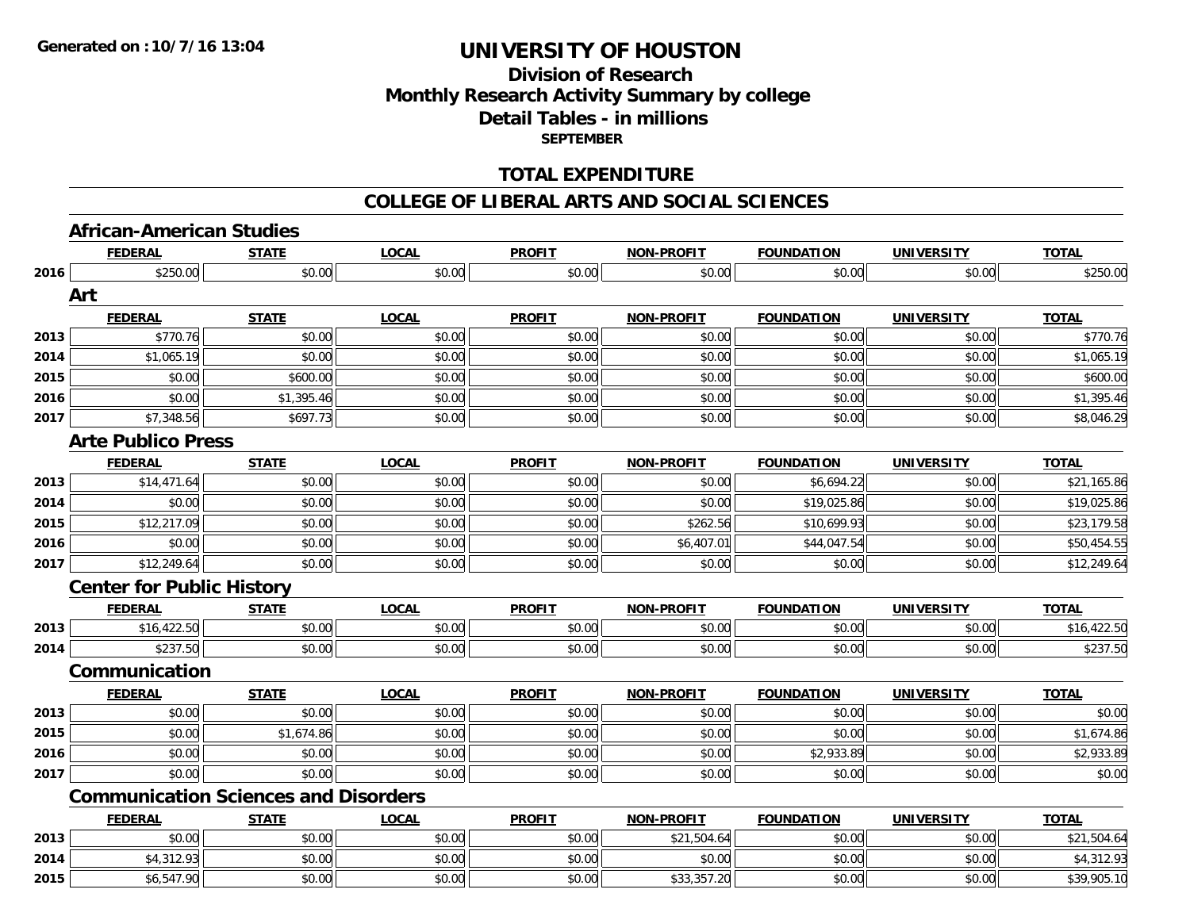**Generated on :10/7/16 13:04**

# UNIVERSITY OF HOUSTON

## Division of Research
## Monthly Research Activity Summary by college
## Detail Tables - in millions
### SEPTEMBER

## TOTAL EXPENDITURE

## COLLEGE OF LIBERAL ARTS AND SOCIAL SCIENCES

### African-American Studies

| | FEDERAL | STATE | LOCAL | PROFIT | NON-PROFIT | FOUNDATION | UNIVERSITY | TOTAL |
|---|---|---|---|---|---|---|---|---|
| 2016 | $250.00 | $0.00 | $0.00 | $0.00 | $0.00 | $0.00 | $0.00 | $250.00 |

### Art

| | FEDERAL | STATE | LOCAL | PROFIT | NON-PROFIT | FOUNDATION | UNIVERSITY | TOTAL |
|---|---|---|---|---|---|---|---|---|
| 2013 | $770.76 | $0.00 | $0.00 | $0.00 | $0.00 | $0.00 | $0.00 | $770.76 |
| 2014 | $1,065.19 | $0.00 | $0.00 | $0.00 | $0.00 | $0.00 | $0.00 | $1,065.19 |
| 2015 | $0.00 | $600.00 | $0.00 | $0.00 | $0.00 | $0.00 | $0.00 | $600.00 |
| 2016 | $0.00 | $1,395.46 | $0.00 | $0.00 | $0.00 | $0.00 | $0.00 | $1,395.46 |
| 2017 | $7,348.56 | $697.73 | $0.00 | $0.00 | $0.00 | $0.00 | $0.00 | $8,046.29 |

### Arte Publico Press

| | FEDERAL | STATE | LOCAL | PROFIT | NON-PROFIT | FOUNDATION | UNIVERSITY | TOTAL |
|---|---|---|---|---|---|---|---|---|
| 2013 | $14,471.64 | $0.00 | $0.00 | $0.00 | $0.00 | $6,694.22 | $0.00 | $21,165.86 |
| 2014 | $0.00 | $0.00 | $0.00 | $0.00 | $0.00 | $19,025.86 | $0.00 | $19,025.86 |
| 2015 | $12,217.09 | $0.00 | $0.00 | $0.00 | $262.56 | $10,699.93 | $0.00 | $23,179.58 |
| 2016 | $0.00 | $0.00 | $0.00 | $0.00 | $6,407.01 | $44,047.54 | $0.00 | $50,454.55 |
| 2017 | $12,249.64 | $0.00 | $0.00 | $0.00 | $0.00 | $0.00 | $0.00 | $12,249.64 |

### Center for Public History

| | FEDERAL | STATE | LOCAL | PROFIT | NON-PROFIT | FOUNDATION | UNIVERSITY | TOTAL |
|---|---|---|---|---|---|---|---|---|
| 2013 | $16,422.50 | $0.00 | $0.00 | $0.00 | $0.00 | $0.00 | $0.00 | $16,422.50 |
| 2014 | $237.50 | $0.00 | $0.00 | $0.00 | $0.00 | $0.00 | $0.00 | $237.50 |

### Communication

| | FEDERAL | STATE | LOCAL | PROFIT | NON-PROFIT | FOUNDATION | UNIVERSITY | TOTAL |
|---|---|---|---|---|---|---|---|---|
| 2013 | $0.00 | $0.00 | $0.00 | $0.00 | $0.00 | $0.00 | $0.00 | $0.00 |
| 2015 | $0.00 | $1,674.86 | $0.00 | $0.00 | $0.00 | $0.00 | $0.00 | $1,674.86 |
| 2016 | $0.00 | $0.00 | $0.00 | $0.00 | $0.00 | $2,933.89 | $0.00 | $2,933.89 |
| 2017 | $0.00 | $0.00 | $0.00 | $0.00 | $0.00 | $0.00 | $0.00 | $0.00 |

### Communication Sciences and Disorders

| | FEDERAL | STATE | LOCAL | PROFIT | NON-PROFIT | FOUNDATION | UNIVERSITY | TOTAL |
|---|---|---|---|---|---|---|---|---|
| 2013 | $0.00 | $0.00 | $0.00 | $0.00 | $21,504.64 | $0.00 | $0.00 | $21,504.64 |
| 2014 | $4,312.93 | $0.00 | $0.00 | $0.00 | $0.00 | $0.00 | $0.00 | $4,312.93 |
| 2015 | $6,547.90 | $0.00 | $0.00 | $0.00 | $33,357.20 | $0.00 | $0.00 | $39,905.10 |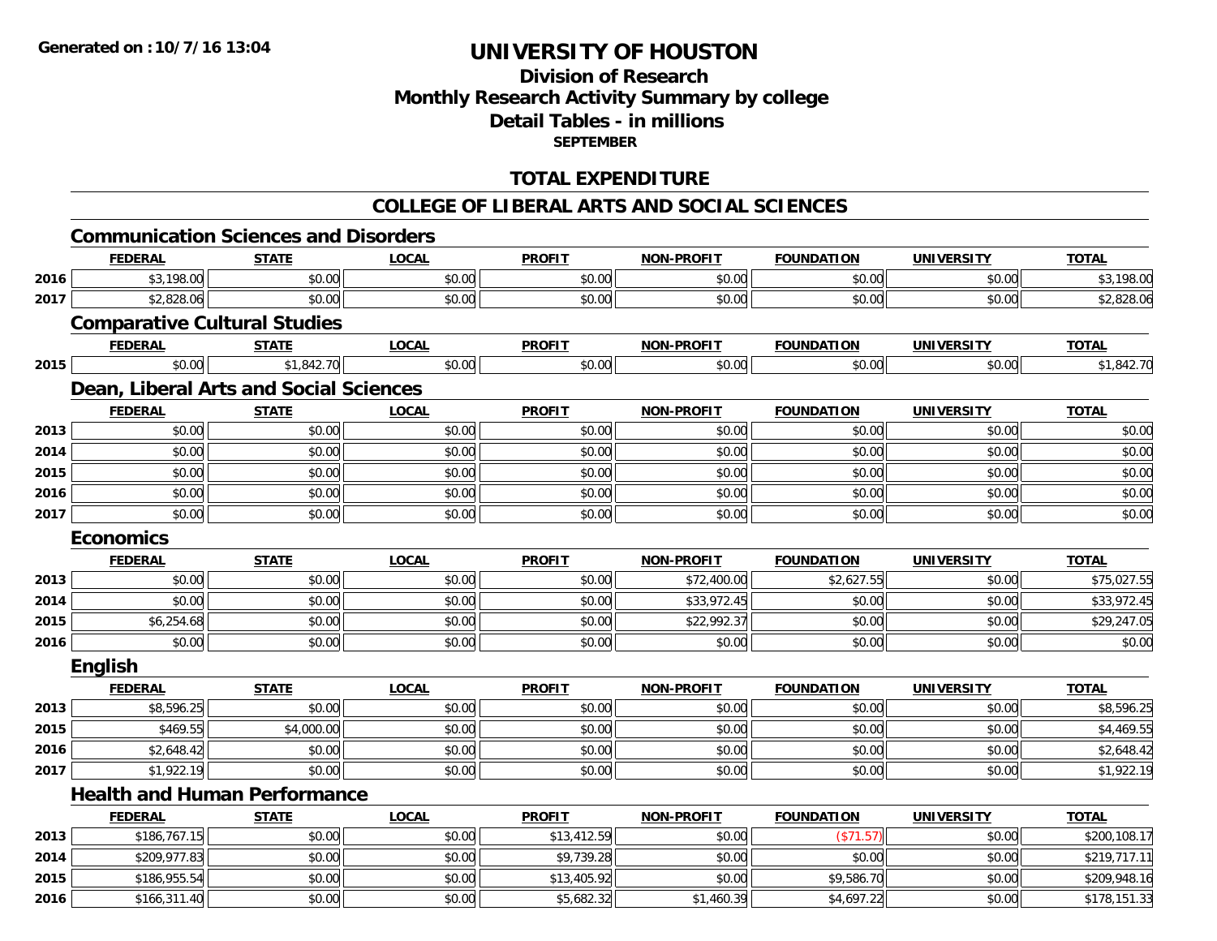**Generated on :10/7/16 13:04**

# UNIVERSITY OF HOUSTON

## Division of Research
## Monthly Research Activity Summary by college
## Detail Tables - in millions
### SEPTEMBER

## TOTAL EXPENDITURE

## COLLEGE OF LIBERAL ARTS AND SOCIAL SCIENCES

### Communication Sciences and Disorders

| | FEDERAL | STATE | LOCAL | PROFIT | NON-PROFIT | FOUNDATION | UNIVERSITY | TOTAL |
|---|---|---|---|---|---|---|---|---|
| 2016 | $3,198.00 | $0.00 | $0.00 | $0.00 | $0.00 | $0.00 | $0.00 | $3,198.00 |
| 2017 | $2,828.06 | $0.00 | $0.00 | $0.00 | $0.00 | $0.00 | $0.00 | $2,828.06 |

### Comparative Cultural Studies

| | FEDERAL | STATE | LOCAL | PROFIT | NON-PROFIT | FOUNDATION | UNIVERSITY | TOTAL |
|---|---|---|---|---|---|---|---|---|
| 2015 | $0.00 | $1,842.70 | $0.00 | $0.00 | $0.00 | $0.00 | $0.00 | $1,842.70 |

### Dean, Liberal Arts and Social Sciences

| | FEDERAL | STATE | LOCAL | PROFIT | NON-PROFIT | FOUNDATION | UNIVERSITY | TOTAL |
|---|---|---|---|---|---|---|---|---|
| 2013 | $0.00 | $0.00 | $0.00 | $0.00 | $0.00 | $0.00 | $0.00 | $0.00 |
| 2014 | $0.00 | $0.00 | $0.00 | $0.00 | $0.00 | $0.00 | $0.00 | $0.00 |
| 2015 | $0.00 | $0.00 | $0.00 | $0.00 | $0.00 | $0.00 | $0.00 | $0.00 |
| 2016 | $0.00 | $0.00 | $0.00 | $0.00 | $0.00 | $0.00 | $0.00 | $0.00 |
| 2017 | $0.00 | $0.00 | $0.00 | $0.00 | $0.00 | $0.00 | $0.00 | $0.00 |

### Economics

| | FEDERAL | STATE | LOCAL | PROFIT | NON-PROFIT | FOUNDATION | UNIVERSITY | TOTAL |
|---|---|---|---|---|---|---|---|---|
| 2013 | $0.00 | $0.00 | $0.00 | $0.00 | $72,400.00 | $2,627.55 | $0.00 | $75,027.55 |
| 2014 | $0.00 | $0.00 | $0.00 | $0.00 | $33,972.45 | $0.00 | $0.00 | $33,972.45 |
| 2015 | $6,254.68 | $0.00 | $0.00 | $0.00 | $22,992.37 | $0.00 | $0.00 | $29,247.05 |
| 2016 | $0.00 | $0.00 | $0.00 | $0.00 | $0.00 | $0.00 | $0.00 | $0.00 |

### English

| | FEDERAL | STATE | LOCAL | PROFIT | NON-PROFIT | FOUNDATION | UNIVERSITY | TOTAL |
|---|---|---|---|---|---|---|---|---|
| 2013 | $8,596.25 | $0.00 | $0.00 | $0.00 | $0.00 | $0.00 | $0.00 | $8,596.25 |
| 2015 | $469.55 | $4,000.00 | $0.00 | $0.00 | $0.00 | $0.00 | $0.00 | $4,469.55 |
| 2016 | $2,648.42 | $0.00 | $0.00 | $0.00 | $0.00 | $0.00 | $0.00 | $2,648.42 |
| 2017 | $1,922.19 | $0.00 | $0.00 | $0.00 | $0.00 | $0.00 | $0.00 | $1,922.19 |

### Health and Human Performance

| | FEDERAL | STATE | LOCAL | PROFIT | NON-PROFIT | FOUNDATION | UNIVERSITY | TOTAL |
|---|---|---|---|---|---|---|---|---|
| 2013 | $186,767.15 | $0.00 | $0.00 | $13,412.59 | $0.00 | ($71.57) | $0.00 | $200,108.17 |
| 2014 | $209,977.83 | $0.00 | $0.00 | $9,739.28 | $0.00 | $0.00 | $0.00 | $219,717.11 |
| 2015 | $186,955.54 | $0.00 | $0.00 | $13,405.92 | $0.00 | $9,586.70 | $0.00 | $209,948.16 |
| 2016 | $166,311.40 | $0.00 | $0.00 | $5,682.32 | $1,460.39 | $4,697.22 | $0.00 | $178,151.33 |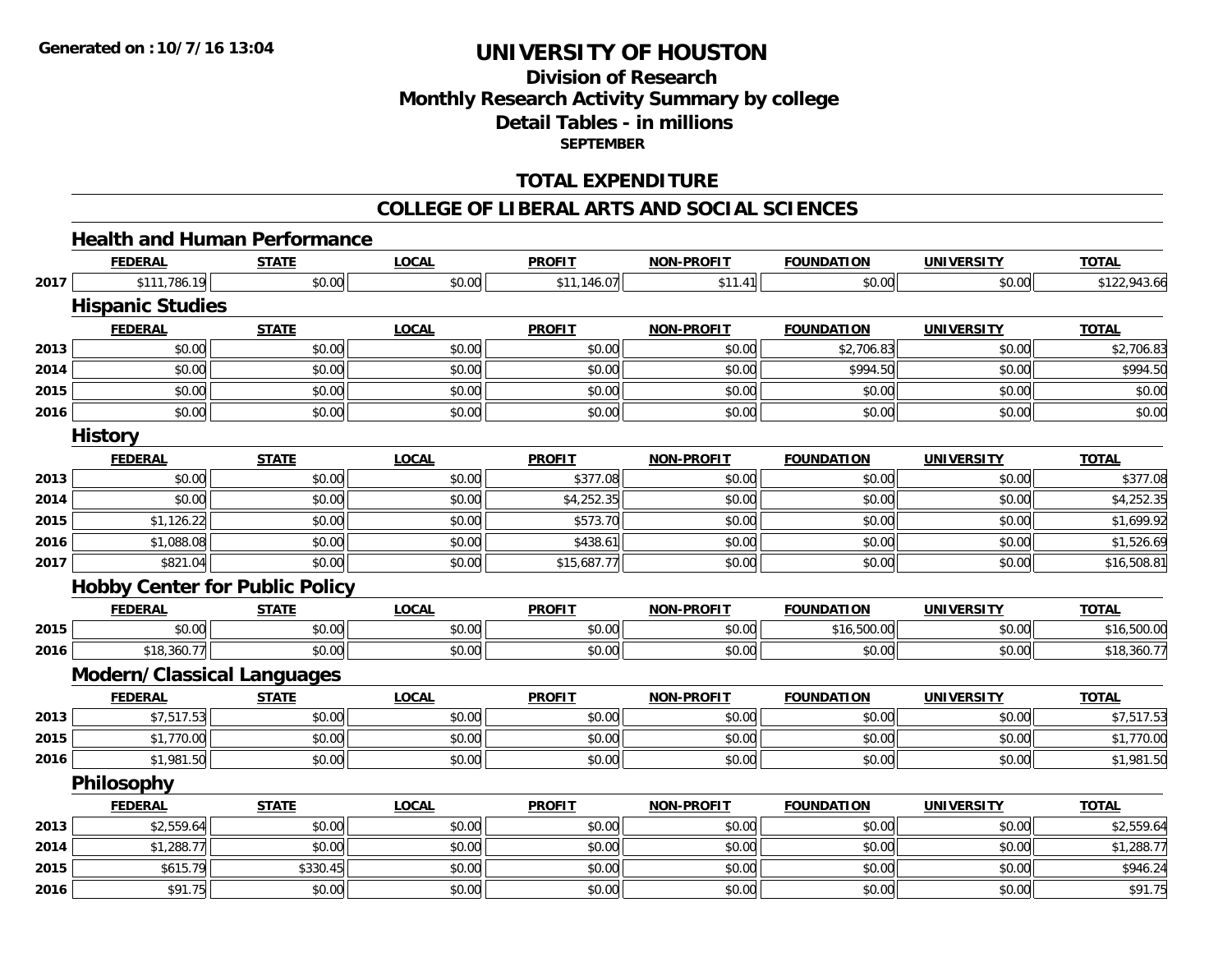# UNIVERSITY OF HOUSTON

## Division of Research
## Monthly Research Activity Summary by college
## Detail Tables - in millions
### SEPTEMBER

## TOTAL EXPENDITURE

## COLLEGE OF LIBERAL ARTS AND SOCIAL SCIENCES

### Health and Human Performance

| | FEDERAL | STATE | LOCAL | PROFIT | NON-PROFIT | FOUNDATION | UNIVERSITY | TOTAL |
|---|---|---|---|---|---|---|---|---|
| 2017 | $111,786.19 | $0.00 | $0.00 | $11,146.07 | $11.41 | $0.00 | $0.00 | $122,943.66 |

### Hispanic Studies

| | FEDERAL | STATE | LOCAL | PROFIT | NON-PROFIT | FOUNDATION | UNIVERSITY | TOTAL |
|---|---|---|---|---|---|---|---|---|
| 2013 | $0.00 | $0.00 | $0.00 | $0.00 | $0.00 | $2,706.83 | $0.00 | $2,706.83 |
| 2014 | $0.00 | $0.00 | $0.00 | $0.00 | $0.00 | $994.50 | $0.00 | $994.50 |
| 2015 | $0.00 | $0.00 | $0.00 | $0.00 | $0.00 | $0.00 | $0.00 | $0.00 |
| 2016 | $0.00 | $0.00 | $0.00 | $0.00 | $0.00 | $0.00 | $0.00 | $0.00 |

### History

| | FEDERAL | STATE | LOCAL | PROFIT | NON-PROFIT | FOUNDATION | UNIVERSITY | TOTAL |
|---|---|---|---|---|---|---|---|---|
| 2013 | $0.00 | $0.00 | $0.00 | $377.08 | $0.00 | $0.00 | $0.00 | $377.08 |
| 2014 | $0.00 | $0.00 | $0.00 | $4,252.35 | $0.00 | $0.00 | $0.00 | $4,252.35 |
| 2015 | $1,126.22 | $0.00 | $0.00 | $573.70 | $0.00 | $0.00 | $0.00 | $1,699.92 |
| 2016 | $1,088.08 | $0.00 | $0.00 | $438.61 | $0.00 | $0.00 | $0.00 | $1,526.69 |
| 2017 | $821.04 | $0.00 | $0.00 | $15,687.77 | $0.00 | $0.00 | $0.00 | $16,508.81 |

### Hobby Center for Public Policy

| | FEDERAL | STATE | LOCAL | PROFIT | NON-PROFIT | FOUNDATION | UNIVERSITY | TOTAL |
|---|---|---|---|---|---|---|---|---|
| 2015 | $0.00 | $0.00 | $0.00 | $0.00 | $0.00 | $16,500.00 | $0.00 | $16,500.00 |
| 2016 | $18,360.77 | $0.00 | $0.00 | $0.00 | $0.00 | $0.00 | $0.00 | $18,360.77 |

### Modern/Classical Languages

| | FEDERAL | STATE | LOCAL | PROFIT | NON-PROFIT | FOUNDATION | UNIVERSITY | TOTAL |
|---|---|---|---|---|---|---|---|---|
| 2013 | $7,517.53 | $0.00 | $0.00 | $0.00 | $0.00 | $0.00 | $0.00 | $7,517.53 |
| 2015 | $1,770.00 | $0.00 | $0.00 | $0.00 | $0.00 | $0.00 | $0.00 | $1,770.00 |
| 2016 | $1,981.50 | $0.00 | $0.00 | $0.00 | $0.00 | $0.00 | $0.00 | $1,981.50 |

### Philosophy

| | FEDERAL | STATE | LOCAL | PROFIT | NON-PROFIT | FOUNDATION | UNIVERSITY | TOTAL |
|---|---|---|---|---|---|---|---|---|
| 2013 | $2,559.64 | $0.00 | $0.00 | $0.00 | $0.00 | $0.00 | $0.00 | $2,559.64 |
| 2014 | $1,288.77 | $0.00 | $0.00 | $0.00 | $0.00 | $0.00 | $0.00 | $1,288.77 |
| 2015 | $615.79 | $330.45 | $0.00 | $0.00 | $0.00 | $0.00 | $0.00 | $946.24 |
| 2016 | $91.75 | $0.00 | $0.00 | $0.00 | $0.00 | $0.00 | $0.00 | $91.75 |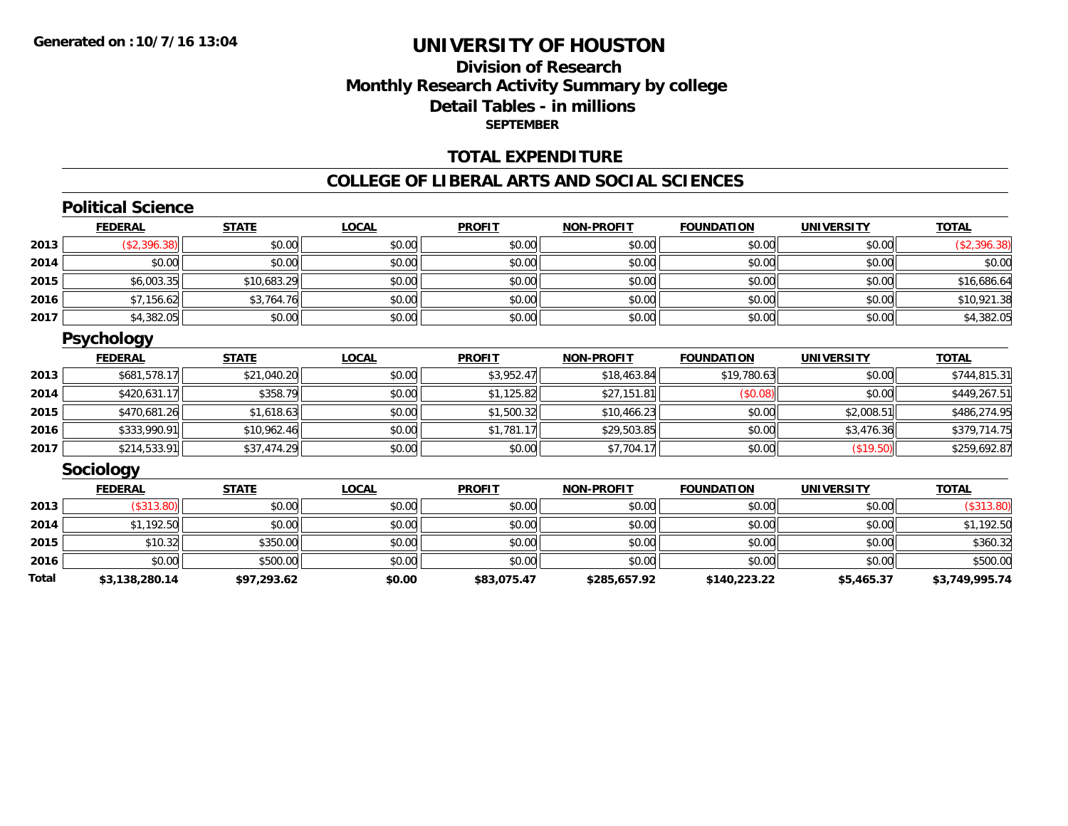**Generated on :10/7/16 13:04**

# UNIVERSITY OF HOUSTON

## Division of Research
## Monthly Research Activity Summary by college
## Detail Tables - in millions
### SEPTEMBER

## TOTAL EXPENDITURE

## COLLEGE OF LIBERAL ARTS AND SOCIAL SCIENCES

### Political Science

| | FEDERAL | STATE | LOCAL | PROFIT | NON-PROFIT | FOUNDATION | UNIVERSITY | TOTAL |
|---|---|---|---|---|---|---|---|---|
| 2013 | ($2,396.38) | $0.00 | $0.00 | $0.00 | $0.00 | $0.00 | $0.00 | ($2,396.38) |
| 2014 | $0.00 | $0.00 | $0.00 | $0.00 | $0.00 | $0.00 | $0.00 | $0.00 |
| 2015 | $6,003.35 | $10,683.29 | $0.00 | $0.00 | $0.00 | $0.00 | $0.00 | $16,686.64 |
| 2016 | $7,156.62 | $3,764.76 | $0.00 | $0.00 | $0.00 | $0.00 | $0.00 | $10,921.38 |
| 2017 | $4,382.05 | $0.00 | $0.00 | $0.00 | $0.00 | $0.00 | $0.00 | $4,382.05 |

### Psychology

| | FEDERAL | STATE | LOCAL | PROFIT | NON-PROFIT | FOUNDATION | UNIVERSITY | TOTAL |
|---|---|---|---|---|---|---|---|---|
| 2013 | $681,578.17 | $21,040.20 | $0.00 | $3,952.47 | $18,463.84 | $19,780.63 | $0.00 | $744,815.31 |
| 2014 | $420,631.17 | $358.79 | $0.00 | $1,125.82 | $27,151.81 | ($0.08) | $0.00 | $449,267.51 |
| 2015 | $470,681.26 | $1,618.63 | $0.00 | $1,500.32 | $10,466.23 | $0.00 | $2,008.51 | $486,274.95 |
| 2016 | $333,990.91 | $10,962.46 | $0.00 | $1,781.17 | $29,503.85 | $0.00 | $3,476.36 | $379,714.75 |
| 2017 | $214,533.91 | $37,474.29 | $0.00 | $0.00 | $7,704.17 | $0.00 | ($19.50) | $259,692.87 |

### Sociology

| | FEDERAL | STATE | LOCAL | PROFIT | NON-PROFIT | FOUNDATION | UNIVERSITY | TOTAL |
|---|---|---|---|---|---|---|---|---|
| 2013 | ($313.80) | $0.00 | $0.00 | $0.00 | $0.00 | $0.00 | $0.00 | ($313.80) |
| 2014 | $1,192.50 | $0.00 | $0.00 | $0.00 | $0.00 | $0.00 | $0.00 | $1,192.50 |
| 2015 | $10.32 | $350.00 | $0.00 | $0.00 | $0.00 | $0.00 | $0.00 | $360.32 |
| 2016 | $0.00 | $500.00 | $0.00 | $0.00 | $0.00 | $0.00 | $0.00 | $500.00 |
| **Total** | **$3,138,280.14** | **$97,293.62** | **$0.00** | **$83,075.47** | **$285,657.92** | **$140,223.22** | **$5,465.37** | **$3,749,995.74** |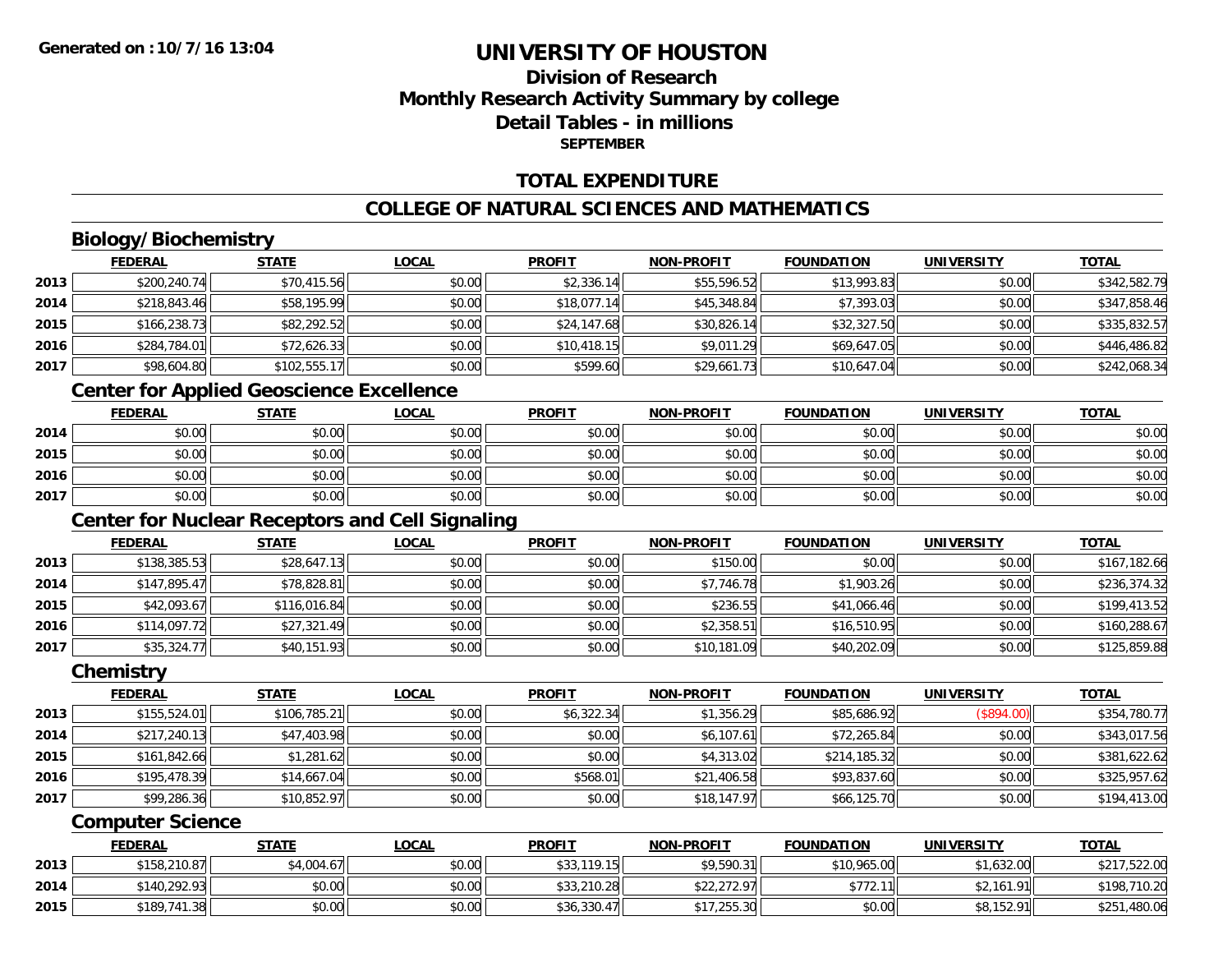**Generated on :10/7/16 13:04**

# UNIVERSITY OF HOUSTON

## Division of Research
## Monthly Research Activity Summary by college
## Detail Tables - in millions
### SEPTEMBER

## TOTAL EXPENDITURE

## COLLEGE OF NATURAL SCIENCES AND MATHEMATICS

### Biology/Biochemistry

| | FEDERAL | STATE | LOCAL | PROFIT | NON-PROFIT | FOUNDATION | UNIVERSITY | TOTAL |
|---|---|---|---|---|---|---|---|---|
| 2013 | $200,240.74 | $70,415.56 | $0.00 | $2,336.14 | $55,596.52 | $13,993.83 | $0.00 | $342,582.79 |
| 2014 | $218,843.46 | $58,195.99 | $0.00 | $18,077.14 | $45,348.84 | $7,393.03 | $0.00 | $347,858.46 |
| 2015 | $166,238.73 | $82,292.52 | $0.00 | $24,147.68 | $30,826.14 | $32,327.50 | $0.00 | $335,832.57 |
| 2016 | $284,784.01 | $72,626.33 | $0.00 | $10,418.15 | $9,011.29 | $69,647.05 | $0.00 | $446,486.82 |
| 2017 | $98,604.80 | $102,555.17 | $0.00 | $599.60 | $29,661.73 | $10,647.04 | $0.00 | $242,068.34 |

### Center for Applied Geoscience Excellence

| | FEDERAL | STATE | LOCAL | PROFIT | NON-PROFIT | FOUNDATION | UNIVERSITY | TOTAL |
|---|---|---|---|---|---|---|---|---|
| 2014 | $0.00 | $0.00 | $0.00 | $0.00 | $0.00 | $0.00 | $0.00 | $0.00 |
| 2015 | $0.00 | $0.00 | $0.00 | $0.00 | $0.00 | $0.00 | $0.00 | $0.00 |
| 2016 | $0.00 | $0.00 | $0.00 | $0.00 | $0.00 | $0.00 | $0.00 | $0.00 |
| 2017 | $0.00 | $0.00 | $0.00 | $0.00 | $0.00 | $0.00 | $0.00 | $0.00 |

### Center for Nuclear Receptors and Cell Signaling

| | FEDERAL | STATE | LOCAL | PROFIT | NON-PROFIT | FOUNDATION | UNIVERSITY | TOTAL |
|---|---|---|---|---|---|---|---|---|
| 2013 | $138,385.53 | $28,647.13 | $0.00 | $0.00 | $150.00 | $0.00 | $0.00 | $167,182.66 |
| 2014 | $147,895.47 | $78,828.81 | $0.00 | $0.00 | $7,746.78 | $1,903.26 | $0.00 | $236,374.32 |
| 2015 | $42,093.67 | $116,016.84 | $0.00 | $0.00 | $236.55 | $41,066.46 | $0.00 | $199,413.52 |
| 2016 | $114,097.72 | $27,321.49 | $0.00 | $0.00 | $2,358.51 | $16,510.95 | $0.00 | $160,288.67 |
| 2017 | $35,324.77 | $40,151.93 | $0.00 | $0.00 | $10,181.09 | $40,202.09 | $0.00 | $125,859.88 |

### Chemistry

| | FEDERAL | STATE | LOCAL | PROFIT | NON-PROFIT | FOUNDATION | UNIVERSITY | TOTAL |
|---|---|---|---|---|---|---|---|---|
| 2013 | $155,524.01 | $106,785.21 | $0.00 | $6,322.34 | $1,356.29 | $85,686.92 | ($894.00) | $354,780.77 |
| 2014 | $217,240.13 | $47,403.98 | $0.00 | $0.00 | $6,107.61 | $72,265.84 | $0.00 | $343,017.56 |
| 2015 | $161,842.66 | $1,281.62 | $0.00 | $0.00 | $4,313.02 | $214,185.32 | $0.00 | $381,622.62 |
| 2016 | $195,478.39 | $14,667.04 | $0.00 | $568.01 | $21,406.58 | $93,837.60 | $0.00 | $325,957.62 |
| 2017 | $99,286.36 | $10,852.97 | $0.00 | $0.00 | $18,147.97 | $66,125.70 | $0.00 | $194,413.00 |

### Computer Science

| | FEDERAL | STATE | LOCAL | PROFIT | NON-PROFIT | FOUNDATION | UNIVERSITY | TOTAL |
|---|---|---|---|---|---|---|---|---|
| 2013 | $158,210.87 | $4,004.67 | $0.00 | $33,119.15 | $9,590.31 | $10,965.00 | $1,632.00 | $217,522.00 |
| 2014 | $140,292.93 | $0.00 | $0.00 | $33,210.28 | $22,272.97 | $772.11 | $2,161.91 | $198,710.20 |
| 2015 | $189,741.38 | $0.00 | $0.00 | $36,330.47 | $17,255.30 | $0.00 | $8,152.91 | $251,480.06 |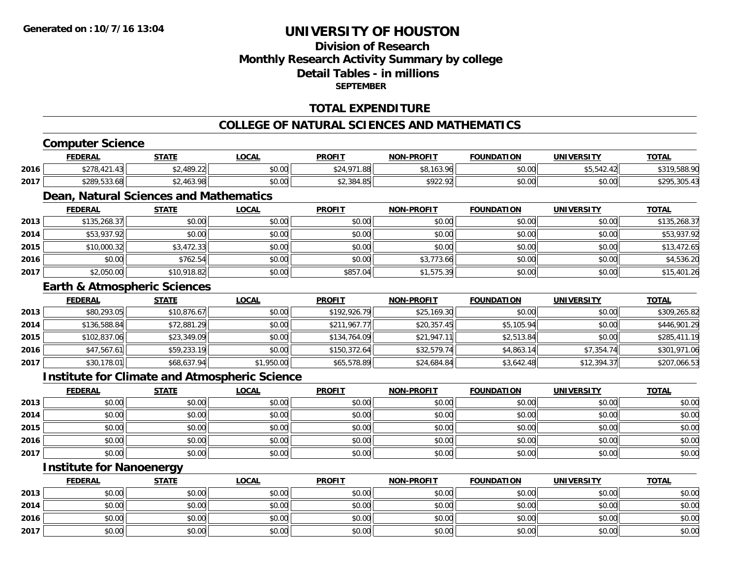**Generated on :10/7/16 13:04**

# UNIVERSITY OF HOUSTON

## Division of Research
## Monthly Research Activity Summary by college
## Detail Tables - in millions
### SEPTEMBER

## TOTAL EXPENDITURE

## COLLEGE OF NATURAL SCIENCES AND MATHEMATICS

### Computer Science

| | FEDERAL | STATE | LOCAL | PROFIT | NON-PROFIT | FOUNDATION | UNIVERSITY | TOTAL |
|---|---|---|---|---|---|---|---|---|
| 2016 | $278,421.43 | $2,489.22 | $0.00 | $24,971.88 | $8,163.96 | $0.00 | $5,542.42 | $319,588.90 |
| 2017 | $289,533.68 | $2,463.98 | $0.00 | $2,384.85 | $922.92 | $0.00 | $0.00 | $295,305.43 |

### Dean, Natural Sciences and Mathematics

| | FEDERAL | STATE | LOCAL | PROFIT | NON-PROFIT | FOUNDATION | UNIVERSITY | TOTAL |
|---|---|---|---|---|---|---|---|---|
| 2013 | $135,268.37 | $0.00 | $0.00 | $0.00 | $0.00 | $0.00 | $0.00 | $135,268.37 |
| 2014 | $53,937.92 | $0.00 | $0.00 | $0.00 | $0.00 | $0.00 | $0.00 | $53,937.92 |
| 2015 | $10,000.32 | $3,472.33 | $0.00 | $0.00 | $0.00 | $0.00 | $0.00 | $13,472.65 |
| 2016 | $0.00 | $762.54 | $0.00 | $0.00 | $3,773.66 | $0.00 | $0.00 | $4,536.20 |
| 2017 | $2,050.00 | $10,918.82 | $0.00 | $857.04 | $1,575.39 | $0.00 | $0.00 | $15,401.26 |

### Earth & Atmospheric Sciences

| | FEDERAL | STATE | LOCAL | PROFIT | NON-PROFIT | FOUNDATION | UNIVERSITY | TOTAL |
|---|---|---|---|---|---|---|---|---|
| 2013 | $80,293.05 | $10,876.67 | $0.00 | $192,926.79 | $25,169.30 | $0.00 | $0.00 | $309,265.82 |
| 2014 | $136,588.84 | $72,881.29 | $0.00 | $211,967.77 | $20,357.45 | $5,105.94 | $0.00 | $446,901.29 |
| 2015 | $102,837.06 | $23,349.09 | $0.00 | $134,764.09 | $21,947.11 | $2,513.84 | $0.00 | $285,411.19 |
| 2016 | $47,567.61 | $59,233.19 | $0.00 | $150,372.64 | $32,579.74 | $4,863.14 | $7,354.74 | $301,971.06 |
| 2017 | $30,178.01 | $68,637.94 | $1,950.00 | $65,578.89 | $24,684.84 | $3,642.48 | $12,394.37 | $207,066.53 |

### Institute for Climate and Atmospheric Science

| | FEDERAL | STATE | LOCAL | PROFIT | NON-PROFIT | FOUNDATION | UNIVERSITY | TOTAL |
|---|---|---|---|---|---|---|---|---|
| 2013 | $0.00 | $0.00 | $0.00 | $0.00 | $0.00 | $0.00 | $0.00 | $0.00 |
| 2014 | $0.00 | $0.00 | $0.00 | $0.00 | $0.00 | $0.00 | $0.00 | $0.00 |
| 2015 | $0.00 | $0.00 | $0.00 | $0.00 | $0.00 | $0.00 | $0.00 | $0.00 |
| 2016 | $0.00 | $0.00 | $0.00 | $0.00 | $0.00 | $0.00 | $0.00 | $0.00 |
| 2017 | $0.00 | $0.00 | $0.00 | $0.00 | $0.00 | $0.00 | $0.00 | $0.00 |

### Institute for Nanoenergy

| | FEDERAL | STATE | LOCAL | PROFIT | NON-PROFIT | FOUNDATION | UNIVERSITY | TOTAL |
|---|---|---|---|---|---|---|---|---|
| 2013 | $0.00 | $0.00 | $0.00 | $0.00 | $0.00 | $0.00 | $0.00 | $0.00 |
| 2014 | $0.00 | $0.00 | $0.00 | $0.00 | $0.00 | $0.00 | $0.00 | $0.00 |
| 2016 | $0.00 | $0.00 | $0.00 | $0.00 | $0.00 | $0.00 | $0.00 | $0.00 |
| 2017 | $0.00 | $0.00 | $0.00 | $0.00 | $0.00 | $0.00 | $0.00 | $0.00 |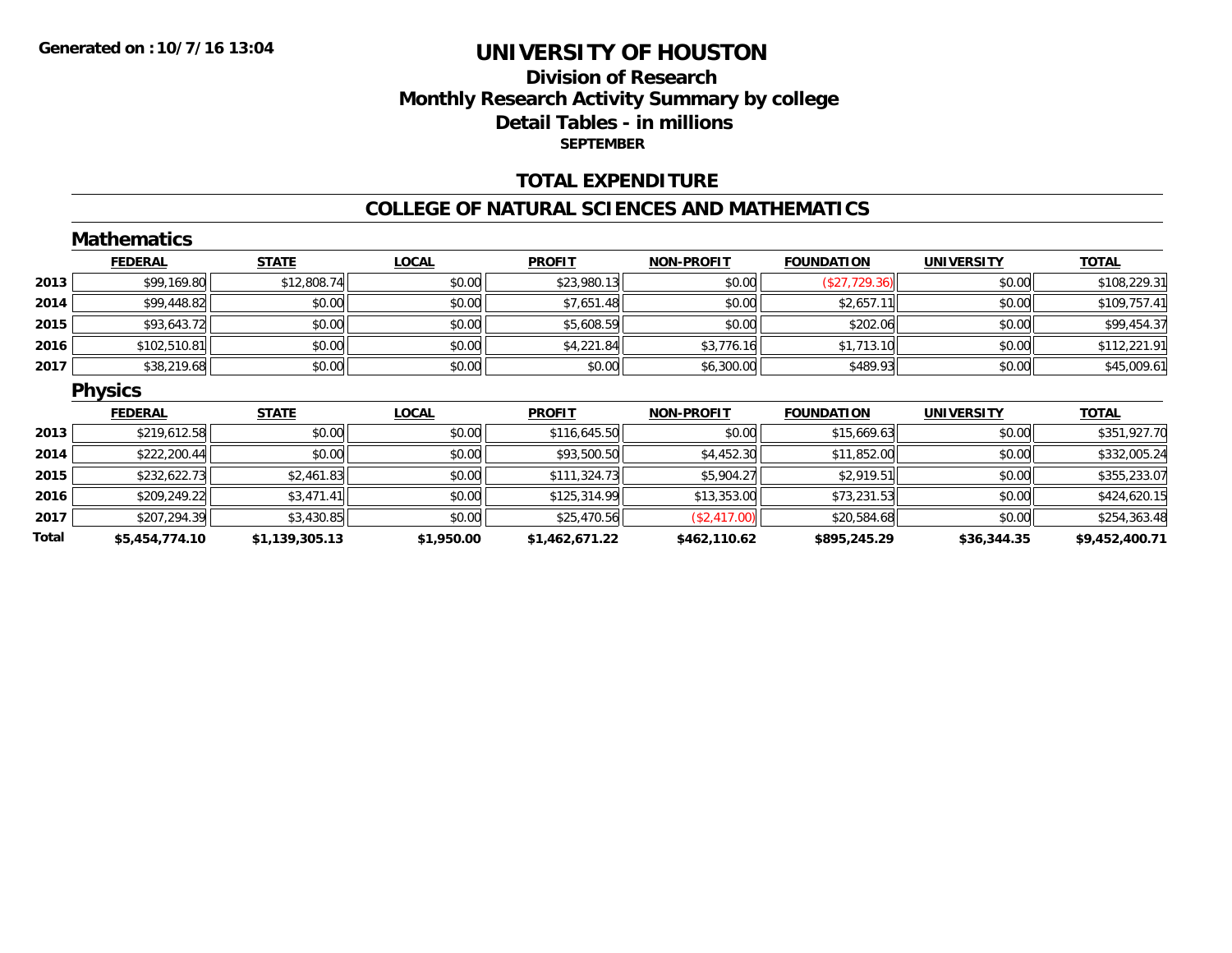Generated on :10/7/16 13:04

# UNIVERSITY OF HOUSTON

## Division of Research
## Monthly Research Activity Summary by college
## Detail Tables - in millions
### SEPTEMBER

## TOTAL EXPENDITURE

## COLLEGE OF NATURAL SCIENCES AND MATHEMATICS

### Mathematics

| | FEDERAL | STATE | LOCAL | PROFIT | NON-PROFIT | FOUNDATION | UNIVERSITY | TOTAL |
|---|---|---|---|---|---|---|---|---|
| 2013 | $99,169.80 | $12,808.74 | $0.00 | $23,980.13 | $0.00 | ($27,729.36) | $0.00 | $108,229.31 |
| 2014 | $99,448.82 | $0.00 | $0.00 | $7,651.48 | $0.00 | $2,657.11 | $0.00 | $109,757.41 |
| 2015 | $93,643.72 | $0.00 | $0.00 | $5,608.59 | $0.00 | $202.06 | $0.00 | $99,454.37 |
| 2016 | $102,510.81 | $0.00 | $0.00 | $4,221.84 | $3,776.16 | $1,713.10 | $0.00 | $112,221.91 |
| 2017 | $38,219.68 | $0.00 | $0.00 | $0.00 | $6,300.00 | $489.93 | $0.00 | $45,009.61 |

### Physics

| | FEDERAL | STATE | LOCAL | PROFIT | NON-PROFIT | FOUNDATION | UNIVERSITY | TOTAL |
|---|---|---|---|---|---|---|---|---|
| 2013 | $219,612.58 | $0.00 | $0.00 | $116,645.50 | $0.00 | $15,669.63 | $0.00 | $351,927.70 |
| 2014 | $222,200.44 | $0.00 | $0.00 | $93,500.50 | $4,452.30 | $11,852.00 | $0.00 | $332,005.24 |
| 2015 | $232,622.73 | $2,461.83 | $0.00 | $111,324.73 | $5,904.27 | $2,919.51 | $0.00 | $355,233.07 |
| 2016 | $209,249.22 | $3,471.41 | $0.00 | $125,314.99 | $13,353.00 | $73,231.53 | $0.00 | $424,620.15 |
| 2017 | $207,294.39 | $3,430.85 | $0.00 | $25,470.56 | ($2,417.00) | $20,584.68 | $0.00 | $254,363.48 |
| **Total** | **$5,454,774.10** | **$1,139,305.13** | **$1,950.00** | **$1,462,671.22** | **$462,110.62** | **$895,245.29** | **$36,344.35** | **$9,452,400.71** |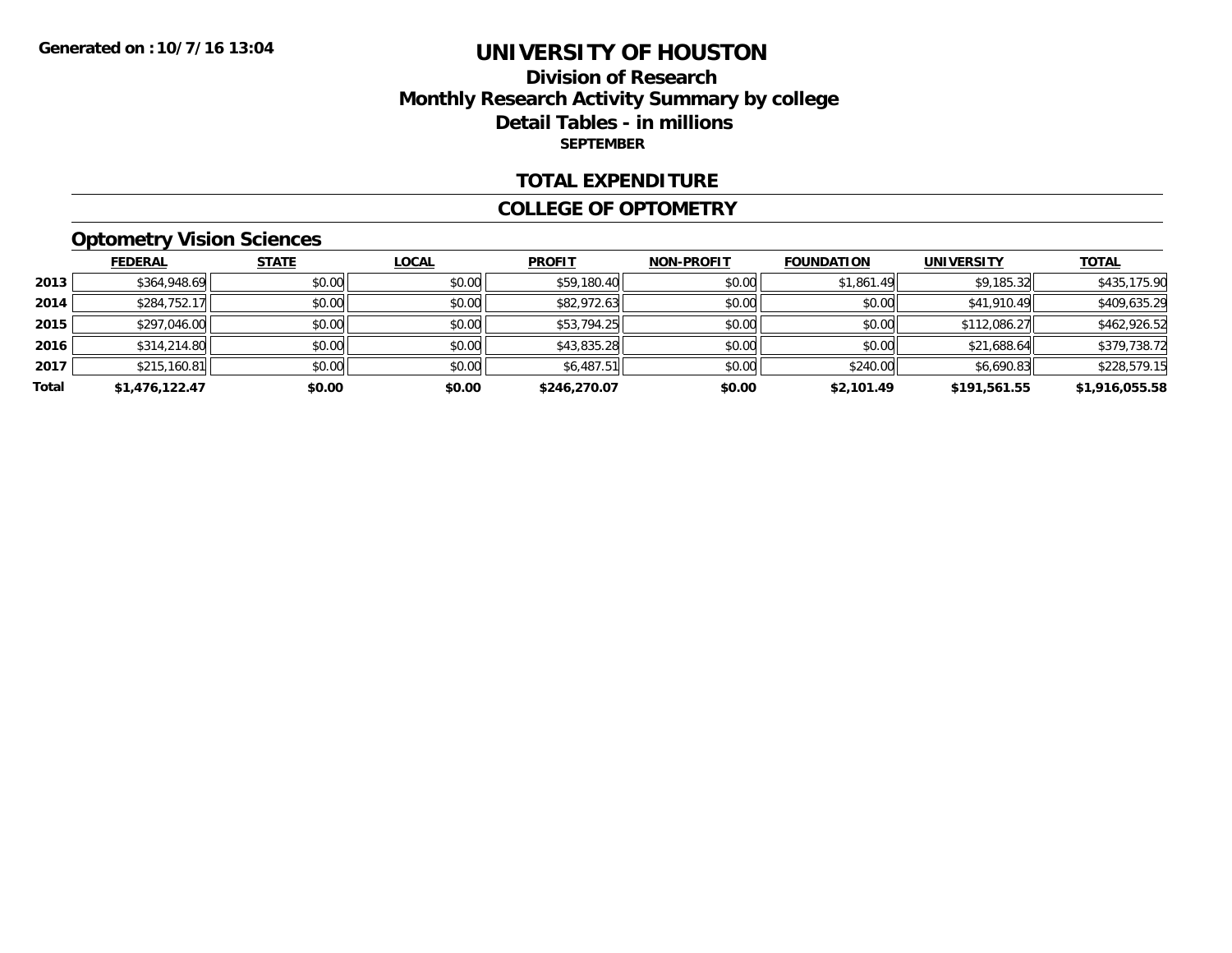Generated on :10/7/16 13:04

# UNIVERSITY OF HOUSTON

## Division of Research
## Monthly Research Activity Summary by college
## Detail Tables - in millions
**SEPTEMBER**

### TOTAL EXPENDITURE

### COLLEGE OF OPTOMETRY

#### Optometry Vision Sciences

| | FEDERAL | STATE | LOCAL | PROFIT | NON-PROFIT | FOUNDATION | UNIVERSITY | TOTAL |
|---|---|---|---|---|---|---|---|---|
| 2013 | $364,948.69 | $0.00 | $0.00 | $59,180.40 | $0.00 | $1,861.49 | $9,185.32 | $435,175.90 |
| 2014 | $284,752.17 | $0.00 | $0.00 | $82,972.63 | $0.00 | $0.00 | $41,910.49 | $409,635.29 |
| 2015 | $297,046.00 | $0.00 | $0.00 | $53,794.25 | $0.00 | $0.00 | $112,086.27 | $462,926.52 |
| 2016 | $314,214.80 | $0.00 | $0.00 | $43,835.28 | $0.00 | $0.00 | $21,688.64 | $379,738.72 |
| 2017 | $215,160.81 | $0.00 | $0.00 | $6,487.51 | $0.00 | $240.00 | $6,690.83 | $228,579.15 |
| **Total** | **$1,476,122.47** | **$0.00** | **$0.00** | **$246,270.07** | **$0.00** | **$2,101.49** | **$191,561.55** | **$1,916,055.58** |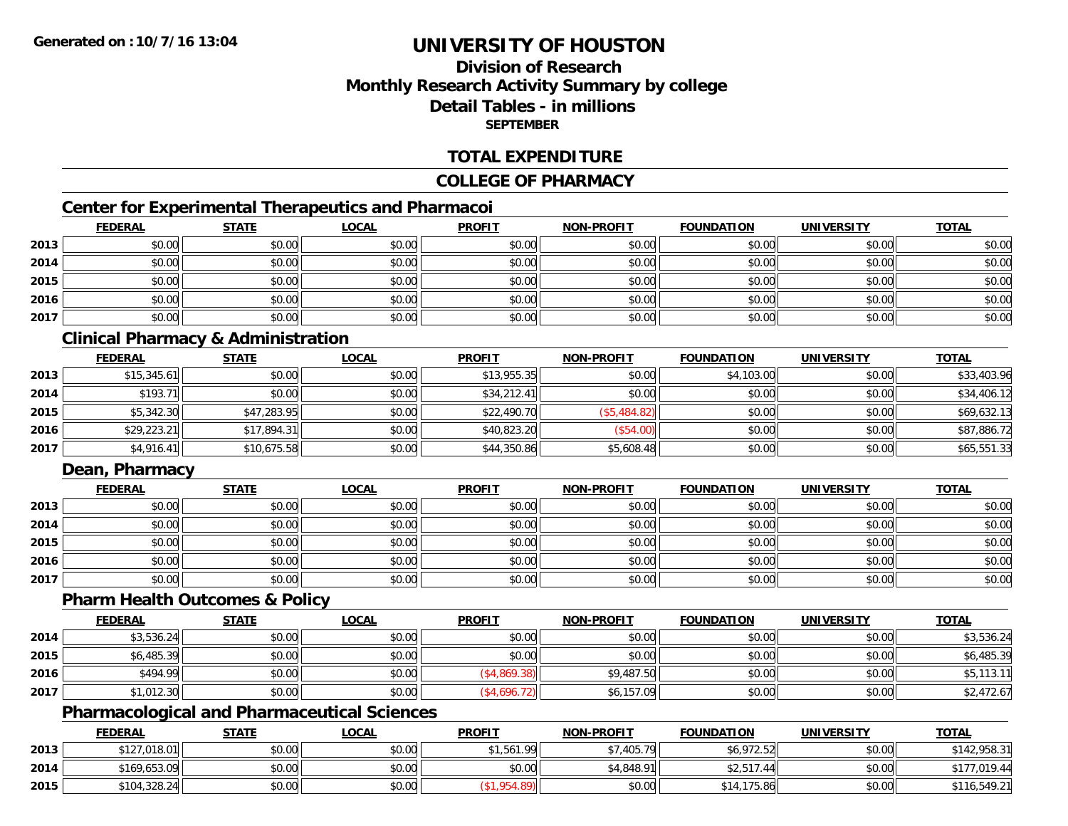**Generated on : 10/7/16 13:04**

# UNIVERSITY OF HOUSTON

## Division of Research
## Monthly Research Activity Summary by college
## Detail Tables - in millions
### SEPTEMBER

## TOTAL EXPENDITURE

## COLLEGE OF PHARMACY

### Center for Experimental Therapeutics and Pharmacoi

| | FEDERAL | STATE | LOCAL | PROFIT | NON-PROFIT | FOUNDATION | UNIVERSITY | TOTAL |
|---|---|---|---|---|---|---|---|---|
| 2013 | $0.00 | $0.00 | $0.00 | $0.00 | $0.00 | $0.00 | $0.00 | $0.00 |
| 2014 | $0.00 | $0.00 | $0.00 | $0.00 | $0.00 | $0.00 | $0.00 | $0.00 |
| 2015 | $0.00 | $0.00 | $0.00 | $0.00 | $0.00 | $0.00 | $0.00 | $0.00 |
| 2016 | $0.00 | $0.00 | $0.00 | $0.00 | $0.00 | $0.00 | $0.00 | $0.00 |
| 2017 | $0.00 | $0.00 | $0.00 | $0.00 | $0.00 | $0.00 | $0.00 | $0.00 |

### Clinical Pharmacy & Administration

| | FEDERAL | STATE | LOCAL | PROFIT | NON-PROFIT | FOUNDATION | UNIVERSITY | TOTAL |
|---|---|---|---|---|---|---|---|---|
| 2013 | $15,345.61 | $0.00 | $0.00 | $13,955.35 | $0.00 | $4,103.00 | $0.00 | $33,403.96 |
| 2014 | $193.71 | $0.00 | $0.00 | $34,212.41 | $0.00 | $0.00 | $0.00 | $34,406.12 |
| 2015 | $5,342.30 | $47,283.95 | $0.00 | $22,490.70 | ($5,484.82) | $0.00 | $0.00 | $69,632.13 |
| 2016 | $29,223.21 | $17,894.31 | $0.00 | $40,823.20 | ($54.00) | $0.00 | $0.00 | $87,886.72 |
| 2017 | $4,916.41 | $10,675.58 | $0.00 | $44,350.86 | $5,608.48 | $0.00 | $0.00 | $65,551.33 |

### Dean, Pharmacy

| | FEDERAL | STATE | LOCAL | PROFIT | NON-PROFIT | FOUNDATION | UNIVERSITY | TOTAL |
|---|---|---|---|---|---|---|---|---|
| 2013 | $0.00 | $0.00 | $0.00 | $0.00 | $0.00 | $0.00 | $0.00 | $0.00 |
| 2014 | $0.00 | $0.00 | $0.00 | $0.00 | $0.00 | $0.00 | $0.00 | $0.00 |
| 2015 | $0.00 | $0.00 | $0.00 | $0.00 | $0.00 | $0.00 | $0.00 | $0.00 |
| 2016 | $0.00 | $0.00 | $0.00 | $0.00 | $0.00 | $0.00 | $0.00 | $0.00 |
| 2017 | $0.00 | $0.00 | $0.00 | $0.00 | $0.00 | $0.00 | $0.00 | $0.00 |

### Pharm Health Outcomes & Policy

| | FEDERAL | STATE | LOCAL | PROFIT | NON-PROFIT | FOUNDATION | UNIVERSITY | TOTAL |
|---|---|---|---|---|---|---|---|---|
| 2014 | $3,536.24 | $0.00 | $0.00 | $0.00 | $0.00 | $0.00 | $0.00 | $3,536.24 |
| 2015 | $6,485.39 | $0.00 | $0.00 | $0.00 | $0.00 | $0.00 | $0.00 | $6,485.39 |
| 2016 | $494.99 | $0.00 | $0.00 | ($4,869.38) | $9,487.50 | $0.00 | $0.00 | $5,113.11 |
| 2017 | $1,012.30 | $0.00 | $0.00 | ($4,696.72) | $6,157.09 | $0.00 | $0.00 | $2,472.67 |

### Pharmacological and Pharmaceutical Sciences

| | FEDERAL | STATE | LOCAL | PROFIT | NON-PROFIT | FOUNDATION | UNIVERSITY | TOTAL |
|---|---|---|---|---|---|---|---|---|
| 2013 | $127,018.01 | $0.00 | $0.00 | $1,561.99 | $7,405.79 | $6,972.52 | $0.00 | $142,958.31 |
| 2014 | $169,653.09 | $0.00 | $0.00 | $0.00 | $4,848.91 | $2,517.44 | $0.00 | $177,019.44 |
| 2015 | $104,328.24 | $0.00 | $0.00 | ($1,954.89) | $0.00 | $14,175.86 | $0.00 | $116,549.21 |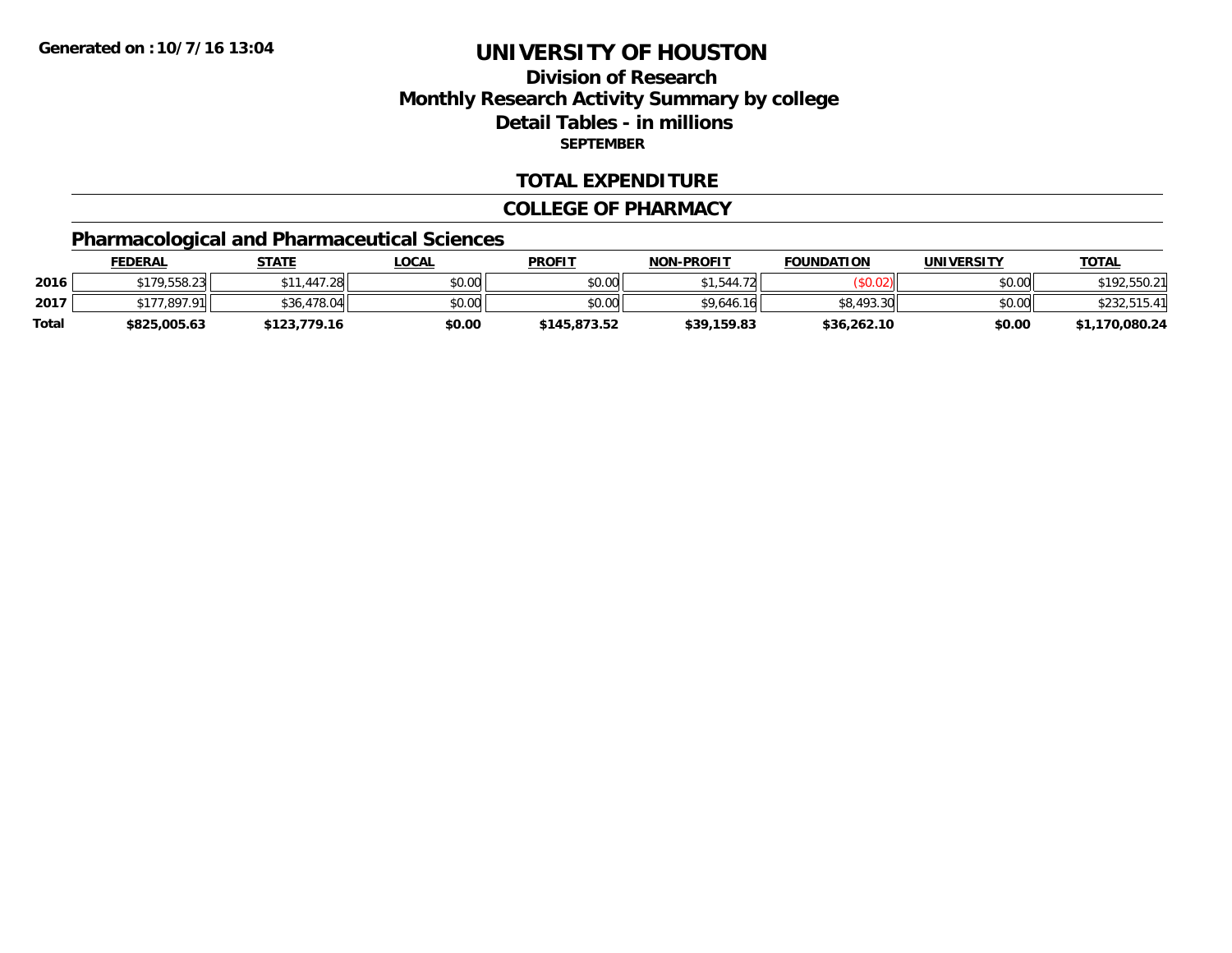**Generated on :10/7/16 13:04**

# UNIVERSITY OF HOUSTON

## Division of Research
## Monthly Research Activity Summary by college
## Detail Tables - in millions
### SEPTEMBER

## TOTAL EXPENDITURE

## COLLEGE OF PHARMACY

### Pharmacological and Pharmaceutical Sciences

| | FEDERAL | STATE | LOCAL | PROFIT | NON-PROFIT | FOUNDATION | UNIVERSITY | TOTAL |
|---|---|---|---|---|---|---|---|---|
| 2016 | $179,558.23 | $11,447.28 | $0.00 | $0.00 | $1,544.72 | ($0.02) | $0.00 | $192,550.21 |
| 2017 | $177,897.91 | $36,478.04 | $0.00 | $0.00 | $9,646.16 | $8,493.30 | $0.00 | $232,515.41 |
| **Total** | **$825,005.63** | **$123,779.16** | **$0.00** | **$145,873.52** | **$39,159.83** | **$36,262.10** | **$0.00** | **$1,170,080.24** |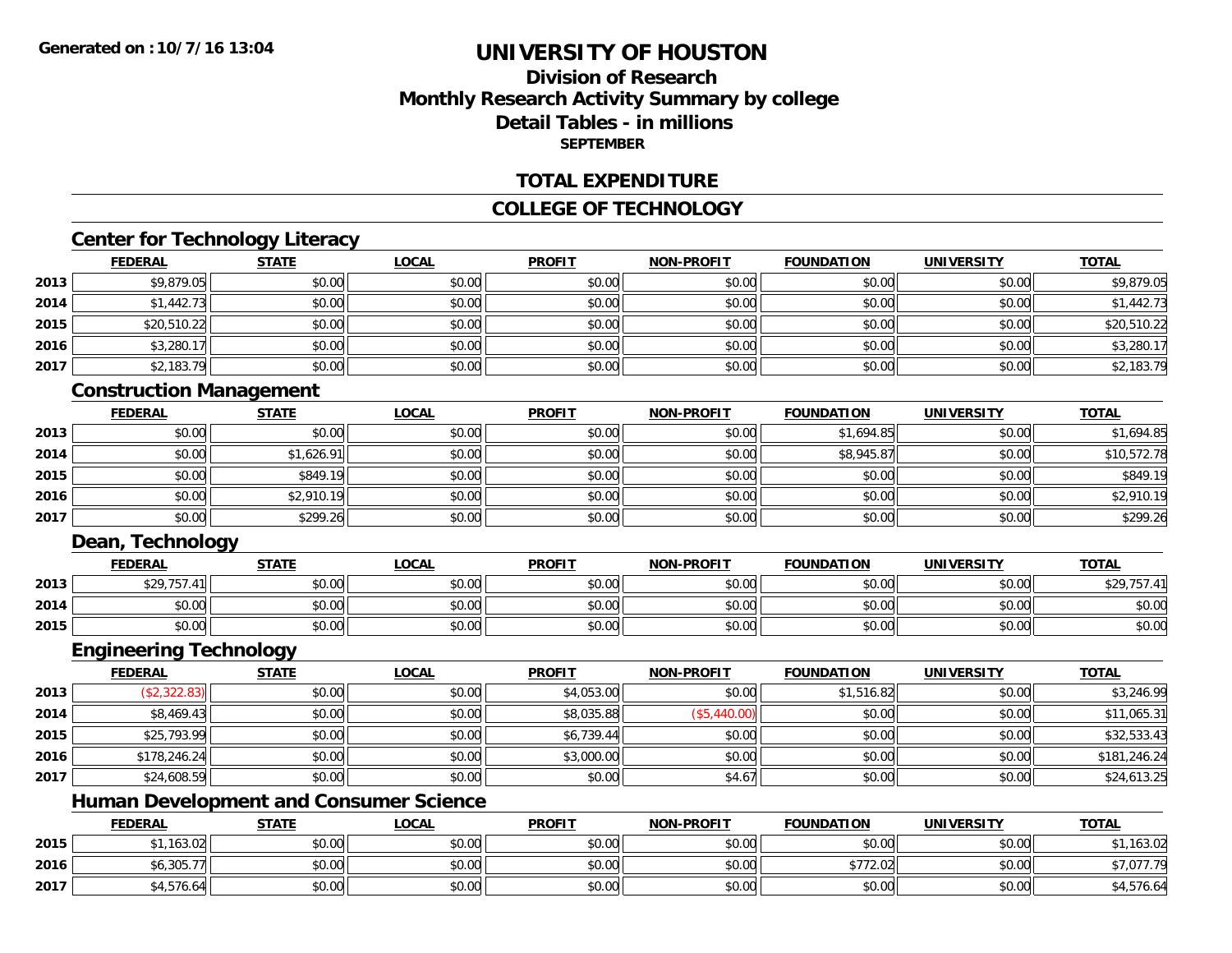**Generated on :10/7/16 13:04**

# UNIVERSITY OF HOUSTON

## Division of Research
## Monthly Research Activity Summary by college
## Detail Tables - in millions
### SEPTEMBER

## TOTAL EXPENDITURE

## COLLEGE OF TECHNOLOGY

### Center for Technology Literacy

| | FEDERAL | STATE | LOCAL | PROFIT | NON-PROFIT | FOUNDATION | UNIVERSITY | TOTAL |
|---|---|---|---|---|---|---|---|---|
| 2013 | $9,879.05 | $0.00 | $0.00 | $0.00 | $0.00 | $0.00 | $0.00 | $9,879.05 |
| 2014 | $1,442.73 | $0.00 | $0.00 | $0.00 | $0.00 | $0.00 | $0.00 | $1,442.73 |
| 2015 | $20,510.22 | $0.00 | $0.00 | $0.00 | $0.00 | $0.00 | $0.00 | $20,510.22 |
| 2016 | $3,280.17 | $0.00 | $0.00 | $0.00 | $0.00 | $0.00 | $0.00 | $3,280.17 |
| 2017 | $2,183.79 | $0.00 | $0.00 | $0.00 | $0.00 | $0.00 | $0.00 | $2,183.79 |

### Construction Management

| | FEDERAL | STATE | LOCAL | PROFIT | NON-PROFIT | FOUNDATION | UNIVERSITY | TOTAL |
|---|---|---|---|---|---|---|---|---|
| 2013 | $0.00 | $0.00 | $0.00 | $0.00 | $0.00 | $1,694.85 | $0.00 | $1,694.85 |
| 2014 | $0.00 | $1,626.91 | $0.00 | $0.00 | $0.00 | $8,945.87 | $0.00 | $10,572.78 |
| 2015 | $0.00 | $849.19 | $0.00 | $0.00 | $0.00 | $0.00 | $0.00 | $849.19 |
| 2016 | $0.00 | $2,910.19 | $0.00 | $0.00 | $0.00 | $0.00 | $0.00 | $2,910.19 |
| 2017 | $0.00 | $299.26 | $0.00 | $0.00 | $0.00 | $0.00 | $0.00 | $299.26 |

### Dean, Technology

| | FEDERAL | STATE | LOCAL | PROFIT | NON-PROFIT | FOUNDATION | UNIVERSITY | TOTAL |
|---|---|---|---|---|---|---|---|---|
| 2013 | $29,757.41 | $0.00 | $0.00 | $0.00 | $0.00 | $0.00 | $0.00 | $29,757.41 |
| 2014 | $0.00 | $0.00 | $0.00 | $0.00 | $0.00 | $0.00 | $0.00 | $0.00 |
| 2015 | $0.00 | $0.00 | $0.00 | $0.00 | $0.00 | $0.00 | $0.00 | $0.00 |

### Engineering Technology

| | FEDERAL | STATE | LOCAL | PROFIT | NON-PROFIT | FOUNDATION | UNIVERSITY | TOTAL |
|---|---|---|---|---|---|---|---|---|
| 2013 | ($2,322.83) | $0.00 | $0.00 | $4,053.00 | $0.00 | $1,516.82 | $0.00 | $3,246.99 |
| 2014 | $8,469.43 | $0.00 | $0.00 | $8,035.88 | ($5,440.00) | $0.00 | $0.00 | $11,065.31 |
| 2015 | $25,793.99 | $0.00 | $0.00 | $6,739.44 | $0.00 | $0.00 | $0.00 | $32,533.43 |
| 2016 | $178,246.24 | $0.00 | $0.00 | $3,000.00 | $0.00 | $0.00 | $0.00 | $181,246.24 |
| 2017 | $24,608.59 | $0.00 | $0.00 | $0.00 | $4.67 | $0.00 | $0.00 | $24,613.25 |

### Human Development and Consumer Science

| | FEDERAL | STATE | LOCAL | PROFIT | NON-PROFIT | FOUNDATION | UNIVERSITY | TOTAL |
|---|---|---|---|---|---|---|---|---|
| 2015 | $1,163.02 | $0.00 | $0.00 | $0.00 | $0.00 | $0.00 | $0.00 | $1,163.02 |
| 2016 | $6,305.77 | $0.00 | $0.00 | $0.00 | $0.00 | $772.02 | $0.00 | $7,077.79 |
| 2017 | $4,576.64 | $0.00 | $0.00 | $0.00 | $0.00 | $0.00 | $0.00 | $4,576.64 |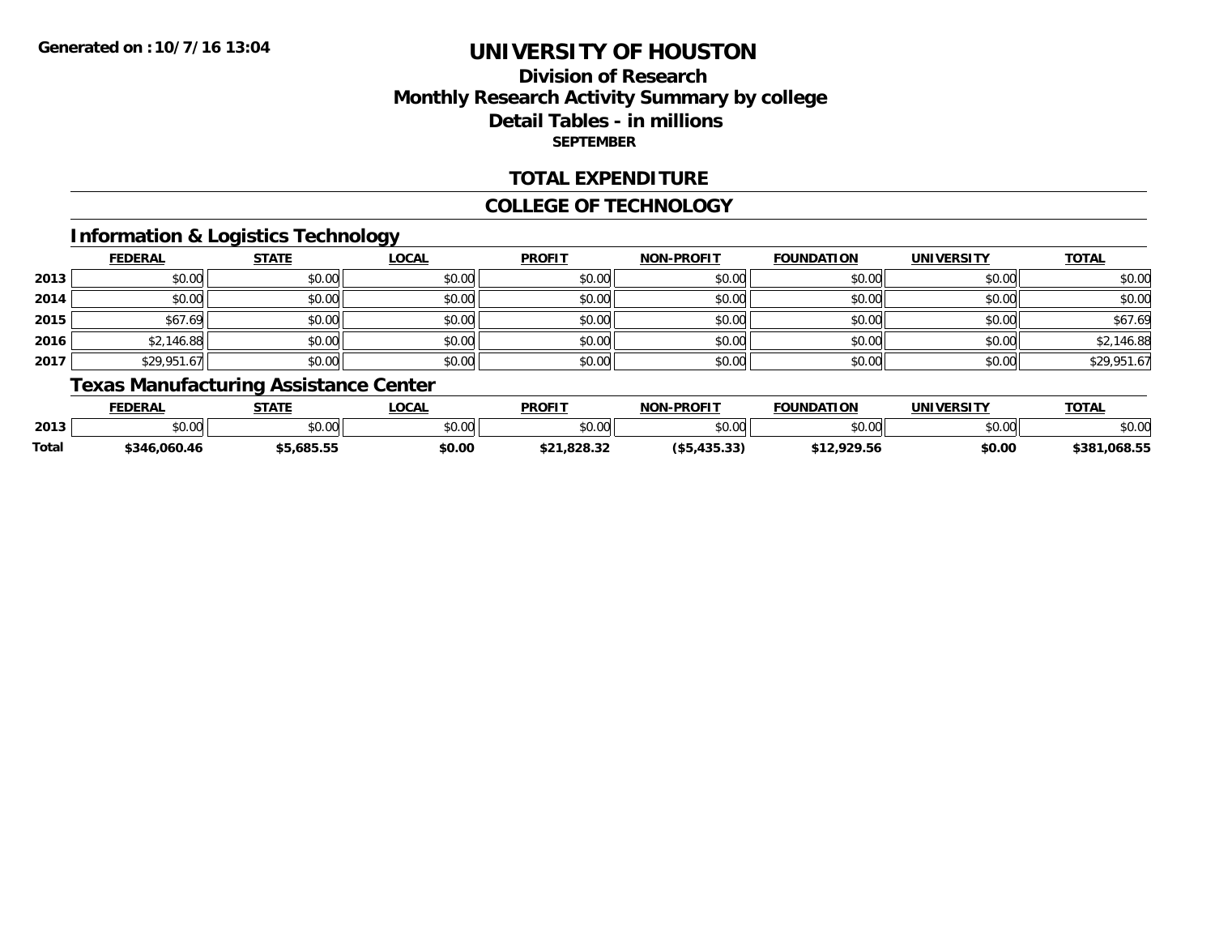**Generated on :10/7/16 13:04**

# UNIVERSITY OF HOUSTON

## Division of Research
## Monthly Research Activity Summary by college
## Detail Tables - in millions
### SEPTEMBER

## TOTAL EXPENDITURE

## COLLEGE OF TECHNOLOGY

### Information & Logistics Technology

| | FEDERAL | STATE | LOCAL | PROFIT | NON-PROFIT | FOUNDATION | UNIVERSITY | TOTAL |
|---|---|---|---|---|---|---|---|---|
| 2013 | $0.00 | $0.00 | $0.00 | $0.00 | $0.00 | $0.00 | $0.00 | $0.00 |
| 2014 | $0.00 | $0.00 | $0.00 | $0.00 | $0.00 | $0.00 | $0.00 | $0.00 |
| 2015 | $67.69 | $0.00 | $0.00 | $0.00 | $0.00 | $0.00 | $0.00 | $67.69 |
| 2016 | $2,146.88 | $0.00 | $0.00 | $0.00 | $0.00 | $0.00 | $0.00 | $2,146.88 |
| 2017 | $29,951.67 | $0.00 | $0.00 | $0.00 | $0.00 | $0.00 | $0.00 | $29,951.67 |

### Texas Manufacturing Assistance Center

| | FEDERAL | STATE | LOCAL | PROFIT | NON-PROFIT | FOUNDATION | UNIVERSITY | TOTAL |
|---|---|---|---|---|---|---|---|---|
| 2013 | $0.00 | $0.00 | $0.00 | $0.00 | $0.00 | $0.00 | $0.00 | $0.00 |
| **Total** | **$346,060.46** | **$5,685.55** | **$0.00** | **$21,828.32** | **($5,435.33)** | **$12,929.56** | **$0.00** | **$381,068.55** |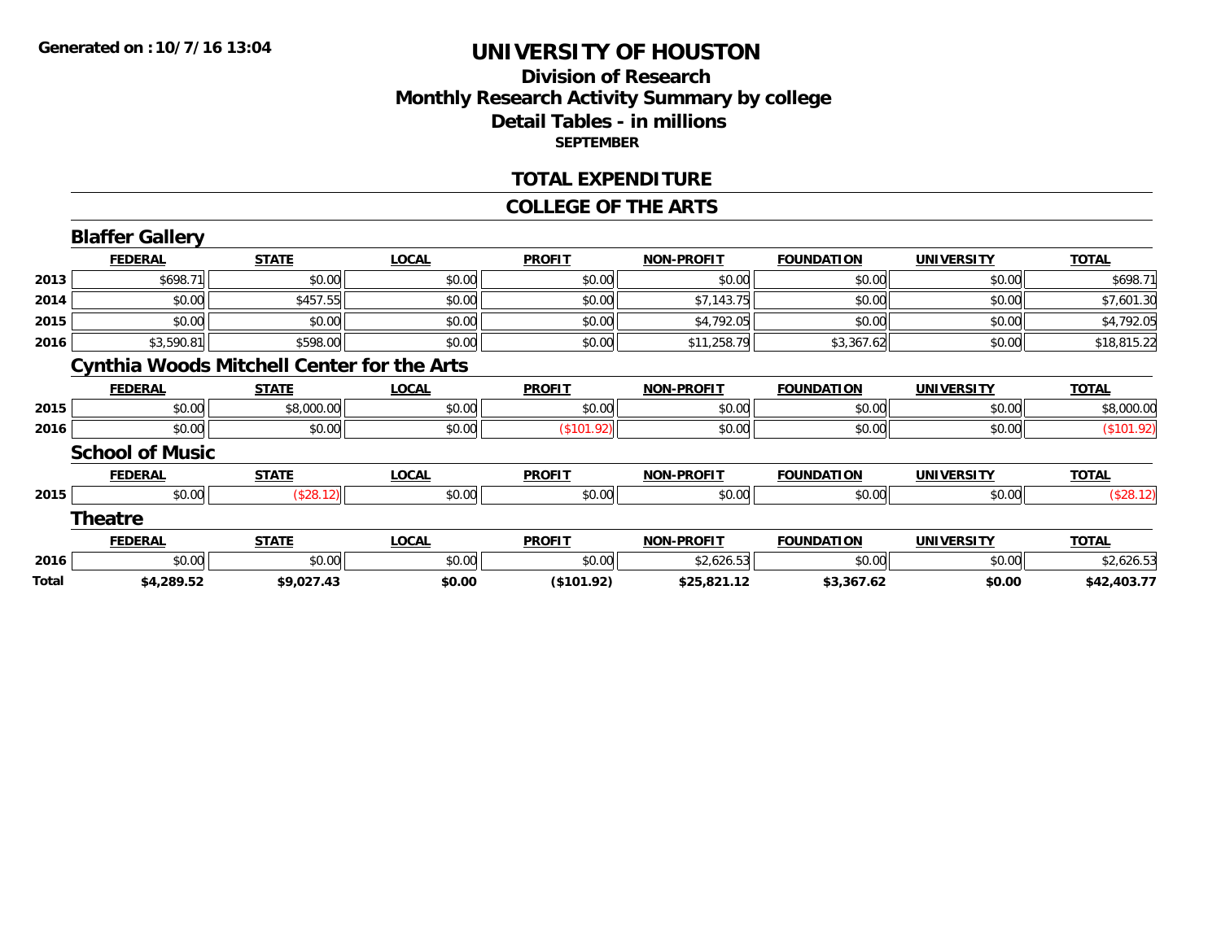Generated on :10/7/16 13:04

# UNIVERSITY OF HOUSTON

## Division of Research
## Monthly Research Activity Summary by college
## Detail Tables - in millions
### SEPTEMBER

## TOTAL EXPENDITURE

## COLLEGE OF THE ARTS

### Blaffer Gallery

| | FEDERAL | STATE | LOCAL | PROFIT | NON-PROFIT | FOUNDATION | UNIVERSITY | TOTAL |
|---|---|---|---|---|---|---|---|---|
| 2013 | $698.71 | $0.00 | $0.00 | $0.00 | $0.00 | $0.00 | $0.00 | $698.71 |
| 2014 | $0.00 | $457.55 | $0.00 | $0.00 | $7,143.75 | $0.00 | $0.00 | $7,601.30 |
| 2015 | $0.00 | $0.00 | $0.00 | $0.00 | $4,792.05 | $0.00 | $0.00 | $4,792.05 |
| 2016 | $3,590.81 | $598.00 | $0.00 | $0.00 | $11,258.79 | $3,367.62 | $0.00 | $18,815.22 |

### Cynthia Woods Mitchell Center for the Arts

| | FEDERAL | STATE | LOCAL | PROFIT | NON-PROFIT | FOUNDATION | UNIVERSITY | TOTAL |
|---|---|---|---|---|---|---|---|---|
| 2015 | $0.00 | $8,000.00 | $0.00 | $0.00 | $0.00 | $0.00 | $0.00 | $8,000.00 |
| 2016 | $0.00 | $0.00 | $0.00 | ($101.92) | $0.00 | $0.00 | $0.00 | ($101.92) |

### School of Music

| | FEDERAL | STATE | LOCAL | PROFIT | NON-PROFIT | FOUNDATION | UNIVERSITY | TOTAL |
|---|---|---|---|---|---|---|---|---|
| 2015 | $0.00 | ($28.12) | $0.00 | $0.00 | $0.00 | $0.00 | $0.00 | ($28.12) |

### Theatre

| | FEDERAL | STATE | LOCAL | PROFIT | NON-PROFIT | FOUNDATION | UNIVERSITY | TOTAL |
|---|---|---|---|---|---|---|---|---|
| 2016 | $0.00 | $0.00 | $0.00 | $0.00 | $2,626.53 | $0.00 | $0.00 | $2,626.53 |
| **Total** | **$4,289.52** | **$9,027.43** | **$0.00** | **($101.92)** | **$25,821.12** | **$3,367.62** | **$0.00** | **$42,403.77** |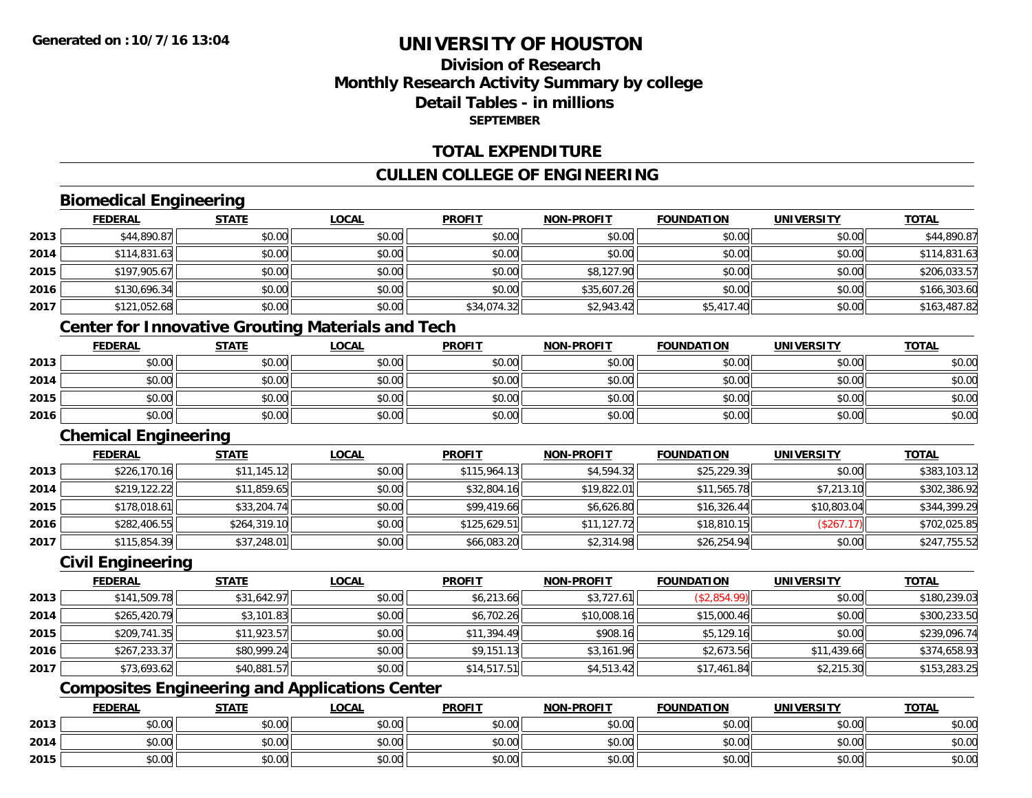**Generated on :10/7/16 13:04**

# UNIVERSITY OF HOUSTON

## Division of Research
## Monthly Research Activity Summary by college
## Detail Tables - in millions
### SEPTEMBER

## TOTAL EXPENDITURE

## CULLEN COLLEGE OF ENGINEERING

### Biomedical Engineering

| | FEDERAL | STATE | LOCAL | PROFIT | NON-PROFIT | FOUNDATION | UNIVERSITY | TOTAL |
|---|---|---|---|---|---|---|---|---|
| 2013 | $44,890.87 | $0.00 | $0.00 | $0.00 | $0.00 | $0.00 | $0.00 | $44,890.87 |
| 2014 | $114,831.63 | $0.00 | $0.00 | $0.00 | $0.00 | $0.00 | $0.00 | $114,831.63 |
| 2015 | $197,905.67 | $0.00 | $0.00 | $0.00 | $8,127.90 | $0.00 | $0.00 | $206,033.57 |
| 2016 | $130,696.34 | $0.00 | $0.00 | $0.00 | $35,607.26 | $0.00 | $0.00 | $166,303.60 |
| 2017 | $121,052.68 | $0.00 | $0.00 | $34,074.32 | $2,943.42 | $5,417.40 | $0.00 | $163,487.82 |

### Center for Innovative Grouting Materials and Tech

| | FEDERAL | STATE | LOCAL | PROFIT | NON-PROFIT | FOUNDATION | UNIVERSITY | TOTAL |
|---|---|---|---|---|---|---|---|---|
| 2013 | $0.00 | $0.00 | $0.00 | $0.00 | $0.00 | $0.00 | $0.00 | $0.00 |
| 2014 | $0.00 | $0.00 | $0.00 | $0.00 | $0.00 | $0.00 | $0.00 | $0.00 |
| 2015 | $0.00 | $0.00 | $0.00 | $0.00 | $0.00 | $0.00 | $0.00 | $0.00 |
| 2016 | $0.00 | $0.00 | $0.00 | $0.00 | $0.00 | $0.00 | $0.00 | $0.00 |

### Chemical Engineering

| | FEDERAL | STATE | LOCAL | PROFIT | NON-PROFIT | FOUNDATION | UNIVERSITY | TOTAL |
|---|---|---|---|---|---|---|---|---|
| 2013 | $226,170.16 | $11,145.12 | $0.00 | $115,964.13 | $4,594.32 | $25,229.39 | $0.00 | $383,103.12 |
| 2014 | $219,122.22 | $11,859.65 | $0.00 | $32,804.16 | $19,822.01 | $11,565.78 | $7,213.10 | $302,386.92 |
| 2015 | $178,018.61 | $33,204.74 | $0.00 | $99,419.66 | $6,626.80 | $16,326.44 | $10,803.04 | $344,399.29 |
| 2016 | $282,406.55 | $264,319.10 | $0.00 | $125,629.51 | $11,127.72 | $18,810.15 | ($267.17) | $702,025.85 |
| 2017 | $115,854.39 | $37,248.01 | $0.00 | $66,083.20 | $2,314.98 | $26,254.94 | $0.00 | $247,755.52 |

### Civil Engineering

| | FEDERAL | STATE | LOCAL | PROFIT | NON-PROFIT | FOUNDATION | UNIVERSITY | TOTAL |
|---|---|---|---|---|---|---|---|---|
| 2013 | $141,509.78 | $31,642.97 | $0.00 | $6,213.66 | $3,727.61 | ($2,854.99) | $0.00 | $180,239.03 |
| 2014 | $265,420.79 | $3,101.83 | $0.00 | $6,702.26 | $10,008.16 | $15,000.46 | $0.00 | $300,233.50 |
| 2015 | $209,741.35 | $11,923.57 | $0.00 | $11,394.49 | $908.16 | $5,129.16 | $0.00 | $239,096.74 |
| 2016 | $267,233.37 | $80,999.24 | $0.00 | $9,151.13 | $3,161.96 | $2,673.56 | $11,439.66 | $374,658.93 |
| 2017 | $73,693.62 | $40,881.57 | $0.00 | $14,517.51 | $4,513.42 | $17,461.84 | $2,215.30 | $153,283.25 |

### Composites Engineering and Applications Center

| | FEDERAL | STATE | LOCAL | PROFIT | NON-PROFIT | FOUNDATION | UNIVERSITY | TOTAL |
|---|---|---|---|---|---|---|---|---|
| 2013 | $0.00 | $0.00 | $0.00 | $0.00 | $0.00 | $0.00 | $0.00 | $0.00 |
| 2014 | $0.00 | $0.00 | $0.00 | $0.00 | $0.00 | $0.00 | $0.00 | $0.00 |
| 2015 | $0.00 | $0.00 | $0.00 | $0.00 | $0.00 | $0.00 | $0.00 | $0.00 |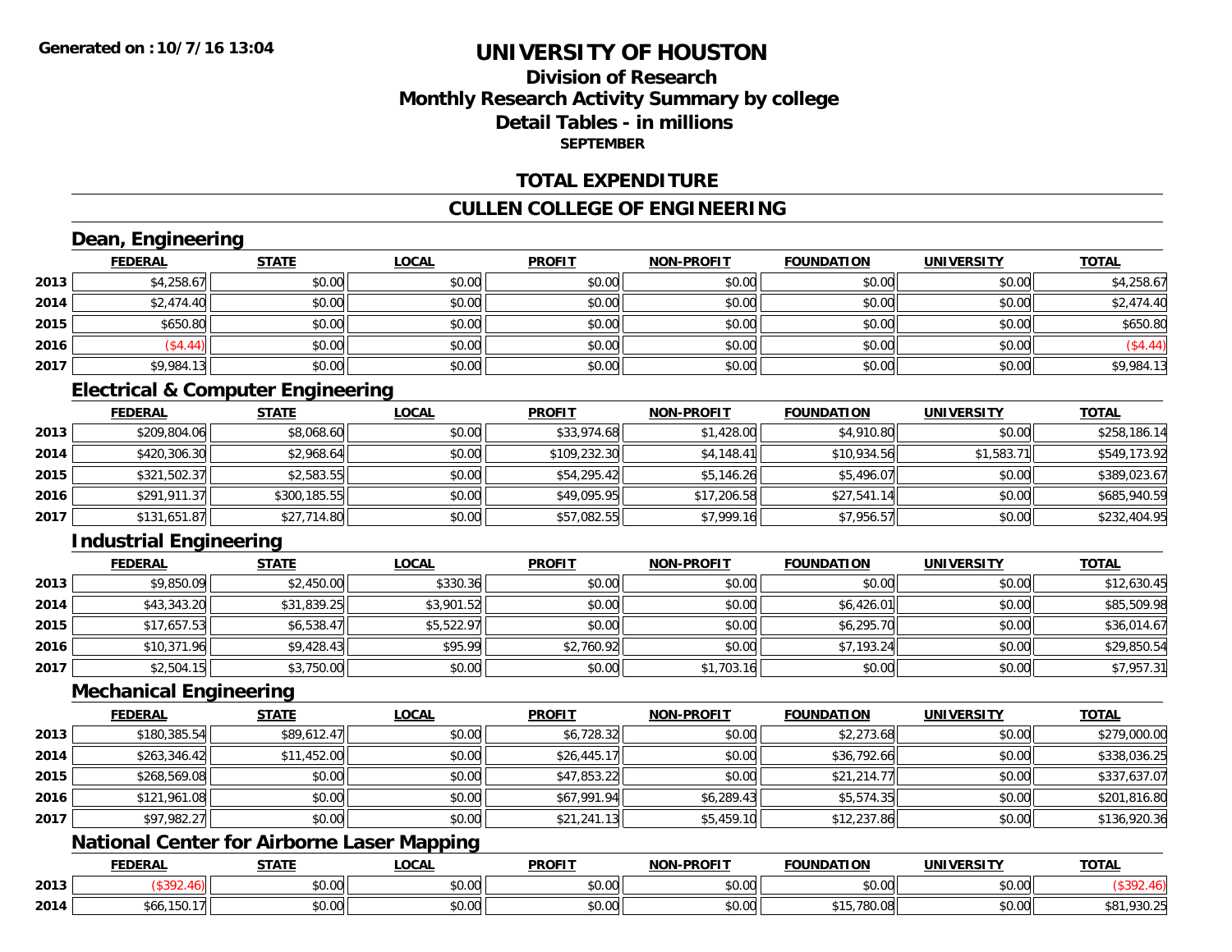**Generated on :10/7/16 13:04**

# UNIVERSITY OF HOUSTON

## Division of Research
## Monthly Research Activity Summary by college
## Detail Tables - in millions
**SEPTEMBER**

## TOTAL EXPENDITURE

## CULLEN COLLEGE OF ENGINEERING

### Dean, Engineering

| | FEDERAL | STATE | LOCAL | PROFIT | NON-PROFIT | FOUNDATION | UNIVERSITY | TOTAL |
|---|---|---|---|---|---|---|---|---|
| 2013 | $4,258.67 | $0.00 | $0.00 | $0.00 | $0.00 | $0.00 | $0.00 | $4,258.67 |
| 2014 | $2,474.40 | $0.00 | $0.00 | $0.00 | $0.00 | $0.00 | $0.00 | $2,474.40 |
| 2015 | $650.80 | $0.00 | $0.00 | $0.00 | $0.00 | $0.00 | $0.00 | $650.80 |
| 2016 | ($4.44) | $0.00 | $0.00 | $0.00 | $0.00 | $0.00 | $0.00 | ($4.44) |
| 2017 | $9,984.13 | $0.00 | $0.00 | $0.00 | $0.00 | $0.00 | $0.00 | $9,984.13 |

### Electrical & Computer Engineering

| | FEDERAL | STATE | LOCAL | PROFIT | NON-PROFIT | FOUNDATION | UNIVERSITY | TOTAL |
|---|---|---|---|---|---|---|---|---|
| 2013 | $209,804.06 | $8,068.60 | $0.00 | $33,974.68 | $1,428.00 | $4,910.80 | $0.00 | $258,186.14 |
| 2014 | $420,306.30 | $2,968.64 | $0.00 | $109,232.30 | $4,148.41 | $10,934.56 | $1,583.71 | $549,173.92 |
| 2015 | $321,502.37 | $2,583.55 | $0.00 | $54,295.42 | $5,146.26 | $5,496.07 | $0.00 | $389,023.67 |
| 2016 | $291,911.37 | $300,185.55 | $0.00 | $49,095.95 | $17,206.58 | $27,541.14 | $0.00 | $685,940.59 |
| 2017 | $131,651.87 | $27,714.80 | $0.00 | $57,082.55 | $7,999.16 | $7,956.57 | $0.00 | $232,404.95 |

### Industrial Engineering

| | FEDERAL | STATE | LOCAL | PROFIT | NON-PROFIT | FOUNDATION | UNIVERSITY | TOTAL |
|---|---|---|---|---|---|---|---|---|
| 2013 | $9,850.09 | $2,450.00 | $330.36 | $0.00 | $0.00 | $0.00 | $0.00 | $12,630.45 |
| 2014 | $43,343.20 | $31,839.25 | $3,901.52 | $0.00 | $0.00 | $6,426.01 | $0.00 | $85,509.98 |
| 2015 | $17,657.53 | $6,538.47 | $5,522.97 | $0.00 | $0.00 | $6,295.70 | $0.00 | $36,014.67 |
| 2016 | $10,371.96 | $9,428.43 | $95.99 | $2,760.92 | $0.00 | $7,193.24 | $0.00 | $29,850.54 |
| 2017 | $2,504.15 | $3,750.00 | $0.00 | $0.00 | $1,703.16 | $0.00 | $0.00 | $7,957.31 |

### Mechanical Engineering

| | FEDERAL | STATE | LOCAL | PROFIT | NON-PROFIT | FOUNDATION | UNIVERSITY | TOTAL |
|---|---|---|---|---|---|---|---|---|
| 2013 | $180,385.54 | $89,612.47 | $0.00 | $6,728.32 | $0.00 | $2,273.68 | $0.00 | $279,000.00 |
| 2014 | $263,346.42 | $11,452.00 | $0.00 | $26,445.17 | $0.00 | $36,792.66 | $0.00 | $338,036.25 |
| 2015 | $268,569.08 | $0.00 | $0.00 | $47,853.22 | $0.00 | $21,214.77 | $0.00 | $337,637.07 |
| 2016 | $121,961.08 | $0.00 | $0.00 | $67,991.94 | $6,289.43 | $5,574.35 | $0.00 | $201,816.80 |
| 2017 | $97,982.27 | $0.00 | $0.00 | $21,241.13 | $5,459.10 | $12,237.86 | $0.00 | $136,920.36 |

### National Center for Airborne Laser Mapping

| | FEDERAL | STATE | LOCAL | PROFIT | NON-PROFIT | FOUNDATION | UNIVERSITY | TOTAL |
|---|---|---|---|---|---|---|---|---|
| 2013 | ($392.46) | $0.00 | $0.00 | $0.00 | $0.00 | $0.00 | $0.00 | ($392.46) |
| 2014 | $66,150.17 | $0.00 | $0.00 | $0.00 | $0.00 | $15,780.08 | $0.00 | $81,930.25 |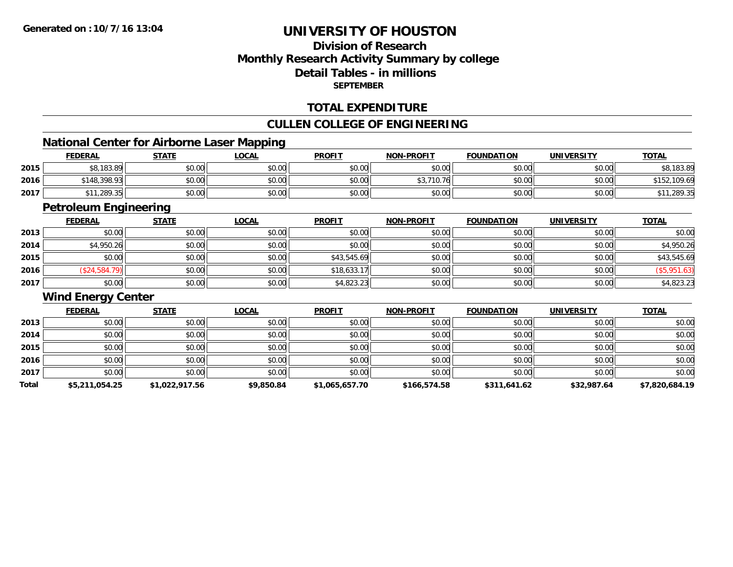# UNIVERSITY OF HOUSTON

## Division of Research
## Monthly Research Activity Summary by college
## Detail Tables - in millions
### SEPTEMBER

Generated on :10/7/16 13:04

## TOTAL EXPENDITURE

## CULLEN COLLEGE OF ENGINEERING

### National Center for Airborne Laser Mapping

| | FEDERAL | STATE | LOCAL | PROFIT | NON-PROFIT | FOUNDATION | UNIVERSITY | TOTAL |
|---|---|---|---|---|---|---|---|---|
| 2015 | $8,183.89 | $0.00 | $0.00 | $0.00 | $0.00 | $0.00 | $0.00 | $8,183.89 |
| 2016 | $148,398.93 | $0.00 | $0.00 | $0.00 | $3,710.76 | $0.00 | $0.00 | $152,109.69 |
| 2017 | $11,289.35 | $0.00 | $0.00 | $0.00 | $0.00 | $0.00 | $0.00 | $11,289.35 |

### Petroleum Engineering

| | FEDERAL | STATE | LOCAL | PROFIT | NON-PROFIT | FOUNDATION | UNIVERSITY | TOTAL |
|---|---|---|---|---|---|---|---|---|
| 2013 | $0.00 | $0.00 | $0.00 | $0.00 | $0.00 | $0.00 | $0.00 | $0.00 |
| 2014 | $4,950.26 | $0.00 | $0.00 | $0.00 | $0.00 | $0.00 | $0.00 | $4,950.26 |
| 2015 | $0.00 | $0.00 | $0.00 | $43,545.69 | $0.00 | $0.00 | $0.00 | $43,545.69 |
| 2016 | ($24,584.79) | $0.00 | $0.00 | $18,633.17 | $0.00 | $0.00 | $0.00 | ($5,951.63) |
| 2017 | $0.00 | $0.00 | $0.00 | $4,823.23 | $0.00 | $0.00 | $0.00 | $4,823.23 |

### Wind Energy Center

| | FEDERAL | STATE | LOCAL | PROFIT | NON-PROFIT | FOUNDATION | UNIVERSITY | TOTAL |
|---|---|---|---|---|---|---|---|---|
| 2013 | $0.00 | $0.00 | $0.00 | $0.00 | $0.00 | $0.00 | $0.00 | $0.00 |
| 2014 | $0.00 | $0.00 | $0.00 | $0.00 | $0.00 | $0.00 | $0.00 | $0.00 |
| 2015 | $0.00 | $0.00 | $0.00 | $0.00 | $0.00 | $0.00 | $0.00 | $0.00 |
| 2016 | $0.00 | $0.00 | $0.00 | $0.00 | $0.00 | $0.00 | $0.00 | $0.00 |
| 2017 | $0.00 | $0.00 | $0.00 | $0.00 | $0.00 | $0.00 | $0.00 | $0.00 |
| **Total** | **$5,211,054.25** | **$1,022,917.56** | **$9,850.84** | **$1,065,657.70** | **$166,574.58** | **$311,641.62** | **$32,987.64** | **$7,820,684.19** |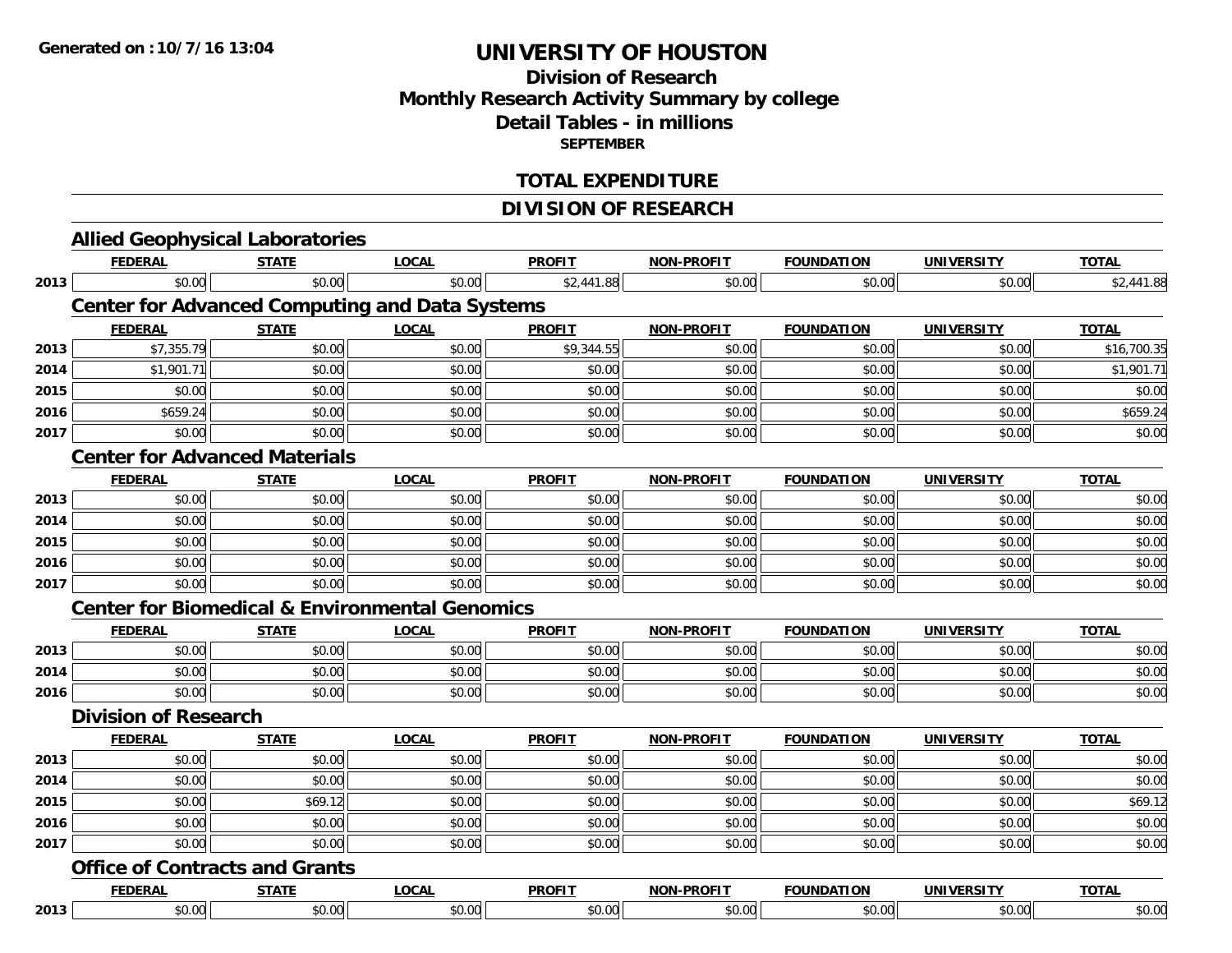**Generated on :10/7/16 13:04**

# UNIVERSITY OF HOUSTON

## Division of Research
## Monthly Research Activity Summary by college
## Detail Tables - in millions
### SEPTEMBER

## TOTAL EXPENDITURE

## DIVISION OF RESEARCH

### Allied Geophysical Laboratories

| | FEDERAL | STATE | LOCAL | PROFIT | NON-PROFIT | FOUNDATION | UNIVERSITY | TOTAL |
|---|---|---|---|---|---|---|---|---|
| 2013 | $0.00 | $0.00 | $0.00 | $2,441.88 | $0.00 | $0.00 | $0.00 | $2,441.88 |

### Center for Advanced Computing and Data Systems

| | FEDERAL | STATE | LOCAL | PROFIT | NON-PROFIT | FOUNDATION | UNIVERSITY | TOTAL |
|---|---|---|---|---|---|---|---|---|
| 2013 | $7,355.79 | $0.00 | $0.00 | $9,344.55 | $0.00 | $0.00 | $0.00 | $16,700.35 |
| 2014 | $1,901.71 | $0.00 | $0.00 | $0.00 | $0.00 | $0.00 | $0.00 | $1,901.71 |
| 2015 | $0.00 | $0.00 | $0.00 | $0.00 | $0.00 | $0.00 | $0.00 | $0.00 |
| 2016 | $659.24 | $0.00 | $0.00 | $0.00 | $0.00 | $0.00 | $0.00 | $659.24 |
| 2017 | $0.00 | $0.00 | $0.00 | $0.00 | $0.00 | $0.00 | $0.00 | $0.00 |

### Center for Advanced Materials

| | FEDERAL | STATE | LOCAL | PROFIT | NON-PROFIT | FOUNDATION | UNIVERSITY | TOTAL |
|---|---|---|---|---|---|---|---|---|
| 2013 | $0.00 | $0.00 | $0.00 | $0.00 | $0.00 | $0.00 | $0.00 | $0.00 |
| 2014 | $0.00 | $0.00 | $0.00 | $0.00 | $0.00 | $0.00 | $0.00 | $0.00 |
| 2015 | $0.00 | $0.00 | $0.00 | $0.00 | $0.00 | $0.00 | $0.00 | $0.00 |
| 2016 | $0.00 | $0.00 | $0.00 | $0.00 | $0.00 | $0.00 | $0.00 | $0.00 |
| 2017 | $0.00 | $0.00 | $0.00 | $0.00 | $0.00 | $0.00 | $0.00 | $0.00 |

### Center for Biomedical & Environmental Genomics

| | FEDERAL | STATE | LOCAL | PROFIT | NON-PROFIT | FOUNDATION | UNIVERSITY | TOTAL |
|---|---|---|---|---|---|---|---|---|
| 2013 | $0.00 | $0.00 | $0.00 | $0.00 | $0.00 | $0.00 | $0.00 | $0.00 |
| 2014 | $0.00 | $0.00 | $0.00 | $0.00 | $0.00 | $0.00 | $0.00 | $0.00 |
| 2016 | $0.00 | $0.00 | $0.00 | $0.00 | $0.00 | $0.00 | $0.00 | $0.00 |

### Division of Research

| | FEDERAL | STATE | LOCAL | PROFIT | NON-PROFIT | FOUNDATION | UNIVERSITY | TOTAL |
|---|---|---|---|---|---|---|---|---|
| 2013 | $0.00 | $0.00 | $0.00 | $0.00 | $0.00 | $0.00 | $0.00 | $0.00 |
| 2014 | $0.00 | $0.00 | $0.00 | $0.00 | $0.00 | $0.00 | $0.00 | $0.00 |
| 2015 | $0.00 | $69.12 | $0.00 | $0.00 | $0.00 | $0.00 | $0.00 | $69.12 |
| 2016 | $0.00 | $0.00 | $0.00 | $0.00 | $0.00 | $0.00 | $0.00 | $0.00 |
| 2017 | $0.00 | $0.00 | $0.00 | $0.00 | $0.00 | $0.00 | $0.00 | $0.00 |

### Office of Contracts and Grants

| | FEDERAL | STATE | LOCAL | PROFIT | NON-PROFIT | FOUNDATION | UNIVERSITY | TOTAL |
|---|---|---|---|---|---|---|---|---|
| 2013 | $0.00 | $0.00 | $0.00 | $0.00 | $0.00 | $0.00 | $0.00 | $0.00 |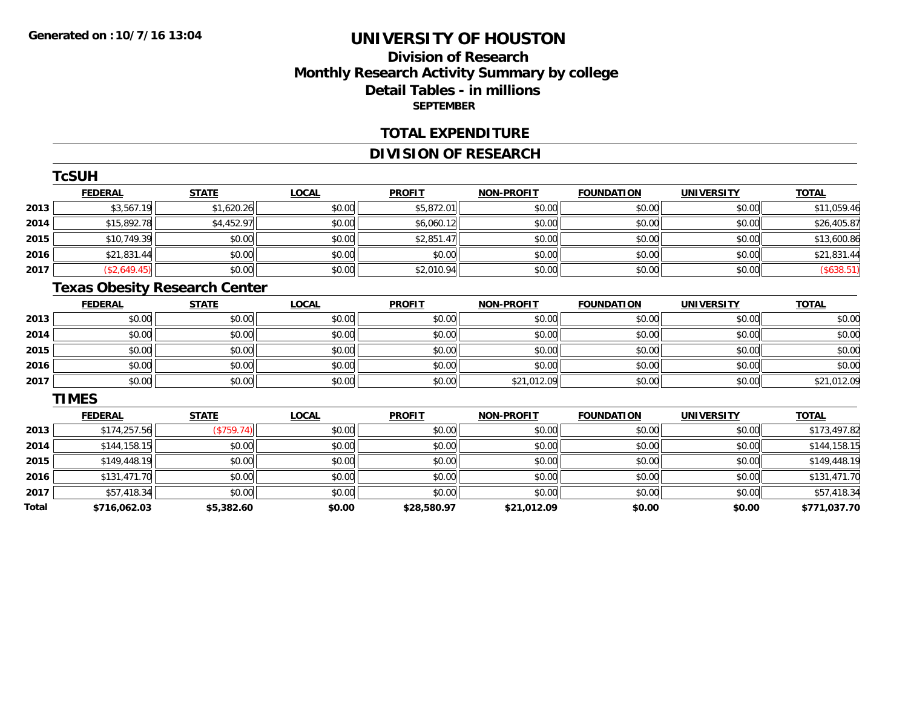**Generated on : 10/7/16 13:04**

# UNIVERSITY OF HOUSTON

## Division of Research
## Monthly Research Activity Summary by college
## Detail Tables - in millions
### SEPTEMBER

## TOTAL EXPENDITURE

## DIVISION OF RESEARCH

### TcSUH

| | FEDERAL | STATE | LOCAL | PROFIT | NON-PROFIT | FOUNDATION | UNIVERSITY | TOTAL |
|---|---|---|---|---|---|---|---|---|
| 2013 | $3,567.19 | $1,620.26 | $0.00 | $5,872.01 | $0.00 | $0.00 | $0.00 | $11,059.46 |
| 2014 | $15,892.78 | $4,452.97 | $0.00 | $6,060.12 | $0.00 | $0.00 | $0.00 | $26,405.87 |
| 2015 | $10,749.39 | $0.00 | $0.00 | $2,851.47 | $0.00 | $0.00 | $0.00 | $13,600.86 |
| 2016 | $21,831.44 | $0.00 | $0.00 | $0.00 | $0.00 | $0.00 | $0.00 | $21,831.44 |
| 2017 | ($2,649.45) | $0.00 | $0.00 | $2,010.94 | $0.00 | $0.00 | $0.00 | ($638.51) |

### Texas Obesity Research Center

| | FEDERAL | STATE | LOCAL | PROFIT | NON-PROFIT | FOUNDATION | UNIVERSITY | TOTAL |
|---|---|---|---|---|---|---|---|---|
| 2013 | $0.00 | $0.00 | $0.00 | $0.00 | $0.00 | $0.00 | $0.00 | $0.00 |
| 2014 | $0.00 | $0.00 | $0.00 | $0.00 | $0.00 | $0.00 | $0.00 | $0.00 |
| 2015 | $0.00 | $0.00 | $0.00 | $0.00 | $0.00 | $0.00 | $0.00 | $0.00 |
| 2016 | $0.00 | $0.00 | $0.00 | $0.00 | $0.00 | $0.00 | $0.00 | $0.00 |
| 2017 | $0.00 | $0.00 | $0.00 | $0.00 | $21,012.09 | $0.00 | $0.00 | $21,012.09 |

### TIMES

| | FEDERAL | STATE | LOCAL | PROFIT | NON-PROFIT | FOUNDATION | UNIVERSITY | TOTAL |
|---|---|---|---|---|---|---|---|---|
| 2013 | $174,257.56 | ($759.74) | $0.00 | $0.00 | $0.00 | $0.00 | $0.00 | $173,497.82 |
| 2014 | $144,158.15 | $0.00 | $0.00 | $0.00 | $0.00 | $0.00 | $0.00 | $144,158.15 |
| 2015 | $149,448.19 | $0.00 | $0.00 | $0.00 | $0.00 | $0.00 | $0.00 | $149,448.19 |
| 2016 | $131,471.70 | $0.00 | $0.00 | $0.00 | $0.00 | $0.00 | $0.00 | $131,471.70 |
| 2017 | $57,418.34 | $0.00 | $0.00 | $0.00 | $0.00 | $0.00 | $0.00 | $57,418.34 |
| **Total** | **$716,062.03** | **$5,382.60** | **$0.00** | **$28,580.97** | **$21,012.09** | **$0.00** | **$0.00** | **$771,037.70** |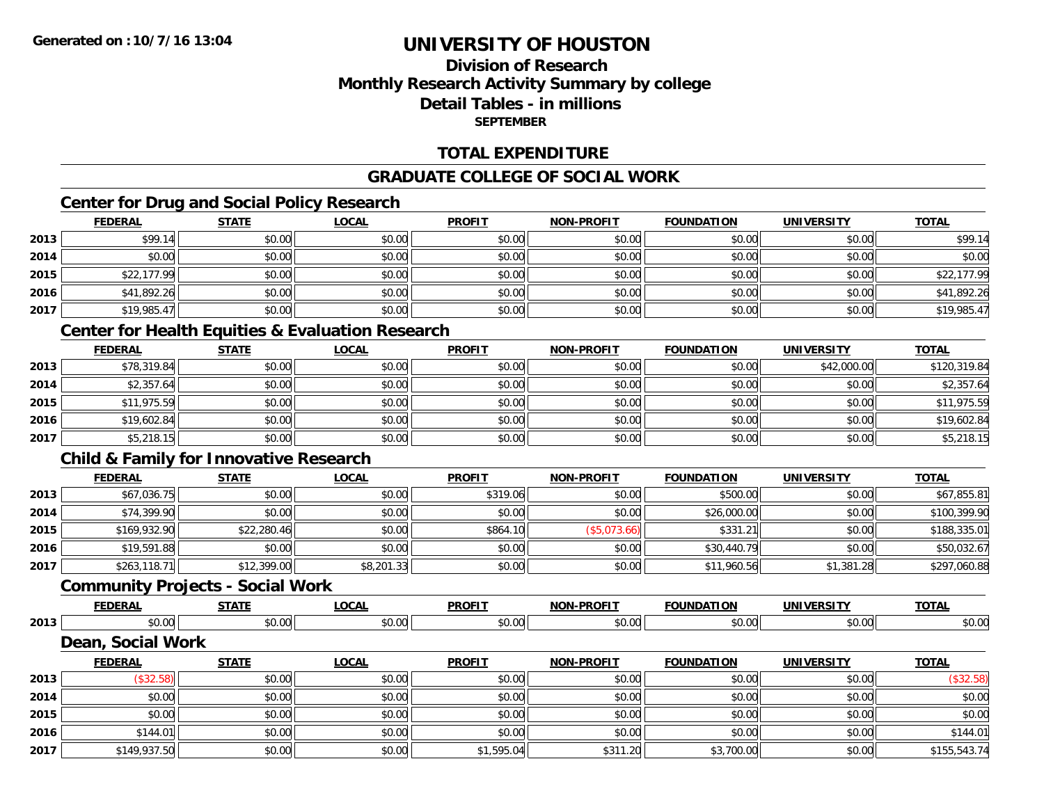**Generated on :10/7/16 13:04**

# UNIVERSITY OF HOUSTON

## Division of Research
## Monthly Research Activity Summary by college
## Detail Tables - in millions
### SEPTEMBER

## TOTAL EXPENDITURE

## GRADUATE COLLEGE OF SOCIAL WORK

### Center for Drug and Social Policy Research

| | FEDERAL | STATE | LOCAL | PROFIT | NON-PROFIT | FOUNDATION | UNIVERSITY | TOTAL |
|---|---|---|---|---|---|---|---|---|
| 2013 | $99.14 | $0.00 | $0.00 | $0.00 | $0.00 | $0.00 | $0.00 | $99.14 |
| 2014 | $0.00 | $0.00 | $0.00 | $0.00 | $0.00 | $0.00 | $0.00 | $0.00 |
| 2015 | $22,177.99 | $0.00 | $0.00 | $0.00 | $0.00 | $0.00 | $0.00 | $22,177.99 |
| 2016 | $41,892.26 | $0.00 | $0.00 | $0.00 | $0.00 | $0.00 | $0.00 | $41,892.26 |
| 2017 | $19,985.47 | $0.00 | $0.00 | $0.00 | $0.00 | $0.00 | $0.00 | $19,985.47 |

### Center for Health Equities & Evaluation Research

| | FEDERAL | STATE | LOCAL | PROFIT | NON-PROFIT | FOUNDATION | UNIVERSITY | TOTAL |
|---|---|---|---|---|---|---|---|---|
| 2013 | $78,319.84 | $0.00 | $0.00 | $0.00 | $0.00 | $0.00 | $42,000.00 | $120,319.84 |
| 2014 | $2,357.64 | $0.00 | $0.00 | $0.00 | $0.00 | $0.00 | $0.00 | $2,357.64 |
| 2015 | $11,975.59 | $0.00 | $0.00 | $0.00 | $0.00 | $0.00 | $0.00 | $11,975.59 |
| 2016 | $19,602.84 | $0.00 | $0.00 | $0.00 | $0.00 | $0.00 | $0.00 | $19,602.84 |
| 2017 | $5,218.15 | $0.00 | $0.00 | $0.00 | $0.00 | $0.00 | $0.00 | $5,218.15 |

### Child & Family for Innovative Research

| | FEDERAL | STATE | LOCAL | PROFIT | NON-PROFIT | FOUNDATION | UNIVERSITY | TOTAL |
|---|---|---|---|---|---|---|---|---|
| 2013 | $67,036.75 | $0.00 | $0.00 | $319.06 | $0.00 | $500.00 | $0.00 | $67,855.81 |
| 2014 | $74,399.90 | $0.00 | $0.00 | $0.00 | $0.00 | $26,000.00 | $0.00 | $100,399.90 |
| 2015 | $169,932.90 | $22,280.46 | $0.00 | $864.10 | ($5,073.66) | $331.21 | $0.00 | $188,335.01 |
| 2016 | $19,591.88 | $0.00 | $0.00 | $0.00 | $0.00 | $30,440.79 | $0.00 | $50,032.67 |
| 2017 | $263,118.71 | $12,399.00 | $8,201.33 | $0.00 | $0.00 | $11,960.56 | $1,381.28 | $297,060.88 |

### Community Projects - Social Work

| | FEDERAL | STATE | LOCAL | PROFIT | NON-PROFIT | FOUNDATION | UNIVERSITY | TOTAL |
|---|---|---|---|---|---|---|---|---|
| 2013 | $0.00 | $0.00 | $0.00 | $0.00 | $0.00 | $0.00 | $0.00 | $0.00 |

### Dean, Social Work

| | FEDERAL | STATE | LOCAL | PROFIT | NON-PROFIT | FOUNDATION | UNIVERSITY | TOTAL |
|---|---|---|---|---|---|---|---|---|
| 2013 | ($32.58) | $0.00 | $0.00 | $0.00 | $0.00 | $0.00 | $0.00 | ($32.58) |
| 2014 | $0.00 | $0.00 | $0.00 | $0.00 | $0.00 | $0.00 | $0.00 | $0.00 |
| 2015 | $0.00 | $0.00 | $0.00 | $0.00 | $0.00 | $0.00 | $0.00 | $0.00 |
| 2016 | $144.01 | $0.00 | $0.00 | $0.00 | $0.00 | $0.00 | $0.00 | $144.01 |
| 2017 | $149,937.50 | $0.00 | $0.00 | $1,595.04 | $311.20 | $3,700.00 | $0.00 | $155,543.74 |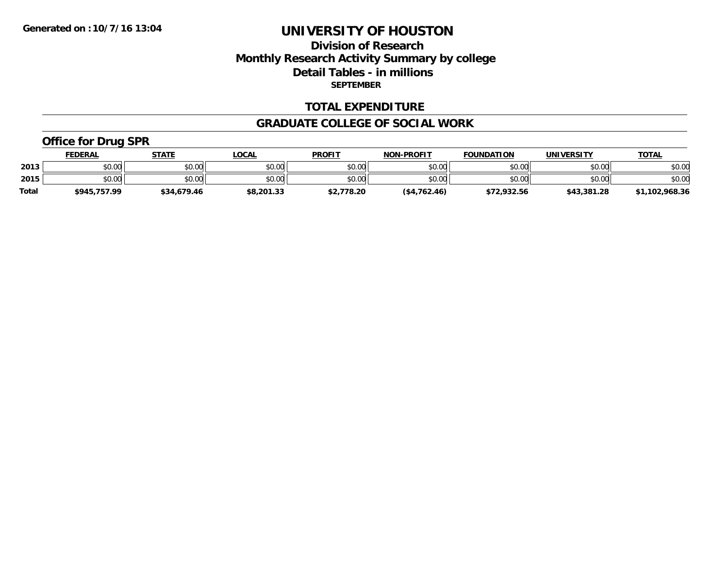Generated on :10/7/16 13:04

# UNIVERSITY OF HOUSTON

## Division of Research
## Monthly Research Activity Summary by college
## Detail Tables - in millions
### SEPTEMBER

## TOTAL EXPENDITURE

## GRADUATE COLLEGE OF SOCIAL WORK

### Office for Drug SPR

| | FEDERAL | STATE | LOCAL | PROFIT | NON-PROFIT | FOUNDATION | UNIVERSITY | TOTAL |
|---|---|---|---|---|---|---|---|---|
| 2013 | $0.00 | $0.00 | $0.00 | $0.00 | $0.00 | $0.00 | $0.00 | $0.00 |
| 2015 | $0.00 | $0.00 | $0.00 | $0.00 | $0.00 | $0.00 | $0.00 | $0.00 |
| **Total** | **$945,757.99** | **$34,679.46** | **$8,201.33** | **$2,778.20** | **($4,762.46)** | **$72,932.56** | **$43,381.28** | **$1,102,968.36** |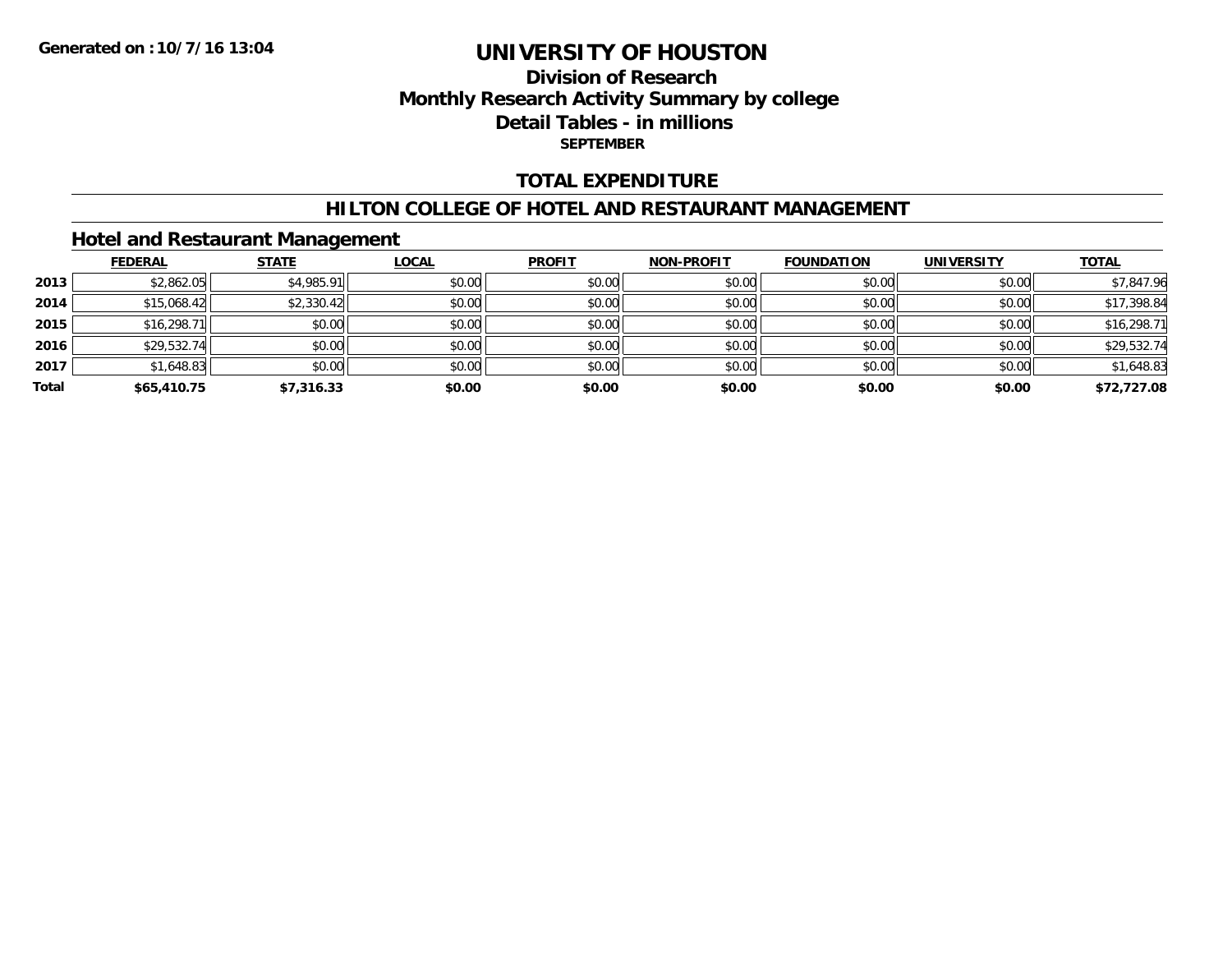**Generated on :10/7/16 13:04**

# UNIVERSITY OF HOUSTON

## Division of Research
## Monthly Research Activity Summary by college
## Detail Tables - in millions
### SEPTEMBER

## TOTAL EXPENDITURE

## HILTON COLLEGE OF HOTEL AND RESTAURANT MANAGEMENT

### Hotel and Restaurant Management

| | FEDERAL | STATE | LOCAL | PROFIT | NON-PROFIT | FOUNDATION | UNIVERSITY | TOTAL |
|---|---|---|---|---|---|---|---|---|
| 2013 | $2,862.05 | $4,985.91 | $0.00 | $0.00 | $0.00 | $0.00 | $0.00 | $7,847.96 |
| 2014 | $15,068.42 | $2,330.42 | $0.00 | $0.00 | $0.00 | $0.00 | $0.00 | $17,398.84 |
| 2015 | $16,298.71 | $0.00 | $0.00 | $0.00 | $0.00 | $0.00 | $0.00 | $16,298.71 |
| 2016 | $29,532.74 | $0.00 | $0.00 | $0.00 | $0.00 | $0.00 | $0.00 | $29,532.74 |
| 2017 | $1,648.83 | $0.00 | $0.00 | $0.00 | $0.00 | $0.00 | $0.00 | $1,648.83 |
| **Total** | **$65,410.75** | **$7,316.33** | **$0.00** | **$0.00** | **$0.00** | **$0.00** | **$0.00** | **$72,727.08** |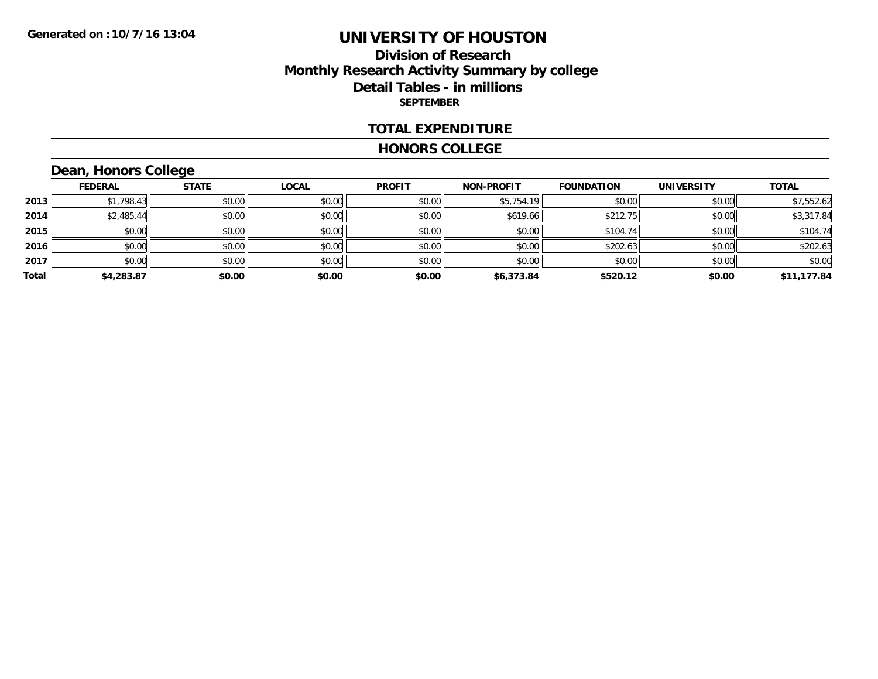Generated on :10/7/16 13:04

# UNIVERSITY OF HOUSTON

## Division of Research
## Monthly Research Activity Summary by college
## Detail Tables - in millions
### SEPTEMBER

## TOTAL EXPENDITURE

## HONORS COLLEGE

### Dean, Honors College

| | FEDERAL | STATE | LOCAL | PROFIT | NON-PROFIT | FOUNDATION | UNIVERSITY | TOTAL |
|---|---|---|---|---|---|---|---|---|
| 2013 | $1,798.43 | $0.00 | $0.00 | $0.00 | $5,754.19 | $0.00 | $0.00 | $7,552.62 |
| 2014 | $2,485.44 | $0.00 | $0.00 | $0.00 | $619.66 | $212.75 | $0.00 | $3,317.84 |
| 2015 | $0.00 | $0.00 | $0.00 | $0.00 | $0.00 | $104.74 | $0.00 | $104.74 |
| 2016 | $0.00 | $0.00 | $0.00 | $0.00 | $0.00 | $202.63 | $0.00 | $202.63 |
| 2017 | $0.00 | $0.00 | $0.00 | $0.00 | $0.00 | $0.00 | $0.00 | $0.00 |
| **Total** | **$4,283.87** | **$0.00** | **$0.00** | **$0.00** | **$6,373.84** | **$520.12** | **$0.00** | **$11,177.84** |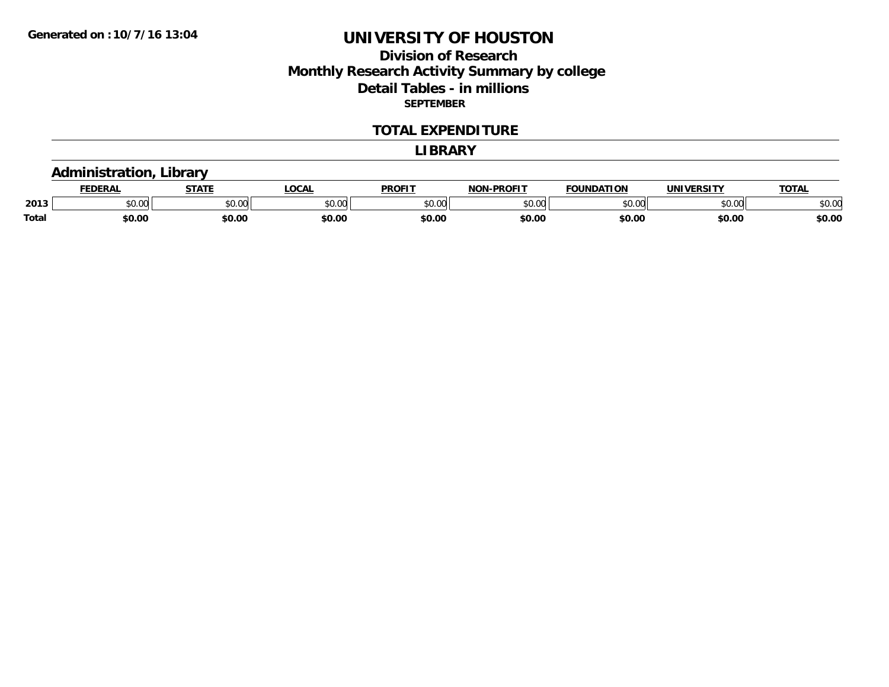Generated on :10/7/16 13:04

# UNIVERSITY OF HOUSTON

## Division of Research
## Monthly Research Activity Summary by college
## Detail Tables - in millions
### SEPTEMBER

### TOTAL EXPENDITURE

### LIBRARY

### Administration, Library

| | FEDERAL | STATE | LOCAL | PROFIT | NON-PROFIT | FOUNDATION | UNIVERSITY | TOTAL |
|---|---|---|---|---|---|---|---|---|
| 2013 | $0.00 | $0.00 | $0.00 | $0.00 | $0.00 | $0.00 | $0.00 | $0.00 |
| **Total** | **$0.00** | **$0.00** | **$0.00** | **$0.00** | **$0.00** | **$0.00** | **$0.00** | **$0.00** |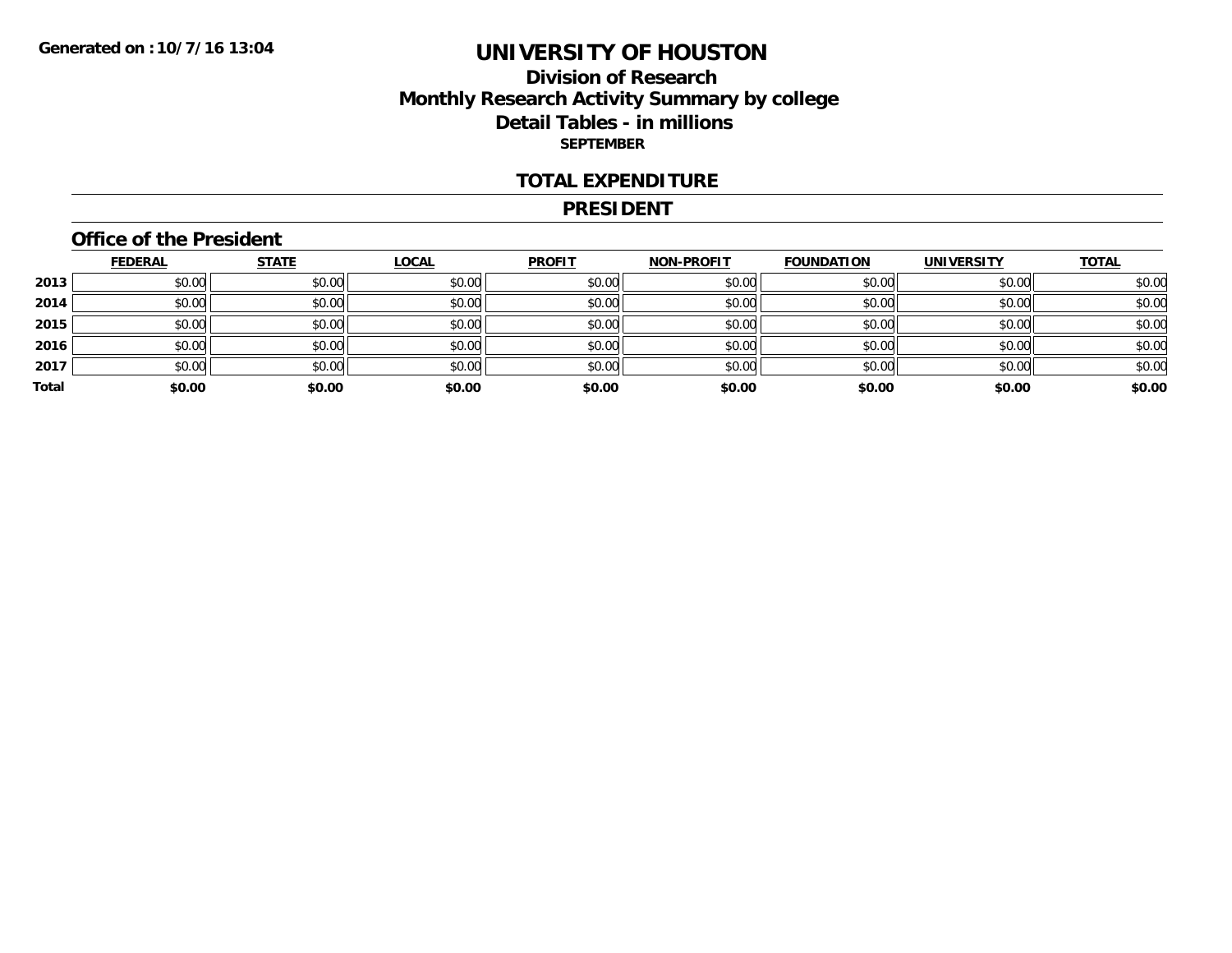# UNIVERSITY OF HOUSTON

## Division of Research
## Monthly Research Activity Summary by college
## Detail Tables - in millions

**SEPTEMBER**

### TOTAL EXPENDITURE

### PRESIDENT

#### Office of the President

| | FEDERAL | STATE | LOCAL | PROFIT | NON-PROFIT | FOUNDATION | UNIVERSITY | TOTAL |
|---|---|---|---|---|---|---|---|---|
| 2013 | $0.00 | $0.00 | $0.00 | $0.00 | $0.00 | $0.00 | $0.00 | $0.00 |
| 2014 | $0.00 | $0.00 | $0.00 | $0.00 | $0.00 | $0.00 | $0.00 | $0.00 |
| 2015 | $0.00 | $0.00 | $0.00 | $0.00 | $0.00 | $0.00 | $0.00 | $0.00 |
| 2016 | $0.00 | $0.00 | $0.00 | $0.00 | $0.00 | $0.00 | $0.00 | $0.00 |
| 2017 | $0.00 | $0.00 | $0.00 | $0.00 | $0.00 | $0.00 | $0.00 | $0.00 |
| **Total** | **$0.00** | **$0.00** | **$0.00** | **$0.00** | **$0.00** | **$0.00** | **$0.00** | **$0.00** |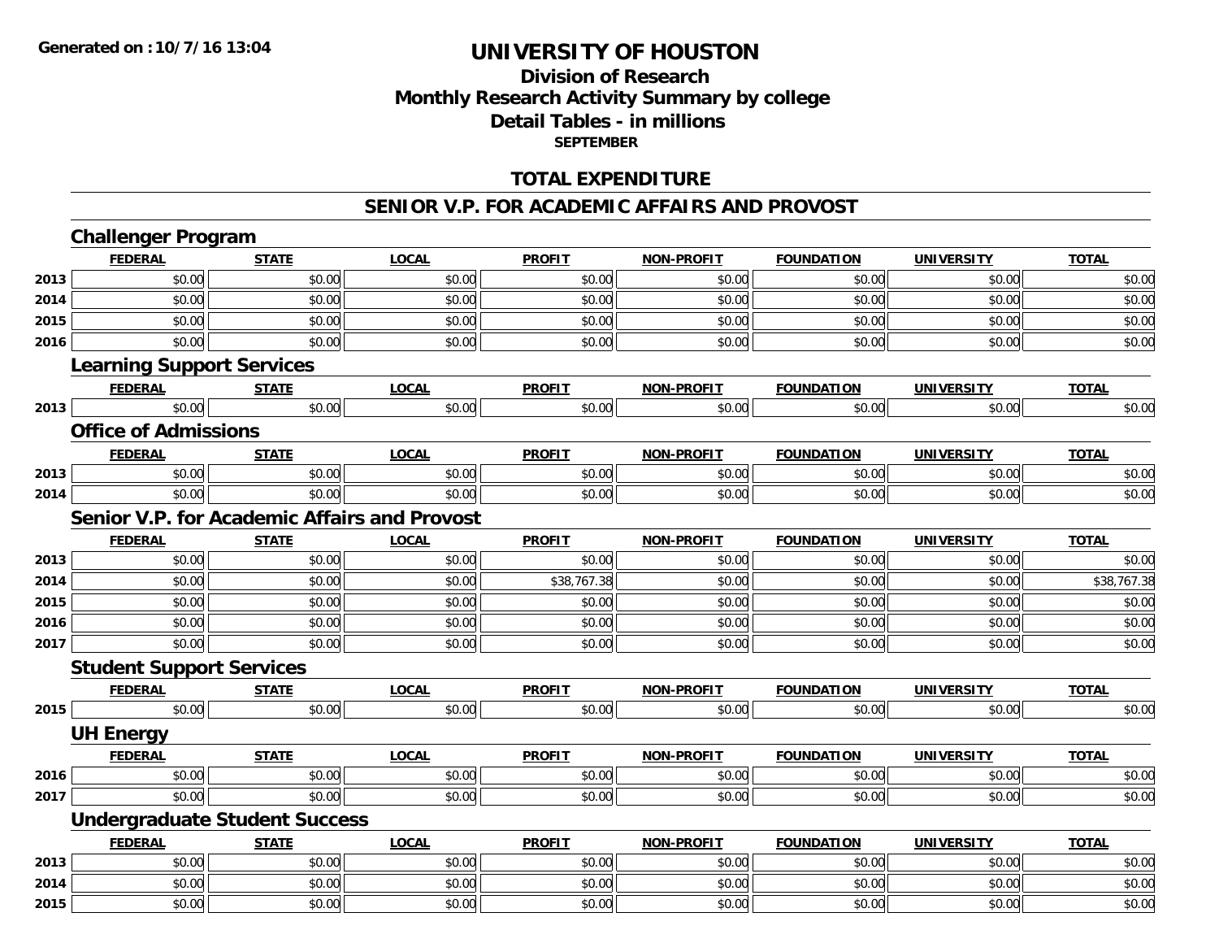Generated on :10/7/16 13:04

# UNIVERSITY OF HOUSTON

## Division of Research
## Monthly Research Activity Summary by college
## Detail Tables - in millions
### SEPTEMBER

## TOTAL EXPENDITURE

## SENIOR V.P. FOR ACADEMIC AFFAIRS AND PROVOST

### Challenger Program

| | FEDERAL | STATE | LOCAL | PROFIT | NON-PROFIT | FOUNDATION | UNIVERSITY | TOTAL |
|---|---|---|---|---|---|---|---|---|
| 2013 | $0.00 | $0.00 | $0.00 | $0.00 | $0.00 | $0.00 | $0.00 | $0.00 |
| 2014 | $0.00 | $0.00 | $0.00 | $0.00 | $0.00 | $0.00 | $0.00 | $0.00 |
| 2015 | $0.00 | $0.00 | $0.00 | $0.00 | $0.00 | $0.00 | $0.00 | $0.00 |
| 2016 | $0.00 | $0.00 | $0.00 | $0.00 | $0.00 | $0.00 | $0.00 | $0.00 |

### Learning Support Services

| | FEDERAL | STATE | LOCAL | PROFIT | NON-PROFIT | FOUNDATION | UNIVERSITY | TOTAL |
|---|---|---|---|---|---|---|---|---|
| 2013 | $0.00 | $0.00 | $0.00 | $0.00 | $0.00 | $0.00 | $0.00 | $0.00 |

### Office of Admissions

| | FEDERAL | STATE | LOCAL | PROFIT | NON-PROFIT | FOUNDATION | UNIVERSITY | TOTAL |
|---|---|---|---|---|---|---|---|---|
| 2013 | $0.00 | $0.00 | $0.00 | $0.00 | $0.00 | $0.00 | $0.00 | $0.00 |
| 2014 | $0.00 | $0.00 | $0.00 | $0.00 | $0.00 | $0.00 | $0.00 | $0.00 |

### Senior V.P. for Academic Affairs and Provost

| | FEDERAL | STATE | LOCAL | PROFIT | NON-PROFIT | FOUNDATION | UNIVERSITY | TOTAL |
|---|---|---|---|---|---|---|---|---|
| 2013 | $0.00 | $0.00 | $0.00 | $0.00 | $0.00 | $0.00 | $0.00 | $0.00 |
| 2014 | $0.00 | $0.00 | $0.00 | $38,767.38 | $0.00 | $0.00 | $0.00 | $38,767.38 |
| 2015 | $0.00 | $0.00 | $0.00 | $0.00 | $0.00 | $0.00 | $0.00 | $0.00 |
| 2016 | $0.00 | $0.00 | $0.00 | $0.00 | $0.00 | $0.00 | $0.00 | $0.00 |
| 2017 | $0.00 | $0.00 | $0.00 | $0.00 | $0.00 | $0.00 | $0.00 | $0.00 |

### Student Support Services

| | FEDERAL | STATE | LOCAL | PROFIT | NON-PROFIT | FOUNDATION | UNIVERSITY | TOTAL |
|---|---|---|---|---|---|---|---|---|
| 2015 | $0.00 | $0.00 | $0.00 | $0.00 | $0.00 | $0.00 | $0.00 | $0.00 |

### UH Energy

| | FEDERAL | STATE | LOCAL | PROFIT | NON-PROFIT | FOUNDATION | UNIVERSITY | TOTAL |
|---|---|---|---|---|---|---|---|---|
| 2016 | $0.00 | $0.00 | $0.00 | $0.00 | $0.00 | $0.00 | $0.00 | $0.00 |
| 2017 | $0.00 | $0.00 | $0.00 | $0.00 | $0.00 | $0.00 | $0.00 | $0.00 |

### Undergraduate Student Success

| | FEDERAL | STATE | LOCAL | PROFIT | NON-PROFIT | FOUNDATION | UNIVERSITY | TOTAL |
|---|---|---|---|---|---|---|---|---|
| 2013 | $0.00 | $0.00 | $0.00 | $0.00 | $0.00 | $0.00 | $0.00 | $0.00 |
| 2014 | $0.00 | $0.00 | $0.00 | $0.00 | $0.00 | $0.00 | $0.00 | $0.00 |
| 2015 | $0.00 | $0.00 | $0.00 | $0.00 | $0.00 | $0.00 | $0.00 | $0.00 |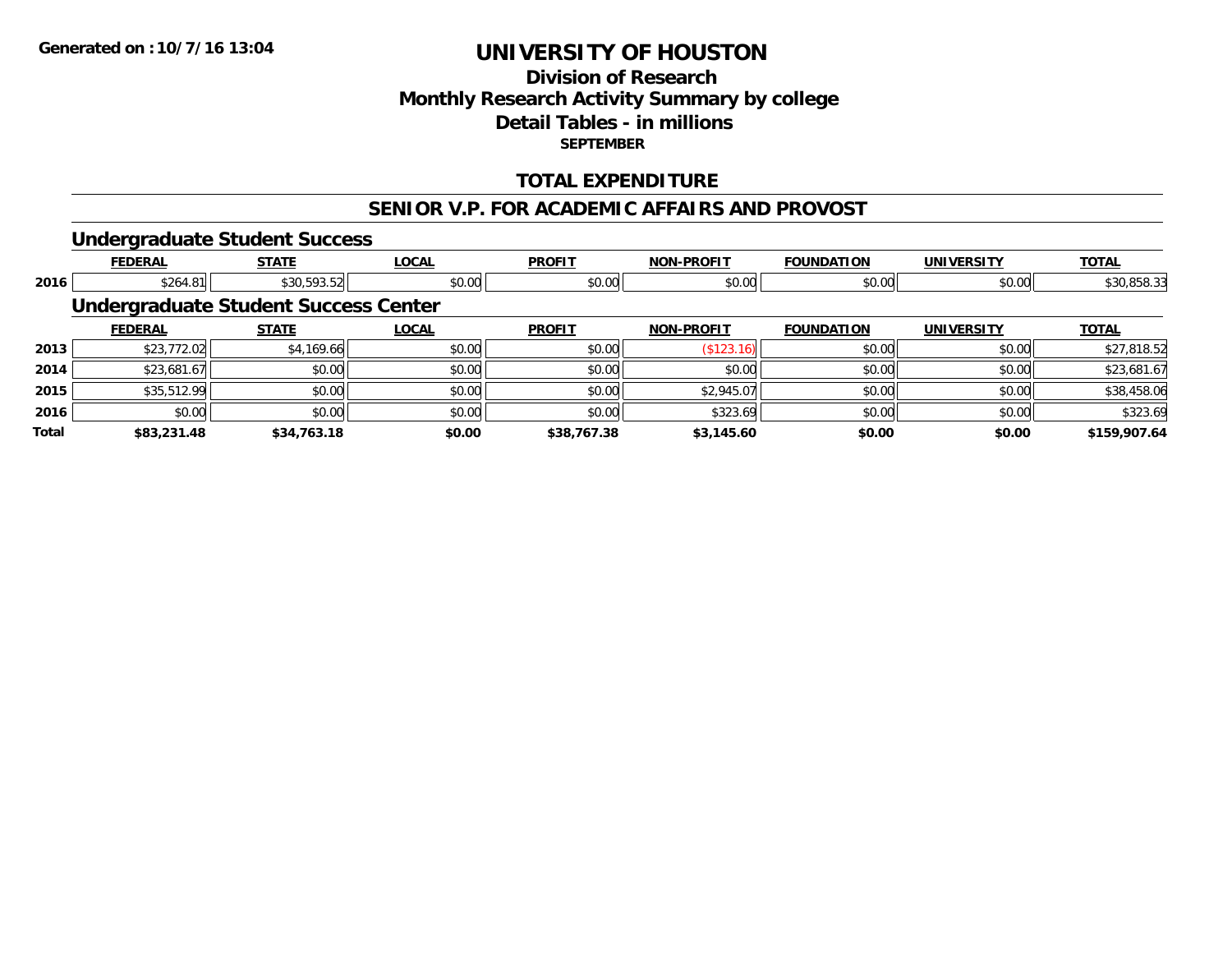**Generated on :10/7/16 13:04**

# UNIVERSITY OF HOUSTON

## Division of Research
## Monthly Research Activity Summary by college
## Detail Tables - in millions
### SEPTEMBER

## TOTAL EXPENDITURE

## SENIOR V.P. FOR ACADEMIC AFFAIRS AND PROVOST

### Undergraduate Student Success

| | FEDERAL | STATE | LOCAL | PROFIT | NON-PROFIT | FOUNDATION | UNIVERSITY | TOTAL |
|---|---|---|---|---|---|---|---|---|
| 2016 | $264.81 | $30,593.52 | $0.00 | $0.00 | $0.00 | $0.00 | $0.00 | $30,858.33 |

### Undergraduate Student Success Center

| | FEDERAL | STATE | LOCAL | PROFIT | NON-PROFIT | FOUNDATION | UNIVERSITY | TOTAL |
|---|---|---|---|---|---|---|---|---|
| 2013 | $23,772.02 | $4,169.66 | $0.00 | $0.00 | ($123.16) | $0.00 | $0.00 | $27,818.52 |
| 2014 | $23,681.67 | $0.00 | $0.00 | $0.00 | $0.00 | $0.00 | $0.00 | $23,681.67 |
| 2015 | $35,512.99 | $0.00 | $0.00 | $0.00 | $2,945.07 | $0.00 | $0.00 | $38,458.06 |
| 2016 | $0.00 | $0.00 | $0.00 | $0.00 | $323.69 | $0.00 | $0.00 | $323.69 |
| **Total** | **$83,231.48** | **$34,763.18** | **$0.00** | **$38,767.38** | **$3,145.60** | **$0.00** | **$0.00** | **$159,907.64** |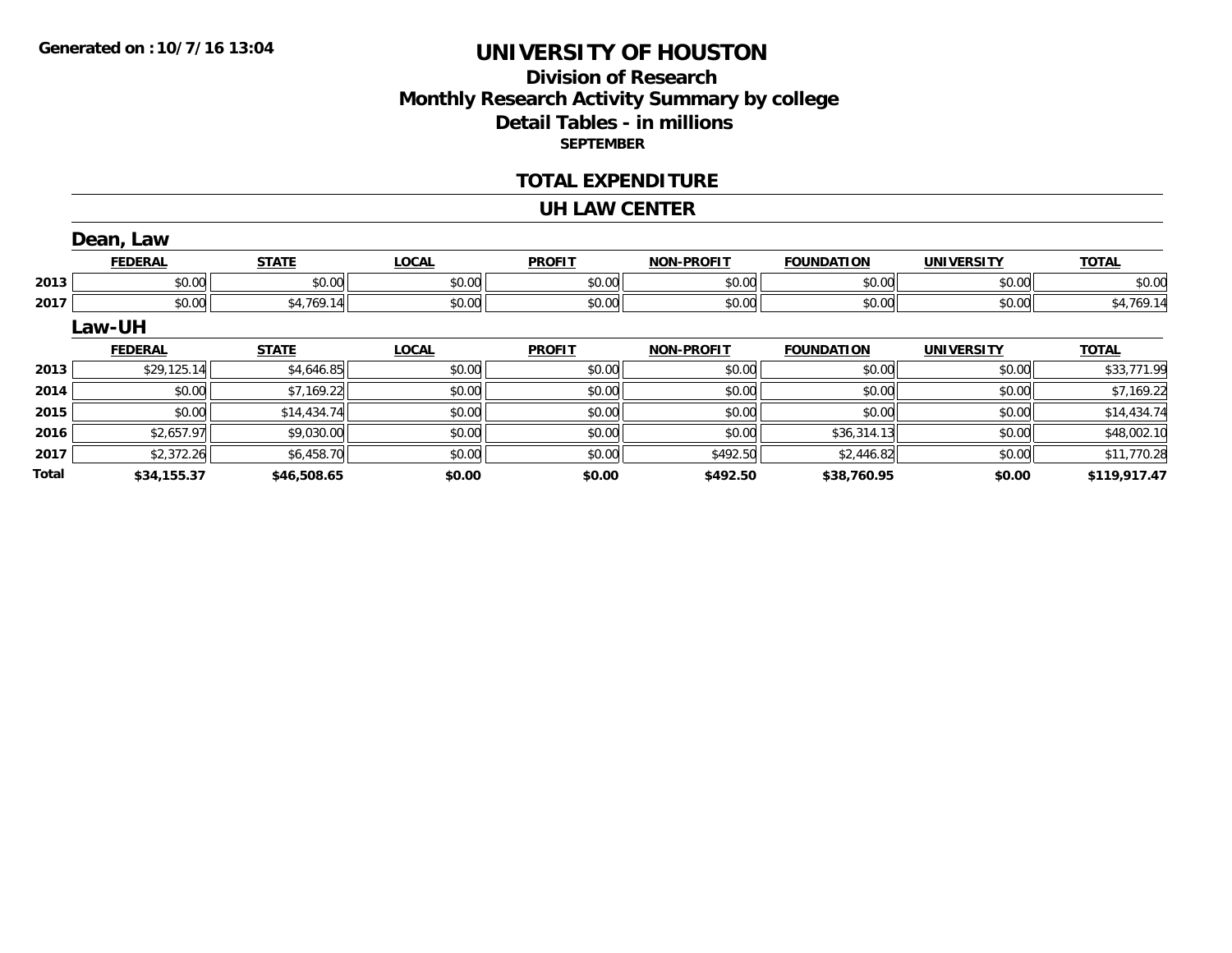**Generated on :10/7/16 13:04**

# UNIVERSITY OF HOUSTON

## Division of Research
## Monthly Research Activity Summary by college
## Detail Tables - in millions
### SEPTEMBER

## TOTAL EXPENDITURE

## UH LAW CENTER

### Dean, Law

| | FEDERAL | STATE | LOCAL | PROFIT | NON-PROFIT | FOUNDATION | UNIVERSITY | TOTAL |
|---|---|---|---|---|---|---|---|---|
| 2013 | $0.00 | $0.00 | $0.00 | $0.00 | $0.00 | $0.00 | $0.00 | $0.00 |
| 2017 | $0.00 | $4,769.14 | $0.00 | $0.00 | $0.00 | $0.00 | $0.00 | $4,769.14 |

### Law-UH

| | FEDERAL | STATE | LOCAL | PROFIT | NON-PROFIT | FOUNDATION | UNIVERSITY | TOTAL |
|---|---|---|---|---|---|---|---|---|
| 2013 | $29,125.14 | $4,646.85 | $0.00 | $0.00 | $0.00 | $0.00 | $0.00 | $33,771.99 |
| 2014 | $0.00 | $7,169.22 | $0.00 | $0.00 | $0.00 | $0.00 | $0.00 | $7,169.22 |
| 2015 | $0.00 | $14,434.74 | $0.00 | $0.00 | $0.00 | $0.00 | $0.00 | $14,434.74 |
| 2016 | $2,657.97 | $9,030.00 | $0.00 | $0.00 | $0.00 | $36,314.13 | $0.00 | $48,002.10 |
| 2017 | $2,372.26 | $6,458.70 | $0.00 | $0.00 | $492.50 | $2,446.82 | $0.00 | $11,770.28 |
| **Total** | **$34,155.37** | **$46,508.65** | **$0.00** | **$0.00** | **$492.50** | **$38,760.95** | **$0.00** | **$119,917.47** |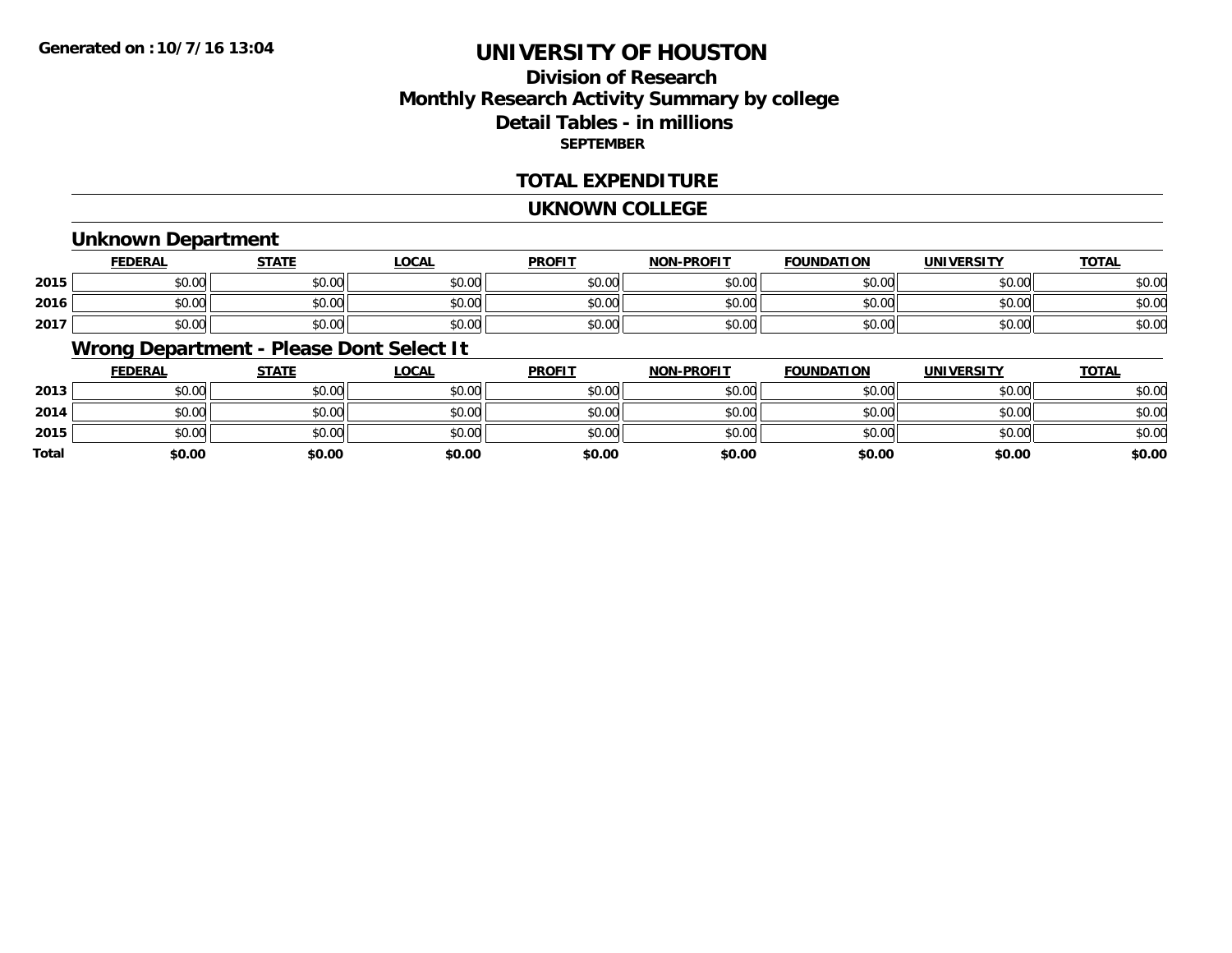**Generated on :10/7/16 13:04**

# UNIVERSITY OF HOUSTON

## Division of Research
## Monthly Research Activity Summary by college
## Detail Tables - in millions
**SEPTEMBER**

## TOTAL EXPENDITURE

## UKNOWN COLLEGE

### Unknown Department

| | FEDERAL | STATE | LOCAL | PROFIT | NON-PROFIT | FOUNDATION | UNIVERSITY | TOTAL |
|---|---|---|---|---|---|---|---|---|
| 2015 | $0.00 | $0.00 | $0.00 | $0.00 | $0.00 | $0.00 | $0.00 | $0.00 |
| 2016 | $0.00 | $0.00 | $0.00 | $0.00 | $0.00 | $0.00 | $0.00 | $0.00 |
| 2017 | $0.00 | $0.00 | $0.00 | $0.00 | $0.00 | $0.00 | $0.00 | $0.00 |

### Wrong Department - Please Dont Select It

| | FEDERAL | STATE | LOCAL | PROFIT | NON-PROFIT | FOUNDATION | UNIVERSITY | TOTAL |
|---|---|---|---|---|---|---|---|---|
| 2013 | $0.00 | $0.00 | $0.00 | $0.00 | $0.00 | $0.00 | $0.00 | $0.00 |
| 2014 | $0.00 | $0.00 | $0.00 | $0.00 | $0.00 | $0.00 | $0.00 | $0.00 |
| 2015 | $0.00 | $0.00 | $0.00 | $0.00 | $0.00 | $0.00 | $0.00 | $0.00 |
| **Total** | **$0.00** | **$0.00** | **$0.00** | **$0.00** | **$0.00** | **$0.00** | **$0.00** | **$0.00** |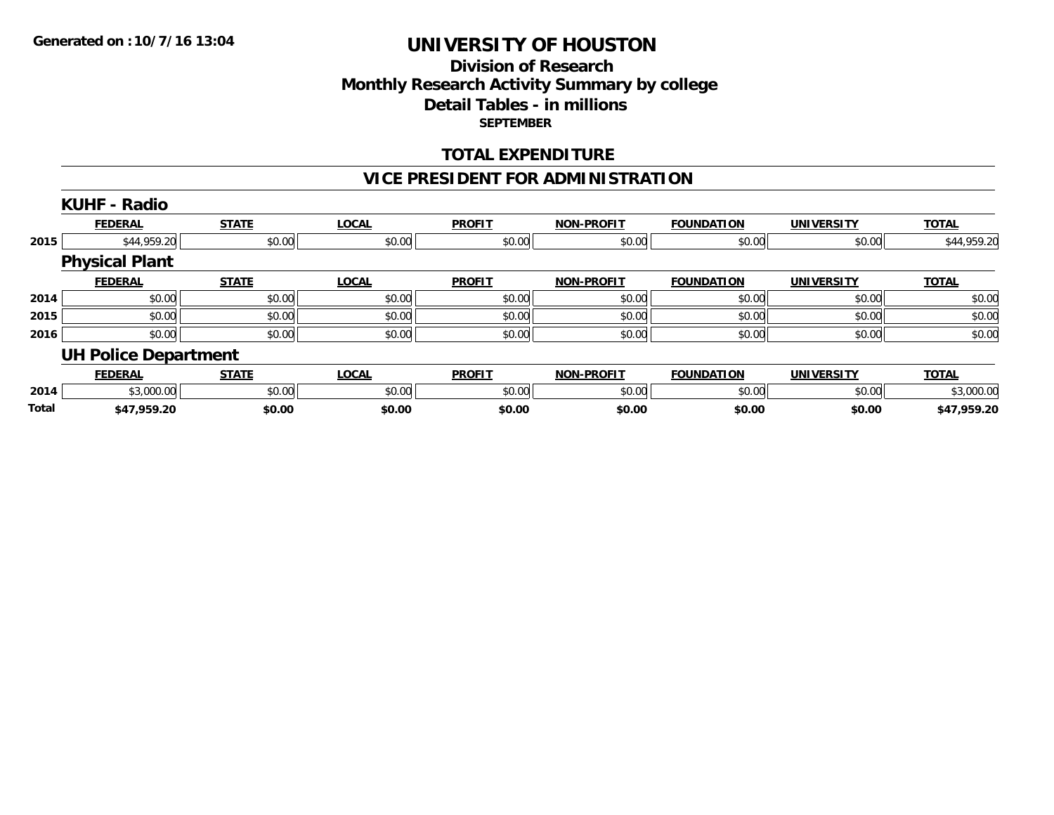Generated on :10/7/16 13:04

# UNIVERSITY OF HOUSTON

## Division of Research
## Monthly Research Activity Summary by college
## Detail Tables - in millions
### SEPTEMBER

## TOTAL EXPENDITURE

## VICE PRESIDENT FOR ADMINISTRATION

### KUHF - Radio

| | FEDERAL | STATE | LOCAL | PROFIT | NON-PROFIT | FOUNDATION | UNIVERSITY | TOTAL |
|---|---|---|---|---|---|---|---|---|
| 2015 | $44,959.20 | $0.00 | $0.00 | $0.00 | $0.00 | $0.00 | $0.00 | $44,959.20 |

### Physical Plant

| | FEDERAL | STATE | LOCAL | PROFIT | NON-PROFIT | FOUNDATION | UNIVERSITY | TOTAL |
|---|---|---|---|---|---|---|---|---|
| 2014 | $0.00 | $0.00 | $0.00 | $0.00 | $0.00 | $0.00 | $0.00 | $0.00 |
| 2015 | $0.00 | $0.00 | $0.00 | $0.00 | $0.00 | $0.00 | $0.00 | $0.00 |
| 2016 | $0.00 | $0.00 | $0.00 | $0.00 | $0.00 | $0.00 | $0.00 | $0.00 |

### UH Police Department

| | FEDERAL | STATE | LOCAL | PROFIT | NON-PROFIT | FOUNDATION | UNIVERSITY | TOTAL |
|---|---|---|---|---|---|---|---|---|
| 2014 | $3,000.00 | $0.00 | $0.00 | $0.00 | $0.00 | $0.00 | $0.00 | $3,000.00 |
| **Total** | **$47,959.20** | **$0.00** | **$0.00** | **$0.00** | **$0.00** | **$0.00** | **$0.00** | **$47,959.20** |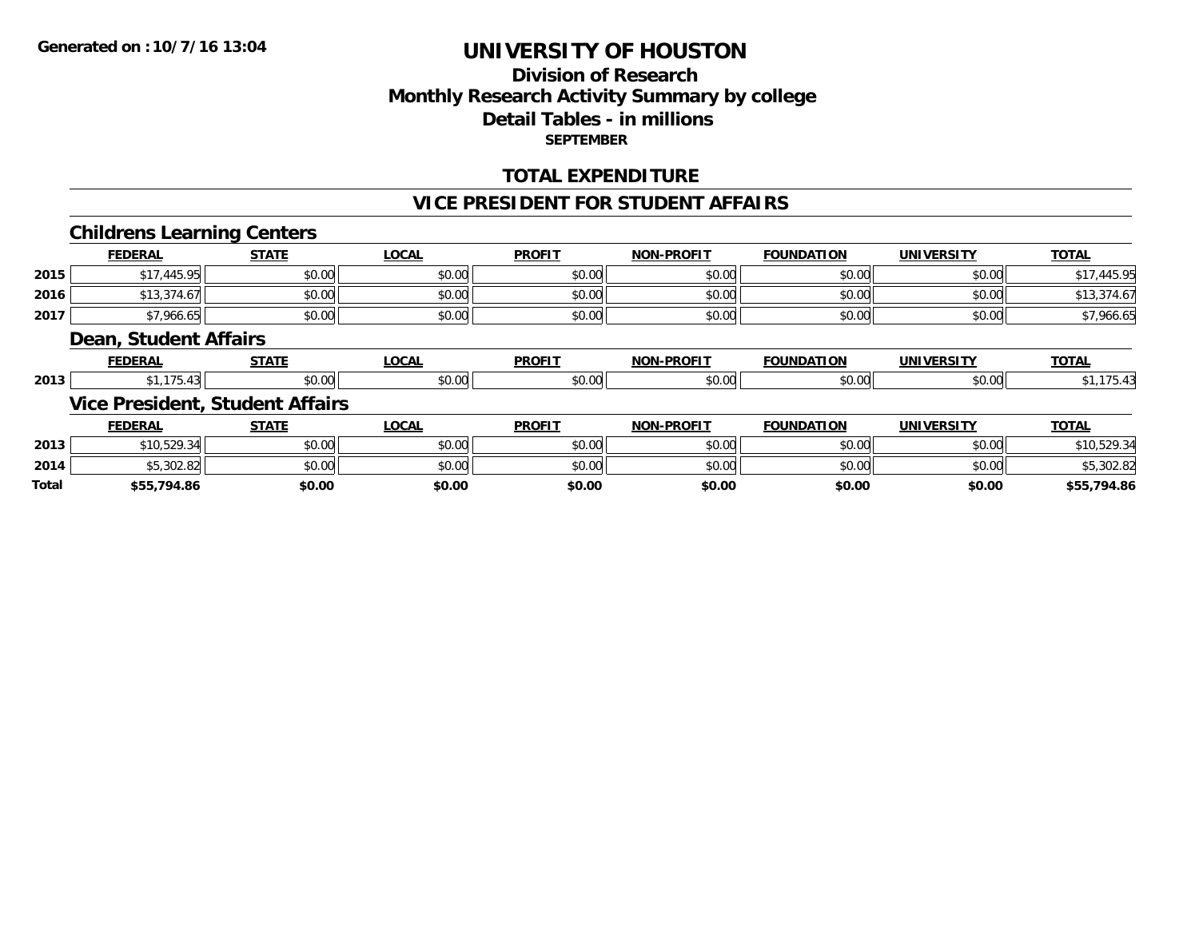# UNIVERSITY OF HOUSTON

## Division of Research
## Monthly Research Activity Summary by college
## Detail Tables - in millions
**SEPTEMBER**

**Generated on :10/7/16 13:04**

### TOTAL EXPENDITURE

### VICE PRESIDENT FOR STUDENT AFFAIRS

#### Childrens Learning Centers

| | FEDERAL | STATE | LOCAL | PROFIT | NON-PROFIT | FOUNDATION | UNIVERSITY | TOTAL |
|---|---|---|---|---|---|---|---|---|
| 2015 | $17,445.95 | $0.00 | $0.00 | $0.00 | $0.00 | $0.00 | $0.00 | $17,445.95 |
| 2016 | $13,374.67 | $0.00 | $0.00 | $0.00 | $0.00 | $0.00 | $0.00 | $13,374.67 |
| 2017 | $7,966.65 | $0.00 | $0.00 | $0.00 | $0.00 | $0.00 | $0.00 | $7,966.65 |

#### Dean, Student Affairs

| | FEDERAL | STATE | LOCAL | PROFIT | NON-PROFIT | FOUNDATION | UNIVERSITY | TOTAL |
|---|---|---|---|---|---|---|---|---|
| 2013 | $1,175.43 | $0.00 | $0.00 | $0.00 | $0.00 | $0.00 | $0.00 | $1,175.43 |

#### Vice President, Student Affairs

| | FEDERAL | STATE | LOCAL | PROFIT | NON-PROFIT | FOUNDATION | UNIVERSITY | TOTAL |
|---|---|---|---|---|---|---|---|---|
| 2013 | $10,529.34 | $0.00 | $0.00 | $0.00 | $0.00 | $0.00 | $0.00 | $10,529.34 |
| 2014 | $5,302.82 | $0.00 | $0.00 | $0.00 | $0.00 | $0.00 | $0.00 | $5,302.82 |
| **Total** | **$55,794.86** | **$0.00** | **$0.00** | **$0.00** | **$0.00** | **$0.00** | **$0.00** | **$55,794.86** |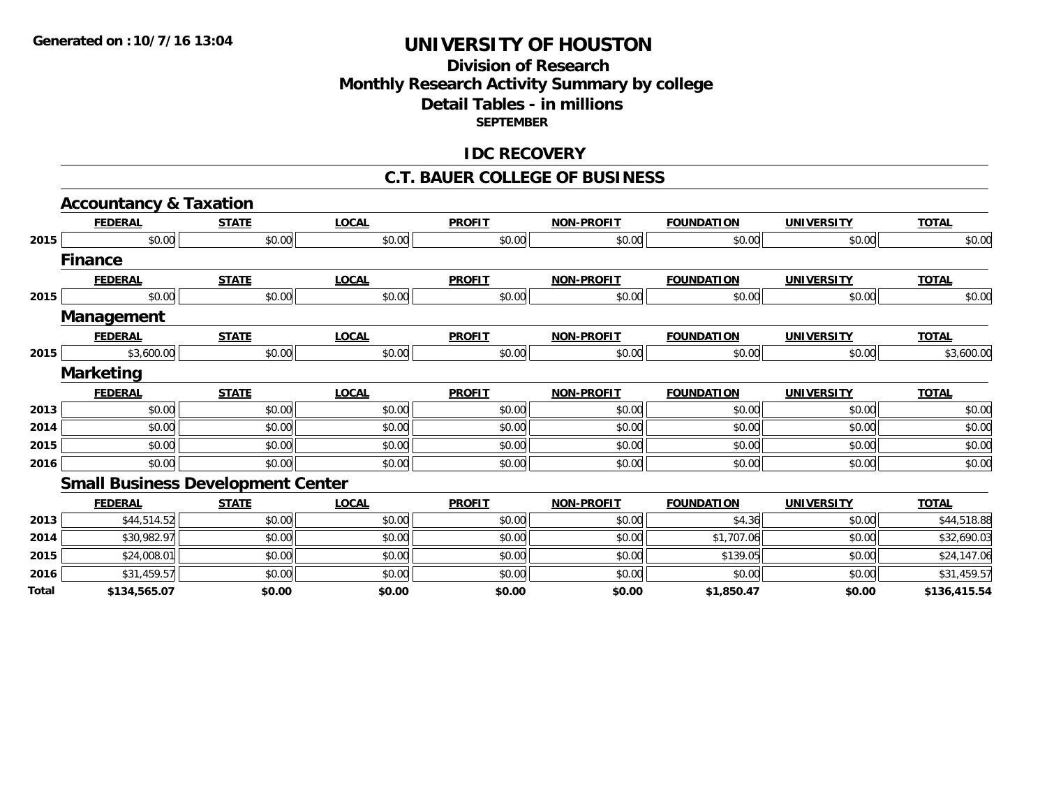Generated on :10/7/16 13:04

# UNIVERSITY OF HOUSTON

## Division of Research
## Monthly Research Activity Summary by college
## Detail Tables - in millions
### SEPTEMBER

## IDC RECOVERY

## C.T. BAUER COLLEGE OF BUSINESS

### Accountancy & Taxation

| | FEDERAL | STATE | LOCAL | PROFIT | NON-PROFIT | FOUNDATION | UNIVERSITY | TOTAL |
|---|---|---|---|---|---|---|---|---|
| 2015 | $0.00 | $0.00 | $0.00 | $0.00 | $0.00 | $0.00 | $0.00 | $0.00 |

### Finance

| | FEDERAL | STATE | LOCAL | PROFIT | NON-PROFIT | FOUNDATION | UNIVERSITY | TOTAL |
|---|---|---|---|---|---|---|---|---|
| 2015 | $0.00 | $0.00 | $0.00 | $0.00 | $0.00 | $0.00 | $0.00 | $0.00 |

### Management

| | FEDERAL | STATE | LOCAL | PROFIT | NON-PROFIT | FOUNDATION | UNIVERSITY | TOTAL |
|---|---|---|---|---|---|---|---|---|
| 2015 | $3,600.00 | $0.00 | $0.00 | $0.00 | $0.00 | $0.00 | $0.00 | $3,600.00 |

### Marketing

| | FEDERAL | STATE | LOCAL | PROFIT | NON-PROFIT | FOUNDATION | UNIVERSITY | TOTAL |
|---|---|---|---|---|---|---|---|---|
| 2013 | $0.00 | $0.00 | $0.00 | $0.00 | $0.00 | $0.00 | $0.00 | $0.00 |
| 2014 | $0.00 | $0.00 | $0.00 | $0.00 | $0.00 | $0.00 | $0.00 | $0.00 |
| 2015 | $0.00 | $0.00 | $0.00 | $0.00 | $0.00 | $0.00 | $0.00 | $0.00 |
| 2016 | $0.00 | $0.00 | $0.00 | $0.00 | $0.00 | $0.00 | $0.00 | $0.00 |

### Small Business Development Center

| | FEDERAL | STATE | LOCAL | PROFIT | NON-PROFIT | FOUNDATION | UNIVERSITY | TOTAL |
|---|---|---|---|---|---|---|---|---|
| 2013 | $44,514.52 | $0.00 | $0.00 | $0.00 | $0.00 | $4.36 | $0.00 | $44,518.88 |
| 2014 | $30,982.97 | $0.00 | $0.00 | $0.00 | $0.00 | $1,707.06 | $0.00 | $32,690.03 |
| 2015 | $24,008.01 | $0.00 | $0.00 | $0.00 | $0.00 | $139.05 | $0.00 | $24,147.06 |
| 2016 | $31,459.57 | $0.00 | $0.00 | $0.00 | $0.00 | $0.00 | $0.00 | $31,459.57 |
| **Total** | **$134,565.07** | **$0.00** | **$0.00** | **$0.00** | **$0.00** | **$1,850.47** | **$0.00** | **$136,415.54** |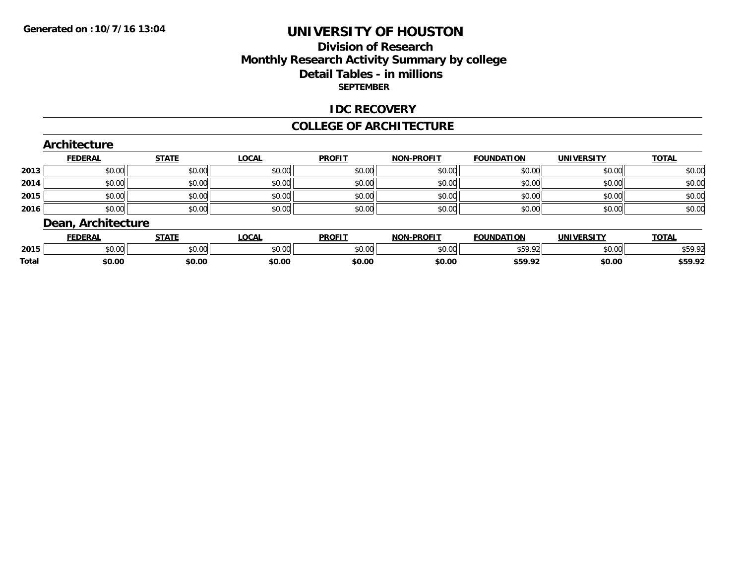# UNIVERSITY OF HOUSTON

## Division of Research
## Monthly Research Activity Summary by college
## Detail Tables - in millions
### SEPTEMBER

## IDC RECOVERY

## COLLEGE OF ARCHITECTURE

### Architecture

| | FEDERAL | STATE | LOCAL | PROFIT | NON-PROFIT | FOUNDATION | UNIVERSITY | TOTAL |
|---|---|---|---|---|---|---|---|---|
| 2013 | $0.00 | $0.00 | $0.00 | $0.00 | $0.00 | $0.00 | $0.00 | $0.00 |
| 2014 | $0.00 | $0.00 | $0.00 | $0.00 | $0.00 | $0.00 | $0.00 | $0.00 |
| 2015 | $0.00 | $0.00 | $0.00 | $0.00 | $0.00 | $0.00 | $0.00 | $0.00 |
| 2016 | $0.00 | $0.00 | $0.00 | $0.00 | $0.00 | $0.00 | $0.00 | $0.00 |

### Dean, Architecture

| | FEDERAL | STATE | LOCAL | PROFIT | NON-PROFIT | FOUNDATION | UNIVERSITY | TOTAL |
|---|---|---|---|---|---|---|---|---|
| 2015 | $0.00 | $0.00 | $0.00 | $0.00 | $0.00 | $59.92 | $0.00 | $59.92 |
| **Total** | **$0.00** | **$0.00** | **$0.00** | **$0.00** | **$0.00** | **$59.92** | **$0.00** | **$59.92** |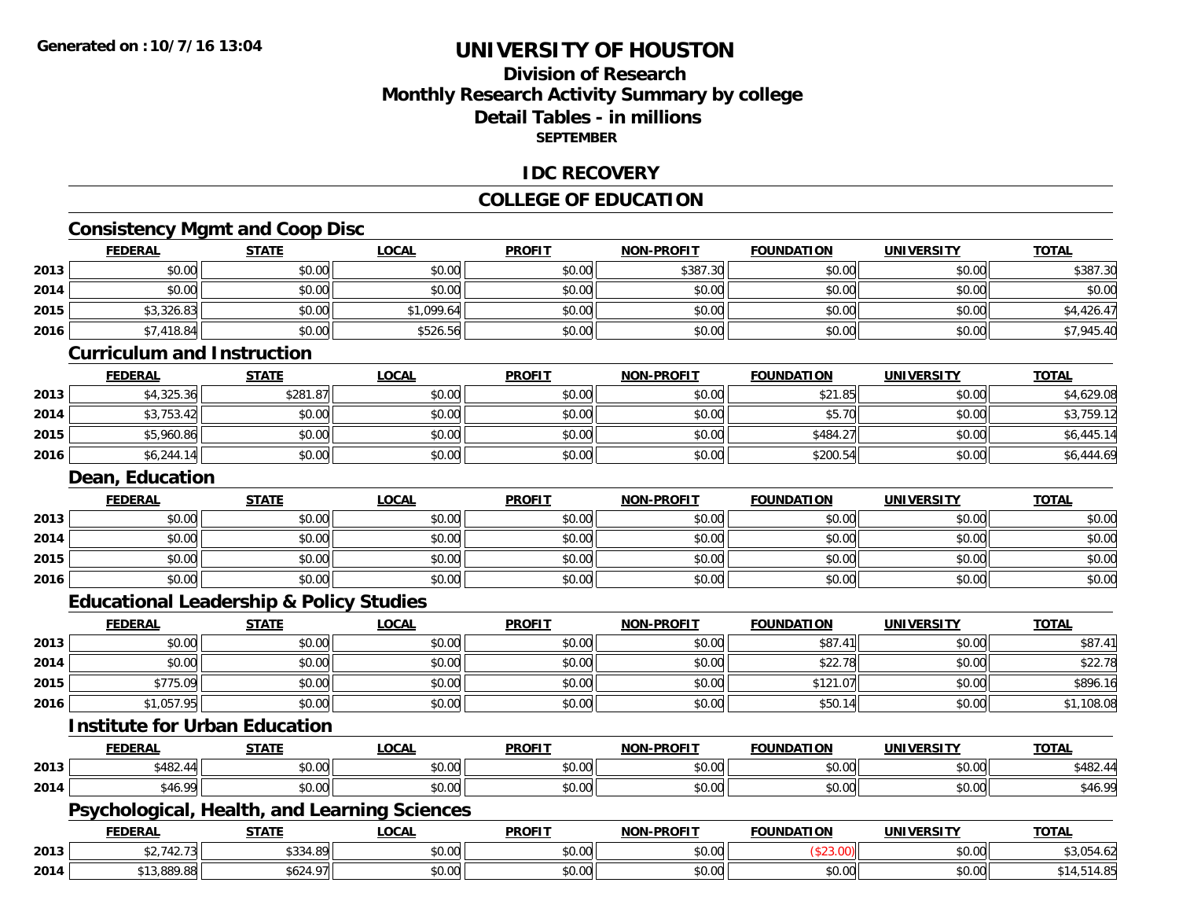**Generated on : 10/7/16 13:04**

# UNIVERSITY OF HOUSTON

## Division of Research
## Monthly Research Activity Summary by college
## Detail Tables - in millions
### SEPTEMBER

## IDC RECOVERY

## COLLEGE OF EDUCATION

### Consistency Mgmt and Coop Disc

| | FEDERAL | STATE | LOCAL | PROFIT | NON-PROFIT | FOUNDATION | UNIVERSITY | TOTAL |
|---|---|---|---|---|---|---|---|---|
| 2013 | $0.00 | $0.00 | $0.00 | $0.00 | $387.30 | $0.00 | $0.00 | $387.30 |
| 2014 | $0.00 | $0.00 | $0.00 | $0.00 | $0.00 | $0.00 | $0.00 | $0.00 |
| 2015 | $3,326.83 | $0.00 | $1,099.64 | $0.00 | $0.00 | $0.00 | $0.00 | $4,426.47 |
| 2016 | $7,418.84 | $0.00 | $526.56 | $0.00 | $0.00 | $0.00 | $0.00 | $7,945.40 |

### Curriculum and Instruction

| | FEDERAL | STATE | LOCAL | PROFIT | NON-PROFIT | FOUNDATION | UNIVERSITY | TOTAL |
|---|---|---|---|---|---|---|---|---|
| 2013 | $4,325.36 | $281.87 | $0.00 | $0.00 | $0.00 | $21.85 | $0.00 | $4,629.08 |
| 2014 | $3,753.42 | $0.00 | $0.00 | $0.00 | $0.00 | $5.70 | $0.00 | $3,759.12 |
| 2015 | $5,960.86 | $0.00 | $0.00 | $0.00 | $0.00 | $484.27 | $0.00 | $6,445.14 |
| 2016 | $6,244.14 | $0.00 | $0.00 | $0.00 | $0.00 | $200.54 | $0.00 | $6,444.69 |

### Dean, Education

| | FEDERAL | STATE | LOCAL | PROFIT | NON-PROFIT | FOUNDATION | UNIVERSITY | TOTAL |
|---|---|---|---|---|---|---|---|---|
| 2013 | $0.00 | $0.00 | $0.00 | $0.00 | $0.00 | $0.00 | $0.00 | $0.00 |
| 2014 | $0.00 | $0.00 | $0.00 | $0.00 | $0.00 | $0.00 | $0.00 | $0.00 |
| 2015 | $0.00 | $0.00 | $0.00 | $0.00 | $0.00 | $0.00 | $0.00 | $0.00 |
| 2016 | $0.00 | $0.00 | $0.00 | $0.00 | $0.00 | $0.00 | $0.00 | $0.00 |

### Educational Leadership & Policy Studies

| | FEDERAL | STATE | LOCAL | PROFIT | NON-PROFIT | FOUNDATION | UNIVERSITY | TOTAL |
|---|---|---|---|---|---|---|---|---|
| 2013 | $0.00 | $0.00 | $0.00 | $0.00 | $0.00 | $87.41 | $0.00 | $87.41 |
| 2014 | $0.00 | $0.00 | $0.00 | $0.00 | $0.00 | $22.78 | $0.00 | $22.78 |
| 2015 | $775.09 | $0.00 | $0.00 | $0.00 | $0.00 | $121.07 | $0.00 | $896.16 |
| 2016 | $1,057.95 | $0.00 | $0.00 | $0.00 | $0.00 | $50.14 | $0.00 | $1,108.08 |

### Institute for Urban Education

| | FEDERAL | STATE | LOCAL | PROFIT | NON-PROFIT | FOUNDATION | UNIVERSITY | TOTAL |
|---|---|---|---|---|---|---|---|---|
| 2013 | $482.44 | $0.00 | $0.00 | $0.00 | $0.00 | $0.00 | $0.00 | $482.44 |
| 2014 | $46.99 | $0.00 | $0.00 | $0.00 | $0.00 | $0.00 | $0.00 | $46.99 |

### Psychological, Health, and Learning Sciences

| | FEDERAL | STATE | LOCAL | PROFIT | NON-PROFIT | FOUNDATION | UNIVERSITY | TOTAL |
|---|---|---|---|---|---|---|---|---|
| 2013 | $2,742.73 | $334.89 | $0.00 | $0.00 | $0.00 | ($23.00) | $0.00 | $3,054.62 |
| 2014 | $13,889.88 | $624.97 | $0.00 | $0.00 | $0.00 | $0.00 | $0.00 | $14,514.85 |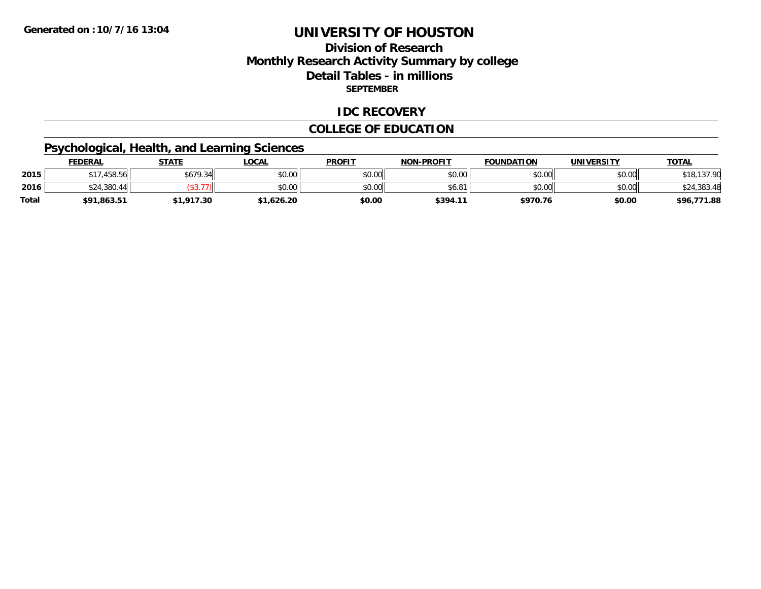**Generated on :10/7/16 13:04**

# UNIVERSITY OF HOUSTON

## Division of Research
## Monthly Research Activity Summary by college
## Detail Tables - in millions

**SEPTEMBER**

## IDC RECOVERY

## COLLEGE OF EDUCATION

### Psychological, Health, and Learning Sciences

| | FEDERAL | STATE | LOCAL | PROFIT | NON-PROFIT | FOUNDATION | UNIVERSITY | TOTAL |
|---|---|---|---|---|---|---|---|---|
| **2015** | $17,458.56 | $679.34 | $0.00 | $0.00 | $0.00 | $0.00 | $0.00 | $18,137.90 |
| **2016** | $24,380.44 | ($3.77) | $0.00 | $0.00 | $6.81 | $0.00 | $0.00 | $24,383.48 |
| **Total** | **$91,863.51** | **$1,917.30** | **$1,626.20** | **$0.00** | **$394.11** | **$970.76** | **$0.00** | **$96,771.88** |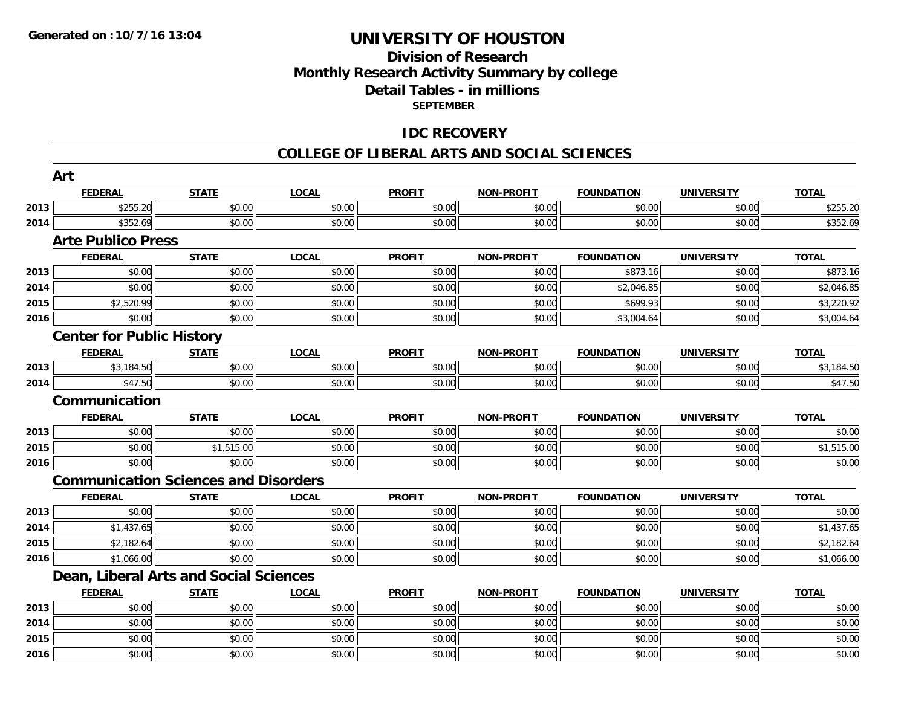# UNIVERSITY OF HOUSTON

## Division of Research
## Monthly Research Activity Summary by college
## Detail Tables - in millions
### SEPTEMBER

## IDC RECOVERY

## COLLEGE OF LIBERAL ARTS AND SOCIAL SCIENCES

### Art

| | FEDERAL | STATE | LOCAL | PROFIT | NON-PROFIT | FOUNDATION | UNIVERSITY | TOTAL |
|---|---|---|---|---|---|---|---|---|
| 2013 | $255.20 | $0.00 | $0.00 | $0.00 | $0.00 | $0.00 | $0.00 | $255.20 |
| 2014 | $352.69 | $0.00 | $0.00 | $0.00 | $0.00 | $0.00 | $0.00 | $352.69 |

### Arte Publico Press

| | FEDERAL | STATE | LOCAL | PROFIT | NON-PROFIT | FOUNDATION | UNIVERSITY | TOTAL |
|---|---|---|---|---|---|---|---|---|
| 2013 | $0.00 | $0.00 | $0.00 | $0.00 | $0.00 | $873.16 | $0.00 | $873.16 |
| 2014 | $0.00 | $0.00 | $0.00 | $0.00 | $0.00 | $2,046.85 | $0.00 | $2,046.85 |
| 2015 | $2,520.99 | $0.00 | $0.00 | $0.00 | $0.00 | $699.93 | $0.00 | $3,220.92 |
| 2016 | $0.00 | $0.00 | $0.00 | $0.00 | $0.00 | $3,004.64 | $0.00 | $3,004.64 |

### Center for Public History

| | FEDERAL | STATE | LOCAL | PROFIT | NON-PROFIT | FOUNDATION | UNIVERSITY | TOTAL |
|---|---|---|---|---|---|---|---|---|
| 2013 | $3,184.50 | $0.00 | $0.00 | $0.00 | $0.00 | $0.00 | $0.00 | $3,184.50 |
| 2014 | $47.50 | $0.00 | $0.00 | $0.00 | $0.00 | $0.00 | $0.00 | $47.50 |

### Communication

| | FEDERAL | STATE | LOCAL | PROFIT | NON-PROFIT | FOUNDATION | UNIVERSITY | TOTAL |
|---|---|---|---|---|---|---|---|---|
| 2013 | $0.00 | $0.00 | $0.00 | $0.00 | $0.00 | $0.00 | $0.00 | $0.00 |
| 2015 | $0.00 | $1,515.00 | $0.00 | $0.00 | $0.00 | $0.00 | $0.00 | $1,515.00 |
| 2016 | $0.00 | $0.00 | $0.00 | $0.00 | $0.00 | $0.00 | $0.00 | $0.00 |

### Communication Sciences and Disorders

| | FEDERAL | STATE | LOCAL | PROFIT | NON-PROFIT | FOUNDATION | UNIVERSITY | TOTAL |
|---|---|---|---|---|---|---|---|---|
| 2013 | $0.00 | $0.00 | $0.00 | $0.00 | $0.00 | $0.00 | $0.00 | $0.00 |
| 2014 | $1,437.65 | $0.00 | $0.00 | $0.00 | $0.00 | $0.00 | $0.00 | $1,437.65 |
| 2015 | $2,182.64 | $0.00 | $0.00 | $0.00 | $0.00 | $0.00 | $0.00 | $2,182.64 |
| 2016 | $1,066.00 | $0.00 | $0.00 | $0.00 | $0.00 | $0.00 | $0.00 | $1,066.00 |

### Dean, Liberal Arts and Social Sciences

| | FEDERAL | STATE | LOCAL | PROFIT | NON-PROFIT | FOUNDATION | UNIVERSITY | TOTAL |
|---|---|---|---|---|---|---|---|---|
| 2013 | $0.00 | $0.00 | $0.00 | $0.00 | $0.00 | $0.00 | $0.00 | $0.00 |
| 2014 | $0.00 | $0.00 | $0.00 | $0.00 | $0.00 | $0.00 | $0.00 | $0.00 |
| 2015 | $0.00 | $0.00 | $0.00 | $0.00 | $0.00 | $0.00 | $0.00 | $0.00 |
| 2016 | $0.00 | $0.00 | $0.00 | $0.00 | $0.00 | $0.00 | $0.00 | $0.00 |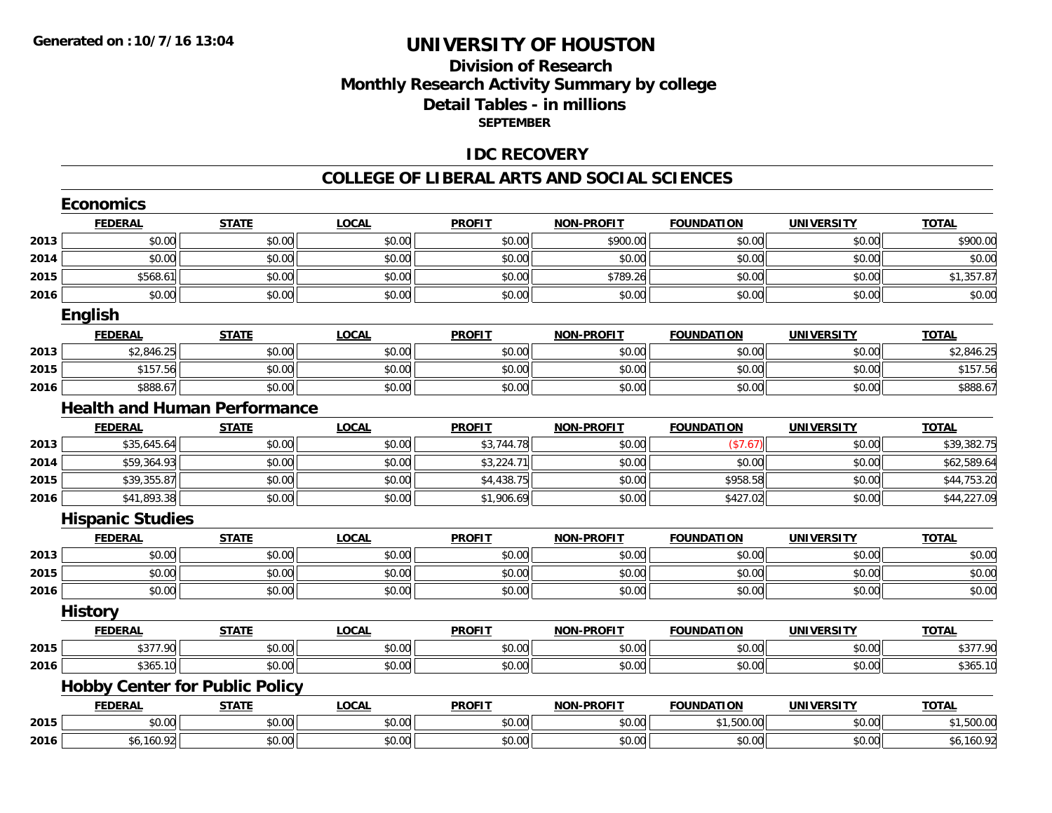# UNIVERSITY OF HOUSTON

## Division of Research
## Monthly Research Activity Summary by college
## Detail Tables - in millions
### SEPTEMBER

**Generated on : 10/7/16 13:04**

## IDC RECOVERY

## COLLEGE OF LIBERAL ARTS AND SOCIAL SCIENCES

### Economics

| | FEDERAL | STATE | LOCAL | PROFIT | NON-PROFIT | FOUNDATION | UNIVERSITY | TOTAL |
|---|---|---|---|---|---|---|---|---|
| 2013 | $0.00 | $0.00 | $0.00 | $0.00 | $900.00 | $0.00 | $0.00 | $900.00 |
| 2014 | $0.00 | $0.00 | $0.00 | $0.00 | $0.00 | $0.00 | $0.00 | $0.00 |
| 2015 | $568.61 | $0.00 | $0.00 | $0.00 | $789.26 | $0.00 | $0.00 | $1,357.87 |
| 2016 | $0.00 | $0.00 | $0.00 | $0.00 | $0.00 | $0.00 | $0.00 | $0.00 |

### English

| | FEDERAL | STATE | LOCAL | PROFIT | NON-PROFIT | FOUNDATION | UNIVERSITY | TOTAL |
|---|---|---|---|---|---|---|---|---|
| 2013 | $2,846.25 | $0.00 | $0.00 | $0.00 | $0.00 | $0.00 | $0.00 | $2,846.25 |
| 2015 | $157.56 | $0.00 | $0.00 | $0.00 | $0.00 | $0.00 | $0.00 | $157.56 |
| 2016 | $888.67 | $0.00 | $0.00 | $0.00 | $0.00 | $0.00 | $0.00 | $888.67 |

### Health and Human Performance

| | FEDERAL | STATE | LOCAL | PROFIT | NON-PROFIT | FOUNDATION | UNIVERSITY | TOTAL |
|---|---|---|---|---|---|---|---|---|
| 2013 | $35,645.64 | $0.00 | $0.00 | $3,744.78 | $0.00 | ($7.67) | $0.00 | $39,382.75 |
| 2014 | $59,364.93 | $0.00 | $0.00 | $3,224.71 | $0.00 | $0.00 | $0.00 | $62,589.64 |
| 2015 | $39,355.87 | $0.00 | $0.00 | $4,438.75 | $0.00 | $958.58 | $0.00 | $44,753.20 |
| 2016 | $41,893.38 | $0.00 | $0.00 | $1,906.69 | $0.00 | $427.02 | $0.00 | $44,227.09 |

### Hispanic Studies

| | FEDERAL | STATE | LOCAL | PROFIT | NON-PROFIT | FOUNDATION | UNIVERSITY | TOTAL |
|---|---|---|---|---|---|---|---|---|
| 2013 | $0.00 | $0.00 | $0.00 | $0.00 | $0.00 | $0.00 | $0.00 | $0.00 |
| 2015 | $0.00 | $0.00 | $0.00 | $0.00 | $0.00 | $0.00 | $0.00 | $0.00 |
| 2016 | $0.00 | $0.00 | $0.00 | $0.00 | $0.00 | $0.00 | $0.00 | $0.00 |

### History

| | FEDERAL | STATE | LOCAL | PROFIT | NON-PROFIT | FOUNDATION | UNIVERSITY | TOTAL |
|---|---|---|---|---|---|---|---|---|
| 2015 | $377.90 | $0.00 | $0.00 | $0.00 | $0.00 | $0.00 | $0.00 | $377.90 |
| 2016 | $365.10 | $0.00 | $0.00 | $0.00 | $0.00 | $0.00 | $0.00 | $365.10 |

### Hobby Center for Public Policy

| | FEDERAL | STATE | LOCAL | PROFIT | NON-PROFIT | FOUNDATION | UNIVERSITY | TOTAL |
|---|---|---|---|---|---|---|---|---|
| 2015 | $0.00 | $0.00 | $0.00 | $0.00 | $0.00 | $1,500.00 | $0.00 | $1,500.00 |
| 2016 | $6,160.92 | $0.00 | $0.00 | $0.00 | $0.00 | $0.00 | $0.00 | $6,160.92 |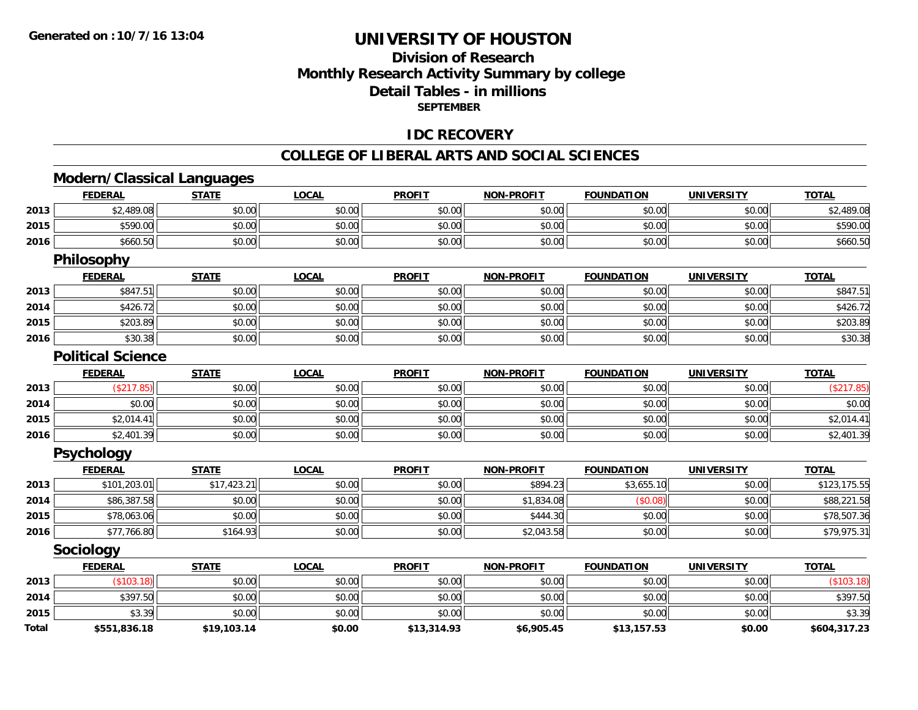# UNIVERSITY OF HOUSTON

## Division of Research
## Monthly Research Activity Summary by college
## Detail Tables - in millions
### SEPTEMBER

Generated on : 10/7/16 13:04

## IDC RECOVERY

## COLLEGE OF LIBERAL ARTS AND SOCIAL SCIENCES

### Modern/Classical Languages

| | FEDERAL | STATE | LOCAL | PROFIT | NON-PROFIT | FOUNDATION | UNIVERSITY | TOTAL |
|---|---|---|---|---|---|---|---|---|
| 2013 | $2,489.08 | $0.00 | $0.00 | $0.00 | $0.00 | $0.00 | $0.00 | $2,489.08 |
| 2015 | $590.00 | $0.00 | $0.00 | $0.00 | $0.00 | $0.00 | $0.00 | $590.00 |
| 2016 | $660.50 | $0.00 | $0.00 | $0.00 | $0.00 | $0.00 | $0.00 | $660.50 |

### Philosophy

| | FEDERAL | STATE | LOCAL | PROFIT | NON-PROFIT | FOUNDATION | UNIVERSITY | TOTAL |
|---|---|---|---|---|---|---|---|---|
| 2013 | $847.51 | $0.00 | $0.00 | $0.00 | $0.00 | $0.00 | $0.00 | $847.51 |
| 2014 | $426.72 | $0.00 | $0.00 | $0.00 | $0.00 | $0.00 | $0.00 | $426.72 |
| 2015 | $203.89 | $0.00 | $0.00 | $0.00 | $0.00 | $0.00 | $0.00 | $203.89 |
| 2016 | $30.38 | $0.00 | $0.00 | $0.00 | $0.00 | $0.00 | $0.00 | $30.38 |

### Political Science

| | FEDERAL | STATE | LOCAL | PROFIT | NON-PROFIT | FOUNDATION | UNIVERSITY | TOTAL |
|---|---|---|---|---|---|---|---|---|
| 2013 | ($217.85) | $0.00 | $0.00 | $0.00 | $0.00 | $0.00 | $0.00 | ($217.85) |
| 2014 | $0.00 | $0.00 | $0.00 | $0.00 | $0.00 | $0.00 | $0.00 | $0.00 |
| 2015 | $2,014.41 | $0.00 | $0.00 | $0.00 | $0.00 | $0.00 | $0.00 | $2,014.41 |
| 2016 | $2,401.39 | $0.00 | $0.00 | $0.00 | $0.00 | $0.00 | $0.00 | $2,401.39 |

### Psychology

| | FEDERAL | STATE | LOCAL | PROFIT | NON-PROFIT | FOUNDATION | UNIVERSITY | TOTAL |
|---|---|---|---|---|---|---|---|---|
| 2013 | $101,203.01 | $17,423.21 | $0.00 | $0.00 | $894.23 | $3,655.10 | $0.00 | $123,175.55 |
| 2014 | $86,387.58 | $0.00 | $0.00 | $0.00 | $1,834.08 | ($0.08) | $0.00 | $88,221.58 |
| 2015 | $78,063.06 | $0.00 | $0.00 | $0.00 | $444.30 | $0.00 | $0.00 | $78,507.36 |
| 2016 | $77,766.80 | $164.93 | $0.00 | $0.00 | $2,043.58 | $0.00 | $0.00 | $79,975.31 |

### Sociology

| | FEDERAL | STATE | LOCAL | PROFIT | NON-PROFIT | FOUNDATION | UNIVERSITY | TOTAL |
|---|---|---|---|---|---|---|---|---|
| 2013 | ($103.18) | $0.00 | $0.00 | $0.00 | $0.00 | $0.00 | $0.00 | ($103.18) |
| 2014 | $397.50 | $0.00 | $0.00 | $0.00 | $0.00 | $0.00 | $0.00 | $397.50 |
| 2015 | $3.39 | $0.00 | $0.00 | $0.00 | $0.00 | $0.00 | $0.00 | $3.39 |
| **Total** | **$551,836.18** | **$19,103.14** | **$0.00** | **$13,314.93** | **$6,905.45** | **$13,157.53** | **$0.00** | **$604,317.23** |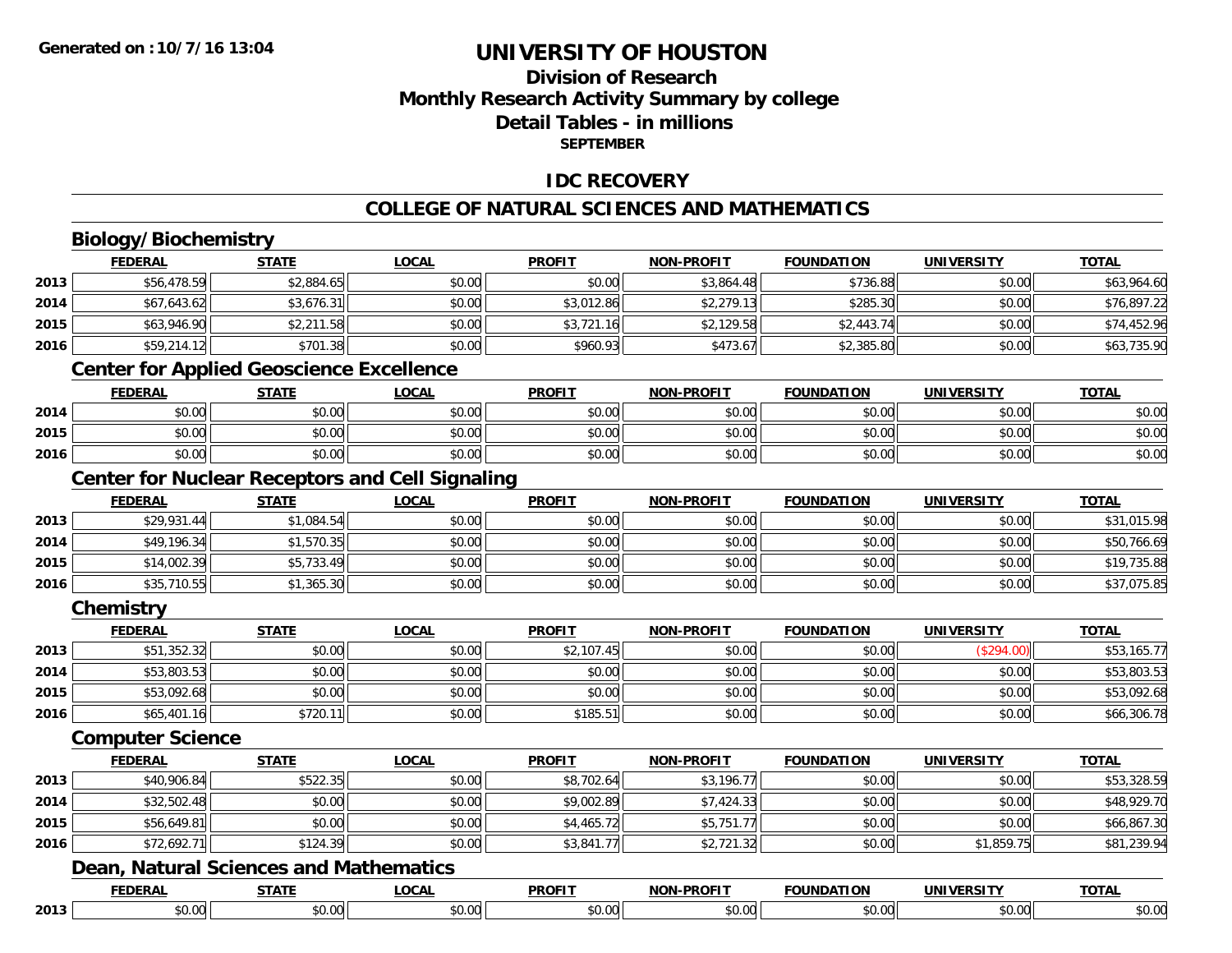**Generated on :10/7/16 13:04**

# UNIVERSITY OF HOUSTON

## Division of Research
## Monthly Research Activity Summary by college
## Detail Tables - in millions
### SEPTEMBER

## IDC RECOVERY

## COLLEGE OF NATURAL SCIENCES AND MATHEMATICS

### Biology/Biochemistry

| | FEDERAL | STATE | LOCAL | PROFIT | NON-PROFIT | FOUNDATION | UNIVERSITY | TOTAL |
|---|---|---|---|---|---|---|---|---|
| 2013 | $56,478.59 | $2,884.65 | $0.00 | $0.00 | $3,864.48 | $736.88 | $0.00 | $63,964.60 |
| 2014 | $67,643.62 | $3,676.31 | $0.00 | $3,012.86 | $2,279.13 | $285.30 | $0.00 | $76,897.22 |
| 2015 | $63,946.90 | $2,211.58 | $0.00 | $3,721.16 | $2,129.58 | $2,443.74 | $0.00 | $74,452.96 |
| 2016 | $59,214.12 | $701.38 | $0.00 | $960.93 | $473.67 | $2,385.80 | $0.00 | $63,735.90 |

### Center for Applied Geoscience Excellence

| | FEDERAL | STATE | LOCAL | PROFIT | NON-PROFIT | FOUNDATION | UNIVERSITY | TOTAL |
|---|---|---|---|---|---|---|---|---|
| 2014 | $0.00 | $0.00 | $0.00 | $0.00 | $0.00 | $0.00 | $0.00 | $0.00 |
| 2015 | $0.00 | $0.00 | $0.00 | $0.00 | $0.00 | $0.00 | $0.00 | $0.00 |
| 2016 | $0.00 | $0.00 | $0.00 | $0.00 | $0.00 | $0.00 | $0.00 | $0.00 |

### Center for Nuclear Receptors and Cell Signaling

| | FEDERAL | STATE | LOCAL | PROFIT | NON-PROFIT | FOUNDATION | UNIVERSITY | TOTAL |
|---|---|---|---|---|---|---|---|---|
| 2013 | $29,931.44 | $1,084.54 | $0.00 | $0.00 | $0.00 | $0.00 | $0.00 | $31,015.98 |
| 2014 | $49,196.34 | $1,570.35 | $0.00 | $0.00 | $0.00 | $0.00 | $0.00 | $50,766.69 |
| 2015 | $14,002.39 | $5,733.49 | $0.00 | $0.00 | $0.00 | $0.00 | $0.00 | $19,735.88 |
| 2016 | $35,710.55 | $1,365.30 | $0.00 | $0.00 | $0.00 | $0.00 | $0.00 | $37,075.85 |

### Chemistry

| | FEDERAL | STATE | LOCAL | PROFIT | NON-PROFIT | FOUNDATION | UNIVERSITY | TOTAL |
|---|---|---|---|---|---|---|---|---|
| 2013 | $51,352.32 | $0.00 | $0.00 | $2,107.45 | $0.00 | $0.00 | ($294.00) | $53,165.77 |
| 2014 | $53,803.53 | $0.00 | $0.00 | $0.00 | $0.00 | $0.00 | $0.00 | $53,803.53 |
| 2015 | $53,092.68 | $0.00 | $0.00 | $0.00 | $0.00 | $0.00 | $0.00 | $53,092.68 |
| 2016 | $65,401.16 | $720.11 | $0.00 | $185.51 | $0.00 | $0.00 | $0.00 | $66,306.78 |

### Computer Science

| | FEDERAL | STATE | LOCAL | PROFIT | NON-PROFIT | FOUNDATION | UNIVERSITY | TOTAL |
|---|---|---|---|---|---|---|---|---|
| 2013 | $40,906.84 | $522.35 | $0.00 | $8,702.64 | $3,196.77 | $0.00 | $0.00 | $53,328.59 |
| 2014 | $32,502.48 | $0.00 | $0.00 | $9,002.89 | $7,424.33 | $0.00 | $0.00 | $48,929.70 |
| 2015 | $56,649.81 | $0.00 | $0.00 | $4,465.72 | $5,751.77 | $0.00 | $0.00 | $66,867.30 |
| 2016 | $72,692.71 | $124.39 | $0.00 | $3,841.77 | $2,721.32 | $0.00 | $1,859.75 | $81,239.94 |

### Dean, Natural Sciences and Mathematics

| | FEDERAL | STATE | LOCAL | PROFIT | NON-PROFIT | FOUNDATION | UNIVERSITY | TOTAL |
|---|---|---|---|---|---|---|---|---|
| 2013 | $0.00 | $0.00 | $0.00 | $0.00 | $0.00 | $0.00 | $0.00 | $0.00 |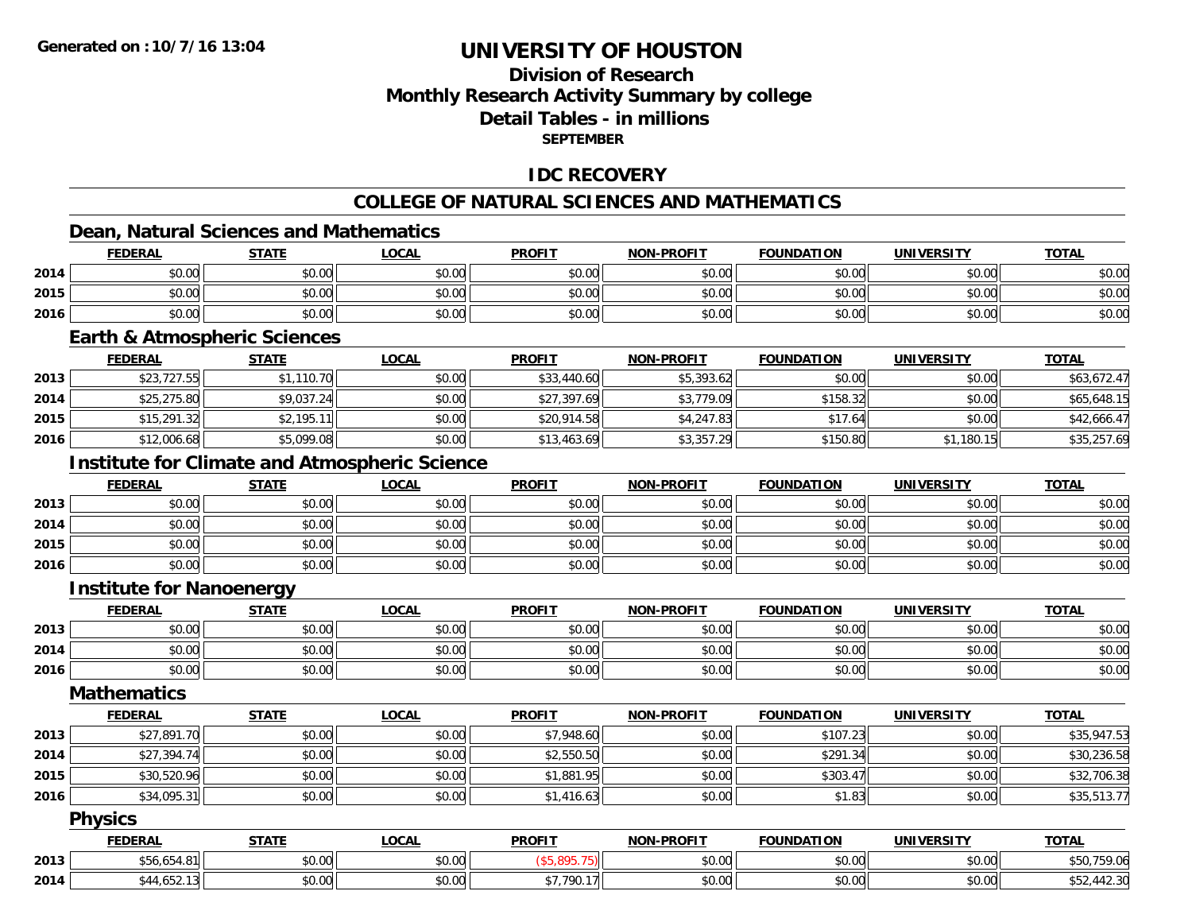Generated on :10/7/16 13:04

# UNIVERSITY OF HOUSTON

## Division of Research
## Monthly Research Activity Summary by college
## Detail Tables - in millions
### SEPTEMBER

## IDC RECOVERY

## COLLEGE OF NATURAL SCIENCES AND MATHEMATICS

### Dean, Natural Sciences and Mathematics

| | FEDERAL | STATE | LOCAL | PROFIT | NON-PROFIT | FOUNDATION | UNIVERSITY | TOTAL |
|---|---|---|---|---|---|---|---|---|
| 2014 | $0.00 | $0.00 | $0.00 | $0.00 | $0.00 | $0.00 | $0.00 | $0.00 |
| 2015 | $0.00 | $0.00 | $0.00 | $0.00 | $0.00 | $0.00 | $0.00 | $0.00 |
| 2016 | $0.00 | $0.00 | $0.00 | $0.00 | $0.00 | $0.00 | $0.00 | $0.00 |

### Earth & Atmospheric Sciences

| | FEDERAL | STATE | LOCAL | PROFIT | NON-PROFIT | FOUNDATION | UNIVERSITY | TOTAL |
|---|---|---|---|---|---|---|---|---|
| 2013 | $23,727.55 | $1,110.70 | $0.00 | $33,440.60 | $5,393.62 | $0.00 | $0.00 | $63,672.47 |
| 2014 | $25,275.80 | $9,037.24 | $0.00 | $27,397.69 | $3,779.09 | $158.32 | $0.00 | $65,648.15 |
| 2015 | $15,291.32 | $2,195.11 | $0.00 | $20,914.58 | $4,247.83 | $17.64 | $0.00 | $42,666.47 |
| 2016 | $12,006.68 | $5,099.08 | $0.00 | $13,463.69 | $3,357.29 | $150.80 | $1,180.15 | $35,257.69 |

### Institute for Climate and Atmospheric Science

| | FEDERAL | STATE | LOCAL | PROFIT | NON-PROFIT | FOUNDATION | UNIVERSITY | TOTAL |
|---|---|---|---|---|---|---|---|---|
| 2013 | $0.00 | $0.00 | $0.00 | $0.00 | $0.00 | $0.00 | $0.00 | $0.00 |
| 2014 | $0.00 | $0.00 | $0.00 | $0.00 | $0.00 | $0.00 | $0.00 | $0.00 |
| 2015 | $0.00 | $0.00 | $0.00 | $0.00 | $0.00 | $0.00 | $0.00 | $0.00 |
| 2016 | $0.00 | $0.00 | $0.00 | $0.00 | $0.00 | $0.00 | $0.00 | $0.00 |

### Institute for Nanoenergy

| | FEDERAL | STATE | LOCAL | PROFIT | NON-PROFIT | FOUNDATION | UNIVERSITY | TOTAL |
|---|---|---|---|---|---|---|---|---|
| 2013 | $0.00 | $0.00 | $0.00 | $0.00 | $0.00 | $0.00 | $0.00 | $0.00 |
| 2014 | $0.00 | $0.00 | $0.00 | $0.00 | $0.00 | $0.00 | $0.00 | $0.00 |
| 2016 | $0.00 | $0.00 | $0.00 | $0.00 | $0.00 | $0.00 | $0.00 | $0.00 |

### Mathematics

| | FEDERAL | STATE | LOCAL | PROFIT | NON-PROFIT | FOUNDATION | UNIVERSITY | TOTAL |
|---|---|---|---|---|---|---|---|---|
| 2013 | $27,891.70 | $0.00 | $0.00 | $7,948.60 | $0.00 | $107.23 | $0.00 | $35,947.53 |
| 2014 | $27,394.74 | $0.00 | $0.00 | $2,550.50 | $0.00 | $291.34 | $0.00 | $30,236.58 |
| 2015 | $30,520.96 | $0.00 | $0.00 | $1,881.95 | $0.00 | $303.47 | $0.00 | $32,706.38 |
| 2016 | $34,095.31 | $0.00 | $0.00 | $1,416.63 | $0.00 | $1.83 | $0.00 | $35,513.77 |

### Physics

| | FEDERAL | STATE | LOCAL | PROFIT | NON-PROFIT | FOUNDATION | UNIVERSITY | TOTAL |
|---|---|---|---|---|---|---|---|---|
| 2013 | $56,654.81 | $0.00 | $0.00 | ($5,895.75) | $0.00 | $0.00 | $0.00 | $50,759.06 |
| 2014 | $44,652.13 | $0.00 | $0.00 | $7,790.17 | $0.00 | $0.00 | $0.00 | $52,442.30 |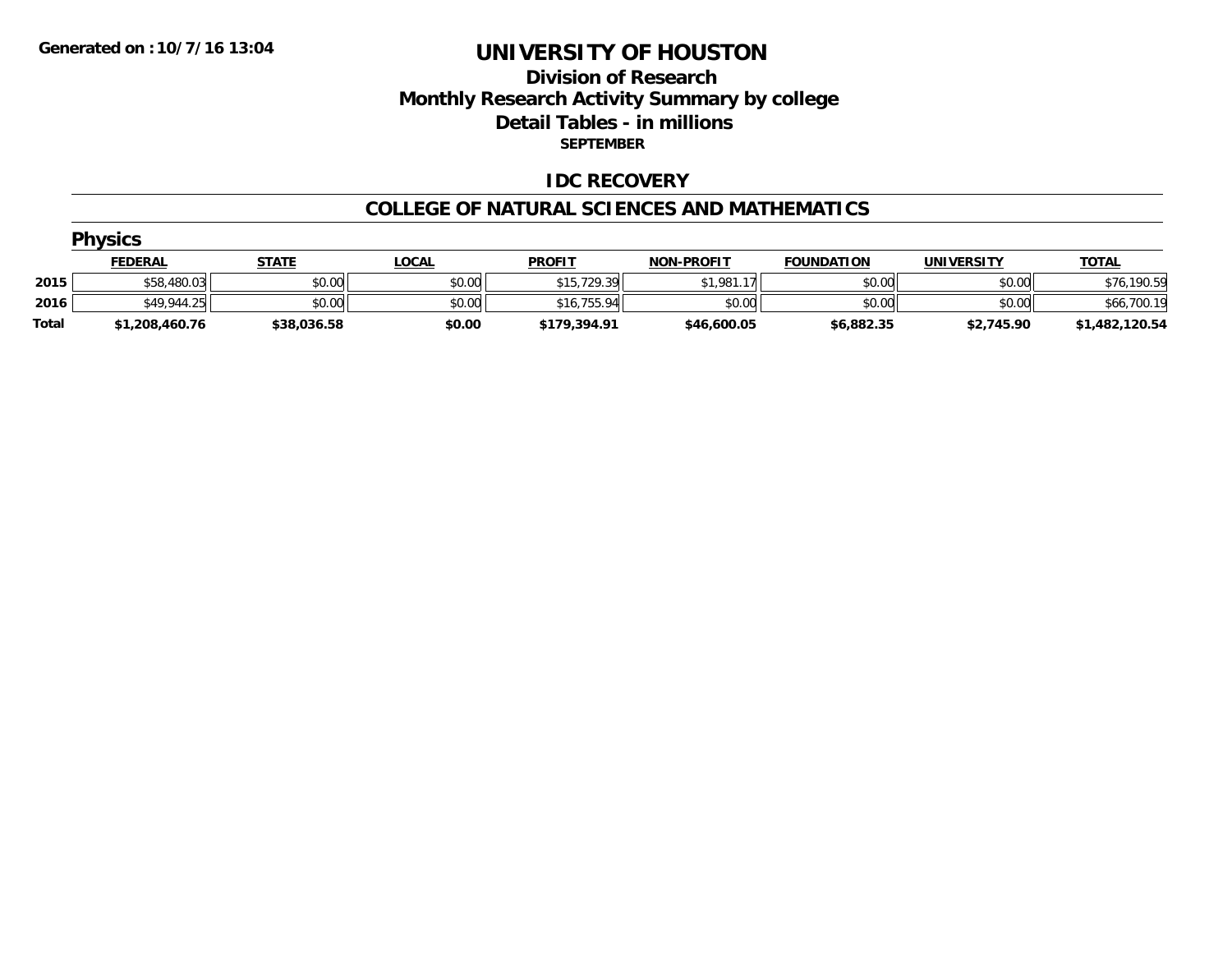**Generated on :10/7/16 13:04**

# UNIVERSITY OF HOUSTON

## Division of Research
## Monthly Research Activity Summary by college
## Detail Tables - in millions
### SEPTEMBER

### IDC RECOVERY

### COLLEGE OF NATURAL SCIENCES AND MATHEMATICS

#### Physics

| | FEDERAL | STATE | LOCAL | PROFIT | NON-PROFIT | FOUNDATION | UNIVERSITY | TOTAL |
|---|---|---|---|---|---|---|---|---|
| 2015 | $58,480.03 | $0.00 | $0.00 | $15,729.39 | $1,981.17 | $0.00 | $0.00 | $76,190.59 |
| 2016 | $49,944.25 | $0.00 | $0.00 | $16,755.94 | $0.00 | $0.00 | $0.00 | $66,700.19 |
| **Total** | **$1,208,460.76** | **$38,036.58** | **$0.00** | **$179,394.91** | **$46,600.05** | **$6,882.35** | **$2,745.90** | **$1,482,120.54** |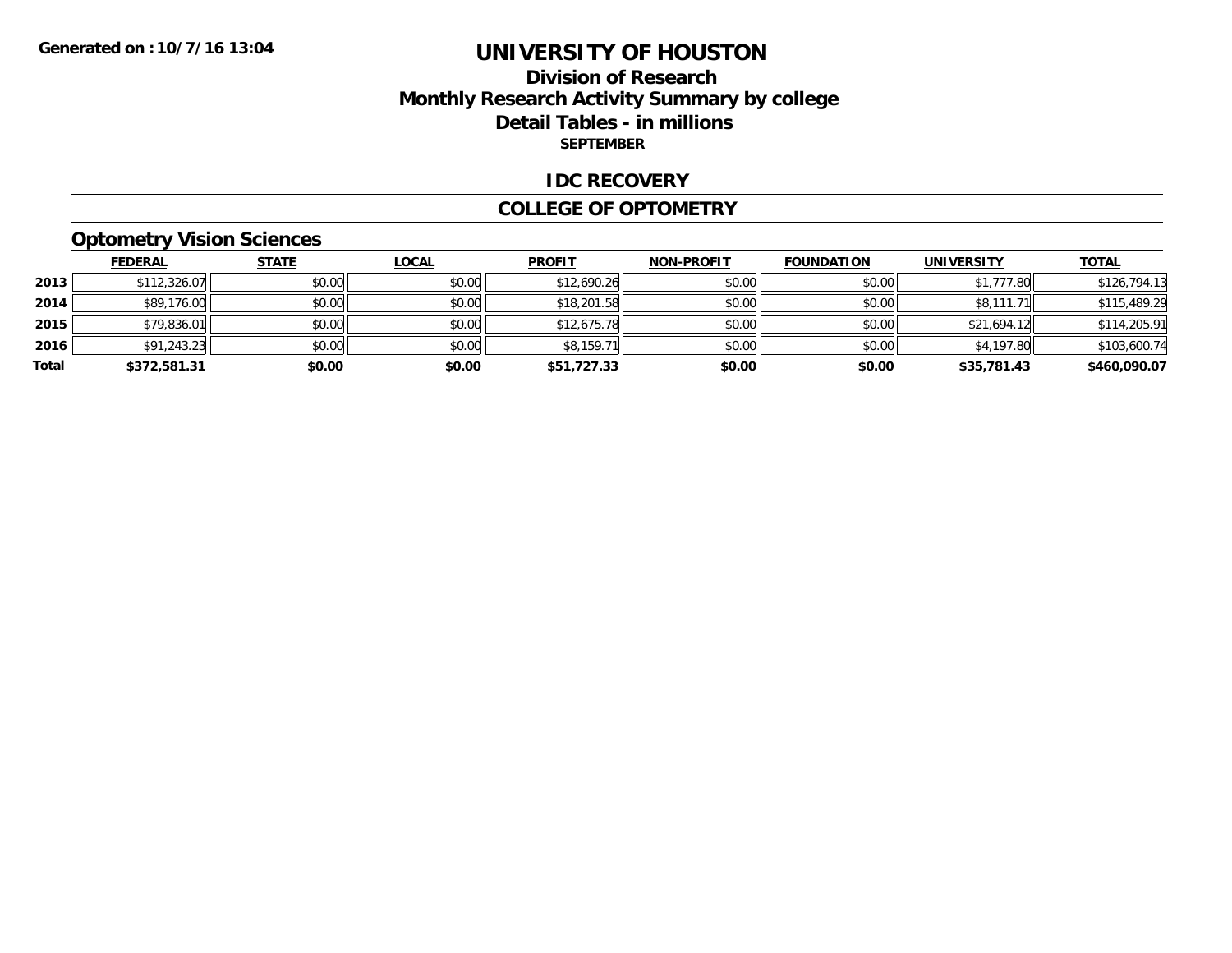Generated on :10/7/16 13:04

# UNIVERSITY OF HOUSTON

## Division of Research
## Monthly Research Activity Summary by college
## Detail Tables - in millions
**SEPTEMBER**

## IDC RECOVERY

## COLLEGE OF OPTOMETRY

### Optometry Vision Sciences

| | FEDERAL | STATE | LOCAL | PROFIT | NON-PROFIT | FOUNDATION | UNIVERSITY | TOTAL |
|---|---|---|---|---|---|---|---|---|
| 2013 | $112,326.07 | $0.00 | $0.00 | $12,690.26 | $0.00 | $0.00 | $1,777.80 | $126,794.13 |
| 2014 | $89,176.00 | $0.00 | $0.00 | $18,201.58 | $0.00 | $0.00 | $8,111.71 | $115,489.29 |
| 2015 | $79,836.01 | $0.00 | $0.00 | $12,675.78 | $0.00 | $0.00 | $21,694.12 | $114,205.91 |
| 2016 | $91,243.23 | $0.00 | $0.00 | $8,159.71 | $0.00 | $0.00 | $4,197.80 | $103,600.74 |
| **Total** | **$372,581.31** | **$0.00** | **$0.00** | **$51,727.33** | **$0.00** | **$0.00** | **$35,781.43** | **$460,090.07** |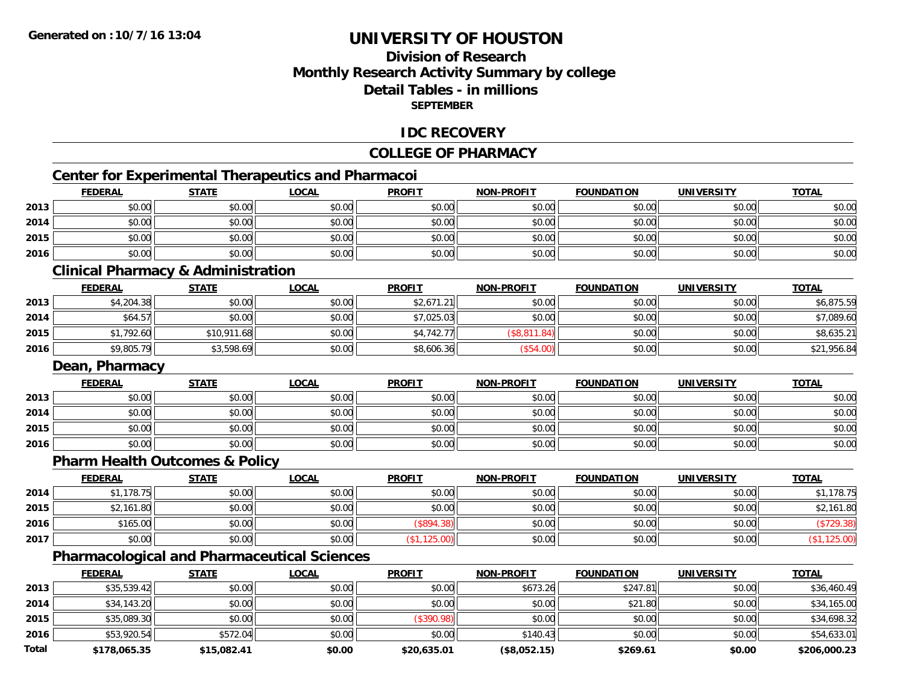# UNIVERSITY OF HOUSTON

## Division of Research
## Monthly Research Activity Summary by college
## Detail Tables - in millions
### SEPTEMBER

## IDC RECOVERY

## COLLEGE OF PHARMACY

### Center for Experimental Therapeutics and Pharmacoi

| | FEDERAL | STATE | LOCAL | PROFIT | NON-PROFIT | FOUNDATION | UNIVERSITY | TOTAL |
|---|---|---|---|---|---|---|---|---|
| 2013 | $0.00 | $0.00 | $0.00 | $0.00 | $0.00 | $0.00 | $0.00 | $0.00 |
| 2014 | $0.00 | $0.00 | $0.00 | $0.00 | $0.00 | $0.00 | $0.00 | $0.00 |
| 2015 | $0.00 | $0.00 | $0.00 | $0.00 | $0.00 | $0.00 | $0.00 | $0.00 |
| 2016 | $0.00 | $0.00 | $0.00 | $0.00 | $0.00 | $0.00 | $0.00 | $0.00 |

### Clinical Pharmacy & Administration

| | FEDERAL | STATE | LOCAL | PROFIT | NON-PROFIT | FOUNDATION | UNIVERSITY | TOTAL |
|---|---|---|---|---|---|---|---|---|
| 2013 | $4,204.38 | $0.00 | $0.00 | $2,671.21 | $0.00 | $0.00 | $0.00 | $6,875.59 |
| 2014 | $64.57 | $0.00 | $0.00 | $7,025.03 | $0.00 | $0.00 | $0.00 | $7,089.60 |
| 2015 | $1,792.60 | $10,911.68 | $0.00 | $4,742.77 | ($8,811.84) | $0.00 | $0.00 | $8,635.21 |
| 2016 | $9,805.79 | $3,598.69 | $0.00 | $8,606.36 | ($54.00) | $0.00 | $0.00 | $21,956.84 |

### Dean, Pharmacy

| | FEDERAL | STATE | LOCAL | PROFIT | NON-PROFIT | FOUNDATION | UNIVERSITY | TOTAL |
|---|---|---|---|---|---|---|---|---|
| 2013 | $0.00 | $0.00 | $0.00 | $0.00 | $0.00 | $0.00 | $0.00 | $0.00 |
| 2014 | $0.00 | $0.00 | $0.00 | $0.00 | $0.00 | $0.00 | $0.00 | $0.00 |
| 2015 | $0.00 | $0.00 | $0.00 | $0.00 | $0.00 | $0.00 | $0.00 | $0.00 |
| 2016 | $0.00 | $0.00 | $0.00 | $0.00 | $0.00 | $0.00 | $0.00 | $0.00 |

### Pharm Health Outcomes & Policy

| | FEDERAL | STATE | LOCAL | PROFIT | NON-PROFIT | FOUNDATION | UNIVERSITY | TOTAL |
|---|---|---|---|---|---|---|---|---|
| 2014 | $1,178.75 | $0.00 | $0.00 | $0.00 | $0.00 | $0.00 | $0.00 | $1,178.75 |
| 2015 | $2,161.80 | $0.00 | $0.00 | $0.00 | $0.00 | $0.00 | $0.00 | $2,161.80 |
| 2016 | $165.00 | $0.00 | $0.00 | ($894.38) | $0.00 | $0.00 | $0.00 | ($729.38) |
| 2017 | $0.00 | $0.00 | $0.00 | ($1,125.00) | $0.00 | $0.00 | $0.00 | ($1,125.00) |

### Pharmacological and Pharmaceutical Sciences

| | FEDERAL | STATE | LOCAL | PROFIT | NON-PROFIT | FOUNDATION | UNIVERSITY | TOTAL |
|---|---|---|---|---|---|---|---|---|
| 2013 | $35,539.42 | $0.00 | $0.00 | $0.00 | $673.26 | $247.81 | $0.00 | $36,460.49 |
| 2014 | $34,143.20 | $0.00 | $0.00 | $0.00 | $0.00 | $21.80 | $0.00 | $34,165.00 |
| 2015 | $35,089.30 | $0.00 | $0.00 | ($390.98) | $0.00 | $0.00 | $0.00 | $34,698.32 |
| 2016 | $53,920.54 | $572.04 | $0.00 | $0.00 | $140.43 | $0.00 | $0.00 | $54,633.01 |
| **Total** | **$178,065.35** | **$15,082.41** | **$0.00** | **$20,635.01** | **($8,052.15)** | **$269.61** | **$0.00** | **$206,000.23** |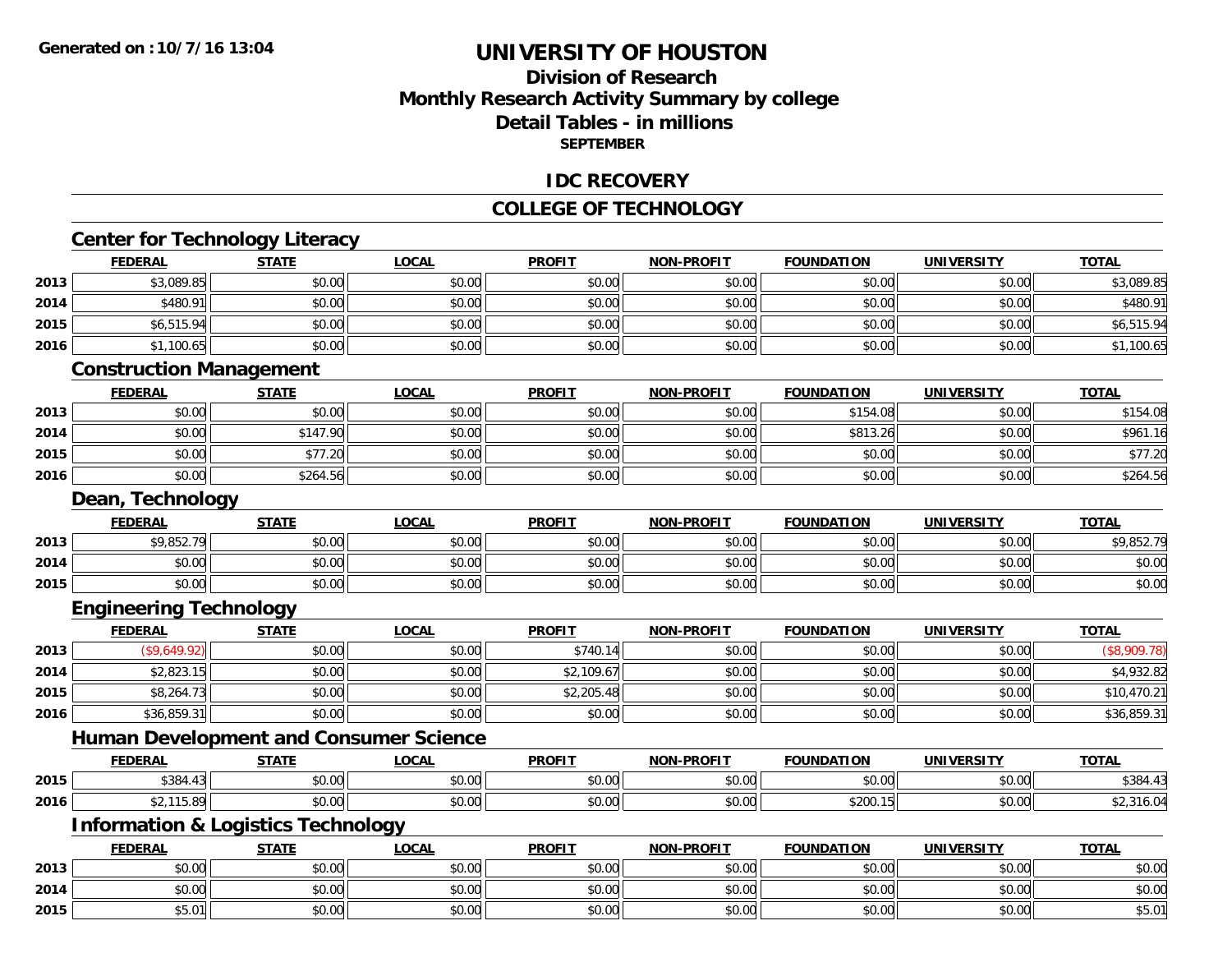# UNIVERSITY OF HOUSTON

## Division of Research
## Monthly Research Activity Summary by college
## Detail Tables - in millions
### SEPTEMBER

**Generated on : 10/7/16 13:04**

## IDC RECOVERY

## COLLEGE OF TECHNOLOGY

### Center for Technology Literacy

| | FEDERAL | STATE | LOCAL | PROFIT | NON-PROFIT | FOUNDATION | UNIVERSITY | TOTAL |
|---|---|---|---|---|---|---|---|---|
| 2013 | $3,089.85 | $0.00 | $0.00 | $0.00 | $0.00 | $0.00 | $0.00 | $3,089.85 |
| 2014 | $480.91 | $0.00 | $0.00 | $0.00 | $0.00 | $0.00 | $0.00 | $480.91 |
| 2015 | $6,515.94 | $0.00 | $0.00 | $0.00 | $0.00 | $0.00 | $0.00 | $6,515.94 |
| 2016 | $1,100.65 | $0.00 | $0.00 | $0.00 | $0.00 | $0.00 | $0.00 | $1,100.65 |

### Construction Management

| | FEDERAL | STATE | LOCAL | PROFIT | NON-PROFIT | FOUNDATION | UNIVERSITY | TOTAL |
|---|---|---|---|---|---|---|---|---|
| 2013 | $0.00 | $0.00 | $0.00 | $0.00 | $0.00 | $154.08 | $0.00 | $154.08 |
| 2014 | $0.00 | $147.90 | $0.00 | $0.00 | $0.00 | $813.26 | $0.00 | $961.16 |
| 2015 | $0.00 | $77.20 | $0.00 | $0.00 | $0.00 | $0.00 | $0.00 | $77.20 |
| 2016 | $0.00 | $264.56 | $0.00 | $0.00 | $0.00 | $0.00 | $0.00 | $264.56 |

### Dean, Technology

| | FEDERAL | STATE | LOCAL | PROFIT | NON-PROFIT | FOUNDATION | UNIVERSITY | TOTAL |
|---|---|---|---|---|---|---|---|---|
| 2013 | $9,852.79 | $0.00 | $0.00 | $0.00 | $0.00 | $0.00 | $0.00 | $9,852.79 |
| 2014 | $0.00 | $0.00 | $0.00 | $0.00 | $0.00 | $0.00 | $0.00 | $0.00 |
| 2015 | $0.00 | $0.00 | $0.00 | $0.00 | $0.00 | $0.00 | $0.00 | $0.00 |

### Engineering Technology

| | FEDERAL | STATE | LOCAL | PROFIT | NON-PROFIT | FOUNDATION | UNIVERSITY | TOTAL |
|---|---|---|---|---|---|---|---|---|
| 2013 | ($9,649.92) | $0.00 | $0.00 | $740.14 | $0.00 | $0.00 | $0.00 | ($8,909.78) |
| 2014 | $2,823.15 | $0.00 | $0.00 | $2,109.67 | $0.00 | $0.00 | $0.00 | $4,932.82 |
| 2015 | $8,264.73 | $0.00 | $0.00 | $2,205.48 | $0.00 | $0.00 | $0.00 | $10,470.21 |
| 2016 | $36,859.31 | $0.00 | $0.00 | $0.00 | $0.00 | $0.00 | $0.00 | $36,859.31 |

### Human Development and Consumer Science

| | FEDERAL | STATE | LOCAL | PROFIT | NON-PROFIT | FOUNDATION | UNIVERSITY | TOTAL |
|---|---|---|---|---|---|---|---|---|
| 2015 | $384.43 | $0.00 | $0.00 | $0.00 | $0.00 | $0.00 | $0.00 | $384.43 |
| 2016 | $2,115.89 | $0.00 | $0.00 | $0.00 | $0.00 | $200.15 | $0.00 | $2,316.04 |

### Information & Logistics Technology

| | FEDERAL | STATE | LOCAL | PROFIT | NON-PROFIT | FOUNDATION | UNIVERSITY | TOTAL |
|---|---|---|---|---|---|---|---|---|
| 2013 | $0.00 | $0.00 | $0.00 | $0.00 | $0.00 | $0.00 | $0.00 | $0.00 |
| 2014 | $0.00 | $0.00 | $0.00 | $0.00 | $0.00 | $0.00 | $0.00 | $0.00 |
| 2015 | $5.01 | $0.00 | $0.00 | $0.00 | $0.00 | $0.00 | $0.00 | $5.01 |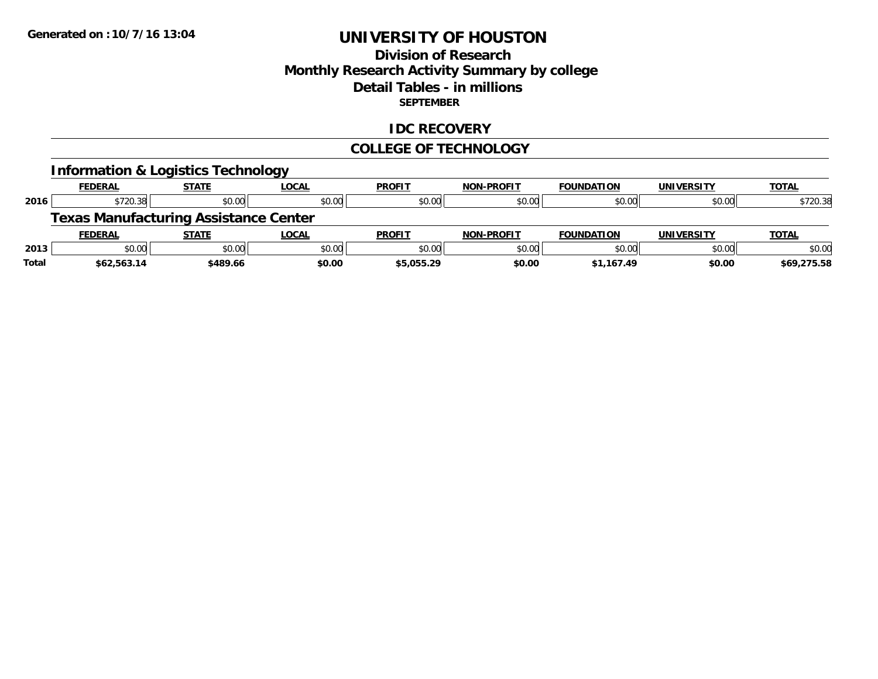**Generated on :10/7/16 13:04**

# UNIVERSITY OF HOUSTON

## Division of Research
## Monthly Research Activity Summary by college
## Detail Tables - in millions
**SEPTEMBER**

## IDC RECOVERY

## COLLEGE OF TECHNOLOGY

### Information & Logistics Technology

| | FEDERAL | STATE | LOCAL | PROFIT | NON-PROFIT | FOUNDATION | UNIVERSITY | TOTAL |
|---|---|---|---|---|---|---|---|---|
| 2016 | $720.38 | $0.00 | $0.00 | $0.00 | $0.00 | $0.00 | $0.00 | $720.38 |

### Texas Manufacturing Assistance Center

| | FEDERAL | STATE | LOCAL | PROFIT | NON-PROFIT | FOUNDATION | UNIVERSITY | TOTAL |
|---|---|---|---|---|---|---|---|---|
| 2013 | $0.00 | $0.00 | $0.00 | $0.00 | $0.00 | $0.00 | $0.00 | $0.00 |
| **Total** | **$62,563.14** | **$489.66** | **$0.00** | **$5,055.29** | **$0.00** | **$1,167.49** | **$0.00** | **$69,275.58** |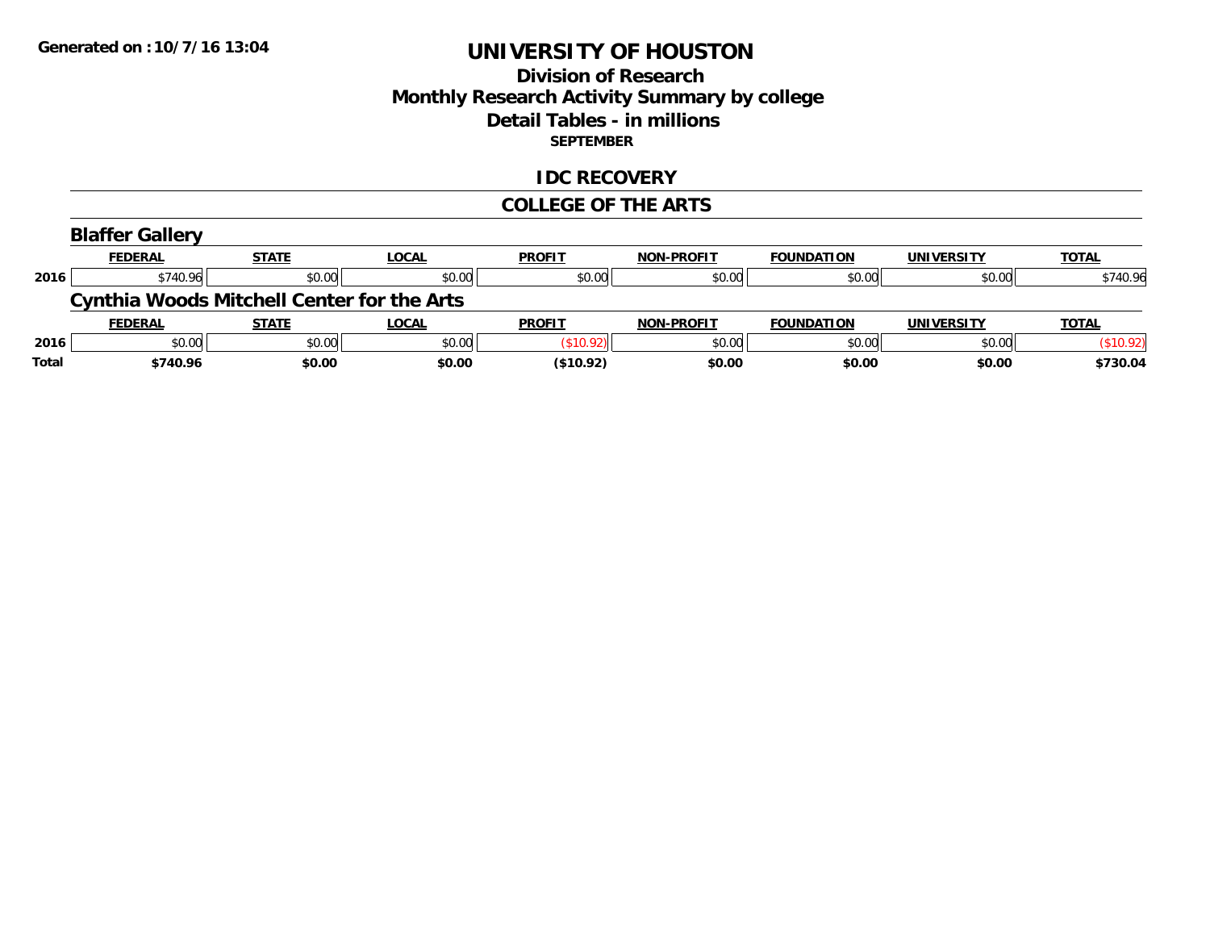Generated on :10/7/16 13:04

# UNIVERSITY OF HOUSTON

## Division of Research
## Monthly Research Activity Summary by college
## Detail Tables - in millions
### SEPTEMBER

## IDC RECOVERY

## COLLEGE OF THE ARTS

### Blaffer Gallery

| | FEDERAL | STATE | LOCAL | PROFIT | NON-PROFIT | FOUNDATION | UNIVERSITY | TOTAL |
|---|---|---|---|---|---|---|---|---|
| 2016 | $740.96 | $0.00 | $0.00 | $0.00 | $0.00 | $0.00 | $0.00 | $740.96 |

### Cynthia Woods Mitchell Center for the Arts

| | FEDERAL | STATE | LOCAL | PROFIT | NON-PROFIT | FOUNDATION | UNIVERSITY | TOTAL |
|---|---|---|---|---|---|---|---|---|
| 2016 | $0.00 | $0.00 | $0.00 | ($10.92) | $0.00 | $0.00 | $0.00 | ($10.92) |
| **Total** | **$740.96** | **$0.00** | **$0.00** | **($10.92)** | **$0.00** | **$0.00** | **$0.00** | **$730.04** |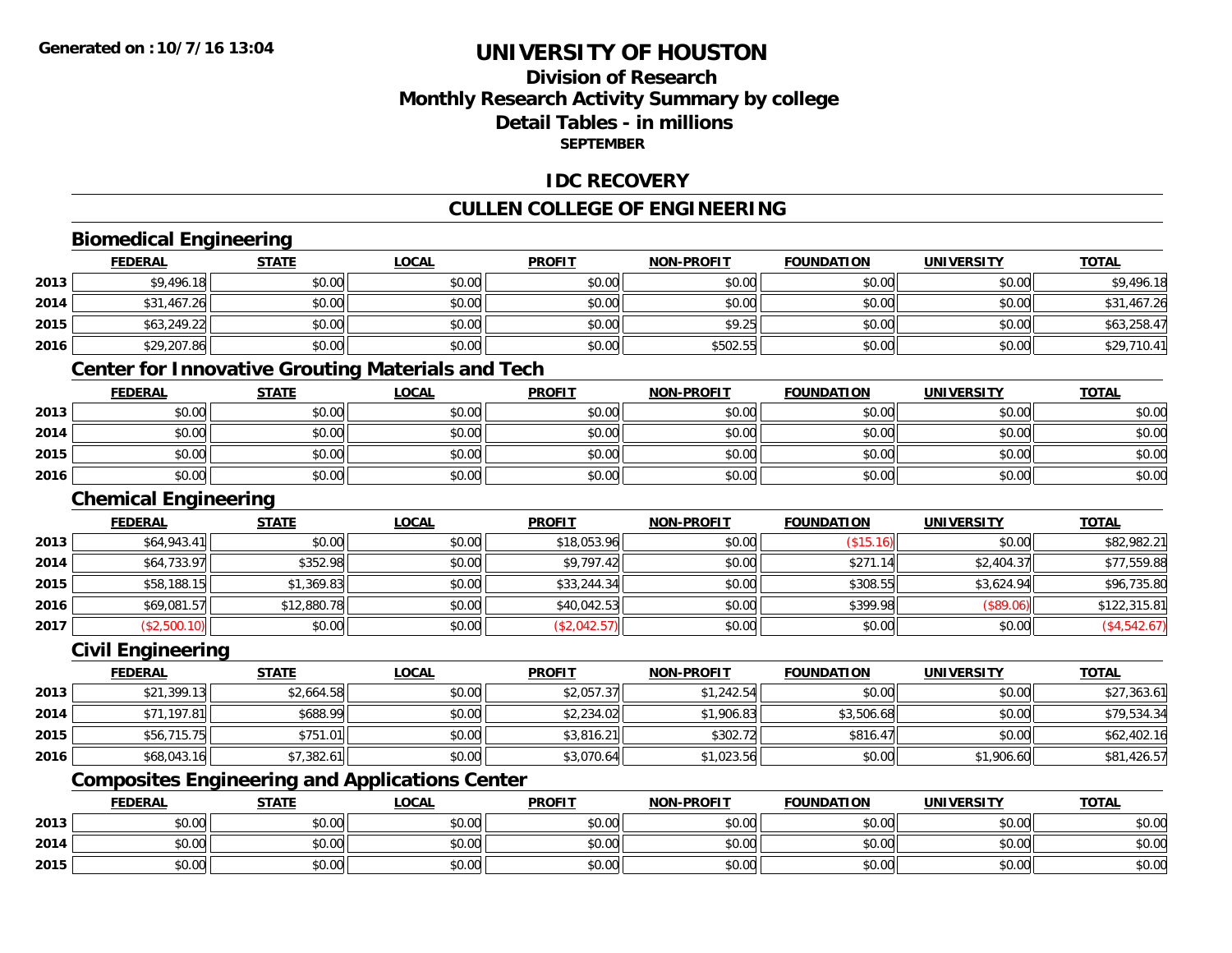# UNIVERSITY OF HOUSTON

## Division of Research
## Monthly Research Activity Summary by college
## Detail Tables - in millions
### SEPTEMBER

## IDC RECOVERY

## CULLEN COLLEGE OF ENGINEERING

### Biomedical Engineering

| | FEDERAL | STATE | LOCAL | PROFIT | NON-PROFIT | FOUNDATION | UNIVERSITY | TOTAL |
|---|---|---|---|---|---|---|---|---|
| 2013 | $9,496.18 | $0.00 | $0.00 | $0.00 | $0.00 | $0.00 | $0.00 | $9,496.18 |
| 2014 | $31,467.26 | $0.00 | $0.00 | $0.00 | $0.00 | $0.00 | $0.00 | $31,467.26 |
| 2015 | $63,249.22 | $0.00 | $0.00 | $0.00 | $9.25 | $0.00 | $0.00 | $63,258.47 |
| 2016 | $29,207.86 | $0.00 | $0.00 | $0.00 | $502.55 | $0.00 | $0.00 | $29,710.41 |

### Center for Innovative Grouting Materials and Tech

| | FEDERAL | STATE | LOCAL | PROFIT | NON-PROFIT | FOUNDATION | UNIVERSITY | TOTAL |
|---|---|---|---|---|---|---|---|---|
| 2013 | $0.00 | $0.00 | $0.00 | $0.00 | $0.00 | $0.00 | $0.00 | $0.00 |
| 2014 | $0.00 | $0.00 | $0.00 | $0.00 | $0.00 | $0.00 | $0.00 | $0.00 |
| 2015 | $0.00 | $0.00 | $0.00 | $0.00 | $0.00 | $0.00 | $0.00 | $0.00 |
| 2016 | $0.00 | $0.00 | $0.00 | $0.00 | $0.00 | $0.00 | $0.00 | $0.00 |

### Chemical Engineering

| | FEDERAL | STATE | LOCAL | PROFIT | NON-PROFIT | FOUNDATION | UNIVERSITY | TOTAL |
|---|---|---|---|---|---|---|---|---|
| 2013 | $64,943.41 | $0.00 | $0.00 | $18,053.96 | $0.00 | ($15.16) | $0.00 | $82,982.21 |
| 2014 | $64,733.97 | $352.98 | $0.00 | $9,797.42 | $0.00 | $271.14 | $2,404.37 | $77,559.88 |
| 2015 | $58,188.15 | $1,369.83 | $0.00 | $33,244.34 | $0.00 | $308.55 | $3,624.94 | $96,735.80 |
| 2016 | $69,081.57 | $12,880.78 | $0.00 | $40,042.53 | $0.00 | $399.98 | ($89.06) | $122,315.81 |
| 2017 | ($2,500.10) | $0.00 | $0.00 | ($2,042.57) | $0.00 | $0.00 | $0.00 | ($4,542.67) |

### Civil Engineering

| | FEDERAL | STATE | LOCAL | PROFIT | NON-PROFIT | FOUNDATION | UNIVERSITY | TOTAL |
|---|---|---|---|---|---|---|---|---|
| 2013 | $21,399.13 | $2,664.58 | $0.00 | $2,057.37 | $1,242.54 | $0.00 | $0.00 | $27,363.61 |
| 2014 | $71,197.81 | $688.99 | $0.00 | $2,234.02 | $1,906.83 | $3,506.68 | $0.00 | $79,534.34 |
| 2015 | $56,715.75 | $751.01 | $0.00 | $3,816.21 | $302.72 | $816.47 | $0.00 | $62,402.16 |
| 2016 | $68,043.16 | $7,382.61 | $0.00 | $3,070.64 | $1,023.56 | $0.00 | $1,906.60 | $81,426.57 |

### Composites Engineering and Applications Center

| | FEDERAL | STATE | LOCAL | PROFIT | NON-PROFIT | FOUNDATION | UNIVERSITY | TOTAL |
|---|---|---|---|---|---|---|---|---|
| 2013 | $0.00 | $0.00 | $0.00 | $0.00 | $0.00 | $0.00 | $0.00 | $0.00 |
| 2014 | $0.00 | $0.00 | $0.00 | $0.00 | $0.00 | $0.00 | $0.00 | $0.00 |
| 2015 | $0.00 | $0.00 | $0.00 | $0.00 | $0.00 | $0.00 | $0.00 | $0.00 |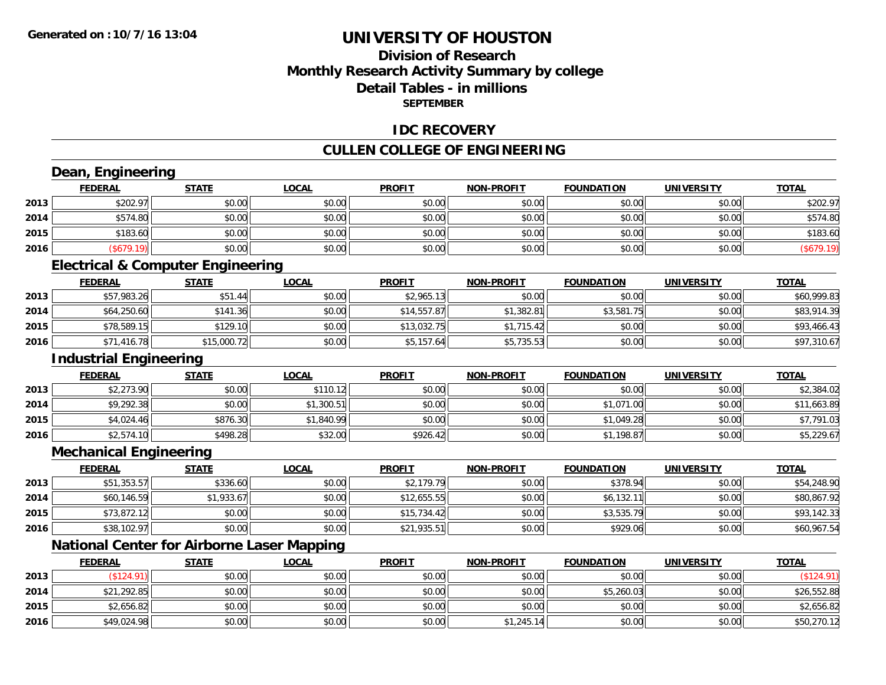**Generated on :10/7/16 13:04**

# UNIVERSITY OF HOUSTON

## Division of Research
## Monthly Research Activity Summary by college
## Detail Tables - in millions
### SEPTEMBER

## IDC RECOVERY

## CULLEN COLLEGE OF ENGINEERING

### Dean, Engineering

| | FEDERAL | STATE | LOCAL | PROFIT | NON-PROFIT | FOUNDATION | UNIVERSITY | TOTAL |
|---|---|---|---|---|---|---|---|---|
| 2013 | $202.97 | $0.00 | $0.00 | $0.00 | $0.00 | $0.00 | $0.00 | $202.97 |
| 2014 | $574.80 | $0.00 | $0.00 | $0.00 | $0.00 | $0.00 | $0.00 | $574.80 |
| 2015 | $183.60 | $0.00 | $0.00 | $0.00 | $0.00 | $0.00 | $0.00 | $183.60 |
| 2016 | ($679.19) | $0.00 | $0.00 | $0.00 | $0.00 | $0.00 | $0.00 | ($679.19) |

### Electrical & Computer Engineering

| | FEDERAL | STATE | LOCAL | PROFIT | NON-PROFIT | FOUNDATION | UNIVERSITY | TOTAL |
|---|---|---|---|---|---|---|---|---|
| 2013 | $57,983.26 | $51.44 | $0.00 | $2,965.13 | $0.00 | $0.00 | $0.00 | $60,999.83 |
| 2014 | $64,250.60 | $141.36 | $0.00 | $14,557.87 | $1,382.81 | $3,581.75 | $0.00 | $83,914.39 |
| 2015 | $78,589.15 | $129.10 | $0.00 | $13,032.75 | $1,715.42 | $0.00 | $0.00 | $93,466.43 |
| 2016 | $71,416.78 | $15,000.72 | $0.00 | $5,157.64 | $5,735.53 | $0.00 | $0.00 | $97,310.67 |

### Industrial Engineering

| | FEDERAL | STATE | LOCAL | PROFIT | NON-PROFIT | FOUNDATION | UNIVERSITY | TOTAL |
|---|---|---|---|---|---|---|---|---|
| 2013 | $2,273.90 | $0.00 | $110.12 | $0.00 | $0.00 | $0.00 | $0.00 | $2,384.02 |
| 2014 | $9,292.38 | $0.00 | $1,300.51 | $0.00 | $0.00 | $1,071.00 | $0.00 | $11,663.89 |
| 2015 | $4,024.46 | $876.30 | $1,840.99 | $0.00 | $0.00 | $1,049.28 | $0.00 | $7,791.03 |
| 2016 | $2,574.10 | $498.28 | $32.00 | $926.42 | $0.00 | $1,198.87 | $0.00 | $5,229.67 |

### Mechanical Engineering

| | FEDERAL | STATE | LOCAL | PROFIT | NON-PROFIT | FOUNDATION | UNIVERSITY | TOTAL |
|---|---|---|---|---|---|---|---|---|
| 2013 | $51,353.57 | $336.60 | $0.00 | $2,179.79 | $0.00 | $378.94 | $0.00 | $54,248.90 |
| 2014 | $60,146.59 | $1,933.67 | $0.00 | $12,655.55 | $0.00 | $6,132.11 | $0.00 | $80,867.92 |
| 2015 | $73,872.12 | $0.00 | $0.00 | $15,734.42 | $0.00 | $3,535.79 | $0.00 | $93,142.33 |
| 2016 | $38,102.97 | $0.00 | $0.00 | $21,935.51 | $0.00 | $929.06 | $0.00 | $60,967.54 |

### National Center for Airborne Laser Mapping

| | FEDERAL | STATE | LOCAL | PROFIT | NON-PROFIT | FOUNDATION | UNIVERSITY | TOTAL |
|---|---|---|---|---|---|---|---|---|
| 2013 | ($124.91) | $0.00 | $0.00 | $0.00 | $0.00 | $0.00 | $0.00 | ($124.91) |
| 2014 | $21,292.85 | $0.00 | $0.00 | $0.00 | $0.00 | $5,260.03 | $0.00 | $26,552.88 |
| 2015 | $2,656.82 | $0.00 | $0.00 | $0.00 | $0.00 | $0.00 | $0.00 | $2,656.82 |
| 2016 | $49,024.98 | $0.00 | $0.00 | $0.00 | $1,245.14 | $0.00 | $0.00 | $50,270.12 |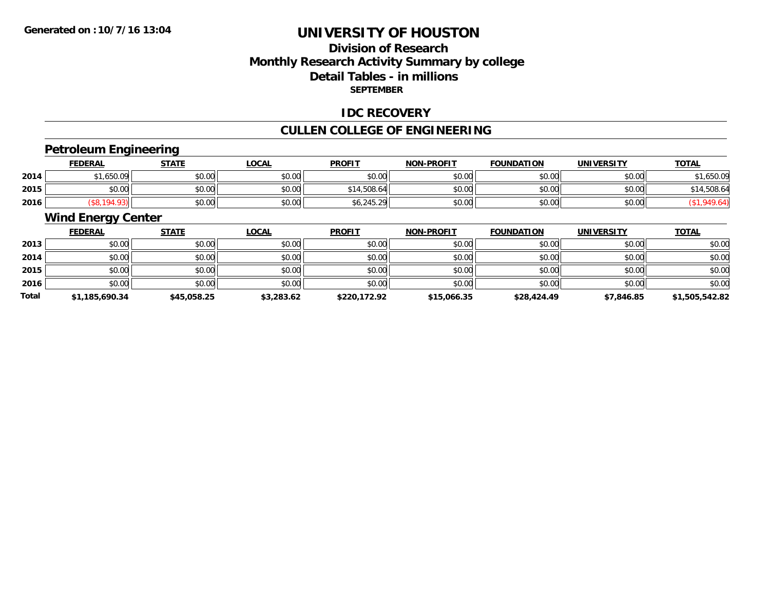Generated on :10/7/16 13:04

# UNIVERSITY OF HOUSTON

## Division of Research
## Monthly Research Activity Summary by college
## Detail Tables - in millions
### SEPTEMBER

## IDC RECOVERY

## CULLEN COLLEGE OF ENGINEERING

### Petroleum Engineering

| | FEDERAL | STATE | LOCAL | PROFIT | NON-PROFIT | FOUNDATION | UNIVERSITY | TOTAL |
|---|---|---|---|---|---|---|---|---|
| 2014 | $1,650.09 | $0.00 | $0.00 | $0.00 | $0.00 | $0.00 | $0.00 | $1,650.09 |
| 2015 | $0.00 | $0.00 | $0.00 | $14,508.64 | $0.00 | $0.00 | $0.00 | $14,508.64 |
| 2016 | ($8,194.93) | $0.00 | $0.00 | $6,245.29 | $0.00 | $0.00 | $0.00 | ($1,949.64) |

### Wind Energy Center

| | FEDERAL | STATE | LOCAL | PROFIT | NON-PROFIT | FOUNDATION | UNIVERSITY | TOTAL |
|---|---|---|---|---|---|---|---|---|
| 2013 | $0.00 | $0.00 | $0.00 | $0.00 | $0.00 | $0.00 | $0.00 | $0.00 |
| 2014 | $0.00 | $0.00 | $0.00 | $0.00 | $0.00 | $0.00 | $0.00 | $0.00 |
| 2015 | $0.00 | $0.00 | $0.00 | $0.00 | $0.00 | $0.00 | $0.00 | $0.00 |
| 2016 | $0.00 | $0.00 | $0.00 | $0.00 | $0.00 | $0.00 | $0.00 | $0.00 |
| **Total** | **$1,185,690.34** | **$45,058.25** | **$3,283.62** | **$220,172.92** | **$15,066.35** | **$28,424.49** | **$7,846.85** | **$1,505,542.82** |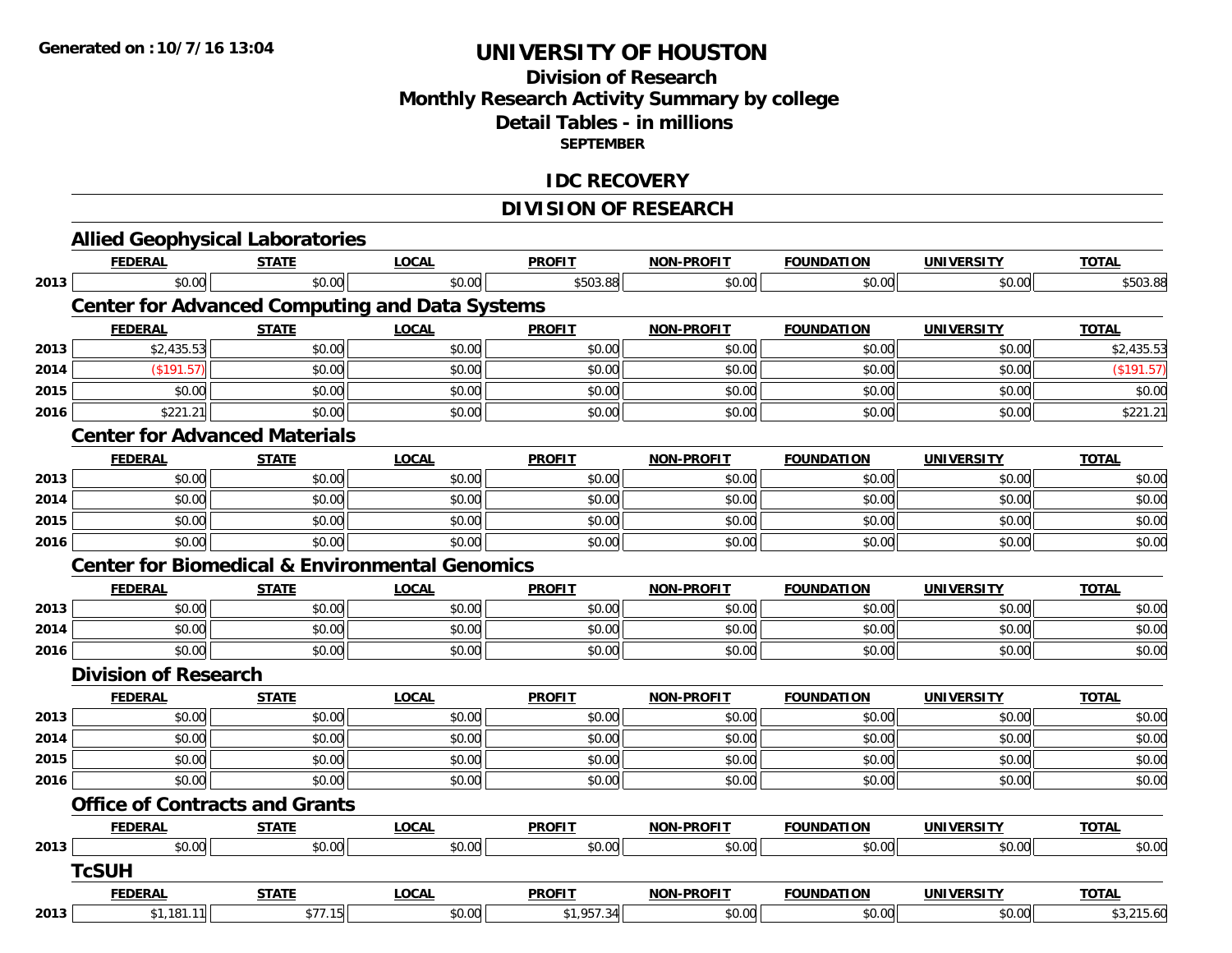Generated on :10/7/16 13:04

# UNIVERSITY OF HOUSTON

## Division of Research
## Monthly Research Activity Summary by college
## Detail Tables - in millions
### SEPTEMBER

## IDC RECOVERY

## DIVISION OF RESEARCH

### Allied Geophysical Laboratories

| | FEDERAL | STATE | LOCAL | PROFIT | NON-PROFIT | FOUNDATION | UNIVERSITY | TOTAL |
|---|---|---|---|---|---|---|---|---|
| 2013 | $0.00 | $0.00 | $0.00 | $503.88 | $0.00 | $0.00 | $0.00 | $503.88 |

### Center for Advanced Computing and Data Systems

| | FEDERAL | STATE | LOCAL | PROFIT | NON-PROFIT | FOUNDATION | UNIVERSITY | TOTAL |
|---|---|---|---|---|---|---|---|---|
| 2013 | $2,435.53 | $0.00 | $0.00 | $0.00 | $0.00 | $0.00 | $0.00 | $2,435.53 |
| 2014 | ($191.57) | $0.00 | $0.00 | $0.00 | $0.00 | $0.00 | $0.00 | ($191.57) |
| 2015 | $0.00 | $0.00 | $0.00 | $0.00 | $0.00 | $0.00 | $0.00 | $0.00 |
| 2016 | $221.21 | $0.00 | $0.00 | $0.00 | $0.00 | $0.00 | $0.00 | $221.21 |

### Center for Advanced Materials

| | FEDERAL | STATE | LOCAL | PROFIT | NON-PROFIT | FOUNDATION | UNIVERSITY | TOTAL |
|---|---|---|---|---|---|---|---|---|
| 2013 | $0.00 | $0.00 | $0.00 | $0.00 | $0.00 | $0.00 | $0.00 | $0.00 |
| 2014 | $0.00 | $0.00 | $0.00 | $0.00 | $0.00 | $0.00 | $0.00 | $0.00 |
| 2015 | $0.00 | $0.00 | $0.00 | $0.00 | $0.00 | $0.00 | $0.00 | $0.00 |
| 2016 | $0.00 | $0.00 | $0.00 | $0.00 | $0.00 | $0.00 | $0.00 | $0.00 |

### Center for Biomedical & Environmental Genomics

| | FEDERAL | STATE | LOCAL | PROFIT | NON-PROFIT | FOUNDATION | UNIVERSITY | TOTAL |
|---|---|---|---|---|---|---|---|---|
| 2013 | $0.00 | $0.00 | $0.00 | $0.00 | $0.00 | $0.00 | $0.00 | $0.00 |
| 2014 | $0.00 | $0.00 | $0.00 | $0.00 | $0.00 | $0.00 | $0.00 | $0.00 |
| 2016 | $0.00 | $0.00 | $0.00 | $0.00 | $0.00 | $0.00 | $0.00 | $0.00 |

### Division of Research

| | FEDERAL | STATE | LOCAL | PROFIT | NON-PROFIT | FOUNDATION | UNIVERSITY | TOTAL |
|---|---|---|---|---|---|---|---|---|
| 2013 | $0.00 | $0.00 | $0.00 | $0.00 | $0.00 | $0.00 | $0.00 | $0.00 |
| 2014 | $0.00 | $0.00 | $0.00 | $0.00 | $0.00 | $0.00 | $0.00 | $0.00 |
| 2015 | $0.00 | $0.00 | $0.00 | $0.00 | $0.00 | $0.00 | $0.00 | $0.00 |
| 2016 | $0.00 | $0.00 | $0.00 | $0.00 | $0.00 | $0.00 | $0.00 | $0.00 |

### Office of Contracts and Grants

| | FEDERAL | STATE | LOCAL | PROFIT | NON-PROFIT | FOUNDATION | UNIVERSITY | TOTAL |
|---|---|---|---|---|---|---|---|---|
| 2013 | $0.00 | $0.00 | $0.00 | $0.00 | $0.00 | $0.00 | $0.00 | $0.00 |

### TcSUH

| | FEDERAL | STATE | LOCAL | PROFIT | NON-PROFIT | FOUNDATION | UNIVERSITY | TOTAL |
|---|---|---|---|---|---|---|---|---|
| 2013 | $1,181.11 | $77.15 | $0.00 | $1,957.34 | $0.00 | $0.00 | $0.00 | $3,215.60 |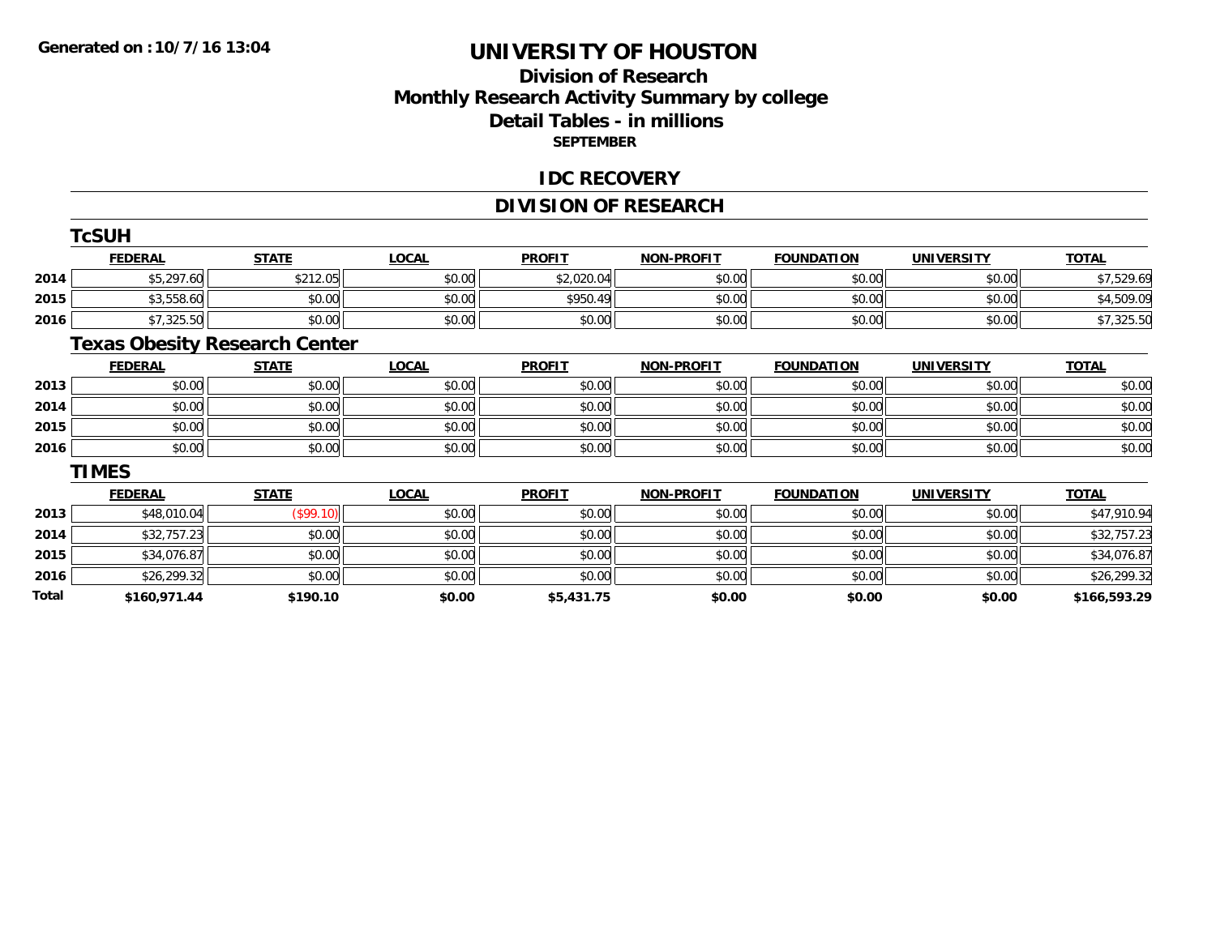**Generated on :10/7/16 13:04**

# UNIVERSITY OF HOUSTON

## Division of Research
## Monthly Research Activity Summary by college
## Detail Tables - in millions
### SEPTEMBER

## IDC RECOVERY

## DIVISION OF RESEARCH

### TcSUH

| | FEDERAL | STATE | LOCAL | PROFIT | NON-PROFIT | FOUNDATION | UNIVERSITY | TOTAL |
|---|---|---|---|---|---|---|---|---|
| 2014 | $5,297.60 | $212.05 | $0.00 | $2,020.04 | $0.00 | $0.00 | $0.00 | $7,529.69 |
| 2015 | $3,558.60 | $0.00 | $0.00 | $950.49 | $0.00 | $0.00 | $0.00 | $4,509.09 |
| 2016 | $7,325.50 | $0.00 | $0.00 | $0.00 | $0.00 | $0.00 | $0.00 | $7,325.50 |

### Texas Obesity Research Center

| | FEDERAL | STATE | LOCAL | PROFIT | NON-PROFIT | FOUNDATION | UNIVERSITY | TOTAL |
|---|---|---|---|---|---|---|---|---|
| 2013 | $0.00 | $0.00 | $0.00 | $0.00 | $0.00 | $0.00 | $0.00 | $0.00 |
| 2014 | $0.00 | $0.00 | $0.00 | $0.00 | $0.00 | $0.00 | $0.00 | $0.00 |
| 2015 | $0.00 | $0.00 | $0.00 | $0.00 | $0.00 | $0.00 | $0.00 | $0.00 |
| 2016 | $0.00 | $0.00 | $0.00 | $0.00 | $0.00 | $0.00 | $0.00 | $0.00 |

### TIMES

| | FEDERAL | STATE | LOCAL | PROFIT | NON-PROFIT | FOUNDATION | UNIVERSITY | TOTAL |
|---|---|---|---|---|---|---|---|---|
| 2013 | $48,010.04 | ($99.10) | $0.00 | $0.00 | $0.00 | $0.00 | $0.00 | $47,910.94 |
| 2014 | $32,757.23 | $0.00 | $0.00 | $0.00 | $0.00 | $0.00 | $0.00 | $32,757.23 |
| 2015 | $34,076.87 | $0.00 | $0.00 | $0.00 | $0.00 | $0.00 | $0.00 | $34,076.87 |
| 2016 | $26,299.32 | $0.00 | $0.00 | $0.00 | $0.00 | $0.00 | $0.00 | $26,299.32 |
| **Total** | **$160,971.44** | **$190.10** | **$0.00** | **$5,431.75** | **$0.00** | **$0.00** | **$0.00** | **$166,593.29** |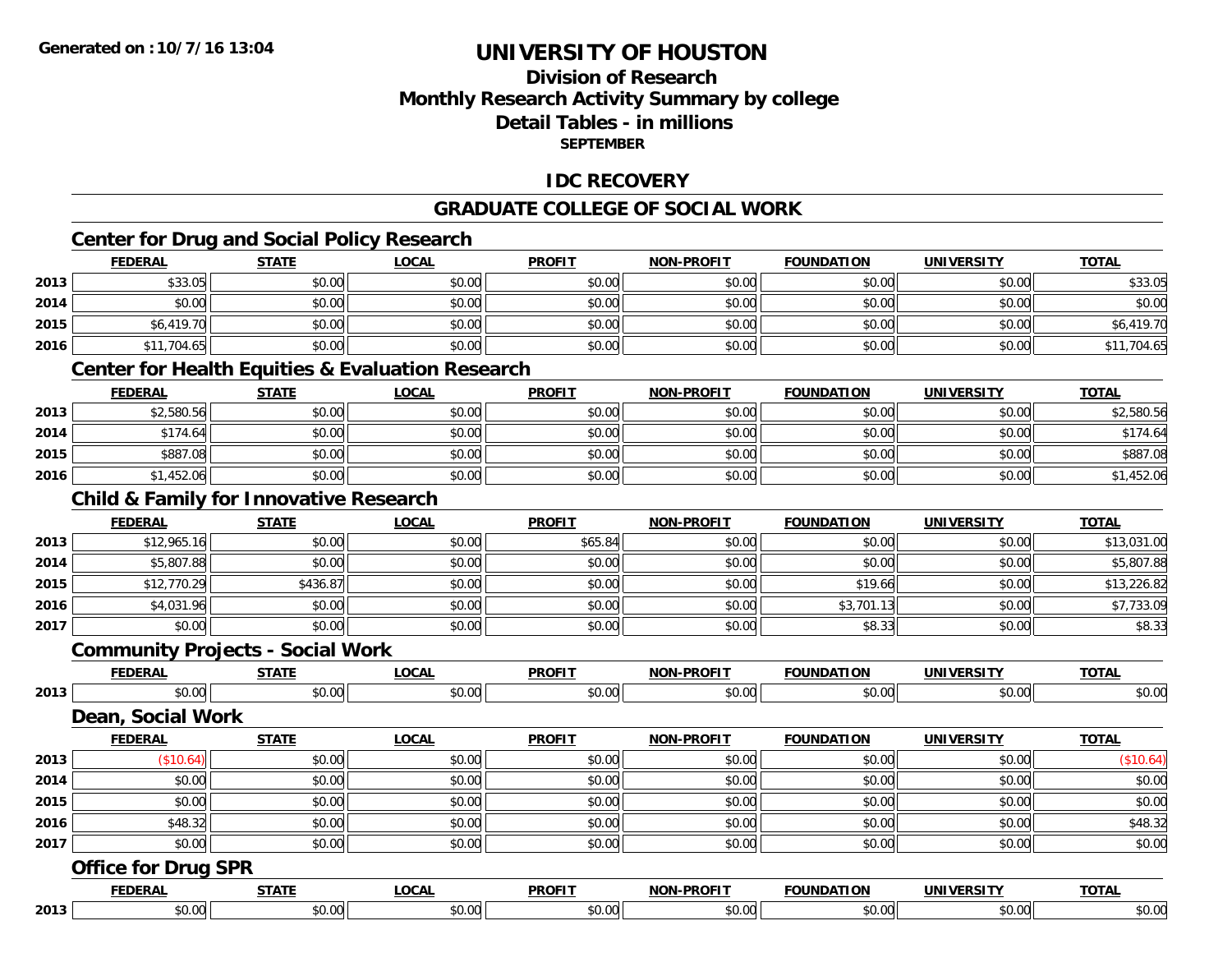# UNIVERSITY OF HOUSTON

## Division of Research
## Monthly Research Activity Summary by college
## Detail Tables - in millions
### SEPTEMBER

## IDC RECOVERY

## GRADUATE COLLEGE OF SOCIAL WORK

### Center for Drug and Social Policy Research

| | FEDERAL | STATE | LOCAL | PROFIT | NON-PROFIT | FOUNDATION | UNIVERSITY | TOTAL |
|---|---|---|---|---|---|---|---|---|
| 2013 | $33.05 | $0.00 | $0.00 | $0.00 | $0.00 | $0.00 | $0.00 | $33.05 |
| 2014 | $0.00 | $0.00 | $0.00 | $0.00 | $0.00 | $0.00 | $0.00 | $0.00 |
| 2015 | $6,419.70 | $0.00 | $0.00 | $0.00 | $0.00 | $0.00 | $0.00 | $6,419.70 |
| 2016 | $11,704.65 | $0.00 | $0.00 | $0.00 | $0.00 | $0.00 | $0.00 | $11,704.65 |

### Center for Health Equities & Evaluation Research

| | FEDERAL | STATE | LOCAL | PROFIT | NON-PROFIT | FOUNDATION | UNIVERSITY | TOTAL |
|---|---|---|---|---|---|---|---|---|
| 2013 | $2,580.56 | $0.00 | $0.00 | $0.00 | $0.00 | $0.00 | $0.00 | $2,580.56 |
| 2014 | $174.64 | $0.00 | $0.00 | $0.00 | $0.00 | $0.00 | $0.00 | $174.64 |
| 2015 | $887.08 | $0.00 | $0.00 | $0.00 | $0.00 | $0.00 | $0.00 | $887.08 |
| 2016 | $1,452.06 | $0.00 | $0.00 | $0.00 | $0.00 | $0.00 | $0.00 | $1,452.06 |

### Child & Family for Innovative Research

| | FEDERAL | STATE | LOCAL | PROFIT | NON-PROFIT | FOUNDATION | UNIVERSITY | TOTAL |
|---|---|---|---|---|---|---|---|---|
| 2013 | $12,965.16 | $0.00 | $0.00 | $65.84 | $0.00 | $0.00 | $0.00 | $13,031.00 |
| 2014 | $5,807.88 | $0.00 | $0.00 | $0.00 | $0.00 | $0.00 | $0.00 | $5,807.88 |
| 2015 | $12,770.29 | $436.87 | $0.00 | $0.00 | $0.00 | $19.66 | $0.00 | $13,226.82 |
| 2016 | $4,031.96 | $0.00 | $0.00 | $0.00 | $0.00 | $3,701.13 | $0.00 | $7,733.09 |
| 2017 | $0.00 | $0.00 | $0.00 | $0.00 | $0.00 | $8.33 | $0.00 | $8.33 |

### Community Projects - Social Work

| | FEDERAL | STATE | LOCAL | PROFIT | NON-PROFIT | FOUNDATION | UNIVERSITY | TOTAL |
|---|---|---|---|---|---|---|---|---|
| 2013 | $0.00 | $0.00 | $0.00 | $0.00 | $0.00 | $0.00 | $0.00 | $0.00 |

### Dean, Social Work

| | FEDERAL | STATE | LOCAL | PROFIT | NON-PROFIT | FOUNDATION | UNIVERSITY | TOTAL |
|---|---|---|---|---|---|---|---|---|
| 2013 | ($10.64) | $0.00 | $0.00 | $0.00 | $0.00 | $0.00 | $0.00 | ($10.64) |
| 2014 | $0.00 | $0.00 | $0.00 | $0.00 | $0.00 | $0.00 | $0.00 | $0.00 |
| 2015 | $0.00 | $0.00 | $0.00 | $0.00 | $0.00 | $0.00 | $0.00 | $0.00 |
| 2016 | $48.32 | $0.00 | $0.00 | $0.00 | $0.00 | $0.00 | $0.00 | $48.32 |
| 2017 | $0.00 | $0.00 | $0.00 | $0.00 | $0.00 | $0.00 | $0.00 | $0.00 |

### Office for Drug SPR

| | FEDERAL | STATE | LOCAL | PROFIT | NON-PROFIT | FOUNDATION | UNIVERSITY | TOTAL |
|---|---|---|---|---|---|---|---|---|
| 2013 | $0.00 | $0.00 | $0.00 | $0.00 | $0.00 | $0.00 | $0.00 | $0.00 |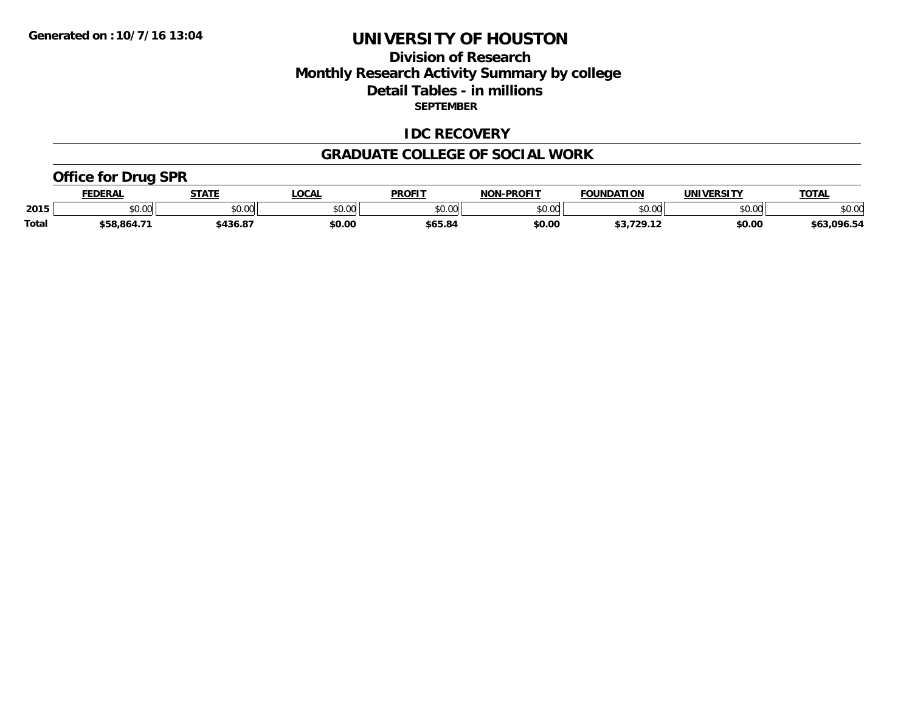# UNIVERSITY OF HOUSTON

## Division of Research
## Monthly Research Activity Summary by college
## Detail Tables - in millions
**SEPTEMBER**

Generated on : 10/7/16 13:04

### IDC RECOVERY

### GRADUATE COLLEGE OF SOCIAL WORK

#### Office for Drug SPR

| | FEDERAL | STATE | LOCAL | PROFIT | NON-PROFIT | FOUNDATION | UNIVERSITY | TOTAL |
|---|---|---|---|---|---|---|---|---|
| 2015 | $0.00 | $0.00 | $0.00 | $0.00 | $0.00 | $0.00 | $0.00 | $0.00 |
| Total | $58,864.71 | $436.87 | $0.00 | $65.84 | $0.00 | $3,729.12 | $0.00 | $63,096.54 |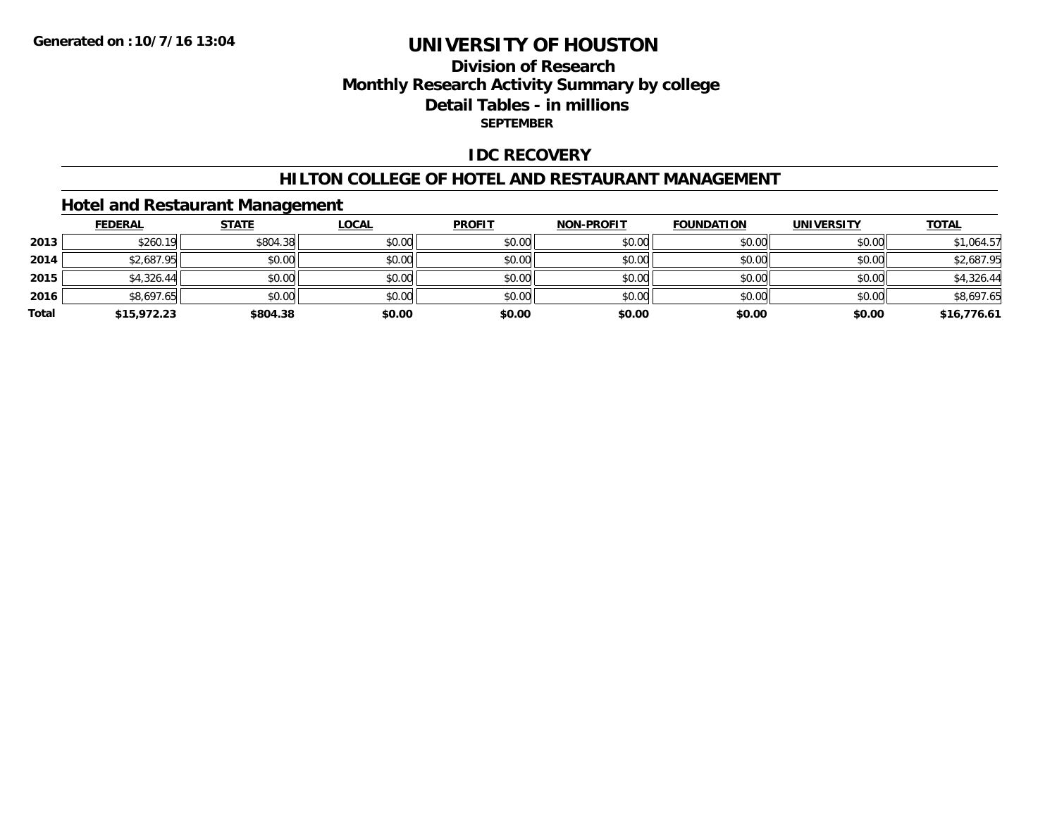Generated on :10/7/16 13:04

# UNIVERSITY OF HOUSTON

## Division of Research
## Monthly Research Activity Summary by college
## Detail Tables - in millions

**SEPTEMBER**

## IDC RECOVERY

## HILTON COLLEGE OF HOTEL AND RESTAURANT MANAGEMENT

### Hotel and Restaurant Management

| | FEDERAL | STATE | LOCAL | PROFIT | NON-PROFIT | FOUNDATION | UNIVERSITY | TOTAL |
|---|---|---|---|---|---|---|---|---|
| 2013 | $260.19 | $804.38 | $0.00 | $0.00 | $0.00 | $0.00 | $0.00 | $1,064.57 |
| 2014 | $2,687.95 | $0.00 | $0.00 | $0.00 | $0.00 | $0.00 | $0.00 | $2,687.95 |
| 2015 | $4,326.44 | $0.00 | $0.00 | $0.00 | $0.00 | $0.00 | $0.00 | $4,326.44 |
| 2016 | $8,697.65 | $0.00 | $0.00 | $0.00 | $0.00 | $0.00 | $0.00 | $8,697.65 |
| **Total** | **$15,972.23** | **$804.38** | **$0.00** | **$0.00** | **$0.00** | **$0.00** | **$0.00** | **$16,776.61** |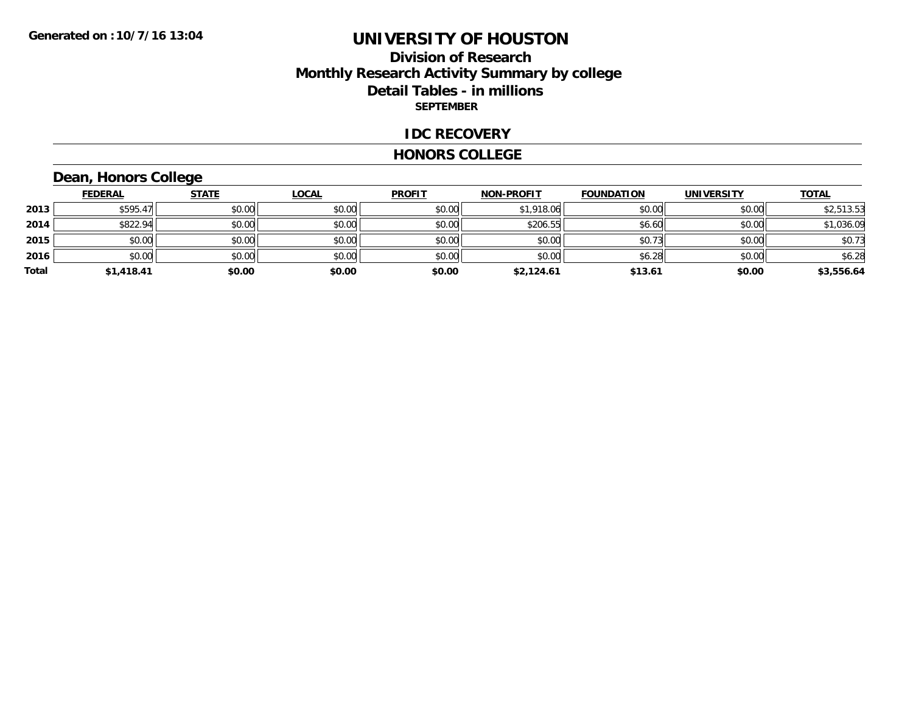Generated on :10/7/16 13:04

# UNIVERSITY OF HOUSTON

## Division of Research
## Monthly Research Activity Summary by college
## Detail Tables - in millions
**SEPTEMBER**

## IDC RECOVERY

## HONORS COLLEGE

### Dean, Honors College

| | FEDERAL | STATE | LOCAL | PROFIT | NON-PROFIT | FOUNDATION | UNIVERSITY | TOTAL |
|---|---|---|---|---|---|---|---|---|
| 2013 | $595.47 | $0.00 | $0.00 | $0.00 | $1,918.06 | $0.00 | $0.00 | $2,513.53 |
| 2014 | $822.94 | $0.00 | $0.00 | $0.00 | $206.55 | $6.60 | $0.00 | $1,036.09 |
| 2015 | $0.00 | $0.00 | $0.00 | $0.00 | $0.00 | $0.73 | $0.00 | $0.73 |
| 2016 | $0.00 | $0.00 | $0.00 | $0.00 | $0.00 | $6.28 | $0.00 | $6.28 |
| **Total** | **$1,418.41** | **$0.00** | **$0.00** | **$0.00** | **$2,124.61** | **$13.61** | **$0.00** | **$3,556.64** |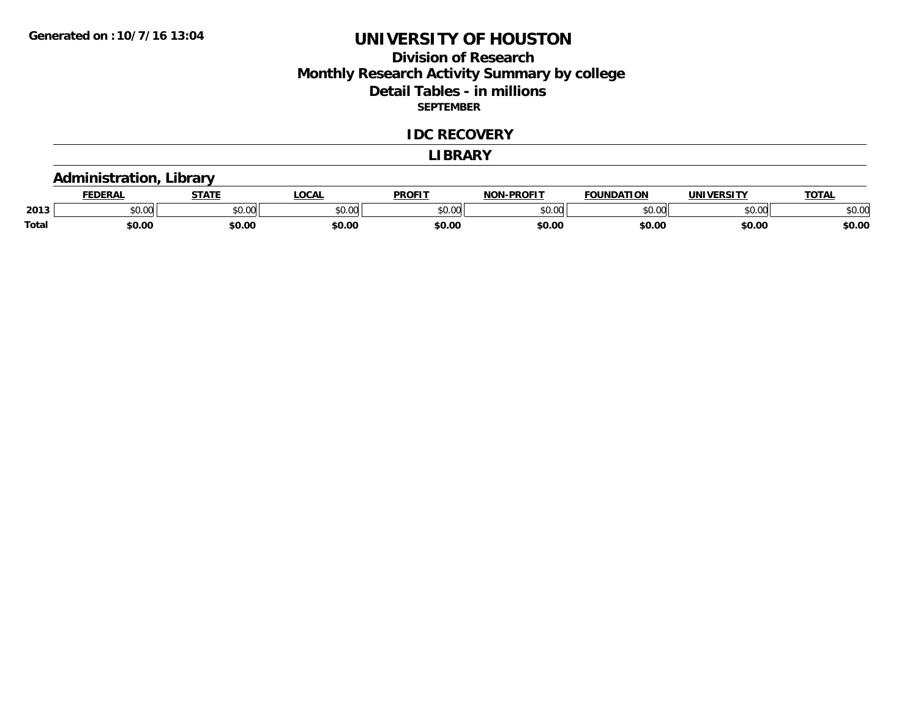Generated on :10/7/16 13:04

# UNIVERSITY OF HOUSTON
## Division of Research
## Monthly Research Activity Summary by college
## Detail Tables - in millions
### SEPTEMBER

### IDC RECOVERY

### LIBRARY

### Administration, Library

| | FEDERAL | STATE | LOCAL | PROFIT | NON-PROFIT | FOUNDATION | UNIVERSITY | TOTAL |
|---|---|---|---|---|---|---|---|---|
| 2013 | $0.00 | $0.00 | $0.00 | $0.00 | $0.00 | $0.00 | $0.00 | $0.00 |
| **Total** | **$0.00** | **$0.00** | **$0.00** | **$0.00** | **$0.00** | **$0.00** | **$0.00** | **$0.00** |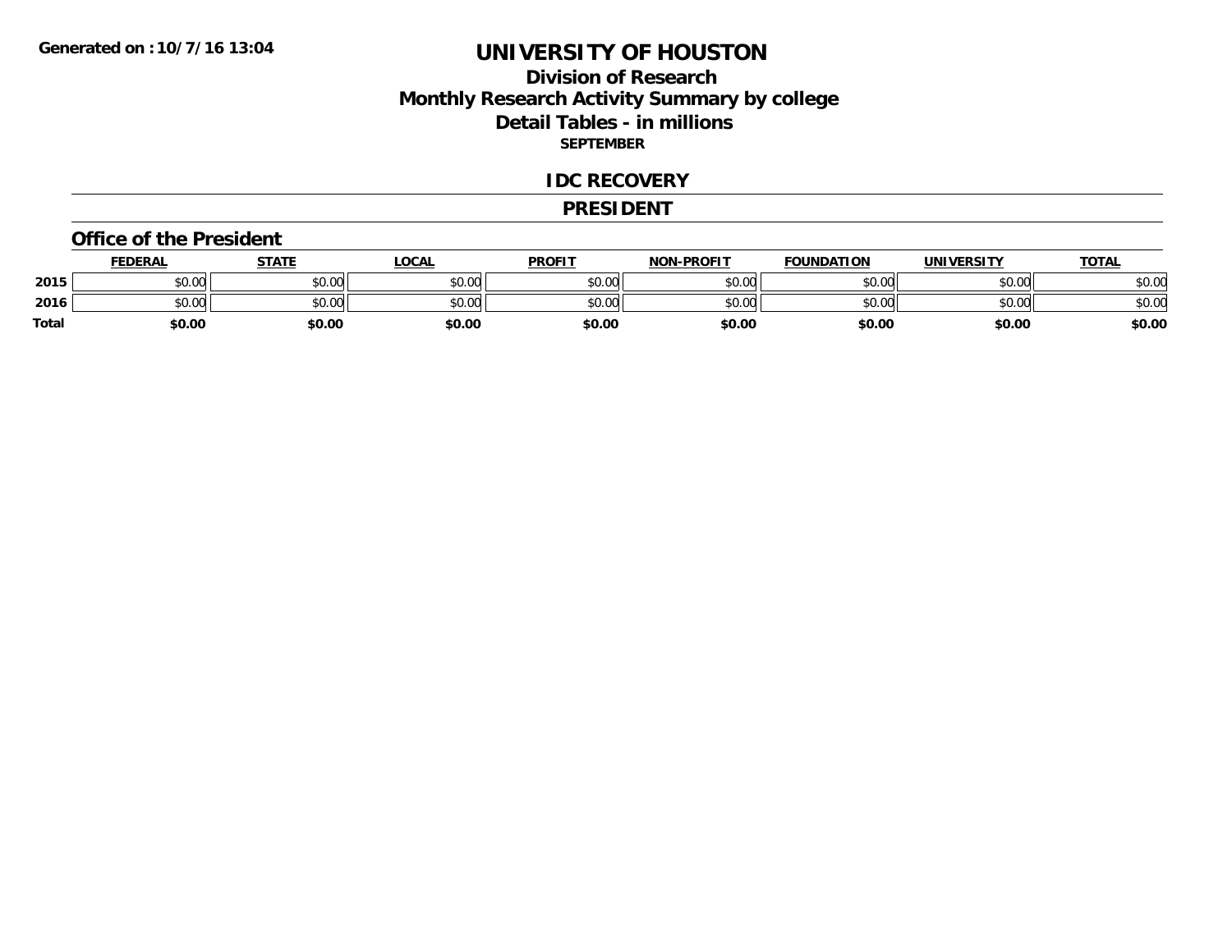# UNIVERSITY OF HOUSTON

## Division of Research
## Monthly Research Activity Summary by college
## Detail Tables - in millions

**SEPTEMBER**

**Generated on : 10/7/16 13:04**

### IDC RECOVERY

### PRESIDENT

### Office of the President

| | FEDERAL | STATE | LOCAL | PROFIT | NON-PROFIT | FOUNDATION | UNIVERSITY | TOTAL |
|---|---|---|---|---|---|---|---|---|
| 2015 | $0.00 | $0.00 | $0.00 | $0.00 | $0.00 | $0.00 | $0.00 | $0.00 |
| 2016 | $0.00 | $0.00 | $0.00 | $0.00 | $0.00 | $0.00 | $0.00 | $0.00 |
| **Total** | **$0.00** | **$0.00** | **$0.00** | **$0.00** | **$0.00** | **$0.00** | **$0.00** | **$0.00** |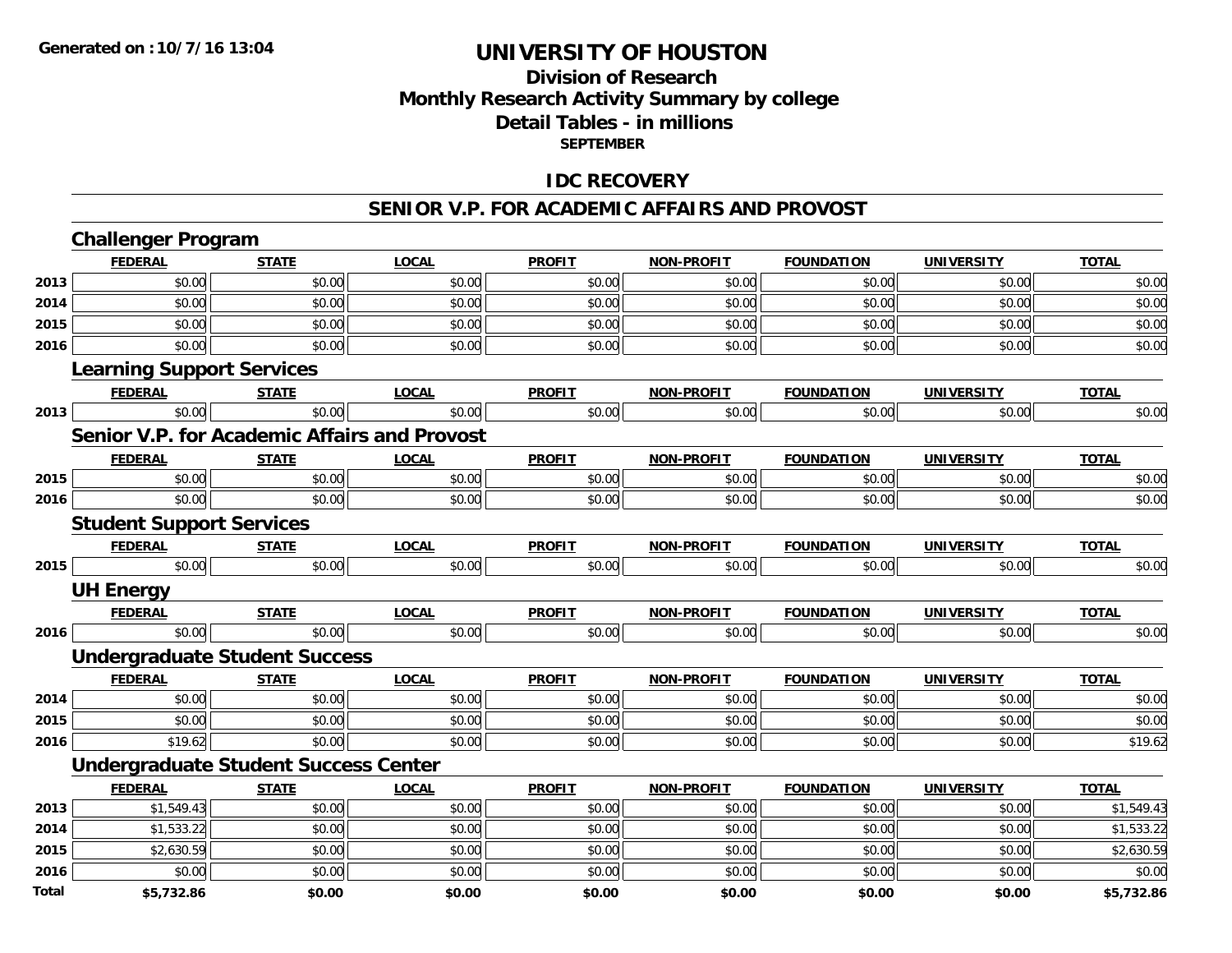Generated on :10/7/16 13:04

# UNIVERSITY OF HOUSTON

## Division of Research
## Monthly Research Activity Summary by college
## Detail Tables - in millions
### SEPTEMBER

## IDC RECOVERY

## SENIOR V.P. FOR ACADEMIC AFFAIRS AND PROVOST

### Challenger Program

| | FEDERAL | STATE | LOCAL | PROFIT | NON-PROFIT | FOUNDATION | UNIVERSITY | TOTAL |
|---|---|---|---|---|---|---|---|---|
| 2013 | $0.00 | $0.00 | $0.00 | $0.00 | $0.00 | $0.00 | $0.00 | $0.00 |
| 2014 | $0.00 | $0.00 | $0.00 | $0.00 | $0.00 | $0.00 | $0.00 | $0.00 |
| 2015 | $0.00 | $0.00 | $0.00 | $0.00 | $0.00 | $0.00 | $0.00 | $0.00 |
| 2016 | $0.00 | $0.00 | $0.00 | $0.00 | $0.00 | $0.00 | $0.00 | $0.00 |

### Learning Support Services

| | FEDERAL | STATE | LOCAL | PROFIT | NON-PROFIT | FOUNDATION | UNIVERSITY | TOTAL |
|---|---|---|---|---|---|---|---|---|
| 2013 | $0.00 | $0.00 | $0.00 | $0.00 | $0.00 | $0.00 | $0.00 | $0.00 |

### Senior V.P. for Academic Affairs and Provost

| | FEDERAL | STATE | LOCAL | PROFIT | NON-PROFIT | FOUNDATION | UNIVERSITY | TOTAL |
|---|---|---|---|---|---|---|---|---|
| 2015 | $0.00 | $0.00 | $0.00 | $0.00 | $0.00 | $0.00 | $0.00 | $0.00 |
| 2016 | $0.00 | $0.00 | $0.00 | $0.00 | $0.00 | $0.00 | $0.00 | $0.00 |

### Student Support Services

| | FEDERAL | STATE | LOCAL | PROFIT | NON-PROFIT | FOUNDATION | UNIVERSITY | TOTAL |
|---|---|---|---|---|---|---|---|---|
| 2015 | $0.00 | $0.00 | $0.00 | $0.00 | $0.00 | $0.00 | $0.00 | $0.00 |

### UH Energy

| | FEDERAL | STATE | LOCAL | PROFIT | NON-PROFIT | FOUNDATION | UNIVERSITY | TOTAL |
|---|---|---|---|---|---|---|---|---|
| 2016 | $0.00 | $0.00 | $0.00 | $0.00 | $0.00 | $0.00 | $0.00 | $0.00 |

### Undergraduate Student Success

| | FEDERAL | STATE | LOCAL | PROFIT | NON-PROFIT | FOUNDATION | UNIVERSITY | TOTAL |
|---|---|---|---|---|---|---|---|---|
| 2014 | $0.00 | $0.00 | $0.00 | $0.00 | $0.00 | $0.00 | $0.00 | $0.00 |
| 2015 | $0.00 | $0.00 | $0.00 | $0.00 | $0.00 | $0.00 | $0.00 | $0.00 |
| 2016 | $19.62 | $0.00 | $0.00 | $0.00 | $0.00 | $0.00 | $0.00 | $19.62 |

### Undergraduate Student Success Center

| | FEDERAL | STATE | LOCAL | PROFIT | NON-PROFIT | FOUNDATION | UNIVERSITY | TOTAL |
|---|---|---|---|---|---|---|---|---|
| 2013 | $1,549.43 | $0.00 | $0.00 | $0.00 | $0.00 | $0.00 | $0.00 | $1,549.43 |
| 2014 | $1,533.22 | $0.00 | $0.00 | $0.00 | $0.00 | $0.00 | $0.00 | $1,533.22 |
| 2015 | $2,630.59 | $0.00 | $0.00 | $0.00 | $0.00 | $0.00 | $0.00 | $2,630.59 |
| 2016 | $0.00 | $0.00 | $0.00 | $0.00 | $0.00 | $0.00 | $0.00 | $0.00 |
| **Total** | **$5,732.86** | **$0.00** | **$0.00** | **$0.00** | **$0.00** | **$0.00** | **$0.00** | **$5,732.86** |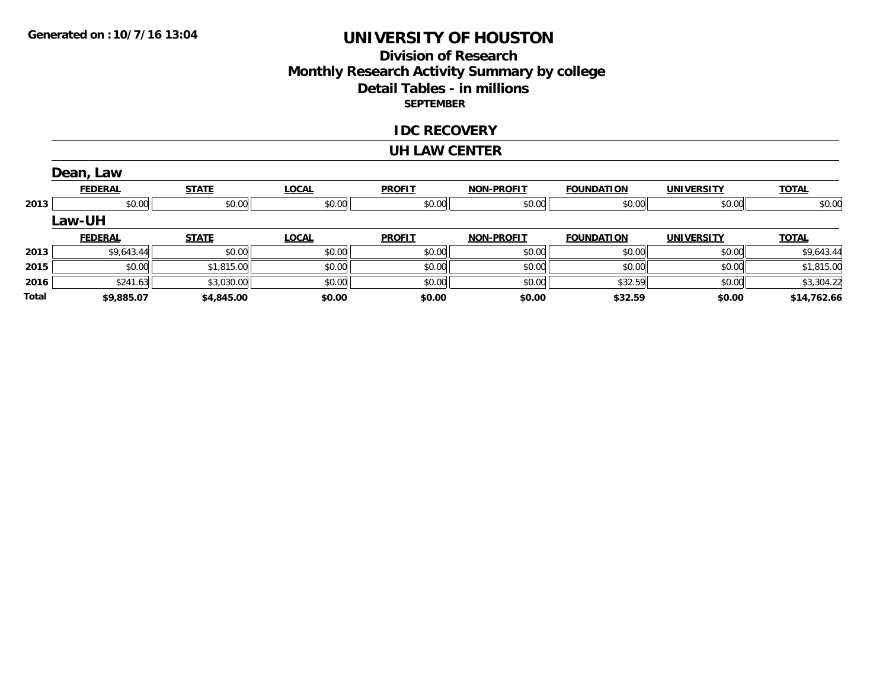**Generated on :10/7/16 13:04**

# UNIVERSITY OF HOUSTON

## Division of Research
## Monthly Research Activity Summary by college
## Detail Tables - in millions

**SEPTEMBER**

## IDC RECOVERY

## UH LAW CENTER

### Dean, Law

| | FEDERAL | STATE | LOCAL | PROFIT | NON-PROFIT | FOUNDATION | UNIVERSITY | TOTAL |
|---|---|---|---|---|---|---|---|---|
| 2013 | $0.00 | $0.00 | $0.00 | $0.00 | $0.00 | $0.00 | $0.00 | $0.00 |

### Law-UH

| | FEDERAL | STATE | LOCAL | PROFIT | NON-PROFIT | FOUNDATION | UNIVERSITY | TOTAL |
|---|---|---|---|---|---|---|---|---|
| 2013 | $9,643.44 | $0.00 | $0.00 | $0.00 | $0.00 | $0.00 | $0.00 | $9,643.44 |
| 2015 | $0.00 | $1,815.00 | $0.00 | $0.00 | $0.00 | $0.00 | $0.00 | $1,815.00 |
| 2016 | $241.63 | $3,030.00 | $0.00 | $0.00 | $0.00 | $32.59 | $0.00 | $3,304.22 |
| **Total** | **$9,885.07** | **$4,845.00** | **$0.00** | **$0.00** | **$0.00** | **$32.59** | **$0.00** | **$14,762.66** |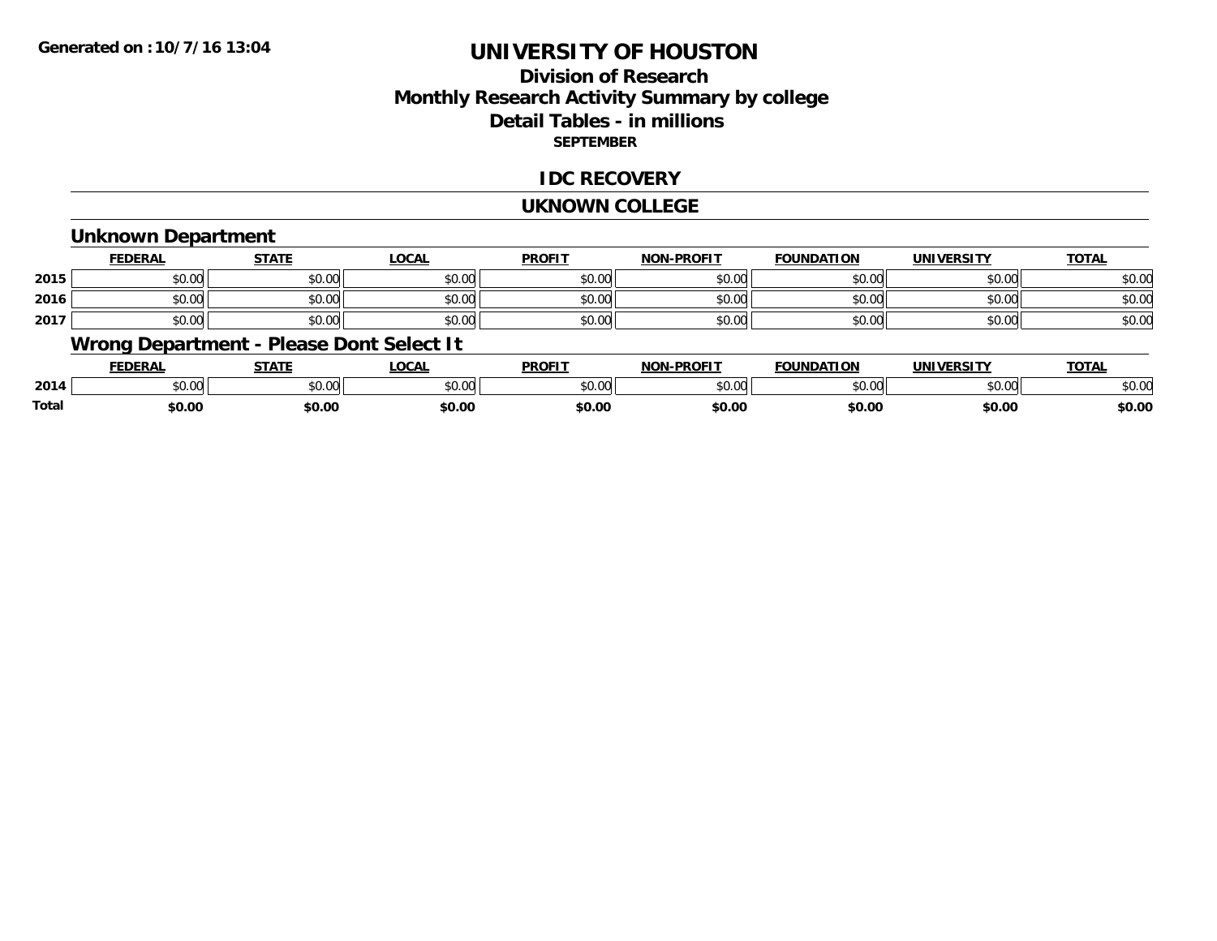**Generated on :10/7/16 13:04**

# UNIVERSITY OF HOUSTON

## Division of Research
## Monthly Research Activity Summary by college
## Detail Tables - in millions
**SEPTEMBER**

## IDC RECOVERY

## UKNOWN COLLEGE

### Unknown Department

| | FEDERAL | STATE | LOCAL | PROFIT | NON-PROFIT | FOUNDATION | UNIVERSITY | TOTAL |
|---|---|---|---|---|---|---|---|---|
| 2015 | $0.00 | $0.00 | $0.00 | $0.00 | $0.00 | $0.00 | $0.00 | $0.00 |
| 2016 | $0.00 | $0.00 | $0.00 | $0.00 | $0.00 | $0.00 | $0.00 | $0.00 |
| 2017 | $0.00 | $0.00 | $0.00 | $0.00 | $0.00 | $0.00 | $0.00 | $0.00 |

### Wrong Department - Please Dont Select It

| | FEDERAL | STATE | LOCAL | PROFIT | NON-PROFIT | FOUNDATION | UNIVERSITY | TOTAL |
|---|---|---|---|---|---|---|---|---|
| 2014 | $0.00 | $0.00 | $0.00 | $0.00 | $0.00 | $0.00 | $0.00 | $0.00 |
| **Total** | **$0.00** | **$0.00** | **$0.00** | **$0.00** | **$0.00** | **$0.00** | **$0.00** | **$0.00** |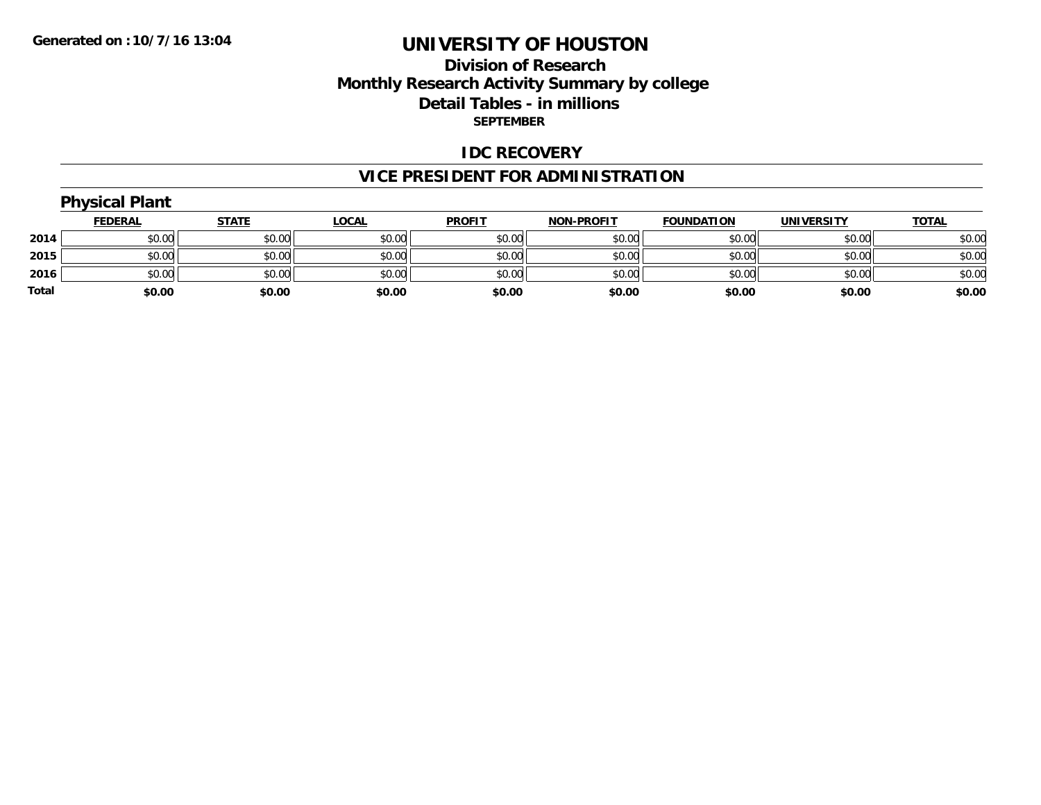**Generated on :10/7/16 13:04**

# UNIVERSITY OF HOUSTON

## Division of Research
## Monthly Research Activity Summary by college
## Detail Tables - in millions
### SEPTEMBER

## IDC RECOVERY

## VICE PRESIDENT FOR ADMINISTRATION

### Physical Plant

| | FEDERAL | STATE | LOCAL | PROFIT | NON-PROFIT | FOUNDATION | UNIVERSITY | TOTAL |
|---|---|---|---|---|---|---|---|---|
| 2014 | $0.00 | $0.00 | $0.00 | $0.00 | $0.00 | $0.00 | $0.00 | $0.00 |
| 2015 | $0.00 | $0.00 | $0.00 | $0.00 | $0.00 | $0.00 | $0.00 | $0.00 |
| 2016 | $0.00 | $0.00 | $0.00 | $0.00 | $0.00 | $0.00 | $0.00 | $0.00 |
| **Total** | **$0.00** | **$0.00** | **$0.00** | **$0.00** | **$0.00** | **$0.00** | **$0.00** | **$0.00** |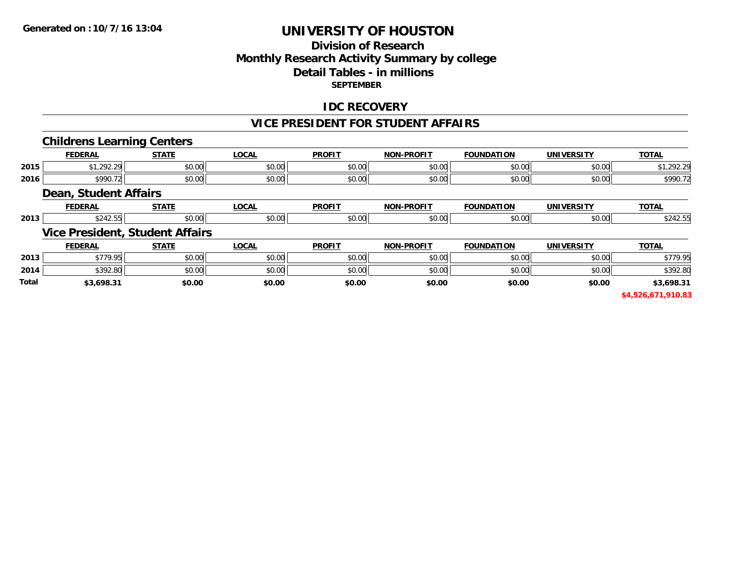**Generated on :10/7/16 13:04**

# UNIVERSITY OF HOUSTON

## Division of Research
## Monthly Research Activity Summary by college
## Detail Tables - in millions
### SEPTEMBER

## IDC RECOVERY

## VICE PRESIDENT FOR STUDENT AFFAIRS

### Childrens Learning Centers

| | FEDERAL | STATE | LOCAL | PROFIT | NON-PROFIT | FOUNDATION | UNIVERSITY | TOTAL |
|---|---|---|---|---|---|---|---|---|
| 2015 | $1,292.29 | $0.00 | $0.00 | $0.00 | $0.00 | $0.00 | $0.00 | $1,292.29 |
| 2016 | $990.72 | $0.00 | $0.00 | $0.00 | $0.00 | $0.00 | $0.00 | $990.72 |

### Dean, Student Affairs

| | FEDERAL | STATE | LOCAL | PROFIT | NON-PROFIT | FOUNDATION | UNIVERSITY | TOTAL |
|---|---|---|---|---|---|---|---|---|
| 2013 | $242.55 | $0.00 | $0.00 | $0.00 | $0.00 | $0.00 | $0.00 | $242.55 |

### Vice President, Student Affairs

| | FEDERAL | STATE | LOCAL | PROFIT | NON-PROFIT | FOUNDATION | UNIVERSITY | TOTAL |
|---|---|---|---|---|---|---|---|---|
| 2013 | $779.95 | $0.00 | $0.00 | $0.00 | $0.00 | $0.00 | $0.00 | $779.95 |
| 2014 | $392.80 | $0.00 | $0.00 | $0.00 | $0.00 | $0.00 | $0.00 | $392.80 |
| **Total** | **$3,698.31** | **$0.00** | **$0.00** | **$0.00** | **$0.00** | **$0.00** | **$0.00** | **$3,698.31** |

**$4,526,671,910.83**